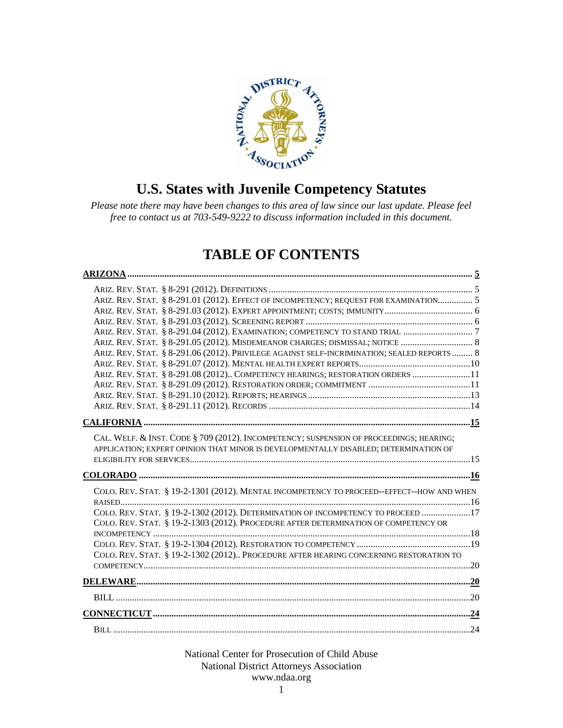# U.S. States with Juvenile Competency Statutes

*Please note there may have been changes to this area of law since our last update. Please feel free to contact us at 703-549-9222 to discuss information included in this document.*

## TABLE OF CONTENTS

**ARIZONA** .......... 5

- ARIZ. REV. STAT. § 8-291 (2012). DEFINITIONS .......... 5
- ARIZ. REV. STAT. § 8-291.01 (2012). EFFECT OF INCOMPETENCY; REQUEST FOR EXAMINATION .......... 5
- ARIZ. REV. STAT. § 8-291.03 (2012). EXPERT APPOINTMENT; COSTS; IMMUNITY .......... 6
- ARIZ. REV. STAT. § 8-291.03 (2012). SCREENING REPORT .......... 6
- ARIZ. REV. STAT. § 8-291.04 (2012). EXAMINATION; COMPETENCY TO STAND TRIAL .......... 7
- ARIZ. REV. STAT. § 8-291.05 (2012). MISDEMEANOR CHARGES; DISMISSAL; NOTICE .......... 8
- ARIZ. REV. STAT. § 8-291.06 (2012). PRIVILEGE AGAINST SELF-INCRIMINATION; SEALED REPORTS .......... 8
- ARIZ. REV. STAT. § 8-291.07 (2012). MENTAL HEALTH EXPERT REPORTS .......... 10
- ARIZ. REV. STAT. § 8-291.08 (2012).. COMPETENCY HEARINGS; RESTORATION ORDERS .......... 11
- ARIZ. REV. STAT. § 8-291.09 (2012). RESTORATION ORDER; COMMITMENT .......... 11
- ARIZ. REV. STAT. § 8-291.10 (2012). REPORTS; HEARINGS .......... 13
- ARIZ. REV. STAT. § 8-291.11 (2012). RECORDS .......... 14

**CALIFORNIA** .......... 15

- CAL. WELF. & INST. CODE § 709 (2012). INCOMPETENCY; SUSPENSION OF PROCEEDINGS; HEARING; APPLICATION; EXPERT OPINION THAT MINOR IS DEVELOPMENTALLY DISABLED; DETERMINATION OF ELIGIBILITY FOR SERVICES .......... 15

**COLORADO** .......... 16

- COLO. REV. STAT. § 19-2-1301 (2012). MENTAL INCOMPETENCY TO PROCEED--EFFECT--HOW AND WHEN RAISED .......... 16
- COLO. REV. STAT. § 19-2-1302 (2012). DETERMINATION OF INCOMPETENCY TO PROCEED .......... 17
- COLO. REV. STAT. § 19-2-1303 (2012). PROCEDURE AFTER DETERMINATION OF COMPETENCY OR INCOMPETENCY .......... 18
- COLO. REV. STAT. § 19-2-1304 (2012). RESTORATION TO COMPETENCY .......... 19
- COLO. REV. STAT. § 19-2-1302 (2012).. PROCEDURE AFTER HEARING CONCERNING RESTORATION TO COMPETENCY .......... 20

**DELEWARE** .......... 20

- BILL .......... 20

**CONNECTICUT** .......... 24

- BILL .......... 24

National Center for Prosecution of Child Abuse
National District Attorneys Association
www.ndaa.org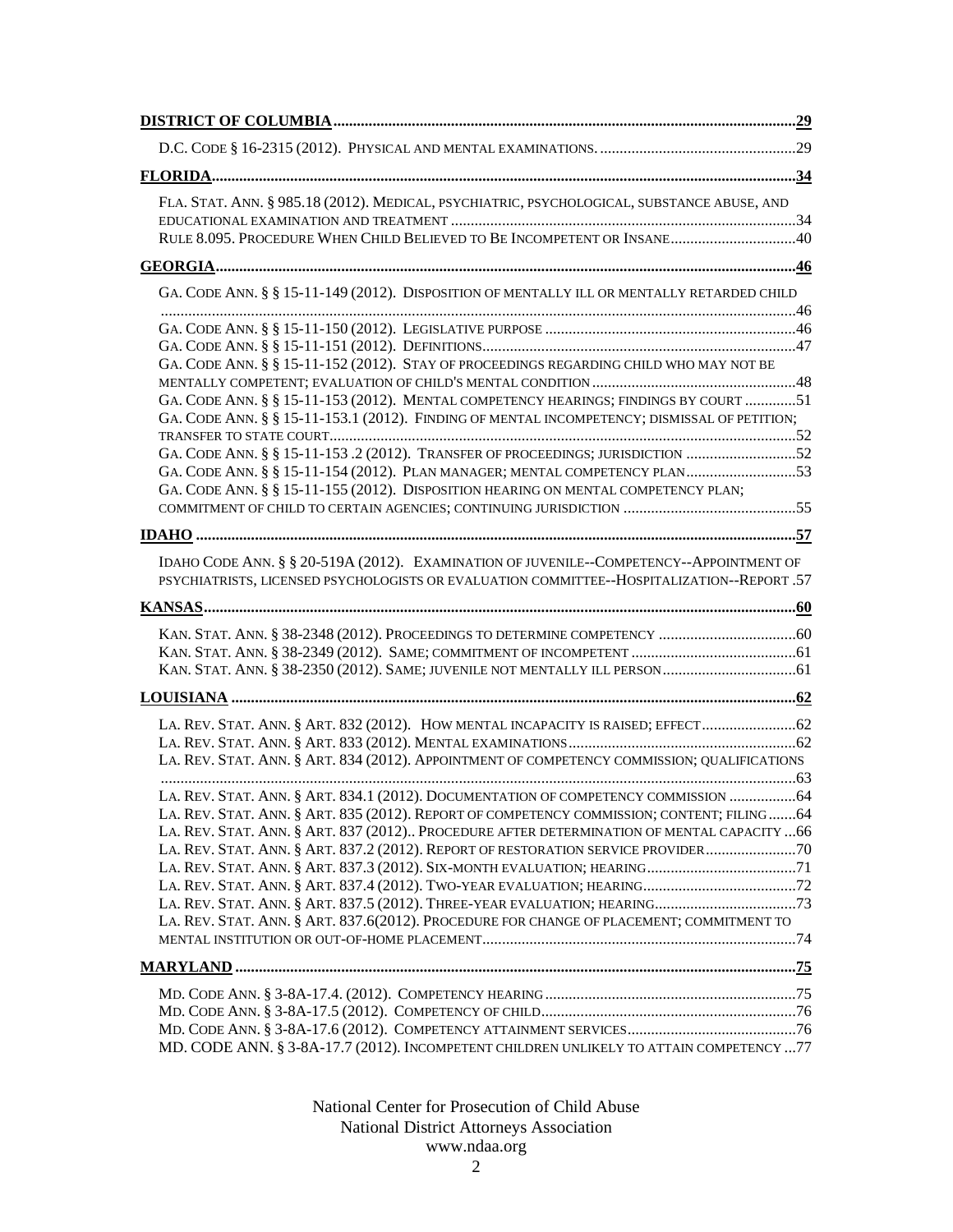**DISTRICT OF COLUMBIA** ..... 29

D.C. CODE § 16-2315 (2012). PHYSICAL AND MENTAL EXAMINATIONS. ..... 29

**FLORIDA** ..... 34

FLA. STAT. ANN. § 985.18 (2012). MEDICAL, PSYCHIATRIC, PSYCHOLOGICAL, SUBSTANCE ABUSE, AND EDUCATIONAL EXAMINATION AND TREATMENT ..... 34

RULE 8.095. PROCEDURE WHEN CHILD BELIEVED TO BE INCOMPETENT OR INSANE ..... 40

**GEORGIA** ..... 46

GA. CODE ANN. § § 15-11-149 (2012). DISPOSITION OF MENTALLY ILL OR MENTALLY RETARDED CHILD ..... 46

GA. CODE ANN. § § 15-11-150 (2012). LEGISLATIVE PURPOSE ..... 46

GA. CODE ANN. § § 15-11-151 (2012). DEFINITIONS ..... 47

GA. CODE ANN. § § 15-11-152 (2012). STAY OF PROCEEDINGS REGARDING CHILD WHO MAY NOT BE MENTALLY COMPETENT; EVALUATION OF CHILD'S MENTAL CONDITION ..... 48

GA. CODE ANN. § § 15-11-153 (2012). MENTAL COMPETENCY HEARINGS; FINDINGS BY COURT ..... 51

GA. CODE ANN. § § 15-11-153.1 (2012). FINDING OF MENTAL INCOMPETENCY; DISMISSAL OF PETITION; TRANSFER TO STATE COURT ..... 52

GA. CODE ANN. § § 15-11-153 .2 (2012). TRANSFER OF PROCEEDINGS; JURISDICTION ..... 52

GA. CODE ANN. § § 15-11-154 (2012). PLAN MANAGER; MENTAL COMPETENCY PLAN ..... 53

GA. CODE ANN. § § 15-11-155 (2012). DISPOSITION HEARING ON MENTAL COMPETENCY PLAN; COMMITMENT OF CHILD TO CERTAIN AGENCIES; CONTINUING JURISDICTION ..... 55

**IDAHO** ..... 57

IDAHO CODE ANN. § § 20-519A (2012). EXAMINATION OF JUVENILE--COMPETENCY--APPOINTMENT OF PSYCHIATRISTS, LICENSED PSYCHOLOGISTS OR EVALUATION COMMITTEE--HOSPITALIZATION--REPORT .57

**KANSAS** ..... 60

KAN. STAT. ANN. § 38-2348 (2012). PROCEEDINGS TO DETERMINE COMPETENCY ..... 60

KAN. STAT. ANN. § 38-2349 (2012). SAME; COMMITMENT OF INCOMPETENT ..... 61

KAN. STAT. ANN. § 38-2350 (2012). SAME; JUVENILE NOT MENTALLY ILL PERSON ..... 61

**LOUISIANA** ..... 62

LA. REV. STAT. ANN. § ART. 832 (2012). HOW MENTAL INCAPACITY IS RAISED; EFFECT ..... 62

LA. REV. STAT. ANN. § ART. 833 (2012). MENTAL EXAMINATIONS ..... 62

LA. REV. STAT. ANN. § ART. 834 (2012). APPOINTMENT OF COMPETENCY COMMISSION; QUALIFICATIONS ..... 63

LA. REV. STAT. ANN. § ART. 834.1 (2012). DOCUMENTATION OF COMPETENCY COMMISSION ..... 64

LA. REV. STAT. ANN. § ART. 835 (2012). REPORT OF COMPETENCY COMMISSION; CONTENT; FILING ..... 64

LA. REV. STAT. ANN. § ART. 837 (2012).. PROCEDURE AFTER DETERMINATION OF MENTAL CAPACITY ... 66

LA. REV. STAT. ANN. § ART. 837.2 (2012). REPORT OF RESTORATION SERVICE PROVIDER ..... 70

LA. REV. STAT. ANN. § ART. 837.3 (2012). SIX-MONTH EVALUATION; HEARING ..... 71

LA. REV. STAT. ANN. § ART. 837.4 (2012). TWO-YEAR EVALUATION; HEARING ..... 72

LA. REV. STAT. ANN. § ART. 837.5 (2012). THREE-YEAR EVALUATION; HEARING ..... 73

LA. REV. STAT. ANN. § ART. 837.6(2012). PROCEDURE FOR CHANGE OF PLACEMENT; COMMITMENT TO MENTAL INSTITUTION OR OUT-OF-HOME PLACEMENT ..... 74

**MARYLAND** ..... 75

MD. CODE ANN. § 3-8A-17.4. (2012). COMPETENCY HEARING ..... 75

MD. CODE ANN. § 3-8A-17.5 (2012). COMPETENCY OF CHILD ..... 76

MD. CODE ANN. § 3-8A-17.6 (2012). COMPETENCY ATTAINMENT SERVICES ..... 76

MD. CODE ANN. § 3-8A-17.7 (2012). INCOMPETENT CHILDREN UNLIKELY TO ATTAIN COMPETENCY ... 77

National Center for Prosecution of Child Abuse
National District Attorneys Association
www.ndaa.org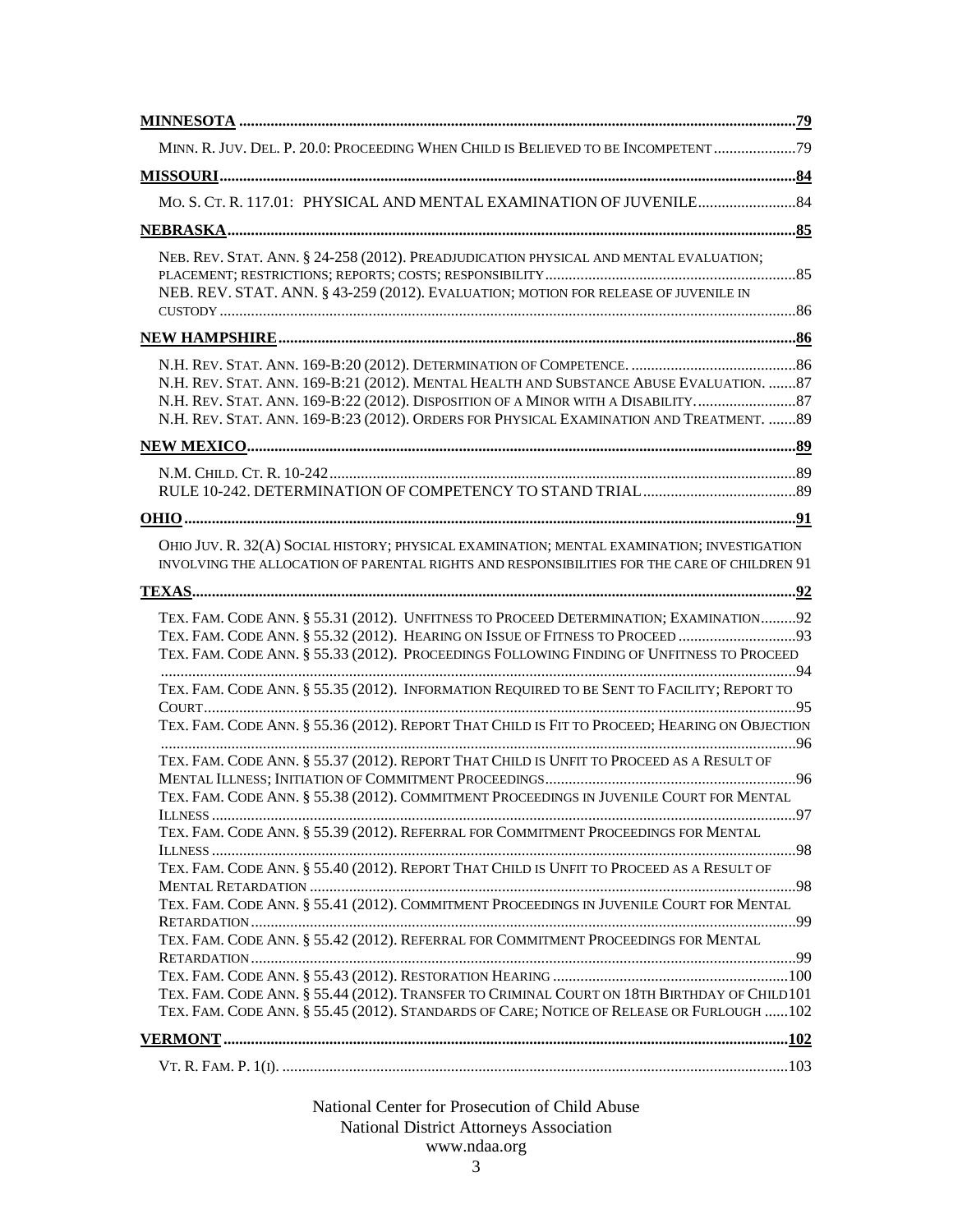**MINNESOTA** ..... 79

MINN. R. JUV. DEL. P. 20.0: PROCEEDING WHEN CHILD IS BELIEVED TO BE INCOMPETENT ..... 79

**MISSOURI** ..... 84

MO. S. CT. R. 117.01: PHYSICAL AND MENTAL EXAMINATION OF JUVENILE ..... 84

**NEBRASKA** ..... 85

NEB. REV. STAT. ANN. § 24-258 (2012). PREADJUDICATION PHYSICAL AND MENTAL EVALUATION; PLACEMENT; RESTRICTIONS; REPORTS; COSTS; RESPONSIBILITY ..... 85
NEB. REV. STAT. ANN. § 43-259 (2012). EVALUATION; MOTION FOR RELEASE OF JUVENILE IN CUSTODY ..... 86

**NEW HAMPSHIRE** ..... 86

N.H. REV. STAT. ANN. 169-B:20 (2012). DETERMINATION OF COMPETENCE. ..... 86
N.H. REV. STAT. ANN. 169-B:21 (2012). MENTAL HEALTH AND SUBSTANCE ABUSE EVALUATION. ..... 87
N.H. REV. STAT. ANN. 169-B:22 (2012). DISPOSITION OF A MINOR WITH A DISABILITY. ..... 87
N.H. REV. STAT. ANN. 169-B:23 (2012). ORDERS FOR PHYSICAL EXAMINATION AND TREATMENT. ..... 89

**NEW MEXICO** ..... 89

N.M. CHILD. CT. R. 10-242 ..... 89
RULE 10-242. DETERMINATION OF COMPETENCY TO STAND TRIAL ..... 89

**OHIO** ..... 91

OHIO JUV. R. 32(A) SOCIAL HISTORY; PHYSICAL EXAMINATION; MENTAL EXAMINATION; INVESTIGATION INVOLVING THE ALLOCATION OF PARENTAL RIGHTS AND RESPONSIBILITIES FOR THE CARE OF CHILDREN 91

**TEXAS** ..... 92

TEX. FAM. CODE ANN. § 55.31 (2012). UNFITNESS TO PROCEED DETERMINATION; EXAMINATION ..... 92
TEX. FAM. CODE ANN. § 55.32 (2012). HEARING ON ISSUE OF FITNESS TO PROCEED ..... 93
TEX. FAM. CODE ANN. § 55.33 (2012). PROCEEDINGS FOLLOWING FINDING OF UNFITNESS TO PROCEED ..... 94
TEX. FAM. CODE ANN. § 55.35 (2012). INFORMATION REQUIRED TO BE SENT TO FACILITY; REPORT TO COURT ..... 95
TEX. FAM. CODE ANN. § 55.36 (2012). REPORT THAT CHILD IS FIT TO PROCEED; HEARING ON OBJECTION ..... 96
TEX. FAM. CODE ANN. § 55.37 (2012). REPORT THAT CHILD IS UNFIT TO PROCEED AS A RESULT OF MENTAL ILLNESS; INITIATION OF COMMITMENT PROCEEDINGS ..... 96
TEX. FAM. CODE ANN. § 55.38 (2012). COMMITMENT PROCEEDINGS IN JUVENILE COURT FOR MENTAL ILLNESS ..... 97
TEX. FAM. CODE ANN. § 55.39 (2012). REFERRAL FOR COMMITMENT PROCEEDINGS FOR MENTAL ILLNESS ..... 98
TEX. FAM. CODE ANN. § 55.40 (2012). REPORT THAT CHILD IS UNFIT TO PROCEED AS A RESULT OF MENTAL RETARDATION ..... 98
TEX. FAM. CODE ANN. § 55.41 (2012). COMMITMENT PROCEEDINGS IN JUVENILE COURT FOR MENTAL RETARDATION ..... 99
TEX. FAM. CODE ANN. § 55.42 (2012). REFERRAL FOR COMMITMENT PROCEEDINGS FOR MENTAL RETARDATION ..... 99
TEX. FAM. CODE ANN. § 55.43 (2012). RESTORATION HEARING ..... 100
TEX. FAM. CODE ANN. § 55.44 (2012). TRANSFER TO CRIMINAL COURT ON 18TH BIRTHDAY OF CHILD 101
TEX. FAM. CODE ANN. § 55.45 (2012). STANDARDS OF CARE; NOTICE OF RELEASE OR FURLOUGH ..... 102

**VERMONT** ..... 102

VT. R. FAM. P. 1(I). ..... 103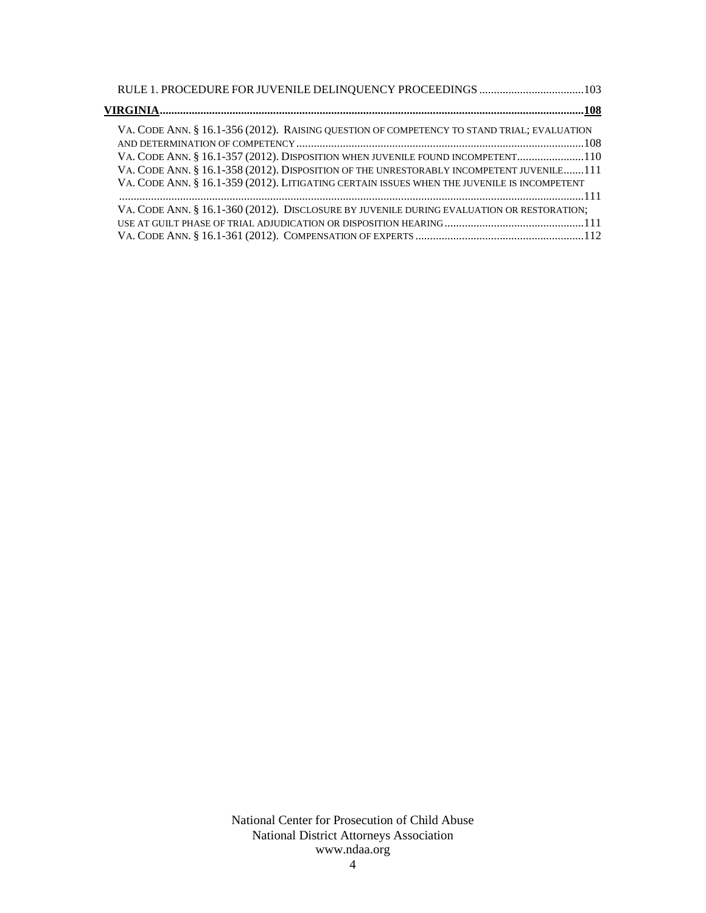RULE 1. PROCEDURE FOR JUVENILE DELINQUENCY PROCEEDINGS ....................................103

**VIRGINIA.................................................................................................................................108**

VA. CODE ANN. § 16.1-356 (2012). RAISING QUESTION OF COMPETENCY TO STAND TRIAL; EVALUATION AND DETERMINATION OF COMPETENCY .................................................................................................108

VA. CODE ANN. § 16.1-357 (2012). DISPOSITION WHEN JUVENILE FOUND INCOMPETENT.......................110

VA. CODE ANN. § 16.1-358 (2012). DISPOSITION OF THE UNRESTORABLY INCOMPETENT JUVENILE.......111

VA. CODE ANN. § 16.1-359 (2012). LITIGATING CERTAIN ISSUES WHEN THE JUVENILE IS INCOMPETENT ...............................................................................................................................................111

VA. CODE ANN. § 16.1-360 (2012). DISCLOSURE BY JUVENILE DURING EVALUATION OR RESTORATION; USE AT GUILT PHASE OF TRIAL ADJUDICATION OR DISPOSITION HEARING ................................................111

VA. CODE ANN. § 16.1-361 (2012). COMPENSATION OF EXPERTS ..........................................................112

National Center for Prosecution of Child Abuse
National District Attorneys Association
www.ndaa.org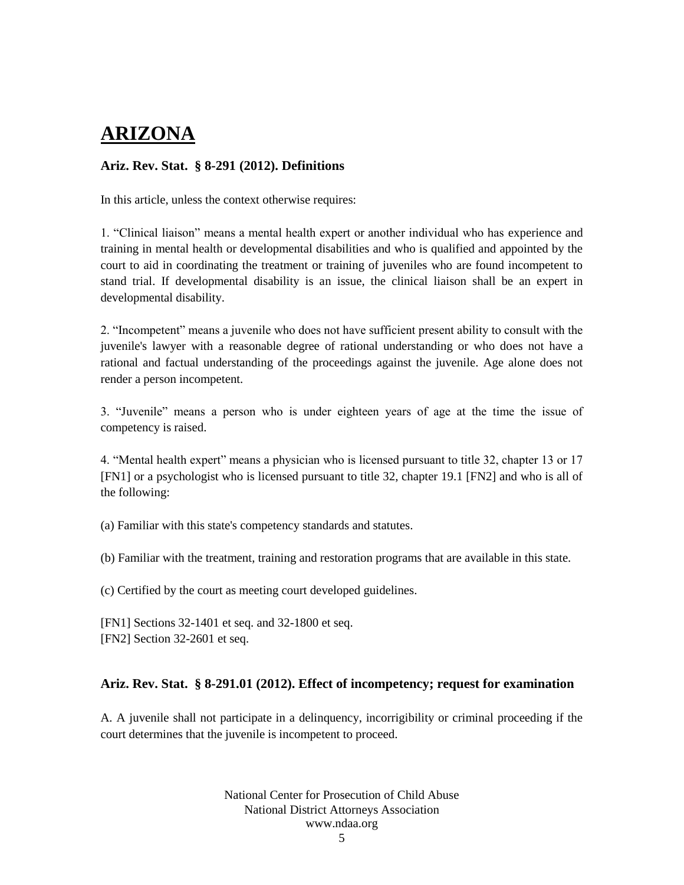# ARIZONA

### Ariz. Rev. Stat. § 8-291 (2012). Definitions

In this article, unless the context otherwise requires:

1. “Clinical liaison” means a mental health expert or another individual who has experience and training in mental health or developmental disabilities and who is qualified and appointed by the court to aid in coordinating the treatment or training of juveniles who are found incompetent to stand trial. If developmental disability is an issue, the clinical liaison shall be an expert in developmental disability.

2. “Incompetent” means a juvenile who does not have sufficient present ability to consult with the juvenile's lawyer with a reasonable degree of rational understanding or who does not have a rational and factual understanding of the proceedings against the juvenile. Age alone does not render a person incompetent.

3. “Juvenile” means a person who is under eighteen years of age at the time the issue of competency is raised.

4. “Mental health expert” means a physician who is licensed pursuant to title 32, chapter 13 or 17 [FN1] or a psychologist who is licensed pursuant to title 32, chapter 19.1 [FN2] and who is all of the following:

(a) Familiar with this state's competency standards and statutes.

(b) Familiar with the treatment, training and restoration programs that are available in this state.

(c) Certified by the court as meeting court developed guidelines.

[FN1] Sections 32-1401 et seq. and 32-1800 et seq.
[FN2] Section 32-2601 et seq.

### Ariz. Rev. Stat. § 8-291.01 (2012). Effect of incompetency; request for examination

A. A juvenile shall not participate in a delinquency, incorrigibility or criminal proceeding if the court determines that the juvenile is incompetent to proceed.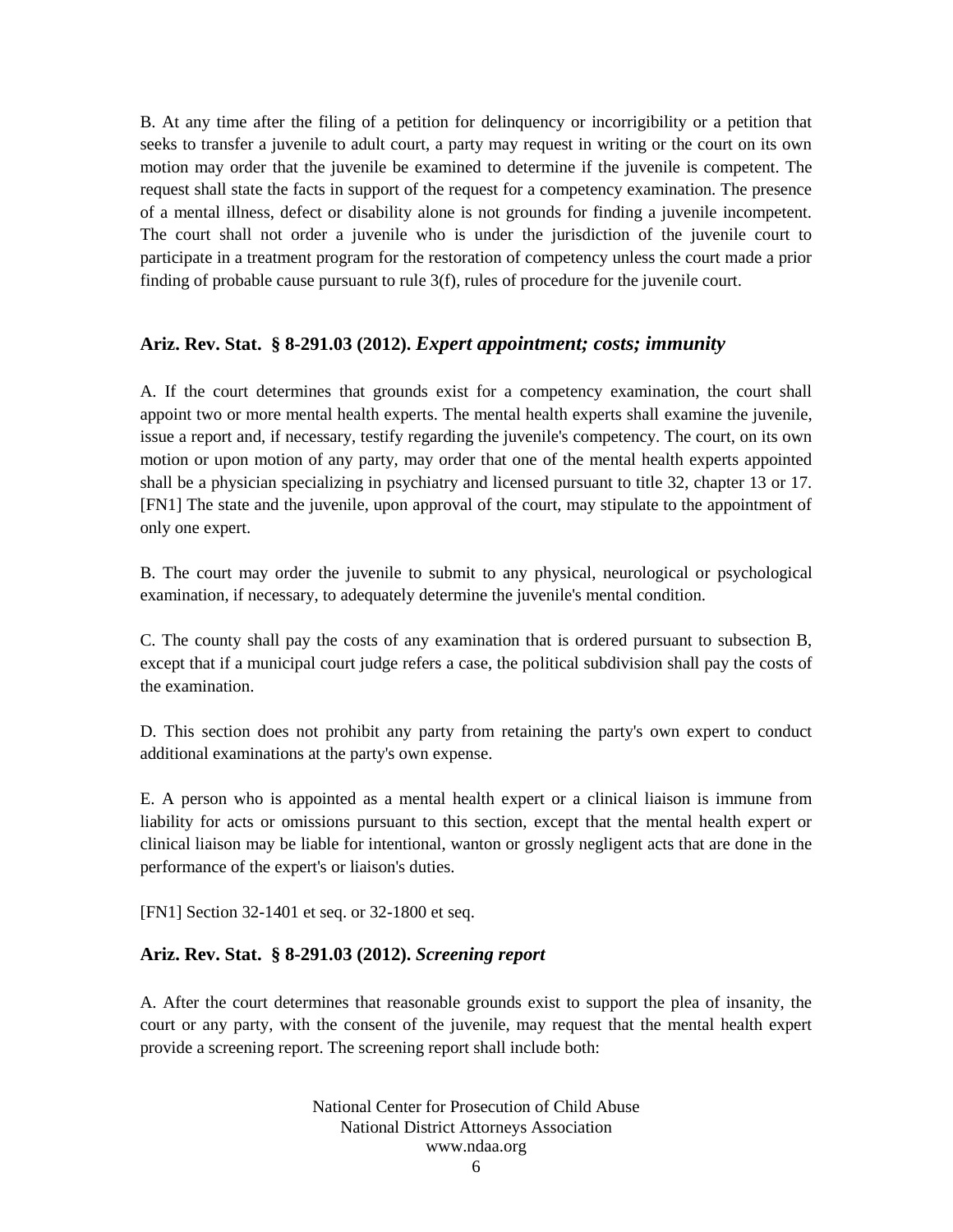B. At any time after the filing of a petition for delinquency or incorrigibility or a petition that seeks to transfer a juvenile to adult court, a party may request in writing or the court on its own motion may order that the juvenile be examined to determine if the juvenile is competent. The request shall state the facts in support of the request for a competency examination. The presence of a mental illness, defect or disability alone is not grounds for finding a juvenile incompetent. The court shall not order a juvenile who is under the jurisdiction of the juvenile court to participate in a treatment program for the restoration of competency unless the court made a prior finding of probable cause pursuant to rule 3(f), rules of procedure for the juvenile court.

### Ariz. Rev. Stat. § 8-291.03 (2012). *Expert appointment; costs; immunity*

A. If the court determines that grounds exist for a competency examination, the court shall appoint two or more mental health experts. The mental health experts shall examine the juvenile, issue a report and, if necessary, testify regarding the juvenile's competency. The court, on its own motion or upon motion of any party, may order that one of the mental health experts appointed shall be a physician specializing in psychiatry and licensed pursuant to title 32, chapter 13 or 17. [FN1] The state and the juvenile, upon approval of the court, may stipulate to the appointment of only one expert.

B. The court may order the juvenile to submit to any physical, neurological or psychological examination, if necessary, to adequately determine the juvenile's mental condition.

C. The county shall pay the costs of any examination that is ordered pursuant to subsection B, except that if a municipal court judge refers a case, the political subdivision shall pay the costs of the examination.

D. This section does not prohibit any party from retaining the party's own expert to conduct additional examinations at the party's own expense.

E. A person who is appointed as a mental health expert or a clinical liaison is immune from liability for acts or omissions pursuant to this section, except that the mental health expert or clinical liaison may be liable for intentional, wanton or grossly negligent acts that are done in the performance of the expert's or liaison's duties.

[FN1] Section 32-1401 et seq. or 32-1800 et seq.

### Ariz. Rev. Stat. § 8-291.03 (2012). *Screening report*

A. After the court determines that reasonable grounds exist to support the plea of insanity, the court or any party, with the consent of the juvenile, may request that the mental health expert provide a screening report. The screening report shall include both: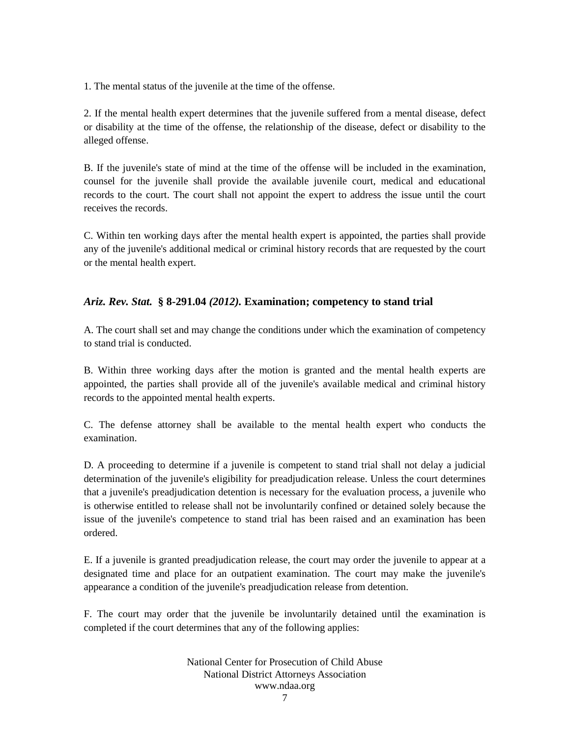1. The mental status of the juvenile at the time of the offense.

2. If the mental health expert determines that the juvenile suffered from a mental disease, defect or disability at the time of the offense, the relationship of the disease, defect or disability to the alleged offense.

B. If the juvenile's state of mind at the time of the offense will be included in the examination, counsel for the juvenile shall provide the available juvenile court, medical and educational records to the court. The court shall not appoint the expert to address the issue until the court receives the records.

C. Within ten working days after the mental health expert is appointed, the parties shall provide any of the juvenile's additional medical or criminal history records that are requested by the court or the mental health expert.

### *Ariz. Rev. Stat.* **§ 8-291.04** *(2012)***. Examination; competency to stand trial**

A. The court shall set and may change the conditions under which the examination of competency to stand trial is conducted.

B. Within three working days after the motion is granted and the mental health experts are appointed, the parties shall provide all of the juvenile's available medical and criminal history records to the appointed mental health experts.

C. The defense attorney shall be available to the mental health expert who conducts the examination.

D. A proceeding to determine if a juvenile is competent to stand trial shall not delay a judicial determination of the juvenile's eligibility for preadjudication release. Unless the court determines that a juvenile's preadjudication detention is necessary for the evaluation process, a juvenile who is otherwise entitled to release shall not be involuntarily confined or detained solely because the issue of the juvenile's competence to stand trial has been raised and an examination has been ordered.

E. If a juvenile is granted preadjudication release, the court may order the juvenile to appear at a designated time and place for an outpatient examination. The court may make the juvenile's appearance a condition of the juvenile's preadjudication release from detention.

F. The court may order that the juvenile be involuntarily detained until the examination is completed if the court determines that any of the following applies: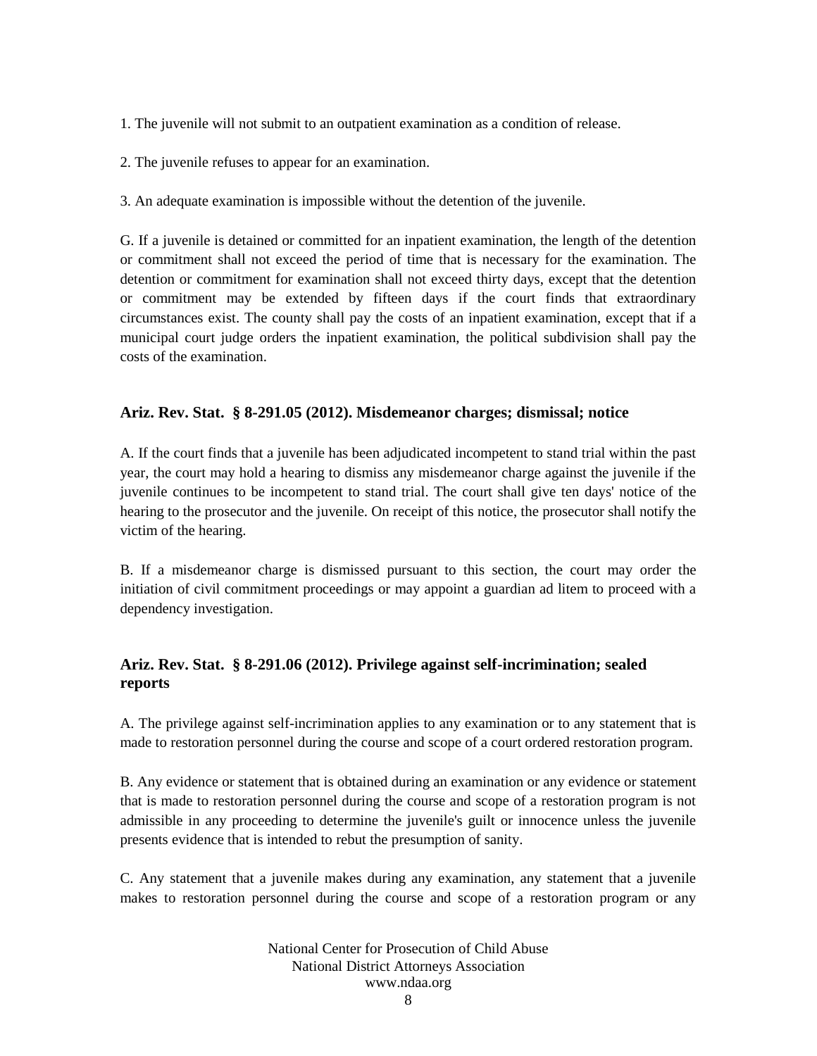1. The juvenile will not submit to an outpatient examination as a condition of release.

2. The juvenile refuses to appear for an examination.

3. An adequate examination is impossible without the detention of the juvenile.

G. If a juvenile is detained or committed for an inpatient examination, the length of the detention or commitment shall not exceed the period of time that is necessary for the examination. The detention or commitment for examination shall not exceed thirty days, except that the detention or commitment may be extended by fifteen days if the court finds that extraordinary circumstances exist. The county shall pay the costs of an inpatient examination, except that if a municipal court judge orders the inpatient examination, the political subdivision shall pay the costs of the examination.

### Ariz. Rev. Stat. § 8-291.05 (2012). Misdemeanor charges; dismissal; notice

A. If the court finds that a juvenile has been adjudicated incompetent to stand trial within the past year, the court may hold a hearing to dismiss any misdemeanor charge against the juvenile if the juvenile continues to be incompetent to stand trial. The court shall give ten days' notice of the hearing to the prosecutor and the juvenile. On receipt of this notice, the prosecutor shall notify the victim of the hearing.

B. If a misdemeanor charge is dismissed pursuant to this section, the court may order the initiation of civil commitment proceedings or may appoint a guardian ad litem to proceed with a dependency investigation.

### Ariz. Rev. Stat. § 8-291.06 (2012). Privilege against self-incrimination; sealed reports

A. The privilege against self-incrimination applies to any examination or to any statement that is made to restoration personnel during the course and scope of a court ordered restoration program.

B. Any evidence or statement that is obtained during an examination or any evidence or statement that is made to restoration personnel during the course and scope of a restoration program is not admissible in any proceeding to determine the juvenile's guilt or innocence unless the juvenile presents evidence that is intended to rebut the presumption of sanity.

C. Any statement that a juvenile makes during any examination, any statement that a juvenile makes to restoration personnel during the course and scope of a restoration program or any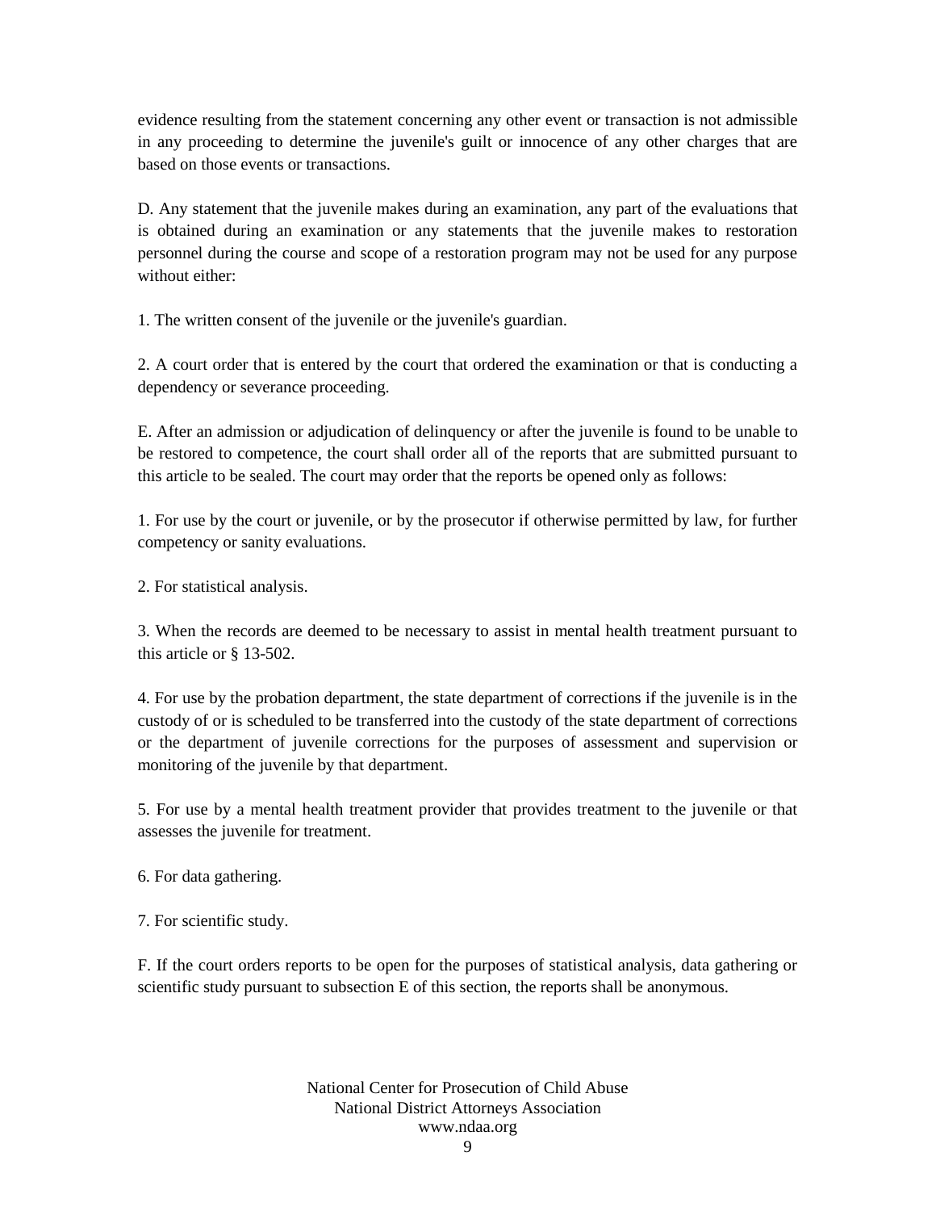evidence resulting from the statement concerning any other event or transaction is not admissible in any proceeding to determine the juvenile's guilt or innocence of any other charges that are based on those events or transactions.

D. Any statement that the juvenile makes during an examination, any part of the evaluations that is obtained during an examination or any statements that the juvenile makes to restoration personnel during the course and scope of a restoration program may not be used for any purpose without either:

1. The written consent of the juvenile or the juvenile's guardian.

2. A court order that is entered by the court that ordered the examination or that is conducting a dependency or severance proceeding.

E. After an admission or adjudication of delinquency or after the juvenile is found to be unable to be restored to competence, the court shall order all of the reports that are submitted pursuant to this article to be sealed. The court may order that the reports be opened only as follows:

1. For use by the court or juvenile, or by the prosecutor if otherwise permitted by law, for further competency or sanity evaluations.

2. For statistical analysis.

3. When the records are deemed to be necessary to assist in mental health treatment pursuant to this article or § 13-502.

4. For use by the probation department, the state department of corrections if the juvenile is in the custody of or is scheduled to be transferred into the custody of the state department of corrections or the department of juvenile corrections for the purposes of assessment and supervision or monitoring of the juvenile by that department.

5. For use by a mental health treatment provider that provides treatment to the juvenile or that assesses the juvenile for treatment.

6. For data gathering.

7. For scientific study.

F. If the court orders reports to be open for the purposes of statistical analysis, data gathering or scientific study pursuant to subsection E of this section, the reports shall be anonymous.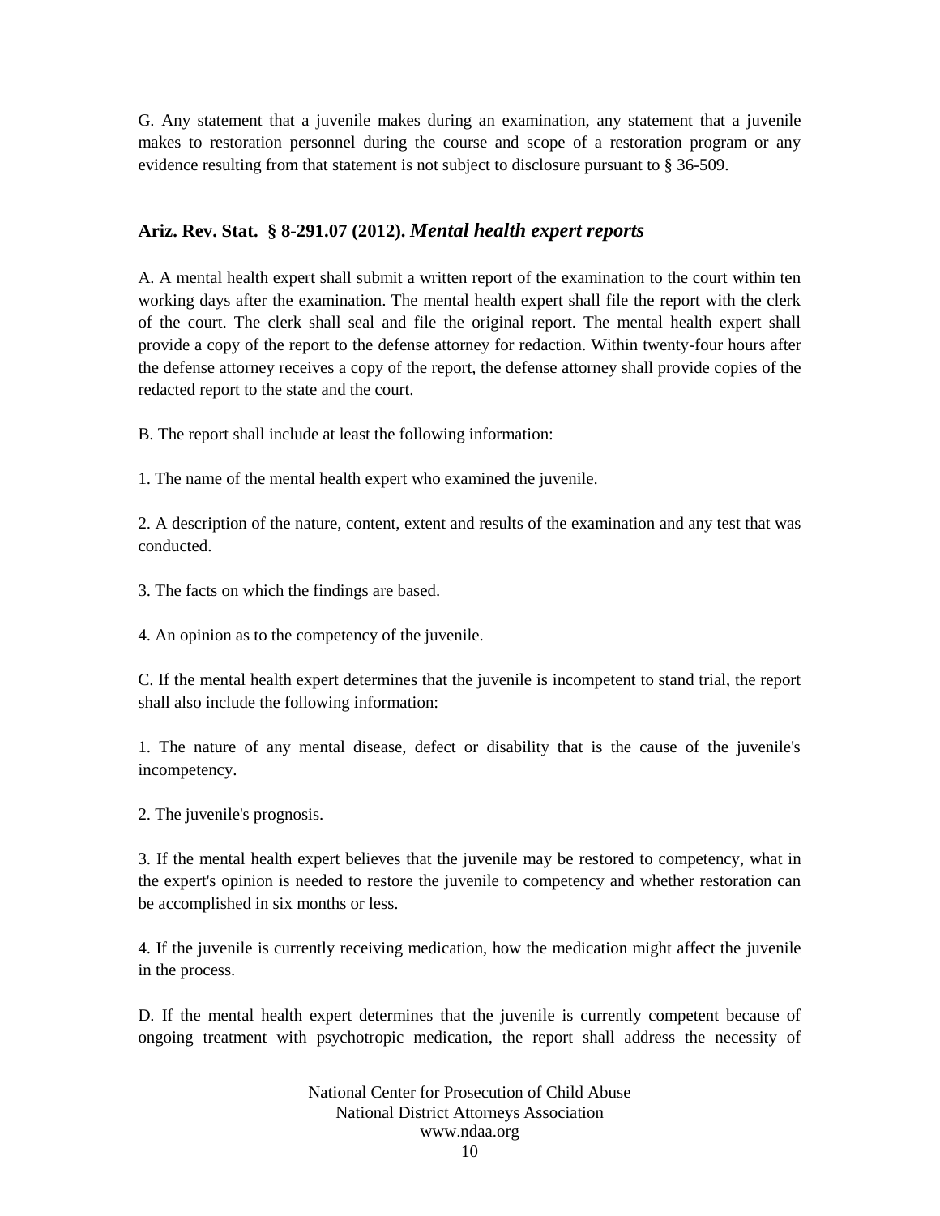G. Any statement that a juvenile makes during an examination, any statement that a juvenile makes to restoration personnel during the course and scope of a restoration program or any evidence resulting from that statement is not subject to disclosure pursuant to § 36-509.

### **Ariz. Rev. Stat. § 8-291.07 (2012).** ***Mental health expert reports***

A. A mental health expert shall submit a written report of the examination to the court within ten working days after the examination. The mental health expert shall file the report with the clerk of the court. The clerk shall seal and file the original report. The mental health expert shall provide a copy of the report to the defense attorney for redaction. Within twenty-four hours after the defense attorney receives a copy of the report, the defense attorney shall provide copies of the redacted report to the state and the court.

B. The report shall include at least the following information:

1. The name of the mental health expert who examined the juvenile.

2. A description of the nature, content, extent and results of the examination and any test that was conducted.

3. The facts on which the findings are based.

4. An opinion as to the competency of the juvenile.

C. If the mental health expert determines that the juvenile is incompetent to stand trial, the report shall also include the following information:

1. The nature of any mental disease, defect or disability that is the cause of the juvenile's incompetency.

2. The juvenile's prognosis.

3. If the mental health expert believes that the juvenile may be restored to competency, what in the expert's opinion is needed to restore the juvenile to competency and whether restoration can be accomplished in six months or less.

4. If the juvenile is currently receiving medication, how the medication might affect the juvenile in the process.

D. If the mental health expert determines that the juvenile is currently competent because of ongoing treatment with psychotropic medication, the report shall address the necessity of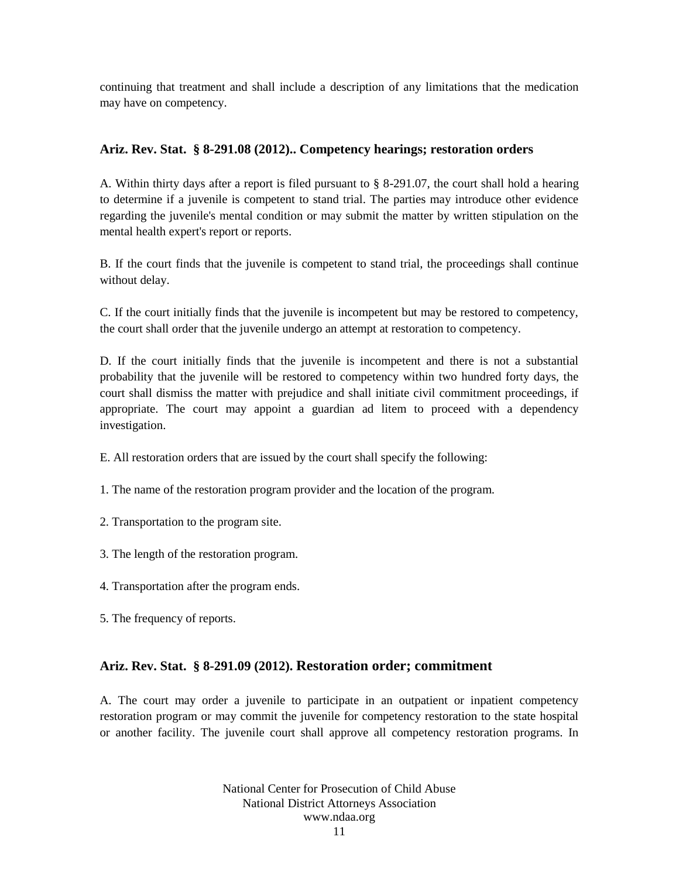continuing that treatment and shall include a description of any limitations that the medication may have on competency.

### Ariz. Rev. Stat. § 8-291.08 (2012).. Competency hearings; restoration orders

A. Within thirty days after a report is filed pursuant to § 8-291.07, the court shall hold a hearing to determine if a juvenile is competent to stand trial. The parties may introduce other evidence regarding the juvenile's mental condition or may submit the matter by written stipulation on the mental health expert's report or reports.

B. If the court finds that the juvenile is competent to stand trial, the proceedings shall continue without delay.

C. If the court initially finds that the juvenile is incompetent but may be restored to competency, the court shall order that the juvenile undergo an attempt at restoration to competency.

D. If the court initially finds that the juvenile is incompetent and there is not a substantial probability that the juvenile will be restored to competency within two hundred forty days, the court shall dismiss the matter with prejudice and shall initiate civil commitment proceedings, if appropriate. The court may appoint a guardian ad litem to proceed with a dependency investigation.

E. All restoration orders that are issued by the court shall specify the following:

1. The name of the restoration program provider and the location of the program.

2. Transportation to the program site.

3. The length of the restoration program.

4. Transportation after the program ends.

5. The frequency of reports.

### Ariz. Rev. Stat. § 8-291.09 (2012). Restoration order; commitment

A. The court may order a juvenile to participate in an outpatient or inpatient competency restoration program or may commit the juvenile for competency restoration to the state hospital or another facility. The juvenile court shall approve all competency restoration programs. In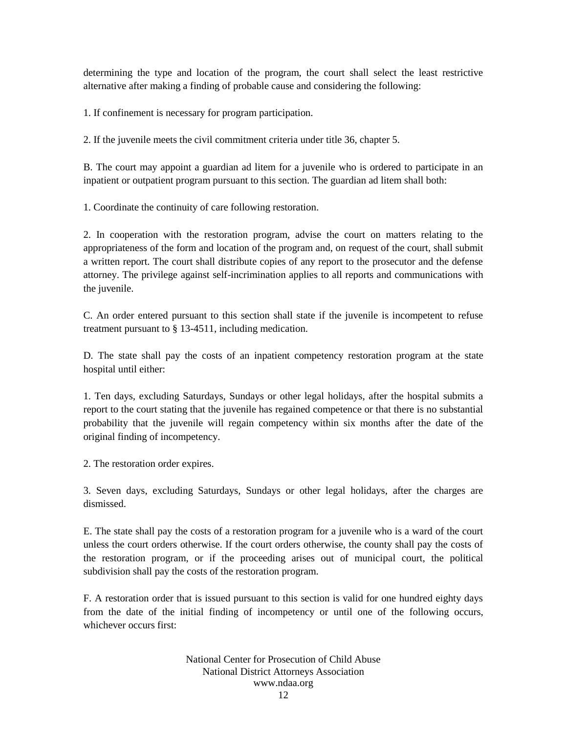determining the type and location of the program, the court shall select the least restrictive alternative after making a finding of probable cause and considering the following:

1. If confinement is necessary for program participation.

2. If the juvenile meets the civil commitment criteria under title 36, chapter 5.

B. The court may appoint a guardian ad litem for a juvenile who is ordered to participate in an inpatient or outpatient program pursuant to this section. The guardian ad litem shall both:

1. Coordinate the continuity of care following restoration.

2. In cooperation with the restoration program, advise the court on matters relating to the appropriateness of the form and location of the program and, on request of the court, shall submit a written report. The court shall distribute copies of any report to the prosecutor and the defense attorney. The privilege against self-incrimination applies to all reports and communications with the juvenile.

C. An order entered pursuant to this section shall state if the juvenile is incompetent to refuse treatment pursuant to § 13-4511, including medication.

D. The state shall pay the costs of an inpatient competency restoration program at the state hospital until either:

1. Ten days, excluding Saturdays, Sundays or other legal holidays, after the hospital submits a report to the court stating that the juvenile has regained competence or that there is no substantial probability that the juvenile will regain competency within six months after the date of the original finding of incompetency.

2. The restoration order expires.

3. Seven days, excluding Saturdays, Sundays or other legal holidays, after the charges are dismissed.

E. The state shall pay the costs of a restoration program for a juvenile who is a ward of the court unless the court orders otherwise. If the court orders otherwise, the county shall pay the costs of the restoration program, or if the proceeding arises out of municipal court, the political subdivision shall pay the costs of the restoration program.

F. A restoration order that is issued pursuant to this section is valid for one hundred eighty days from the date of the initial finding of incompetency or until one of the following occurs, whichever occurs first: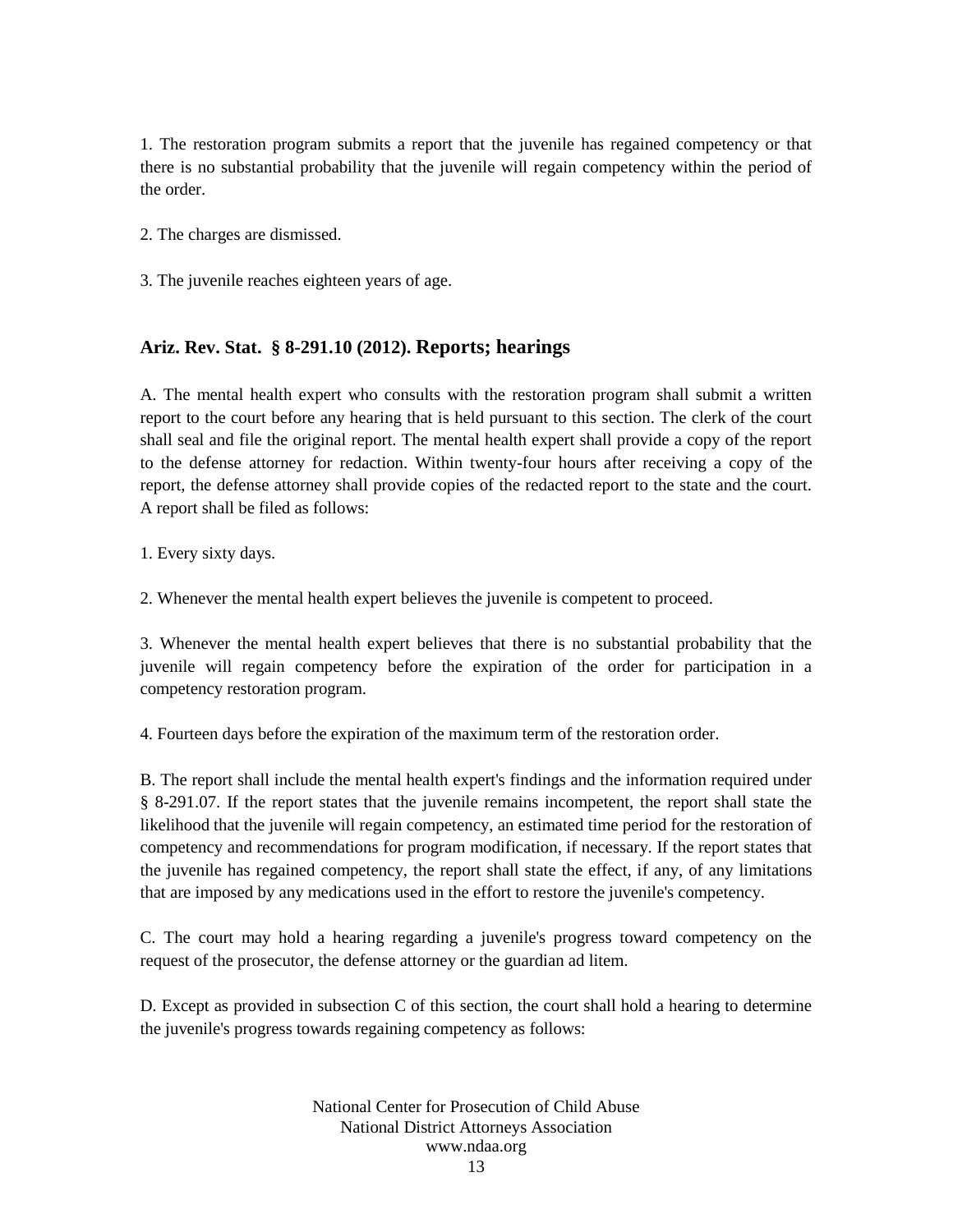1. The restoration program submits a report that the juvenile has regained competency or that there is no substantial probability that the juvenile will regain competency within the period of the order.

2. The charges are dismissed.

3. The juvenile reaches eighteen years of age.

### Ariz. Rev. Stat. § 8-291.10 (2012). Reports; hearings

A. The mental health expert who consults with the restoration program shall submit a written report to the court before any hearing that is held pursuant to this section. The clerk of the court shall seal and file the original report. The mental health expert shall provide a copy of the report to the defense attorney for redaction. Within twenty-four hours after receiving a copy of the report, the defense attorney shall provide copies of the redacted report to the state and the court. A report shall be filed as follows:

1. Every sixty days.

2. Whenever the mental health expert believes the juvenile is competent to proceed.

3. Whenever the mental health expert believes that there is no substantial probability that the juvenile will regain competency before the expiration of the order for participation in a competency restoration program.

4. Fourteen days before the expiration of the maximum term of the restoration order.

B. The report shall include the mental health expert's findings and the information required under § 8-291.07. If the report states that the juvenile remains incompetent, the report shall state the likelihood that the juvenile will regain competency, an estimated time period for the restoration of competency and recommendations for program modification, if necessary. If the report states that the juvenile has regained competency, the report shall state the effect, if any, of any limitations that are imposed by any medications used in the effort to restore the juvenile's competency.

C. The court may hold a hearing regarding a juvenile's progress toward competency on the request of the prosecutor, the defense attorney or the guardian ad litem.

D. Except as provided in subsection C of this section, the court shall hold a hearing to determine the juvenile's progress towards regaining competency as follows: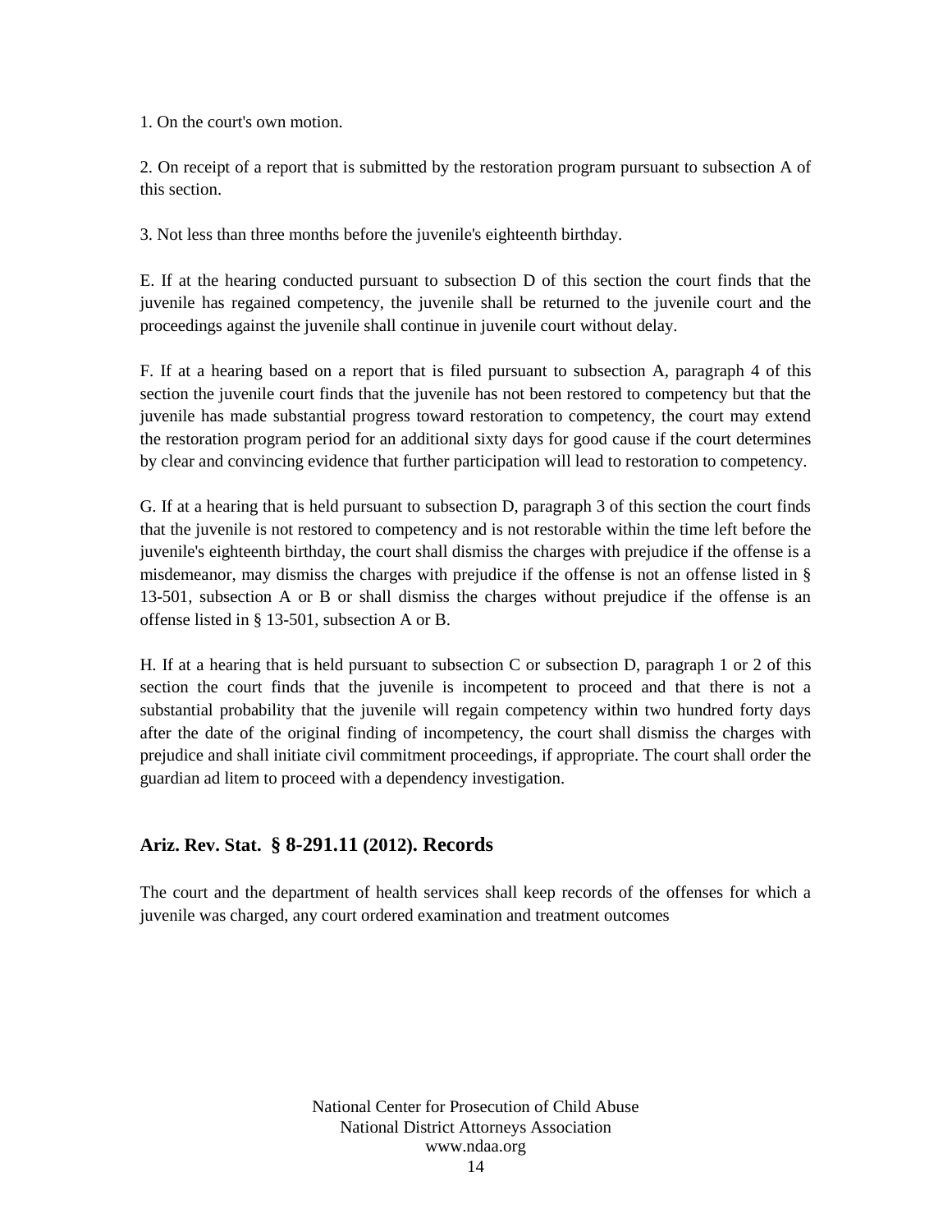1. On the court's own motion.

2. On receipt of a report that is submitted by the restoration program pursuant to subsection A of this section.

3. Not less than three months before the juvenile's eighteenth birthday.

E. If at the hearing conducted pursuant to subsection D of this section the court finds that the juvenile has regained competency, the juvenile shall be returned to the juvenile court and the proceedings against the juvenile shall continue in juvenile court without delay.

F. If at a hearing based on a report that is filed pursuant to subsection A, paragraph 4 of this section the juvenile court finds that the juvenile has not been restored to competency but that the juvenile has made substantial progress toward restoration to competency, the court may extend the restoration program period for an additional sixty days for good cause if the court determines by clear and convincing evidence that further participation will lead to restoration to competency.

G. If at a hearing that is held pursuant to subsection D, paragraph 3 of this section the court finds that the juvenile is not restored to competency and is not restorable within the time left before the juvenile's eighteenth birthday, the court shall dismiss the charges with prejudice if the offense is a misdemeanor, may dismiss the charges with prejudice if the offense is not an offense listed in § 13-501, subsection A or B or shall dismiss the charges without prejudice if the offense is an offense listed in § 13-501, subsection A or B.

H. If at a hearing that is held pursuant to subsection C or subsection D, paragraph 1 or 2 of this section the court finds that the juvenile is incompetent to proceed and that there is not a substantial probability that the juvenile will regain competency within two hundred forty days after the date of the original finding of incompetency, the court shall dismiss the charges with prejudice and shall initiate civil commitment proceedings, if appropriate. The court shall order the guardian ad litem to proceed with a dependency investigation.

## Ariz. Rev. Stat. § 8-291.11 (2012). Records

The court and the department of health services shall keep records of the offenses for which a juvenile was charged, any court ordered examination and treatment outcomes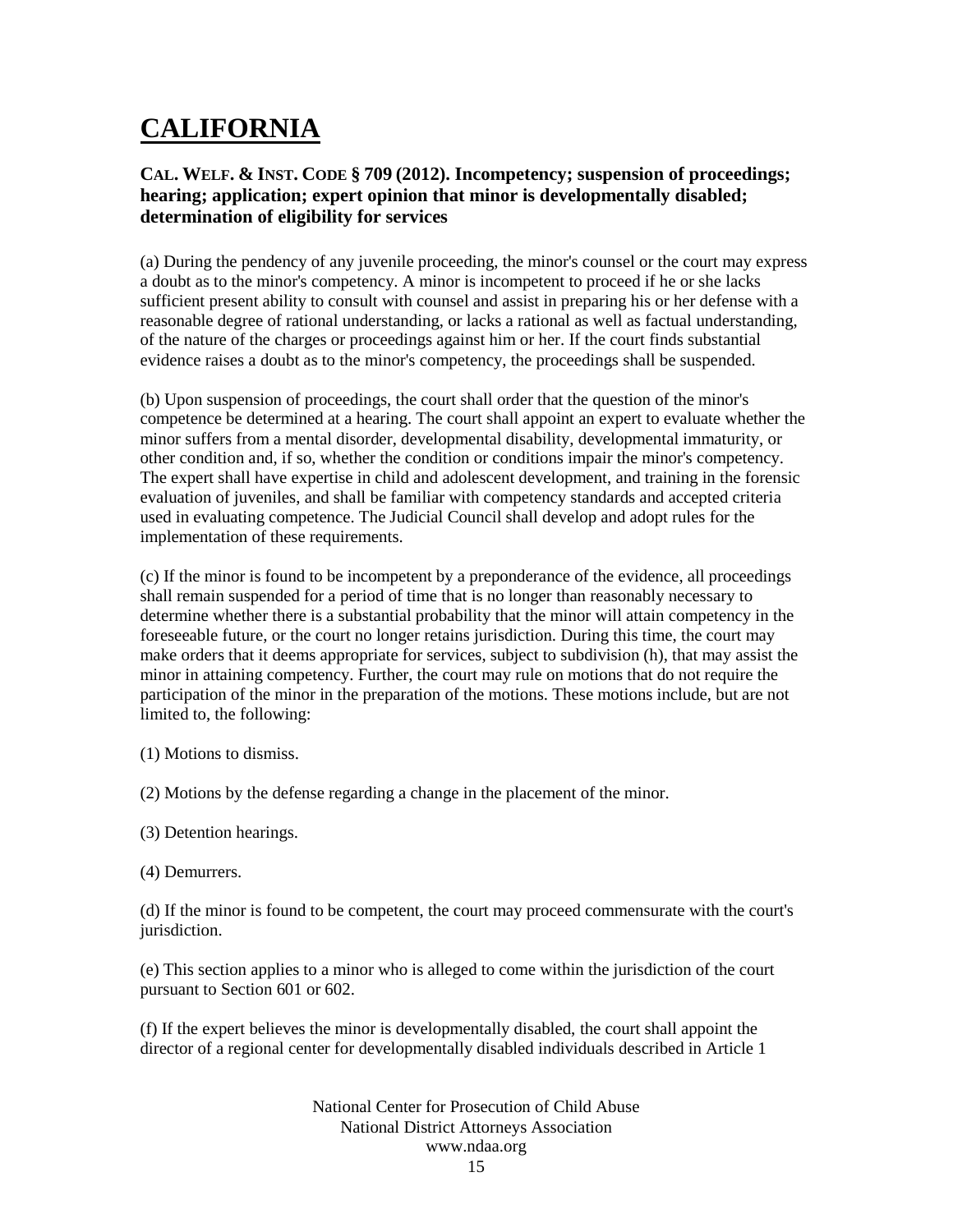# CALIFORNIA

### CAL. WELF. & INST. CODE § 709 (2012). Incompetency; suspension of proceedings; hearing; application; expert opinion that minor is developmentally disabled; determination of eligibility for services

(a) During the pendency of any juvenile proceeding, the minor's counsel or the court may express a doubt as to the minor's competency. A minor is incompetent to proceed if he or she lacks sufficient present ability to consult with counsel and assist in preparing his or her defense with a reasonable degree of rational understanding, or lacks a rational as well as factual understanding, of the nature of the charges or proceedings against him or her. If the court finds substantial evidence raises a doubt as to the minor's competency, the proceedings shall be suspended.

(b) Upon suspension of proceedings, the court shall order that the question of the minor's competence be determined at a hearing. The court shall appoint an expert to evaluate whether the minor suffers from a mental disorder, developmental disability, developmental immaturity, or other condition and, if so, whether the condition or conditions impair the minor's competency. The expert shall have expertise in child and adolescent development, and training in the forensic evaluation of juveniles, and shall be familiar with competency standards and accepted criteria used in evaluating competence. The Judicial Council shall develop and adopt rules for the implementation of these requirements.

(c) If the minor is found to be incompetent by a preponderance of the evidence, all proceedings shall remain suspended for a period of time that is no longer than reasonably necessary to determine whether there is a substantial probability that the minor will attain competency in the foreseeable future, or the court no longer retains jurisdiction. During this time, the court may make orders that it deems appropriate for services, subject to subdivision (h), that may assist the minor in attaining competency. Further, the court may rule on motions that do not require the participation of the minor in the preparation of the motions. These motions include, but are not limited to, the following:

(1) Motions to dismiss.

(2) Motions by the defense regarding a change in the placement of the minor.

(3) Detention hearings.

(4) Demurrers.

(d) If the minor is found to be competent, the court may proceed commensurate with the court's jurisdiction.

(e) This section applies to a minor who is alleged to come within the jurisdiction of the court pursuant to Section 601 or 602.

(f) If the expert believes the minor is developmentally disabled, the court shall appoint the director of a regional center for developmentally disabled individuals described in Article 1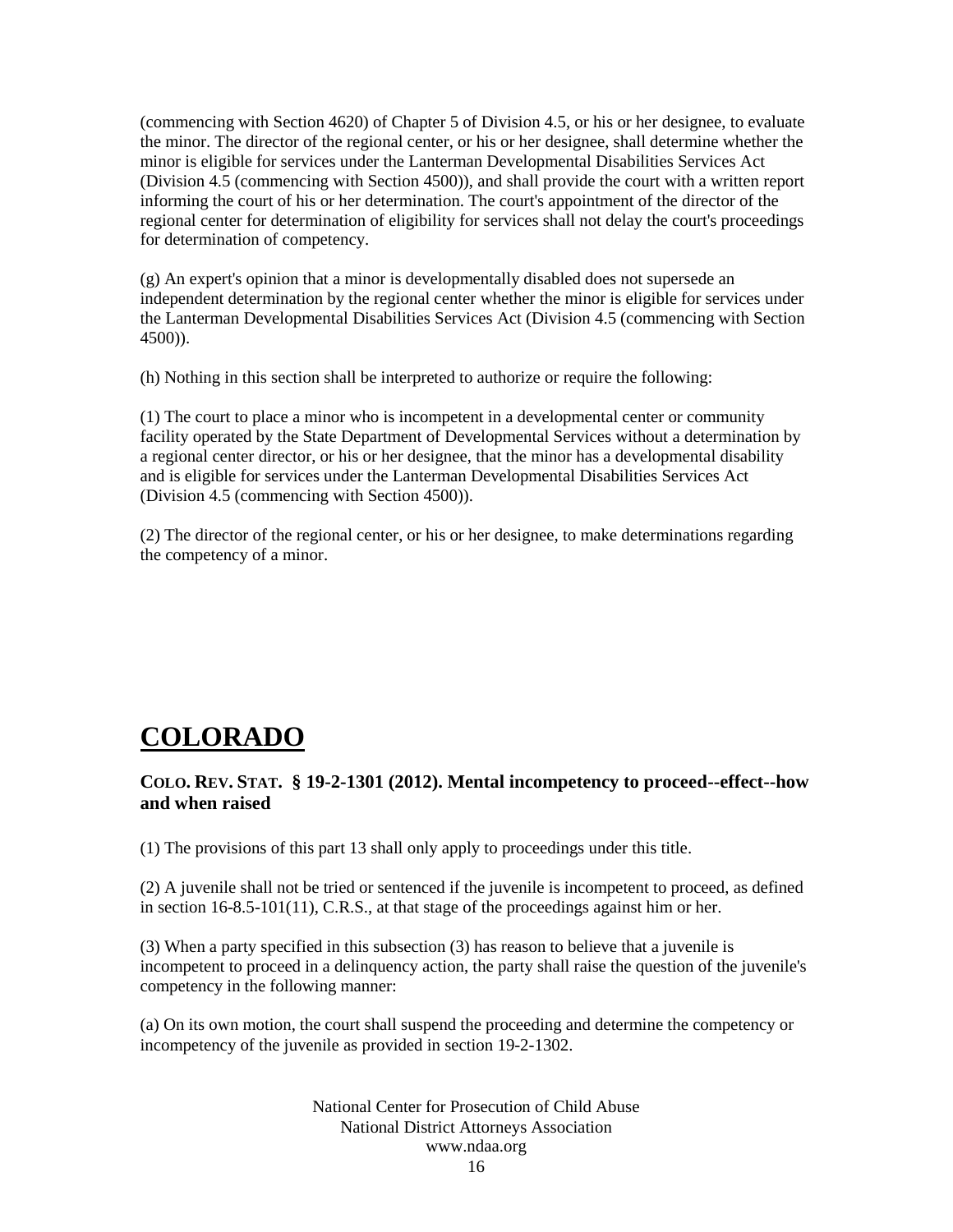(commencing with Section 4620) of Chapter 5 of Division 4.5, or his or her designee, to evaluate the minor. The director of the regional center, or his or her designee, shall determine whether the minor is eligible for services under the Lanterman Developmental Disabilities Services Act (Division 4.5 (commencing with Section 4500)), and shall provide the court with a written report informing the court of his or her determination. The court's appointment of the director of the regional center for determination of eligibility for services shall not delay the court's proceedings for determination of competency.

(g) An expert's opinion that a minor is developmentally disabled does not supersede an independent determination by the regional center whether the minor is eligible for services under the Lanterman Developmental Disabilities Services Act (Division 4.5 (commencing with Section 4500)).

(h) Nothing in this section shall be interpreted to authorize or require the following:

(1) The court to place a minor who is incompetent in a developmental center or community facility operated by the State Department of Developmental Services without a determination by a regional center director, or his or her designee, that the minor has a developmental disability and is eligible for services under the Lanterman Developmental Disabilities Services Act (Division 4.5 (commencing with Section 4500)).

(2) The director of the regional center, or his or her designee, to make determinations regarding the competency of a minor.

# COLORADO

### COLO. REV. STAT. § 19-2-1301 (2012). Mental incompetency to proceed--effect--how and when raised

(1) The provisions of this part 13 shall only apply to proceedings under this title.

(2) A juvenile shall not be tried or sentenced if the juvenile is incompetent to proceed, as defined in section 16-8.5-101(11), C.R.S., at that stage of the proceedings against him or her.

(3) When a party specified in this subsection (3) has reason to believe that a juvenile is incompetent to proceed in a delinquency action, the party shall raise the question of the juvenile's competency in the following manner:

(a) On its own motion, the court shall suspend the proceeding and determine the competency or incompetency of the juvenile as provided in section 19-2-1302.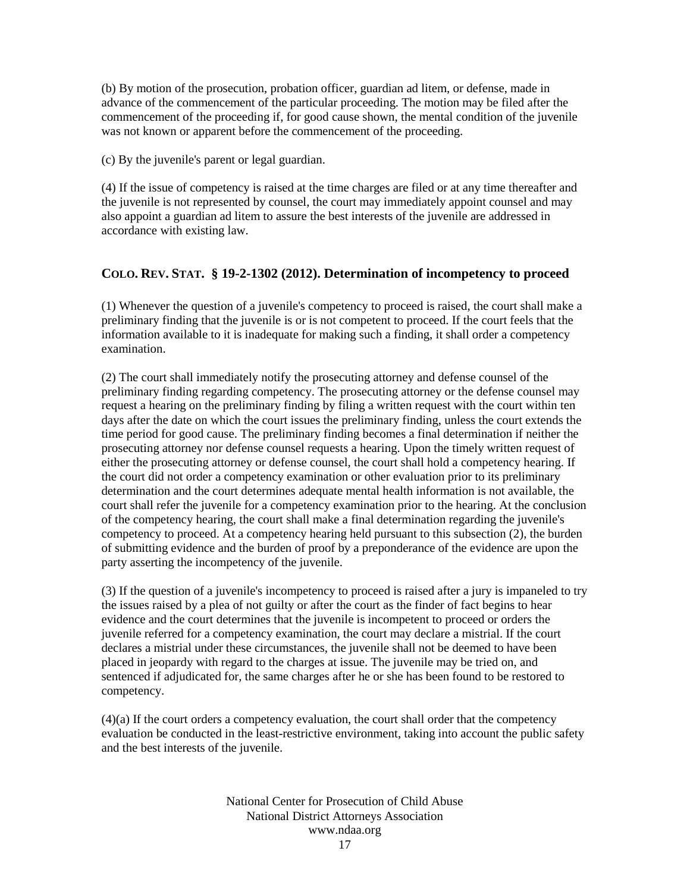(b) By motion of the prosecution, probation officer, guardian ad litem, or defense, made in advance of the commencement of the particular proceeding. The motion may be filed after the commencement of the proceeding if, for good cause shown, the mental condition of the juvenile was not known or apparent before the commencement of the proceeding.

(c) By the juvenile's parent or legal guardian.

(4) If the issue of competency is raised at the time charges are filed or at any time thereafter and the juvenile is not represented by counsel, the court may immediately appoint counsel and may also appoint a guardian ad litem to assure the best interests of the juvenile are addressed in accordance with existing law.

### COLO. REV. STAT. § 19-2-1302 (2012). Determination of incompetency to proceed

(1) Whenever the question of a juvenile's competency to proceed is raised, the court shall make a preliminary finding that the juvenile is or is not competent to proceed. If the court feels that the information available to it is inadequate for making such a finding, it shall order a competency examination.

(2) The court shall immediately notify the prosecuting attorney and defense counsel of the preliminary finding regarding competency. The prosecuting attorney or the defense counsel may request a hearing on the preliminary finding by filing a written request with the court within ten days after the date on which the court issues the preliminary finding, unless the court extends the time period for good cause. The preliminary finding becomes a final determination if neither the prosecuting attorney nor defense counsel requests a hearing. Upon the timely written request of either the prosecuting attorney or defense counsel, the court shall hold a competency hearing. If the court did not order a competency examination or other evaluation prior to its preliminary determination and the court determines adequate mental health information is not available, the court shall refer the juvenile for a competency examination prior to the hearing. At the conclusion of the competency hearing, the court shall make a final determination regarding the juvenile's competency to proceed. At a competency hearing held pursuant to this subsection (2), the burden of submitting evidence and the burden of proof by a preponderance of the evidence are upon the party asserting the incompetency of the juvenile.

(3) If the question of a juvenile's incompetency to proceed is raised after a jury is impaneled to try the issues raised by a plea of not guilty or after the court as the finder of fact begins to hear evidence and the court determines that the juvenile is incompetent to proceed or orders the juvenile referred for a competency examination, the court may declare a mistrial. If the court declares a mistrial under these circumstances, the juvenile shall not be deemed to have been placed in jeopardy with regard to the charges at issue. The juvenile may be tried on, and sentenced if adjudicated for, the same charges after he or she has been found to be restored to competency.

(4)(a) If the court orders a competency evaluation, the court shall order that the competency evaluation be conducted in the least-restrictive environment, taking into account the public safety and the best interests of the juvenile.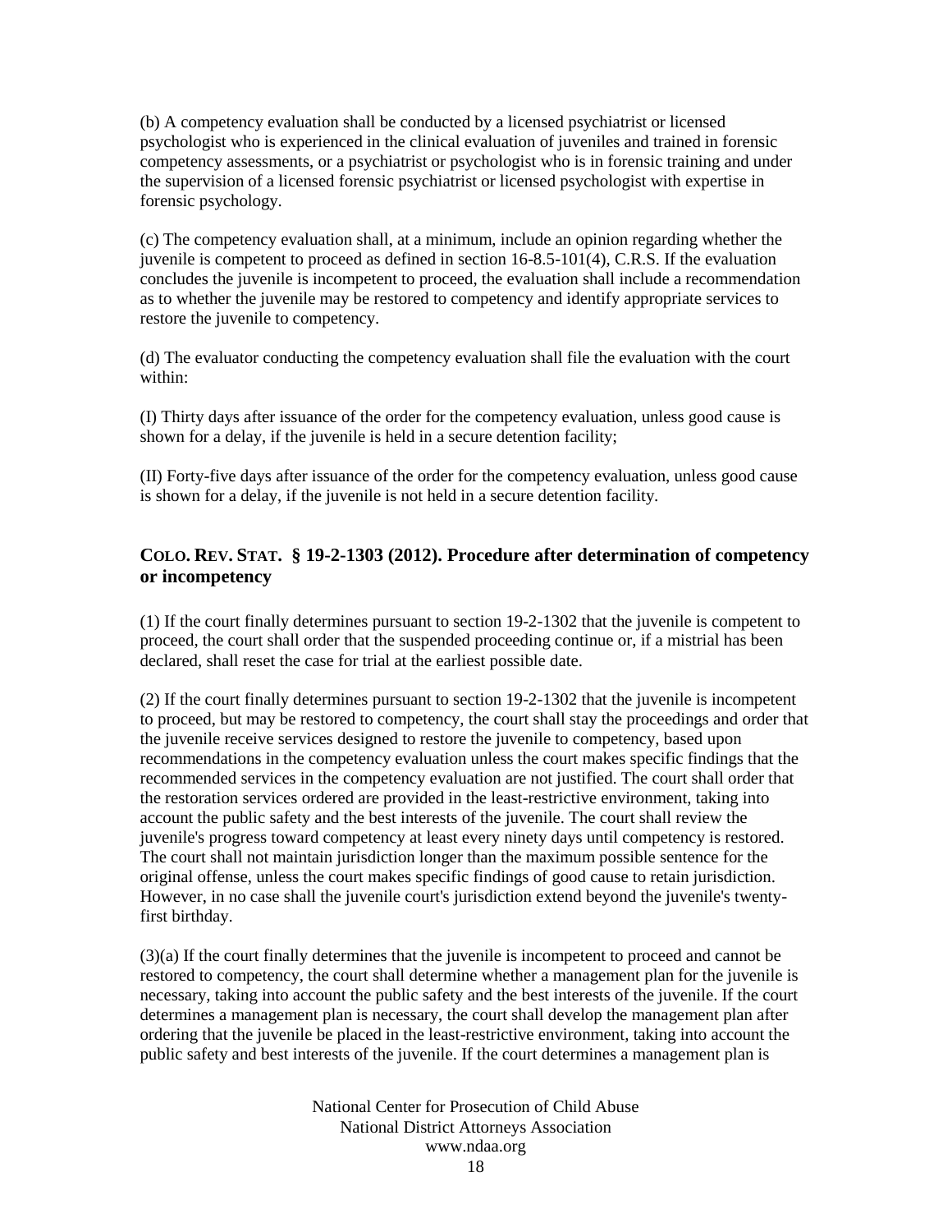(b) A competency evaluation shall be conducted by a licensed psychiatrist or licensed psychologist who is experienced in the clinical evaluation of juveniles and trained in forensic competency assessments, or a psychiatrist or psychologist who is in forensic training and under the supervision of a licensed forensic psychiatrist or licensed psychologist with expertise in forensic psychology.

(c) The competency evaluation shall, at a minimum, include an opinion regarding whether the juvenile is competent to proceed as defined in section 16-8.5-101(4), C.R.S. If the evaluation concludes the juvenile is incompetent to proceed, the evaluation shall include a recommendation as to whether the juvenile may be restored to competency and identify appropriate services to restore the juvenile to competency.

(d) The evaluator conducting the competency evaluation shall file the evaluation with the court within:

(I) Thirty days after issuance of the order for the competency evaluation, unless good cause is shown for a delay, if the juvenile is held in a secure detention facility;

(II) Forty-five days after issuance of the order for the competency evaluation, unless good cause is shown for a delay, if the juvenile is not held in a secure detention facility.

### COLO. REV. STAT. § 19-2-1303 (2012). Procedure after determination of competency or incompetency

(1) If the court finally determines pursuant to section 19-2-1302 that the juvenile is competent to proceed, the court shall order that the suspended proceeding continue or, if a mistrial has been declared, shall reset the case for trial at the earliest possible date.

(2) If the court finally determines pursuant to section 19-2-1302 that the juvenile is incompetent to proceed, but may be restored to competency, the court shall stay the proceedings and order that the juvenile receive services designed to restore the juvenile to competency, based upon recommendations in the competency evaluation unless the court makes specific findings that the recommended services in the competency evaluation are not justified. The court shall order that the restoration services ordered are provided in the least-restrictive environment, taking into account the public safety and the best interests of the juvenile. The court shall review the juvenile's progress toward competency at least every ninety days until competency is restored. The court shall not maintain jurisdiction longer than the maximum possible sentence for the original offense, unless the court makes specific findings of good cause to retain jurisdiction. However, in no case shall the juvenile court's jurisdiction extend beyond the juvenile's twenty-first birthday.

(3)(a) If the court finally determines that the juvenile is incompetent to proceed and cannot be restored to competency, the court shall determine whether a management plan for the juvenile is necessary, taking into account the public safety and the best interests of the juvenile. If the court determines a management plan is necessary, the court shall develop the management plan after ordering that the juvenile be placed in the least-restrictive environment, taking into account the public safety and best interests of the juvenile. If the court determines a management plan is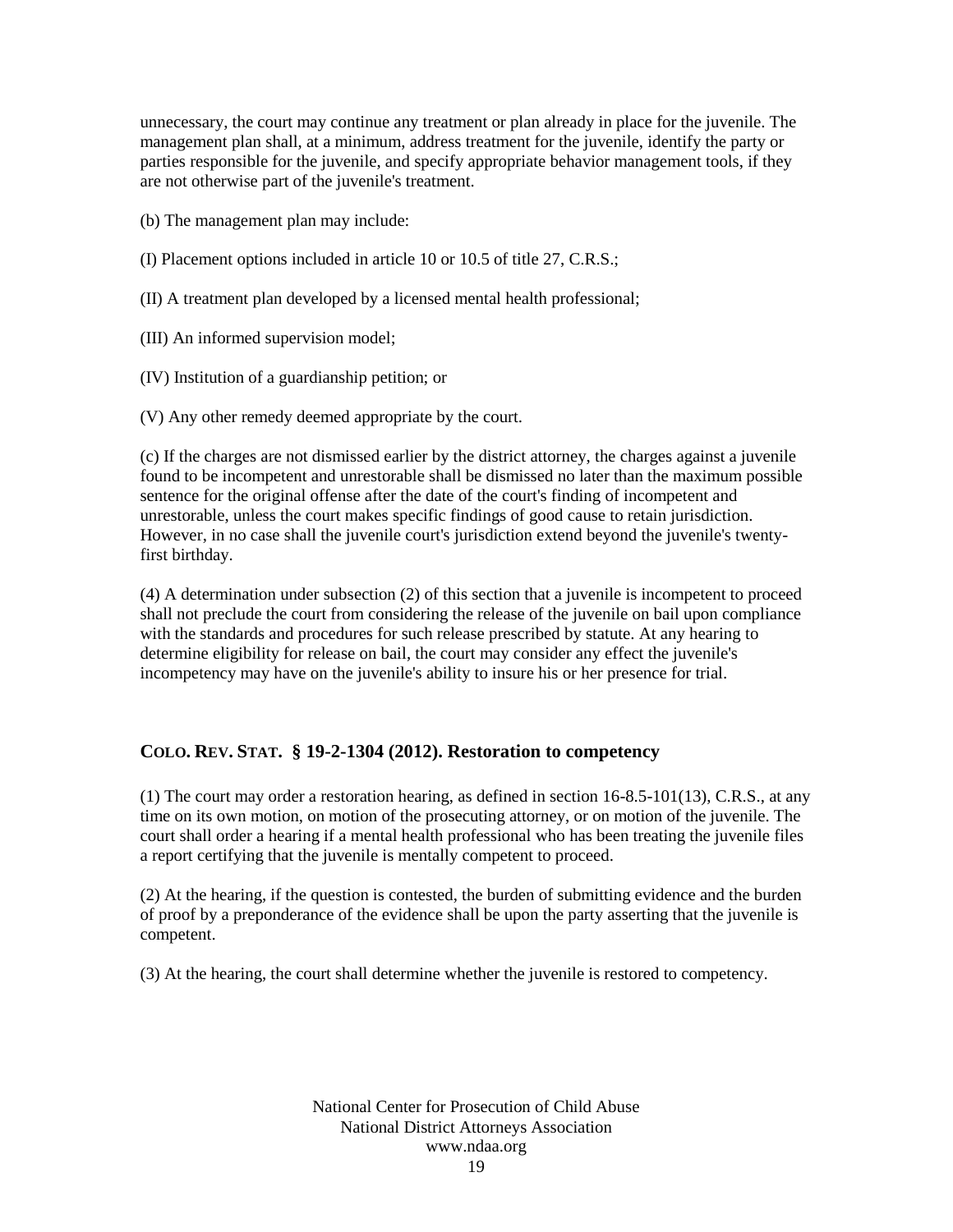unnecessary, the court may continue any treatment or plan already in place for the juvenile. The management plan shall, at a minimum, address treatment for the juvenile, identify the party or parties responsible for the juvenile, and specify appropriate behavior management tools, if they are not otherwise part of the juvenile's treatment.

(b) The management plan may include:

(I) Placement options included in article 10 or 10.5 of title 27, C.R.S.;

(II) A treatment plan developed by a licensed mental health professional;

(III) An informed supervision model;

(IV) Institution of a guardianship petition; or

(V) Any other remedy deemed appropriate by the court.

(c) If the charges are not dismissed earlier by the district attorney, the charges against a juvenile found to be incompetent and unrestorable shall be dismissed no later than the maximum possible sentence for the original offense after the date of the court's finding of incompetent and unrestorable, unless the court makes specific findings of good cause to retain jurisdiction. However, in no case shall the juvenile court's jurisdiction extend beyond the juvenile's twenty-first birthday.

(4) A determination under subsection (2) of this section that a juvenile is incompetent to proceed shall not preclude the court from considering the release of the juvenile on bail upon compliance with the standards and procedures for such release prescribed by statute. At any hearing to determine eligibility for release on bail, the court may consider any effect the juvenile's incompetency may have on the juvenile's ability to insure his or her presence for trial.

### COLO. REV. STAT. § 19-2-1304 (2012). Restoration to competency

(1) The court may order a restoration hearing, as defined in section 16-8.5-101(13), C.R.S., at any time on its own motion, on motion of the prosecuting attorney, or on motion of the juvenile. The court shall order a hearing if a mental health professional who has been treating the juvenile files a report certifying that the juvenile is mentally competent to proceed.

(2) At the hearing, if the question is contested, the burden of submitting evidence and the burden of proof by a preponderance of the evidence shall be upon the party asserting that the juvenile is competent.

(3) At the hearing, the court shall determine whether the juvenile is restored to competency.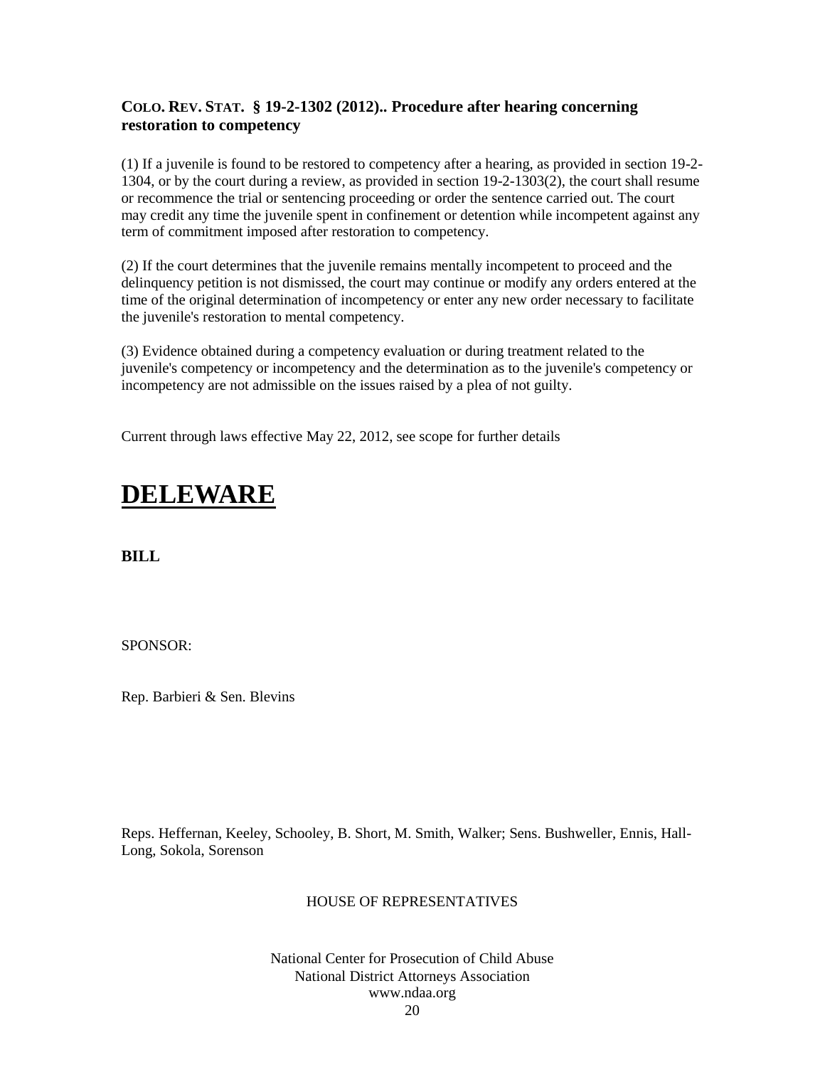**COLO. REV. STAT. § 19-2-1302 (2012).. Procedure after hearing concerning restoration to competency**

(1) If a juvenile is found to be restored to competency after a hearing, as provided in section 19-2-1304, or by the court during a review, as provided in section 19-2-1303(2), the court shall resume or recommence the trial or sentencing proceeding or order the sentence carried out. The court may credit any time the juvenile spent in confinement or detention while incompetent against any term of commitment imposed after restoration to competency.

(2) If the court determines that the juvenile remains mentally incompetent to proceed and the delinquency petition is not dismissed, the court may continue or modify any orders entered at the time of the original determination of incompetency or enter any new order necessary to facilitate the juvenile's restoration to mental competency.

(3) Evidence obtained during a competency evaluation or during treatment related to the juvenile's competency or incompetency and the determination as to the juvenile's competency or incompetency are not admissible on the issues raised by a plea of not guilty.

Current through laws effective May 22, 2012, see scope for further details

# DELEWARE

**BILL**

SPONSOR:

Rep. Barbieri & Sen. Blevins

Reps. Heffernan, Keeley, Schooley, B. Short, M. Smith, Walker; Sens. Bushweller, Ennis, Hall-Long, Sokola, Sorenson

HOUSE OF REPRESENTATIVES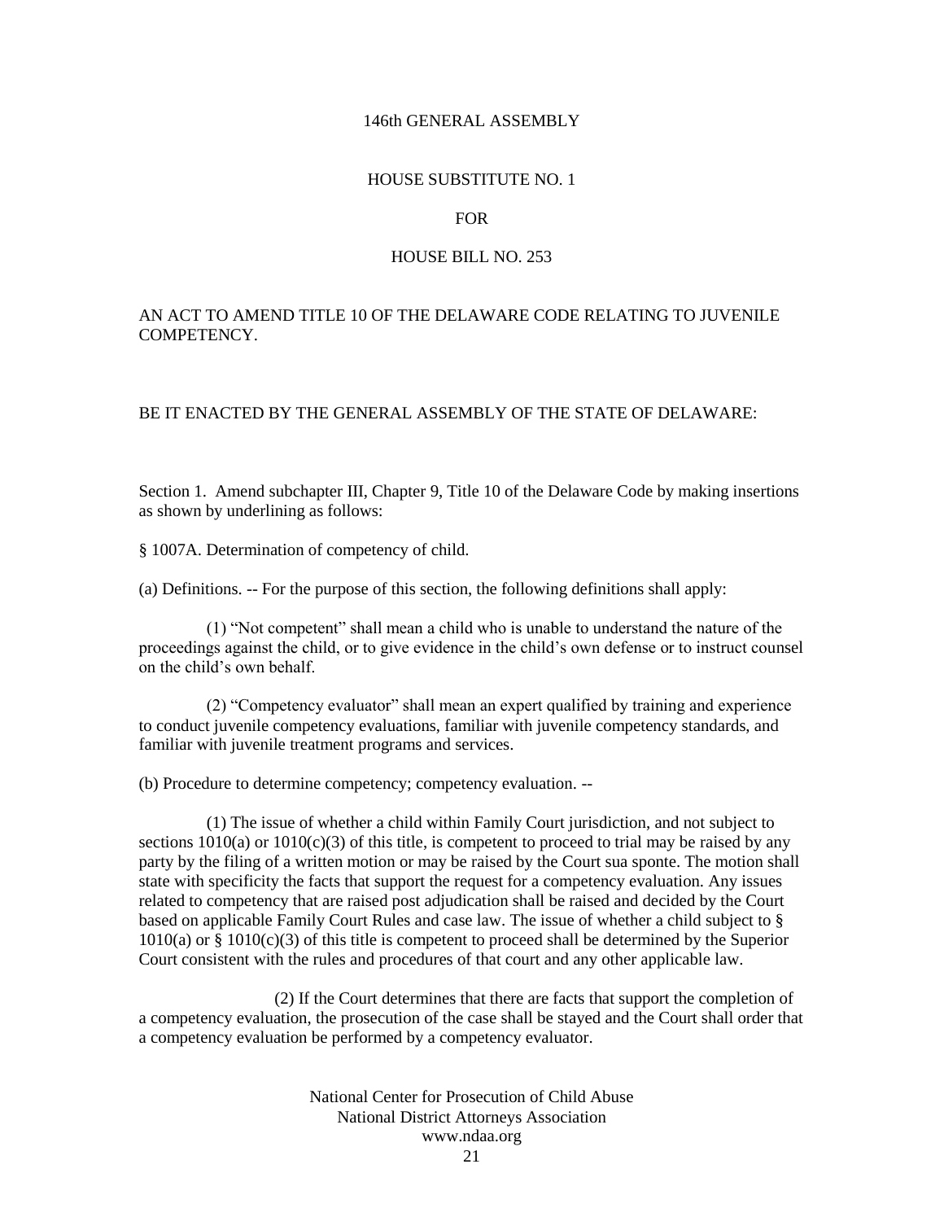146th GENERAL ASSEMBLY

HOUSE SUBSTITUTE NO. 1

FOR

HOUSE BILL NO. 253

AN ACT TO AMEND TITLE 10 OF THE DELAWARE CODE RELATING TO JUVENILE COMPETENCY.

BE IT ENACTED BY THE GENERAL ASSEMBLY OF THE STATE OF DELAWARE:

Section 1. Amend subchapter III, Chapter 9, Title 10 of the Delaware Code by making insertions as shown by underlining as follows:

§ 1007A. Determination of competency of child.

(a) Definitions. -- For the purpose of this section, the following definitions shall apply:

(1) "Not competent" shall mean a child who is unable to understand the nature of the proceedings against the child, or to give evidence in the child's own defense or to instruct counsel on the child's own behalf.

(2) "Competency evaluator" shall mean an expert qualified by training and experience to conduct juvenile competency evaluations, familiar with juvenile competency standards, and familiar with juvenile treatment programs and services.

(b) Procedure to determine competency; competency evaluation. --

(1) The issue of whether a child within Family Court jurisdiction, and not subject to sections 1010(a) or 1010(c)(3) of this title, is competent to proceed to trial may be raised by any party by the filing of a written motion or may be raised by the Court sua sponte. The motion shall state with specificity the facts that support the request for a competency evaluation. Any issues related to competency that are raised post adjudication shall be raised and decided by the Court based on applicable Family Court Rules and case law. The issue of whether a child subject to § 1010(a) or § 1010(c)(3) of this title is competent to proceed shall be determined by the Superior Court consistent with the rules and procedures of that court and any other applicable law.

(2) If the Court determines that there are facts that support the completion of a competency evaluation, the prosecution of the case shall be stayed and the Court shall order that a competency evaluation be performed by a competency evaluator.

National Center for Prosecution of Child Abuse
National District Attorneys Association
www.ndaa.org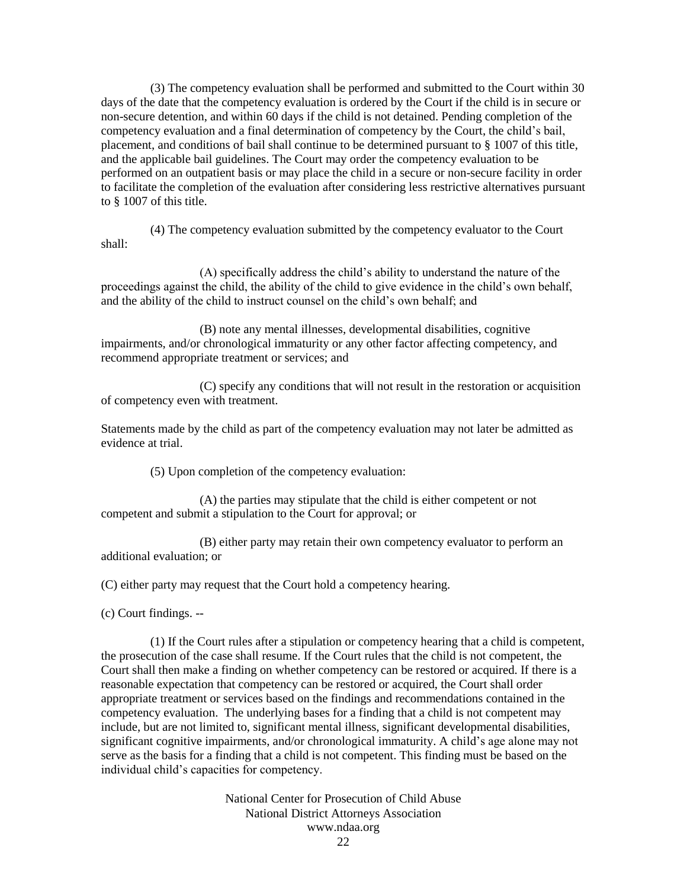(3) The competency evaluation shall be performed and submitted to the Court within 30 days of the date that the competency evaluation is ordered by the Court if the child is in secure or non-secure detention, and within 60 days if the child is not detained. Pending completion of the competency evaluation and a final determination of competency by the Court, the child's bail, placement, and conditions of bail shall continue to be determined pursuant to § 1007 of this title, and the applicable bail guidelines. The Court may order the competency evaluation to be performed on an outpatient basis or may place the child in a secure or non-secure facility in order to facilitate the completion of the evaluation after considering less restrictive alternatives pursuant to § 1007 of this title.

(4) The competency evaluation submitted by the competency evaluator to the Court shall:

(A) specifically address the child's ability to understand the nature of the proceedings against the child, the ability of the child to give evidence in the child's own behalf, and the ability of the child to instruct counsel on the child's own behalf; and

(B) note any mental illnesses, developmental disabilities, cognitive impairments, and/or chronological immaturity or any other factor affecting competency, and recommend appropriate treatment or services; and

(C) specify any conditions that will not result in the restoration or acquisition of competency even with treatment.

Statements made by the child as part of the competency evaluation may not later be admitted as evidence at trial.

(5) Upon completion of the competency evaluation:

(A) the parties may stipulate that the child is either competent or not competent and submit a stipulation to the Court for approval; or

(B) either party may retain their own competency evaluator to perform an additional evaluation; or

(C) either party may request that the Court hold a competency hearing.

(c) Court findings. --

(1) If the Court rules after a stipulation or competency hearing that a child is competent, the prosecution of the case shall resume. If the Court rules that the child is not competent, the Court shall then make a finding on whether competency can be restored or acquired. If there is a reasonable expectation that competency can be restored or acquired, the Court shall order appropriate treatment or services based on the findings and recommendations contained in the competency evaluation. The underlying bases for a finding that a child is not competent may include, but are not limited to, significant mental illness, significant developmental disabilities, significant cognitive impairments, and/or chronological immaturity. A child's age alone may not serve as the basis for a finding that a child is not competent. This finding must be based on the individual child's capacities for competency.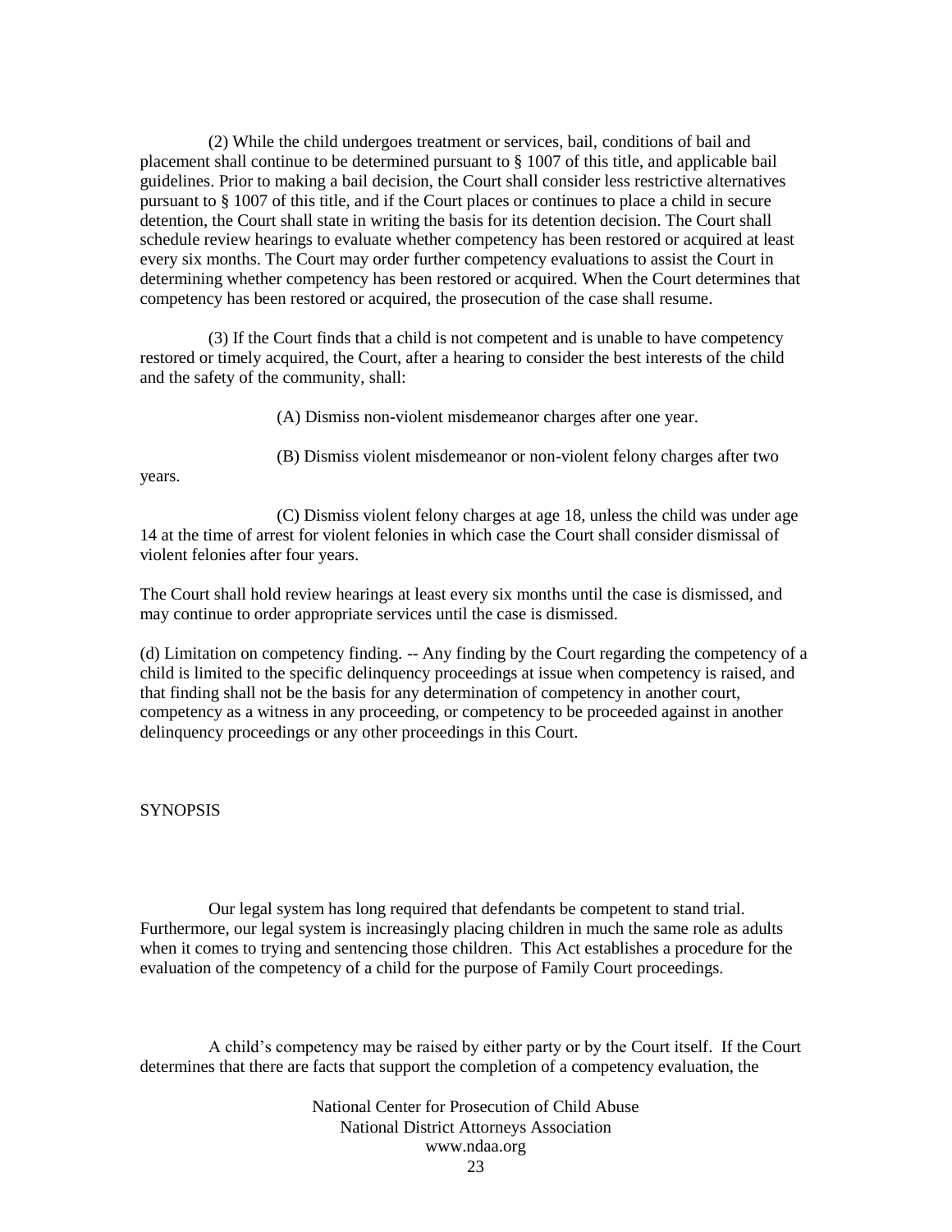(2) While the child undergoes treatment or services, bail, conditions of bail and placement shall continue to be determined pursuant to § 1007 of this title, and applicable bail guidelines. Prior to making a bail decision, the Court shall consider less restrictive alternatives pursuant to § 1007 of this title, and if the Court places or continues to place a child in secure detention, the Court shall state in writing the basis for its detention decision. The Court shall schedule review hearings to evaluate whether competency has been restored or acquired at least every six months. The Court may order further competency evaluations to assist the Court in determining whether competency has been restored or acquired. When the Court determines that competency has been restored or acquired, the prosecution of the case shall resume.

(3) If the Court finds that a child is not competent and is unable to have competency restored or timely acquired, the Court, after a hearing to consider the best interests of the child and the safety of the community, shall:

(A) Dismiss non-violent misdemeanor charges after one year.

(B) Dismiss violent misdemeanor or non-violent felony charges after two years.

(C) Dismiss violent felony charges at age 18, unless the child was under age 14 at the time of arrest for violent felonies in which case the Court shall consider dismissal of violent felonies after four years.

The Court shall hold review hearings at least every six months until the case is dismissed, and may continue to order appropriate services until the case is dismissed.

(d) Limitation on competency finding. -- Any finding by the Court regarding the competency of a child is limited to the specific delinquency proceedings at issue when competency is raised, and that finding shall not be the basis for any determination of competency in another court, competency as a witness in any proceeding, or competency to be proceeded against in another delinquency proceedings or any other proceedings in this Court.

SYNOPSIS

Our legal system has long required that defendants be competent to stand trial. Furthermore, our legal system is increasingly placing children in much the same role as adults when it comes to trying and sentencing those children. This Act establishes a procedure for the evaluation of the competency of a child for the purpose of Family Court proceedings.

A child's competency may be raised by either party or by the Court itself. If the Court determines that there are facts that support the completion of a competency evaluation, the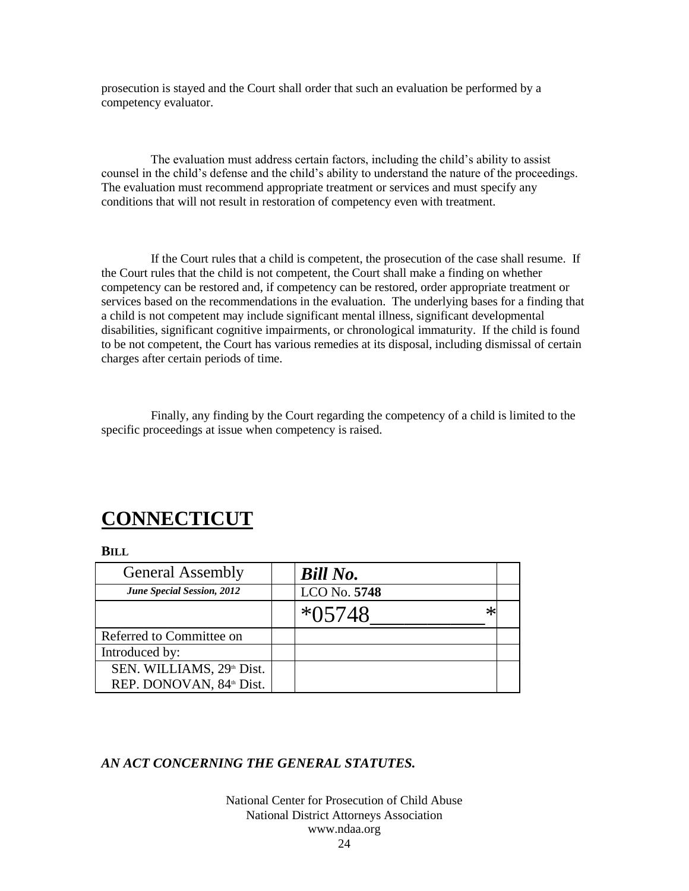prosecution is stayed and the Court shall order that such an evaluation be performed by a competency evaluator.

The evaluation must address certain factors, including the child's ability to assist counsel in the child's defense and the child's ability to understand the nature of the proceedings. The evaluation must recommend appropriate treatment or services and must specify any conditions that will not result in restoration of competency even with treatment.

If the Court rules that a child is competent, the prosecution of the case shall resume. If the Court rules that the child is not competent, the Court shall make a finding on whether competency can be restored and, if competency can be restored, order appropriate treatment or services based on the recommendations in the evaluation. The underlying bases for a finding that a child is not competent may include significant mental illness, significant developmental disabilities, significant cognitive impairments, or chronological immaturity. If the child is found to be not competent, the Court has various remedies at its disposal, including dismissal of certain charges after certain periods of time.

Finally, any finding by the Court regarding the competency of a child is limited to the specific proceedings at issue when competency is raised.

# CONNECTICUT

**BILL**

| General Assembly | | ***Bill No.*** | |
|---|---|---|---|
| ***June Special Session, 2012*** | | LCO No. **5748** | |
| | | *05748___________* | |
| Referred to Committee on | | | |
| Introduced by: | | | |
| SEN. WILLIAMS, 29th Dist.<br>REP. DONOVAN, 84th Dist. | | | |

***AN ACT CONCERNING THE GENERAL STATUTES.***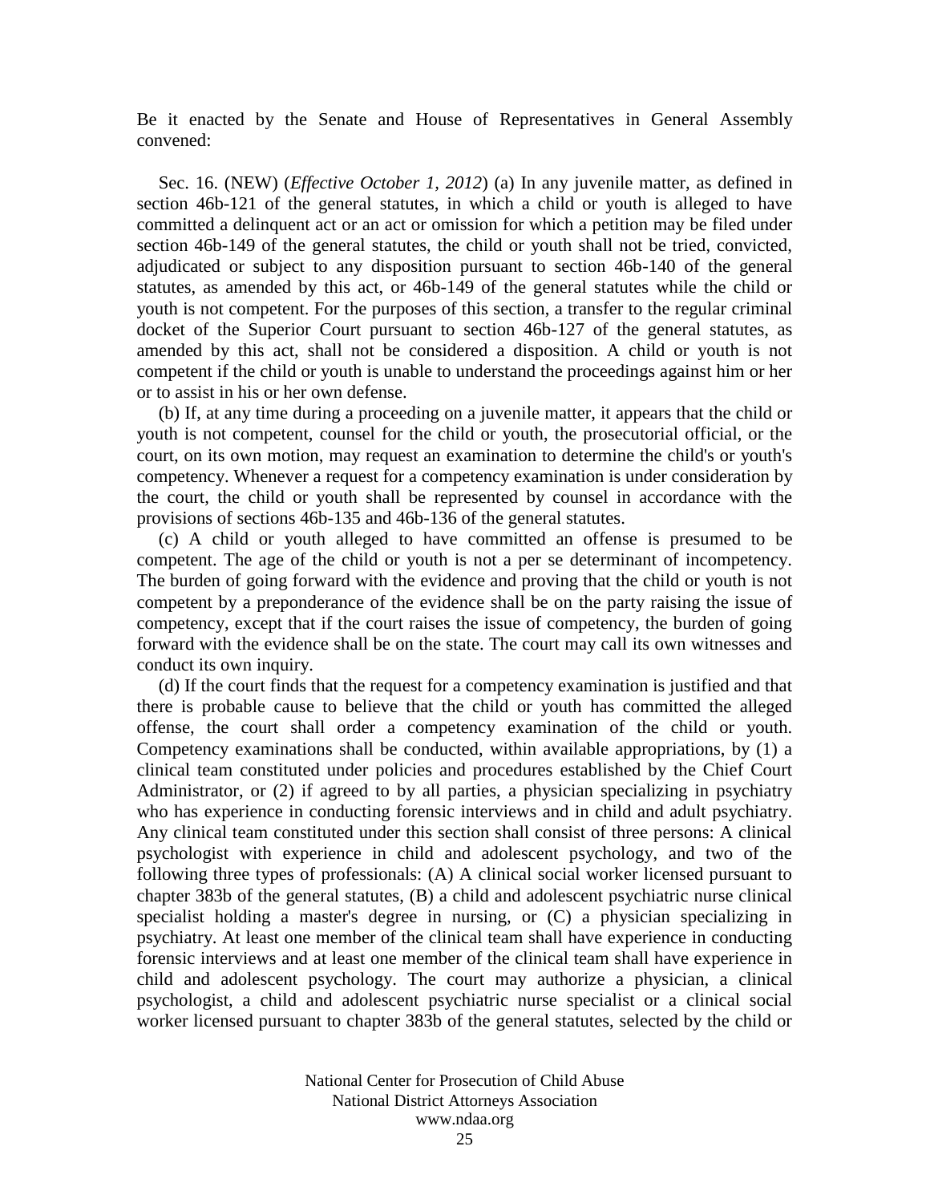Be it enacted by the Senate and House of Representatives in General Assembly convened:

Sec. 16. (NEW) (*Effective October 1, 2012*) (a) In any juvenile matter, as defined in section 46b-121 of the general statutes, in which a child or youth is alleged to have committed a delinquent act or an act or omission for which a petition may be filed under section 46b-149 of the general statutes, the child or youth shall not be tried, convicted, adjudicated or subject to any disposition pursuant to section 46b-140 of the general statutes, as amended by this act, or 46b-149 of the general statutes while the child or youth is not competent. For the purposes of this section, a transfer to the regular criminal docket of the Superior Court pursuant to section 46b-127 of the general statutes, as amended by this act, shall not be considered a disposition. A child or youth is not competent if the child or youth is unable to understand the proceedings against him or her or to assist in his or her own defense.

(b) If, at any time during a proceeding on a juvenile matter, it appears that the child or youth is not competent, counsel for the child or youth, the prosecutorial official, or the court, on its own motion, may request an examination to determine the child's or youth's competency. Whenever a request for a competency examination is under consideration by the court, the child or youth shall be represented by counsel in accordance with the provisions of sections 46b-135 and 46b-136 of the general statutes.

(c) A child or youth alleged to have committed an offense is presumed to be competent. The age of the child or youth is not a per se determinant of incompetency. The burden of going forward with the evidence and proving that the child or youth is not competent by a preponderance of the evidence shall be on the party raising the issue of competency, except that if the court raises the issue of competency, the burden of going forward with the evidence shall be on the state. The court may call its own witnesses and conduct its own inquiry.

(d) If the court finds that the request for a competency examination is justified and that there is probable cause to believe that the child or youth has committed the alleged offense, the court shall order a competency examination of the child or youth. Competency examinations shall be conducted, within available appropriations, by (1) a clinical team constituted under policies and procedures established by the Chief Court Administrator, or (2) if agreed to by all parties, a physician specializing in psychiatry who has experience in conducting forensic interviews and in child and adult psychiatry. Any clinical team constituted under this section shall consist of three persons: A clinical psychologist with experience in child and adolescent psychology, and two of the following three types of professionals: (A) A clinical social worker licensed pursuant to chapter 383b of the general statutes, (B) a child and adolescent psychiatric nurse clinical specialist holding a master's degree in nursing, or (C) a physician specializing in psychiatry. At least one member of the clinical team shall have experience in conducting forensic interviews and at least one member of the clinical team shall have experience in child and adolescent psychology. The court may authorize a physician, a clinical psychologist, a child and adolescent psychiatric nurse specialist or a clinical social worker licensed pursuant to chapter 383b of the general statutes, selected by the child or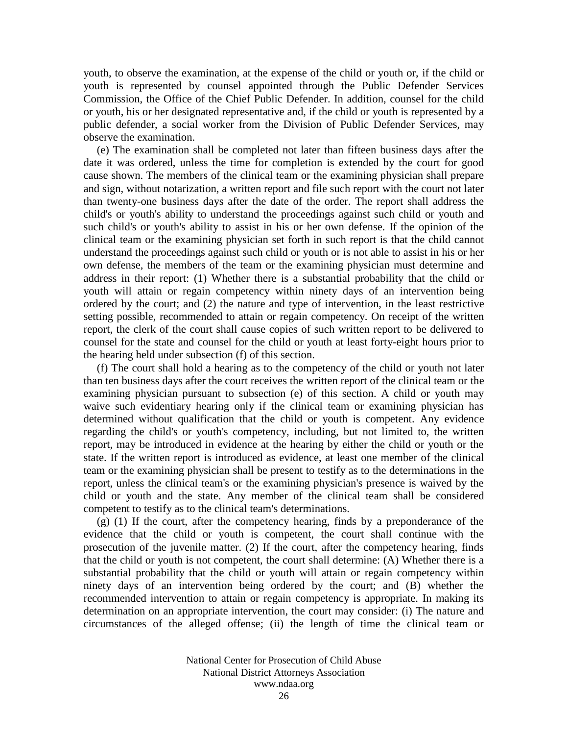youth, to observe the examination, at the expense of the child or youth or, if the child or youth is represented by counsel appointed through the Public Defender Services Commission, the Office of the Chief Public Defender. In addition, counsel for the child or youth, his or her designated representative and, if the child or youth is represented by a public defender, a social worker from the Division of Public Defender Services, may observe the examination.

(e) The examination shall be completed not later than fifteen business days after the date it was ordered, unless the time for completion is extended by the court for good cause shown. The members of the clinical team or the examining physician shall prepare and sign, without notarization, a written report and file such report with the court not later than twenty-one business days after the date of the order. The report shall address the child's or youth's ability to understand the proceedings against such child or youth and such child's or youth's ability to assist in his or her own defense. If the opinion of the clinical team or the examining physician set forth in such report is that the child cannot understand the proceedings against such child or youth or is not able to assist in his or her own defense, the members of the team or the examining physician must determine and address in their report: (1) Whether there is a substantial probability that the child or youth will attain or regain competency within ninety days of an intervention being ordered by the court; and (2) the nature and type of intervention, in the least restrictive setting possible, recommended to attain or regain competency. On receipt of the written report, the clerk of the court shall cause copies of such written report to be delivered to counsel for the state and counsel for the child or youth at least forty-eight hours prior to the hearing held under subsection (f) of this section.

(f) The court shall hold a hearing as to the competency of the child or youth not later than ten business days after the court receives the written report of the clinical team or the examining physician pursuant to subsection (e) of this section. A child or youth may waive such evidentiary hearing only if the clinical team or examining physician has determined without qualification that the child or youth is competent. Any evidence regarding the child's or youth's competency, including, but not limited to, the written report, may be introduced in evidence at the hearing by either the child or youth or the state. If the written report is introduced as evidence, at least one member of the clinical team or the examining physician shall be present to testify as to the determinations in the report, unless the clinical team's or the examining physician's presence is waived by the child or youth and the state. Any member of the clinical team shall be considered competent to testify as to the clinical team's determinations.

(g) (1) If the court, after the competency hearing, finds by a preponderance of the evidence that the child or youth is competent, the court shall continue with the prosecution of the juvenile matter. (2) If the court, after the competency hearing, finds that the child or youth is not competent, the court shall determine: (A) Whether there is a substantial probability that the child or youth will attain or regain competency within ninety days of an intervention being ordered by the court; and (B) whether the recommended intervention to attain or regain competency is appropriate. In making its determination on an appropriate intervention, the court may consider: (i) The nature and circumstances of the alleged offense; (ii) the length of time the clinical team or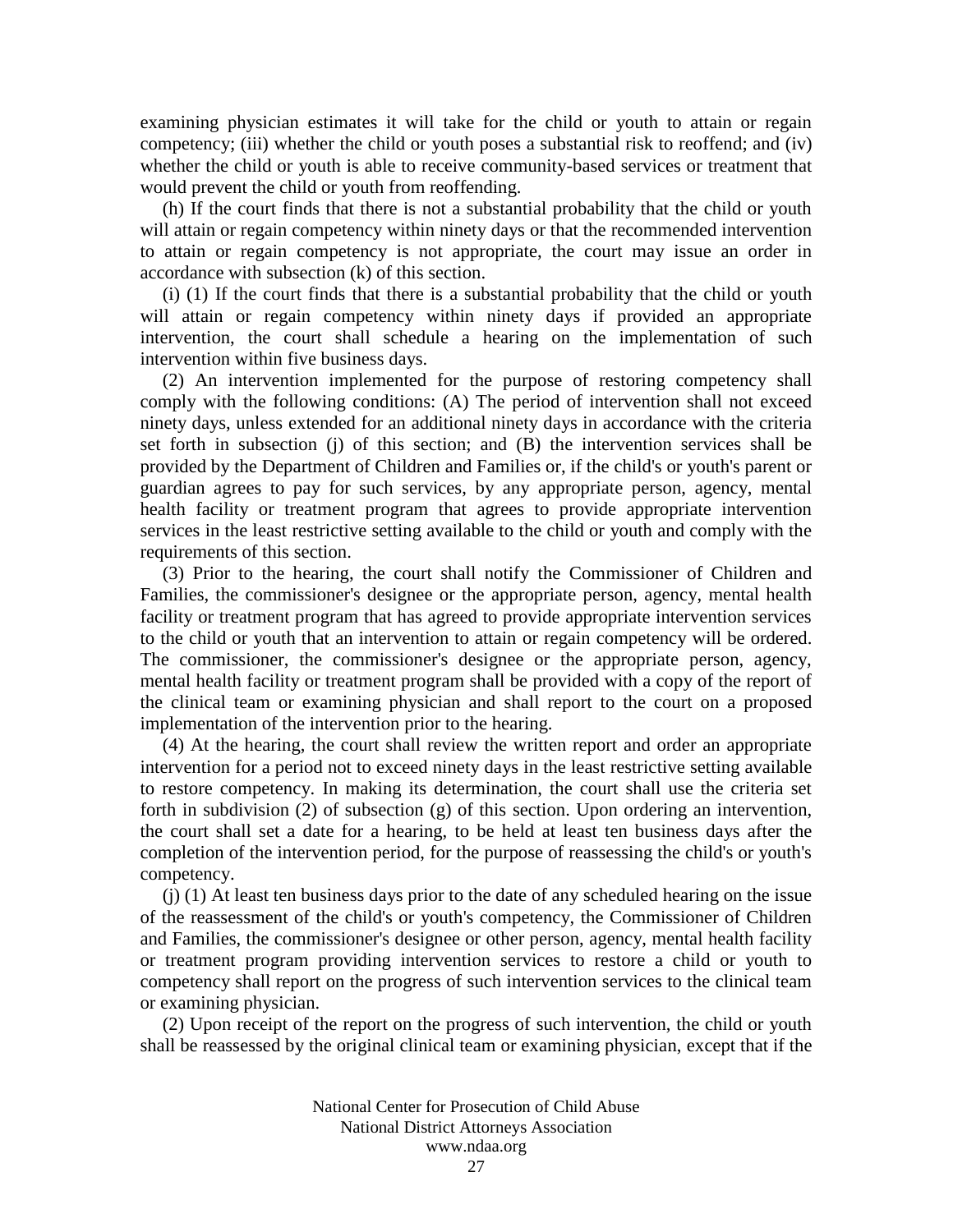examining physician estimates it will take for the child or youth to attain or regain competency; (iii) whether the child or youth poses a substantial risk to reoffend; and (iv) whether the child or youth is able to receive community-based services or treatment that would prevent the child or youth from reoffending.

(h) If the court finds that there is not a substantial probability that the child or youth will attain or regain competency within ninety days or that the recommended intervention to attain or regain competency is not appropriate, the court may issue an order in accordance with subsection (k) of this section.

(i) (1) If the court finds that there is a substantial probability that the child or youth will attain or regain competency within ninety days if provided an appropriate intervention, the court shall schedule a hearing on the implementation of such intervention within five business days.

(2) An intervention implemented for the purpose of restoring competency shall comply with the following conditions: (A) The period of intervention shall not exceed ninety days, unless extended for an additional ninety days in accordance with the criteria set forth in subsection (j) of this section; and (B) the intervention services shall be provided by the Department of Children and Families or, if the child's or youth's parent or guardian agrees to pay for such services, by any appropriate person, agency, mental health facility or treatment program that agrees to provide appropriate intervention services in the least restrictive setting available to the child or youth and comply with the requirements of this section.

(3) Prior to the hearing, the court shall notify the Commissioner of Children and Families, the commissioner's designee or the appropriate person, agency, mental health facility or treatment program that has agreed to provide appropriate intervention services to the child or youth that an intervention to attain or regain competency will be ordered. The commissioner, the commissioner's designee or the appropriate person, agency, mental health facility or treatment program shall be provided with a copy of the report of the clinical team or examining physician and shall report to the court on a proposed implementation of the intervention prior to the hearing.

(4) At the hearing, the court shall review the written report and order an appropriate intervention for a period not to exceed ninety days in the least restrictive setting available to restore competency. In making its determination, the court shall use the criteria set forth in subdivision (2) of subsection (g) of this section. Upon ordering an intervention, the court shall set a date for a hearing, to be held at least ten business days after the completion of the intervention period, for the purpose of reassessing the child's or youth's competency.

(j) (1) At least ten business days prior to the date of any scheduled hearing on the issue of the reassessment of the child's or youth's competency, the Commissioner of Children and Families, the commissioner's designee or other person, agency, mental health facility or treatment program providing intervention services to restore a child or youth to competency shall report on the progress of such intervention services to the clinical team or examining physician.

(2) Upon receipt of the report on the progress of such intervention, the child or youth shall be reassessed by the original clinical team or examining physician, except that if the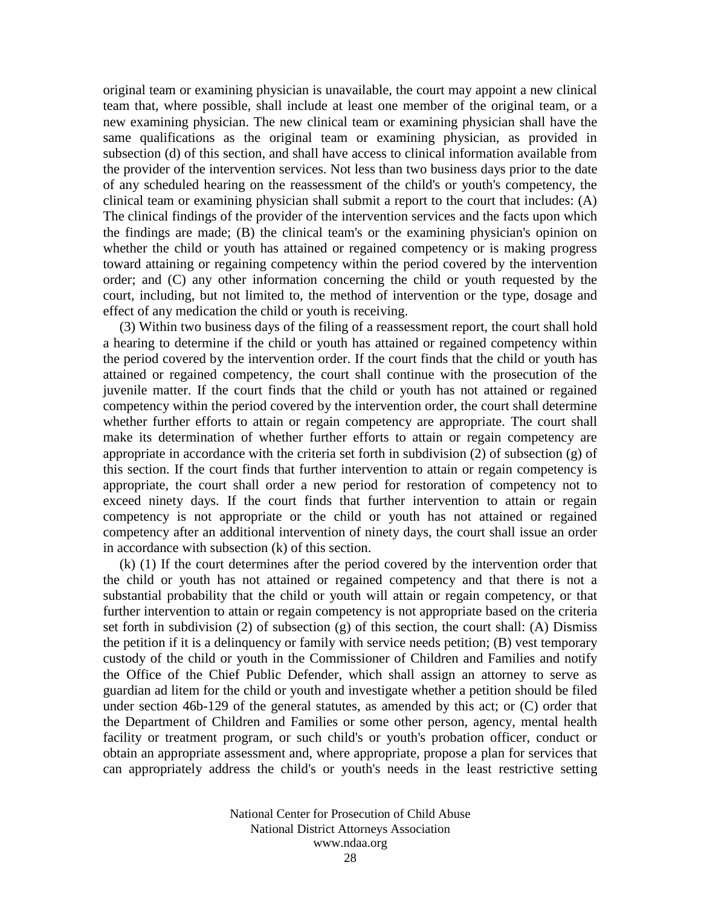original team or examining physician is unavailable, the court may appoint a new clinical team that, where possible, shall include at least one member of the original team, or a new examining physician. The new clinical team or examining physician shall have the same qualifications as the original team or examining physician, as provided in subsection (d) of this section, and shall have access to clinical information available from the provider of the intervention services. Not less than two business days prior to the date of any scheduled hearing on the reassessment of the child's or youth's competency, the clinical team or examining physician shall submit a report to the court that includes: (A) The clinical findings of the provider of the intervention services and the facts upon which the findings are made; (B) the clinical team's or the examining physician's opinion on whether the child or youth has attained or regained competency or is making progress toward attaining or regaining competency within the period covered by the intervention order; and (C) any other information concerning the child or youth requested by the court, including, but not limited to, the method of intervention or the type, dosage and effect of any medication the child or youth is receiving.

(3) Within two business days of the filing of a reassessment report, the court shall hold a hearing to determine if the child or youth has attained or regained competency within the period covered by the intervention order. If the court finds that the child or youth has attained or regained competency, the court shall continue with the prosecution of the juvenile matter. If the court finds that the child or youth has not attained or regained competency within the period covered by the intervention order, the court shall determine whether further efforts to attain or regain competency are appropriate. The court shall make its determination of whether further efforts to attain or regain competency are appropriate in accordance with the criteria set forth in subdivision (2) of subsection (g) of this section. If the court finds that further intervention to attain or regain competency is appropriate, the court shall order a new period for restoration of competency not to exceed ninety days. If the court finds that further intervention to attain or regain competency is not appropriate or the child or youth has not attained or regained competency after an additional intervention of ninety days, the court shall issue an order in accordance with subsection (k) of this section.

(k) (1) If the court determines after the period covered by the intervention order that the child or youth has not attained or regained competency and that there is not a substantial probability that the child or youth will attain or regain competency, or that further intervention to attain or regain competency is not appropriate based on the criteria set forth in subdivision (2) of subsection (g) of this section, the court shall: (A) Dismiss the petition if it is a delinquency or family with service needs petition; (B) vest temporary custody of the child or youth in the Commissioner of Children and Families and notify the Office of the Chief Public Defender, which shall assign an attorney to serve as guardian ad litem for the child or youth and investigate whether a petition should be filed under section 46b-129 of the general statutes, as amended by this act; or (C) order that the Department of Children and Families or some other person, agency, mental health facility or treatment program, or such child's or youth's probation officer, conduct or obtain an appropriate assessment and, where appropriate, propose a plan for services that can appropriately address the child's or youth's needs in the least restrictive setting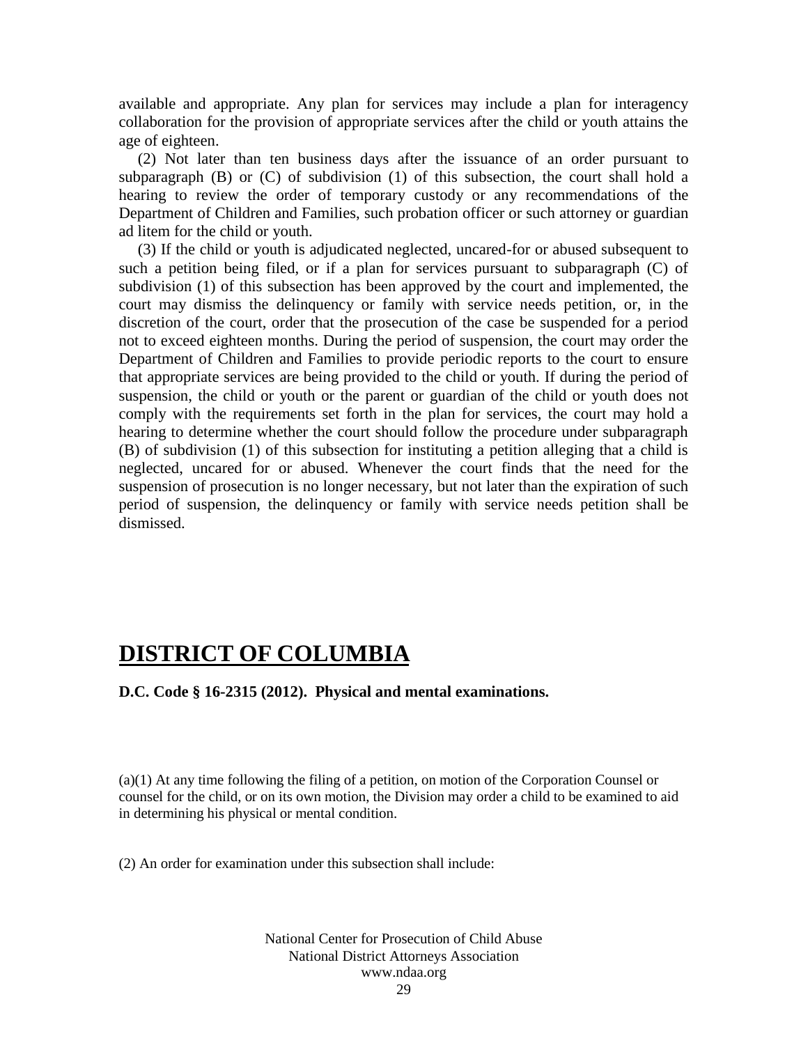available and appropriate. Any plan for services may include a plan for interagency collaboration for the provision of appropriate services after the child or youth attains the age of eighteen.

(2) Not later than ten business days after the issuance of an order pursuant to subparagraph (B) or (C) of subdivision (1) of this subsection, the court shall hold a hearing to review the order of temporary custody or any recommendations of the Department of Children and Families, such probation officer or such attorney or guardian ad litem for the child or youth.

(3) If the child or youth is adjudicated neglected, uncared-for or abused subsequent to such a petition being filed, or if a plan for services pursuant to subparagraph (C) of subdivision (1) of this subsection has been approved by the court and implemented, the court may dismiss the delinquency or family with service needs petition, or, in the discretion of the court, order that the prosecution of the case be suspended for a period not to exceed eighteen months. During the period of suspension, the court may order the Department of Children and Families to provide periodic reports to the court to ensure that appropriate services are being provided to the child or youth. If during the period of suspension, the child or youth or the parent or guardian of the child or youth does not comply with the requirements set forth in the plan for services, the court may hold a hearing to determine whether the court should follow the procedure under subparagraph (B) of subdivision (1) of this subsection for instituting a petition alleging that a child is neglected, uncared for or abused. Whenever the court finds that the need for the suspension of prosecution is no longer necessary, but not later than the expiration of such period of suspension, the delinquency or family with service needs petition shall be dismissed.

# DISTRICT OF COLUMBIA

**D.C. Code § 16-2315 (2012). Physical and mental examinations.**

(a)(1) At any time following the filing of a petition, on motion of the Corporation Counsel or counsel for the child, or on its own motion, the Division may order a child to be examined to aid in determining his physical or mental condition.

(2) An order for examination under this subsection shall include: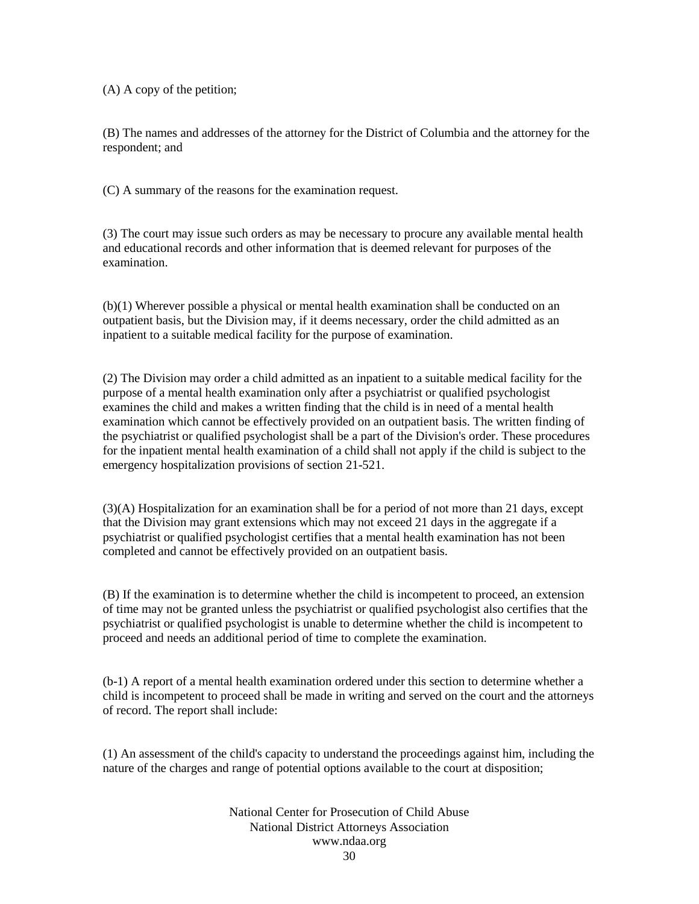(A) A copy of the petition;

(B) The names and addresses of the attorney for the District of Columbia and the attorney for the respondent; and

(C) A summary of the reasons for the examination request.

(3) The court may issue such orders as may be necessary to procure any available mental health and educational records and other information that is deemed relevant for purposes of the examination.

(b)(1) Wherever possible a physical or mental health examination shall be conducted on an outpatient basis, but the Division may, if it deems necessary, order the child admitted as an inpatient to a suitable medical facility for the purpose of examination.

(2) The Division may order a child admitted as an inpatient to a suitable medical facility for the purpose of a mental health examination only after a psychiatrist or qualified psychologist examines the child and makes a written finding that the child is in need of a mental health examination which cannot be effectively provided on an outpatient basis. The written finding of the psychiatrist or qualified psychologist shall be a part of the Division's order. These procedures for the inpatient mental health examination of a child shall not apply if the child is subject to the emergency hospitalization provisions of section 21-521.

(3)(A) Hospitalization for an examination shall be for a period of not more than 21 days, except that the Division may grant extensions which may not exceed 21 days in the aggregate if a psychiatrist or qualified psychologist certifies that a mental health examination has not been completed and cannot be effectively provided on an outpatient basis.

(B) If the examination is to determine whether the child is incompetent to proceed, an extension of time may not be granted unless the psychiatrist or qualified psychologist also certifies that the psychiatrist or qualified psychologist is unable to determine whether the child is incompetent to proceed and needs an additional period of time to complete the examination.

(b-1) A report of a mental health examination ordered under this section to determine whether a child is incompetent to proceed shall be made in writing and served on the court and the attorneys of record. The report shall include:

(1) An assessment of the child's capacity to understand the proceedings against him, including the nature of the charges and range of potential options available to the court at disposition;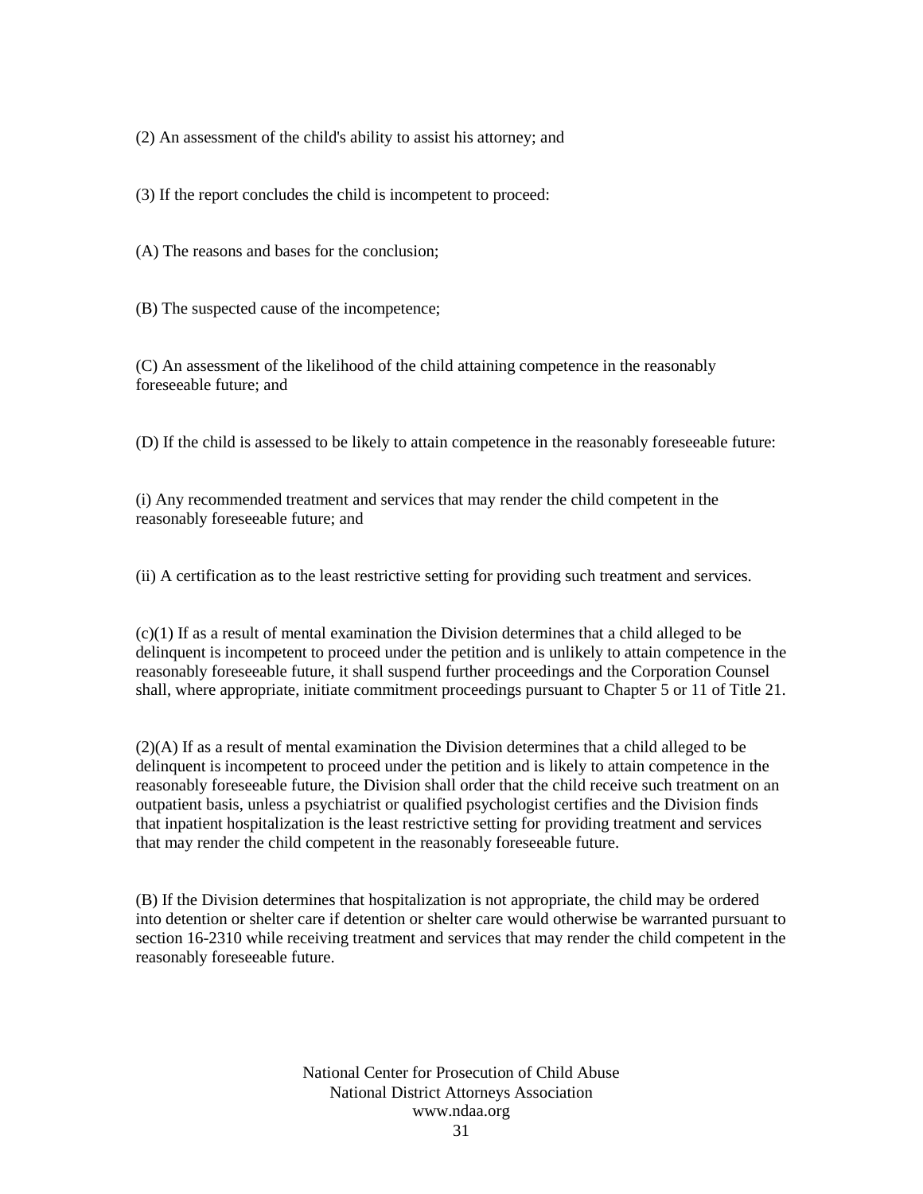(2) An assessment of the child's ability to assist his attorney; and

(3) If the report concludes the child is incompetent to proceed:

(A) The reasons and bases for the conclusion;

(B) The suspected cause of the incompetence;

(C) An assessment of the likelihood of the child attaining competence in the reasonably foreseeable future; and

(D) If the child is assessed to be likely to attain competence in the reasonably foreseeable future:

(i) Any recommended treatment and services that may render the child competent in the reasonably foreseeable future; and

(ii) A certification as to the least restrictive setting for providing such treatment and services.

(c)(1) If as a result of mental examination the Division determines that a child alleged to be delinquent is incompetent to proceed under the petition and is unlikely to attain competence in the reasonably foreseeable future, it shall suspend further proceedings and the Corporation Counsel shall, where appropriate, initiate commitment proceedings pursuant to Chapter 5 or 11 of Title 21.

(2)(A) If as a result of mental examination the Division determines that a child alleged to be delinquent is incompetent to proceed under the petition and is likely to attain competence in the reasonably foreseeable future, the Division shall order that the child receive such treatment on an outpatient basis, unless a psychiatrist or qualified psychologist certifies and the Division finds that inpatient hospitalization is the least restrictive setting for providing treatment and services that may render the child competent in the reasonably foreseeable future.

(B) If the Division determines that hospitalization is not appropriate, the child may be ordered into detention or shelter care if detention or shelter care would otherwise be warranted pursuant to section 16-2310 while receiving treatment and services that may render the child competent in the reasonably foreseeable future.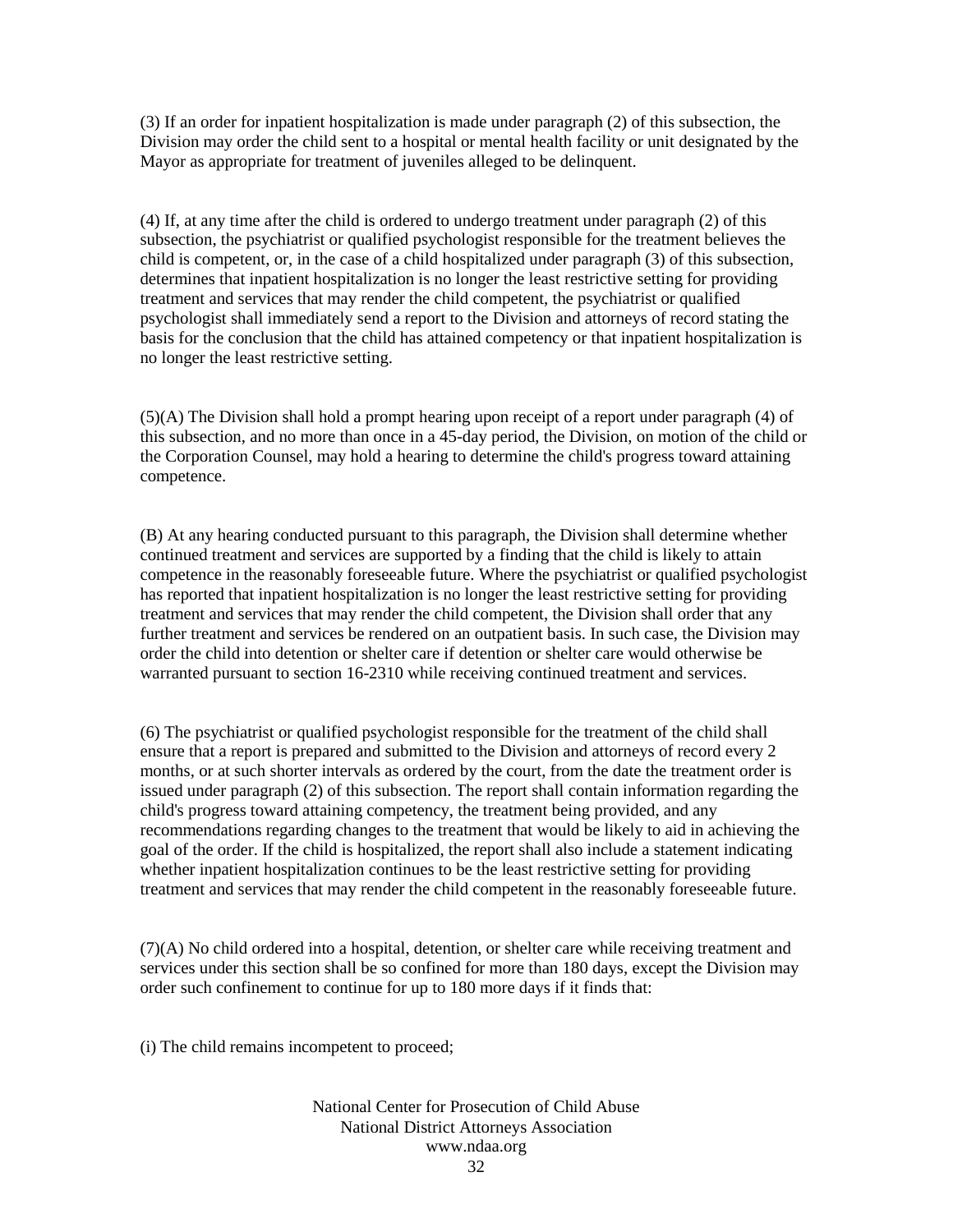(3) If an order for inpatient hospitalization is made under paragraph (2) of this subsection, the Division may order the child sent to a hospital or mental health facility or unit designated by the Mayor as appropriate for treatment of juveniles alleged to be delinquent.

(4) If, at any time after the child is ordered to undergo treatment under paragraph (2) of this subsection, the psychiatrist or qualified psychologist responsible for the treatment believes the child is competent, or, in the case of a child hospitalized under paragraph (3) of this subsection, determines that inpatient hospitalization is no longer the least restrictive setting for providing treatment and services that may render the child competent, the psychiatrist or qualified psychologist shall immediately send a report to the Division and attorneys of record stating the basis for the conclusion that the child has attained competency or that inpatient hospitalization is no longer the least restrictive setting.

(5)(A) The Division shall hold a prompt hearing upon receipt of a report under paragraph (4) of this subsection, and no more than once in a 45-day period, the Division, on motion of the child or the Corporation Counsel, may hold a hearing to determine the child's progress toward attaining competence.

(B) At any hearing conducted pursuant to this paragraph, the Division shall determine whether continued treatment and services are supported by a finding that the child is likely to attain competence in the reasonably foreseeable future. Where the psychiatrist or qualified psychologist has reported that inpatient hospitalization is no longer the least restrictive setting for providing treatment and services that may render the child competent, the Division shall order that any further treatment and services be rendered on an outpatient basis. In such case, the Division may order the child into detention or shelter care if detention or shelter care would otherwise be warranted pursuant to section 16-2310 while receiving continued treatment and services.

(6) The psychiatrist or qualified psychologist responsible for the treatment of the child shall ensure that a report is prepared and submitted to the Division and attorneys of record every 2 months, or at such shorter intervals as ordered by the court, from the date the treatment order is issued under paragraph (2) of this subsection. The report shall contain information regarding the child's progress toward attaining competency, the treatment being provided, and any recommendations regarding changes to the treatment that would be likely to aid in achieving the goal of the order. If the child is hospitalized, the report shall also include a statement indicating whether inpatient hospitalization continues to be the least restrictive setting for providing treatment and services that may render the child competent in the reasonably foreseeable future.

(7)(A) No child ordered into a hospital, detention, or shelter care while receiving treatment and services under this section shall be so confined for more than 180 days, except the Division may order such confinement to continue for up to 180 more days if it finds that:

(i) The child remains incompetent to proceed;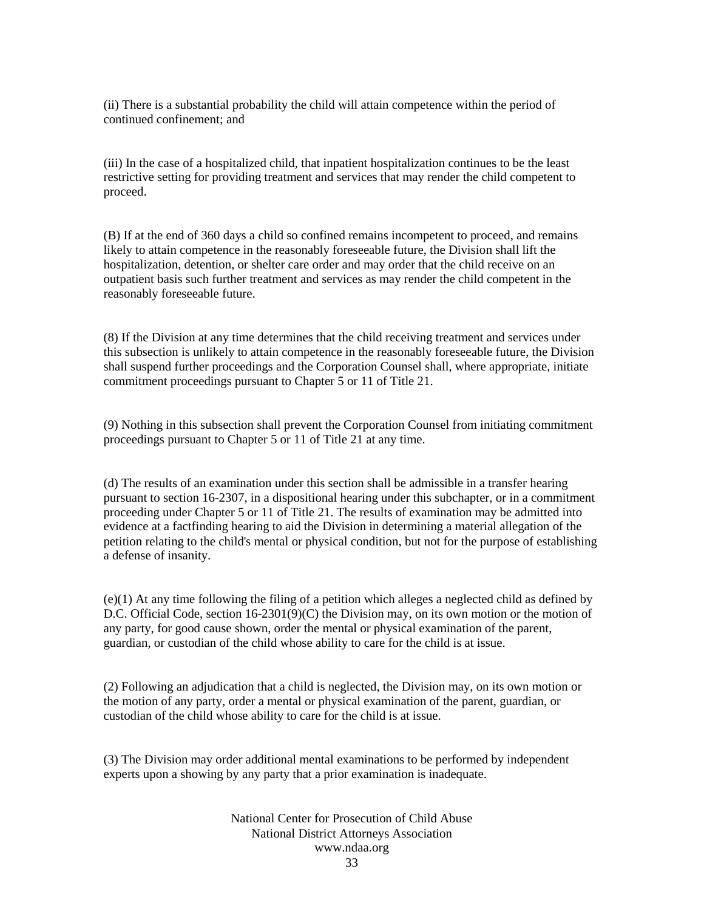(ii) There is a substantial probability the child will attain competence within the period of continued confinement; and

(iii) In the case of a hospitalized child, that inpatient hospitalization continues to be the least restrictive setting for providing treatment and services that may render the child competent to proceed.

(B) If at the end of 360 days a child so confined remains incompetent to proceed, and remains likely to attain competence in the reasonably foreseeable future, the Division shall lift the hospitalization, detention, or shelter care order and may order that the child receive on an outpatient basis such further treatment and services as may render the child competent in the reasonably foreseeable future.

(8) If the Division at any time determines that the child receiving treatment and services under this subsection is unlikely to attain competence in the reasonably foreseeable future, the Division shall suspend further proceedings and the Corporation Counsel shall, where appropriate, initiate commitment proceedings pursuant to Chapter 5 or 11 of Title 21.

(9) Nothing in this subsection shall prevent the Corporation Counsel from initiating commitment proceedings pursuant to Chapter 5 or 11 of Title 21 at any time.

(d) The results of an examination under this section shall be admissible in a transfer hearing pursuant to section 16-2307, in a dispositional hearing under this subchapter, or in a commitment proceeding under Chapter 5 or 11 of Title 21. The results of examination may be admitted into evidence at a factfinding hearing to aid the Division in determining a material allegation of the petition relating to the child's mental or physical condition, but not for the purpose of establishing a defense of insanity.

(e)(1) At any time following the filing of a petition which alleges a neglected child as defined by D.C. Official Code, section 16-2301(9)(C) the Division may, on its own motion or the motion of any party, for good cause shown, order the mental or physical examination of the parent, guardian, or custodian of the child whose ability to care for the child is at issue.

(2) Following an adjudication that a child is neglected, the Division may, on its own motion or the motion of any party, order a mental or physical examination of the parent, guardian, or custodian of the child whose ability to care for the child is at issue.

(3) The Division may order additional mental examinations to be performed by independent experts upon a showing by any party that a prior examination is inadequate.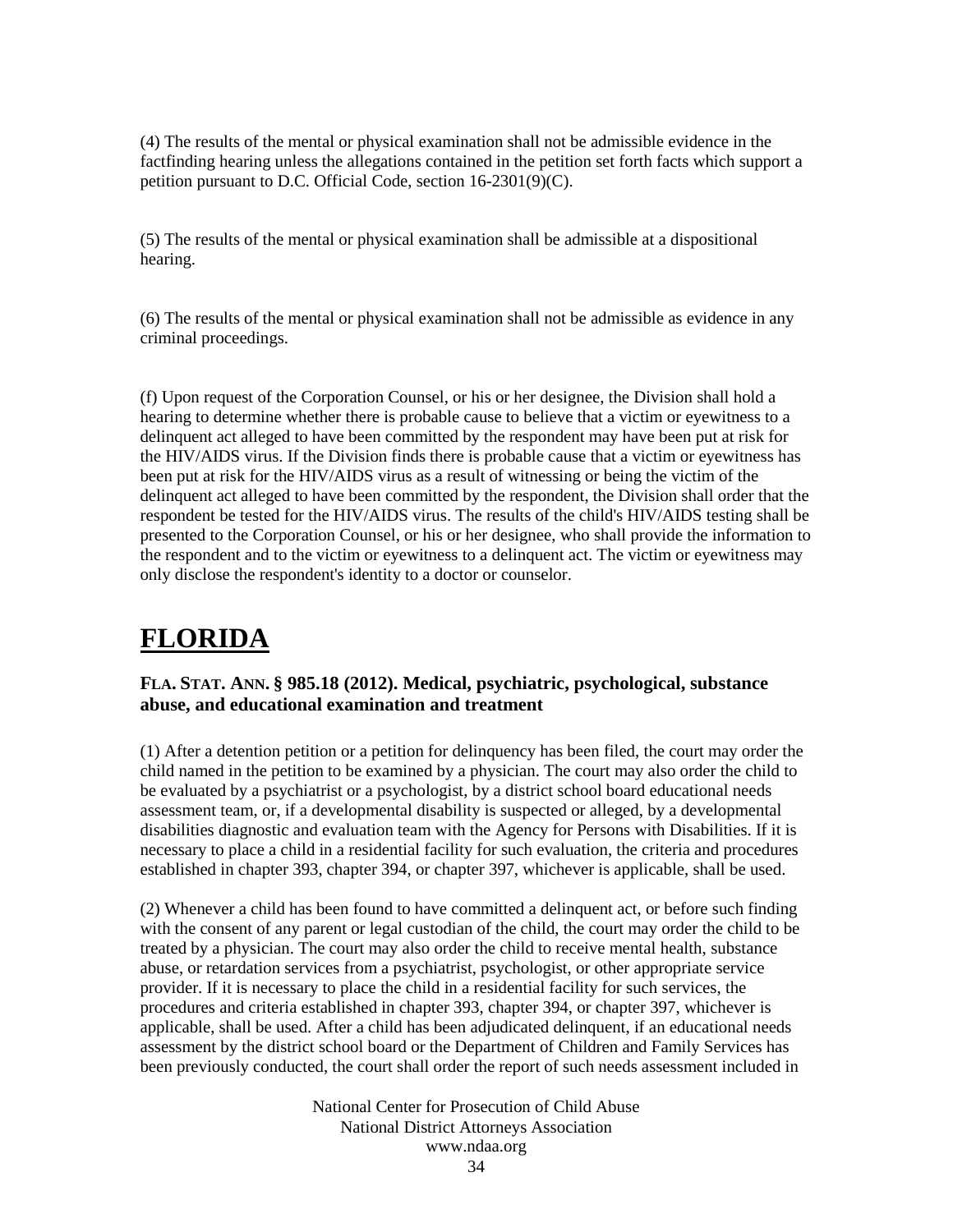(4) The results of the mental or physical examination shall not be admissible evidence in the factfinding hearing unless the allegations contained in the petition set forth facts which support a petition pursuant to D.C. Official Code, section 16-2301(9)(C).

(5) The results of the mental or physical examination shall be admissible at a dispositional hearing.

(6) The results of the mental or physical examination shall not be admissible as evidence in any criminal proceedings.

(f) Upon request of the Corporation Counsel, or his or her designee, the Division shall hold a hearing to determine whether there is probable cause to believe that a victim or eyewitness to a delinquent act alleged to have been committed by the respondent may have been put at risk for the HIV/AIDS virus. If the Division finds there is probable cause that a victim or eyewitness has been put at risk for the HIV/AIDS virus as a result of witnessing or being the victim of the delinquent act alleged to have been committed by the respondent, the Division shall order that the respondent be tested for the HIV/AIDS virus. The results of the child's HIV/AIDS testing shall be presented to the Corporation Counsel, or his or her designee, who shall provide the information to the respondent and to the victim or eyewitness to a delinquent act. The victim or eyewitness may only disclose the respondent's identity to a doctor or counselor.

# FLORIDA

### FLA. STAT. ANN. § 985.18 (2012). Medical, psychiatric, psychological, substance abuse, and educational examination and treatment

(1) After a detention petition or a petition for delinquency has been filed, the court may order the child named in the petition to be examined by a physician. The court may also order the child to be evaluated by a psychiatrist or a psychologist, by a district school board educational needs assessment team, or, if a developmental disability is suspected or alleged, by a developmental disabilities diagnostic and evaluation team with the Agency for Persons with Disabilities. If it is necessary to place a child in a residential facility for such evaluation, the criteria and procedures established in chapter 393, chapter 394, or chapter 397, whichever is applicable, shall be used.

(2) Whenever a child has been found to have committed a delinquent act, or before such finding with the consent of any parent or legal custodian of the child, the court may order the child to be treated by a physician. The court may also order the child to receive mental health, substance abuse, or retardation services from a psychiatrist, psychologist, or other appropriate service provider. If it is necessary to place the child in a residential facility for such services, the procedures and criteria established in chapter 393, chapter 394, or chapter 397, whichever is applicable, shall be used. After a child has been adjudicated delinquent, if an educational needs assessment by the district school board or the Department of Children and Family Services has been previously conducted, the court shall order the report of such needs assessment included in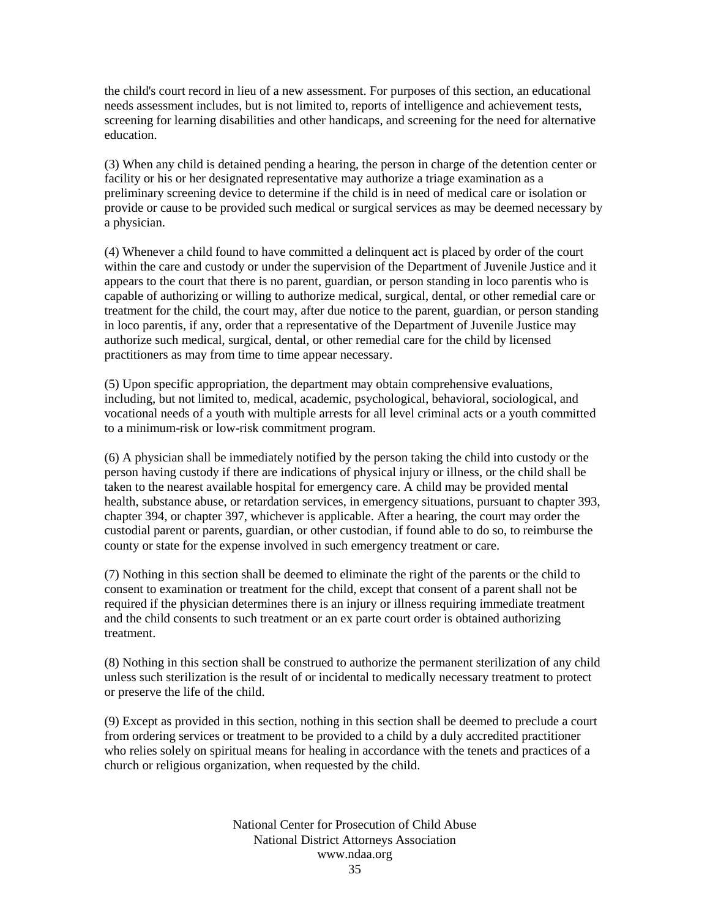the child's court record in lieu of a new assessment. For purposes of this section, an educational needs assessment includes, but is not limited to, reports of intelligence and achievement tests, screening for learning disabilities and other handicaps, and screening for the need for alternative education.

(3) When any child is detained pending a hearing, the person in charge of the detention center or facility or his or her designated representative may authorize a triage examination as a preliminary screening device to determine if the child is in need of medical care or isolation or provide or cause to be provided such medical or surgical services as may be deemed necessary by a physician.

(4) Whenever a child found to have committed a delinquent act is placed by order of the court within the care and custody or under the supervision of the Department of Juvenile Justice and it appears to the court that there is no parent, guardian, or person standing in loco parentis who is capable of authorizing or willing to authorize medical, surgical, dental, or other remedial care or treatment for the child, the court may, after due notice to the parent, guardian, or person standing in loco parentis, if any, order that a representative of the Department of Juvenile Justice may authorize such medical, surgical, dental, or other remedial care for the child by licensed practitioners as may from time to time appear necessary.

(5) Upon specific appropriation, the department may obtain comprehensive evaluations, including, but not limited to, medical, academic, psychological, behavioral, sociological, and vocational needs of a youth with multiple arrests for all level criminal acts or a youth committed to a minimum-risk or low-risk commitment program.

(6) A physician shall be immediately notified by the person taking the child into custody or the person having custody if there are indications of physical injury or illness, or the child shall be taken to the nearest available hospital for emergency care. A child may be provided mental health, substance abuse, or retardation services, in emergency situations, pursuant to chapter 393, chapter 394, or chapter 397, whichever is applicable. After a hearing, the court may order the custodial parent or parents, guardian, or other custodian, if found able to do so, to reimburse the county or state for the expense involved in such emergency treatment or care.

(7) Nothing in this section shall be deemed to eliminate the right of the parents or the child to consent to examination or treatment for the child, except that consent of a parent shall not be required if the physician determines there is an injury or illness requiring immediate treatment and the child consents to such treatment or an ex parte court order is obtained authorizing treatment.

(8) Nothing in this section shall be construed to authorize the permanent sterilization of any child unless such sterilization is the result of or incidental to medically necessary treatment to protect or preserve the life of the child.

(9) Except as provided in this section, nothing in this section shall be deemed to preclude a court from ordering services or treatment to be provided to a child by a duly accredited practitioner who relies solely on spiritual means for healing in accordance with the tenets and practices of a church or religious organization, when requested by the child.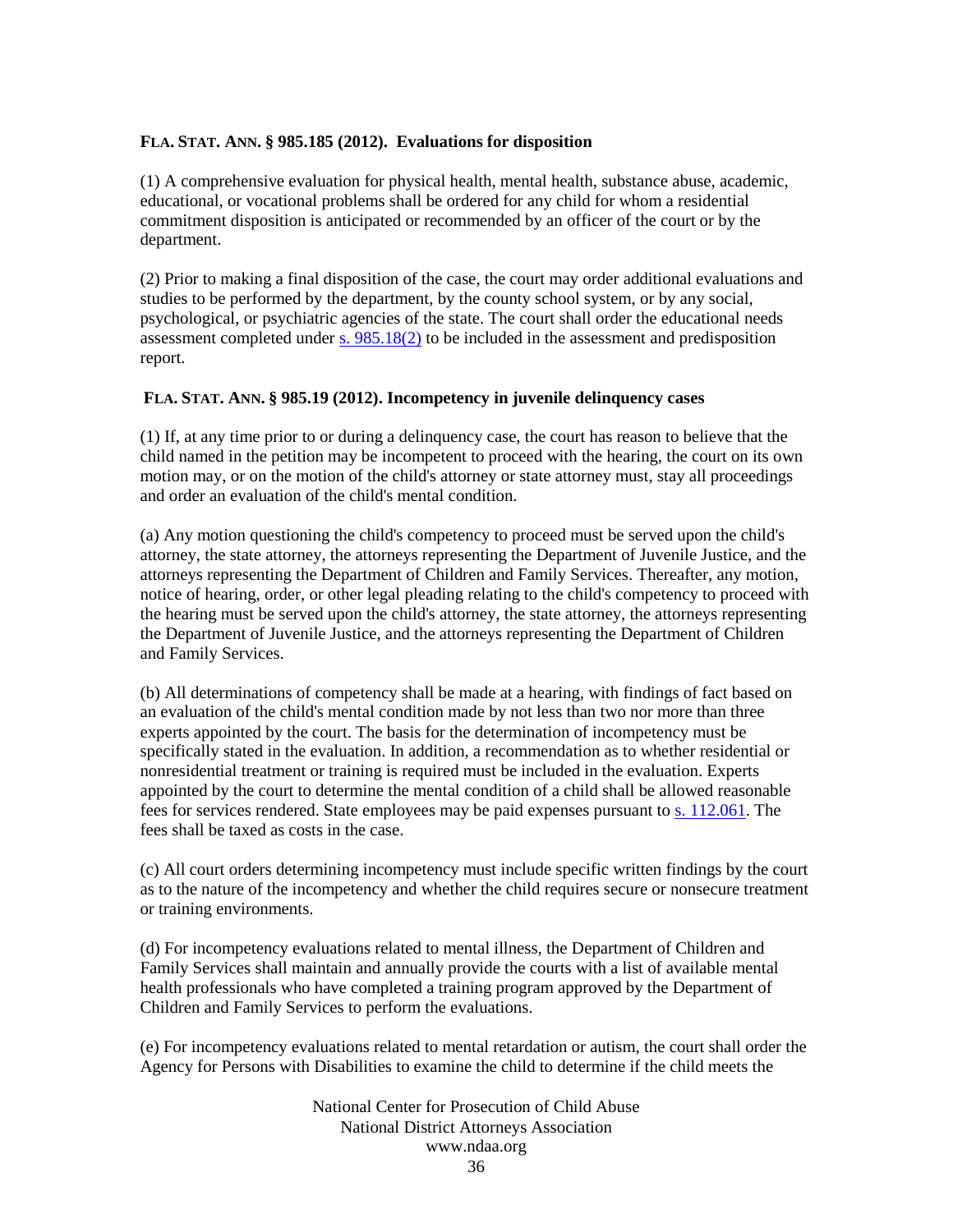**FLA. STAT. ANN. § 985.185 (2012). Evaluations for disposition**

(1) A comprehensive evaluation for physical health, mental health, substance abuse, academic, educational, or vocational problems shall be ordered for any child for whom a residential commitment disposition is anticipated or recommended by an officer of the court or by the department.

(2) Prior to making a final disposition of the case, the court may order additional evaluations and studies to be performed by the department, by the county school system, or by any social, psychological, or psychiatric agencies of the state. The court shall order the educational needs assessment completed under s. 985.18(2) to be included in the assessment and predisposition report.

**FLA. STAT. ANN. § 985.19 (2012). Incompetency in juvenile delinquency cases**

(1) If, at any time prior to or during a delinquency case, the court has reason to believe that the child named in the petition may be incompetent to proceed with the hearing, the court on its own motion may, or on the motion of the child's attorney or state attorney must, stay all proceedings and order an evaluation of the child's mental condition.

(a) Any motion questioning the child's competency to proceed must be served upon the child's attorney, the state attorney, the attorneys representing the Department of Juvenile Justice, and the attorneys representing the Department of Children and Family Services. Thereafter, any motion, notice of hearing, order, or other legal pleading relating to the child's competency to proceed with the hearing must be served upon the child's attorney, the state attorney, the attorneys representing the Department of Juvenile Justice, and the attorneys representing the Department of Children and Family Services.

(b) All determinations of competency shall be made at a hearing, with findings of fact based on an evaluation of the child's mental condition made by not less than two nor more than three experts appointed by the court. The basis for the determination of incompetency must be specifically stated in the evaluation. In addition, a recommendation as to whether residential or nonresidential treatment or training is required must be included in the evaluation. Experts appointed by the court to determine the mental condition of a child shall be allowed reasonable fees for services rendered. State employees may be paid expenses pursuant to s. 112.061. The fees shall be taxed as costs in the case.

(c) All court orders determining incompetency must include specific written findings by the court as to the nature of the incompetency and whether the child requires secure or nonsecure treatment or training environments.

(d) For incompetency evaluations related to mental illness, the Department of Children and Family Services shall maintain and annually provide the courts with a list of available mental health professionals who have completed a training program approved by the Department of Children and Family Services to perform the evaluations.

(e) For incompetency evaluations related to mental retardation or autism, the court shall order the Agency for Persons with Disabilities to examine the child to determine if the child meets the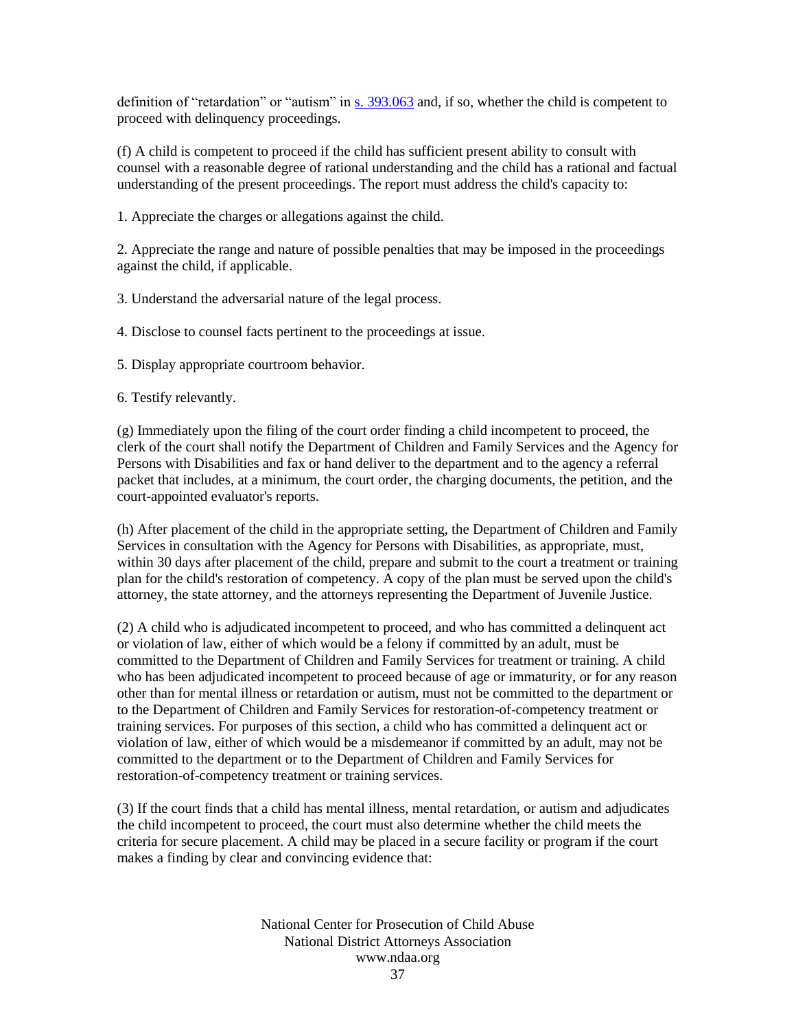definition of "retardation" or "autism" in [s. 393.063](s.%20393.063) and, if so, whether the child is competent to proceed with delinquency proceedings.

(f) A child is competent to proceed if the child has sufficient present ability to consult with counsel with a reasonable degree of rational understanding and the child has a rational and factual understanding of the present proceedings. The report must address the child's capacity to:

1. Appreciate the charges or allegations against the child.

2. Appreciate the range and nature of possible penalties that may be imposed in the proceedings against the child, if applicable.

3. Understand the adversarial nature of the legal process.

4. Disclose to counsel facts pertinent to the proceedings at issue.

5. Display appropriate courtroom behavior.

6. Testify relevantly.

(g) Immediately upon the filing of the court order finding a child incompetent to proceed, the clerk of the court shall notify the Department of Children and Family Services and the Agency for Persons with Disabilities and fax or hand deliver to the department and to the agency a referral packet that includes, at a minimum, the court order, the charging documents, the petition, and the court-appointed evaluator's reports.

(h) After placement of the child in the appropriate setting, the Department of Children and Family Services in consultation with the Agency for Persons with Disabilities, as appropriate, must, within 30 days after placement of the child, prepare and submit to the court a treatment or training plan for the child's restoration of competency. A copy of the plan must be served upon the child's attorney, the state attorney, and the attorneys representing the Department of Juvenile Justice.

(2) A child who is adjudicated incompetent to proceed, and who has committed a delinquent act or violation of law, either of which would be a felony if committed by an adult, must be committed to the Department of Children and Family Services for treatment or training. A child who has been adjudicated incompetent to proceed because of age or immaturity, or for any reason other than for mental illness or retardation or autism, must not be committed to the department or to the Department of Children and Family Services for restoration-of-competency treatment or training services. For purposes of this section, a child who has committed a delinquent act or violation of law, either of which would be a misdemeanor if committed by an adult, may not be committed to the department or to the Department of Children and Family Services for restoration-of-competency treatment or training services.

(3) If the court finds that a child has mental illness, mental retardation, or autism and adjudicates the child incompetent to proceed, the court must also determine whether the child meets the criteria for secure placement. A child may be placed in a secure facility or program if the court makes a finding by clear and convincing evidence that: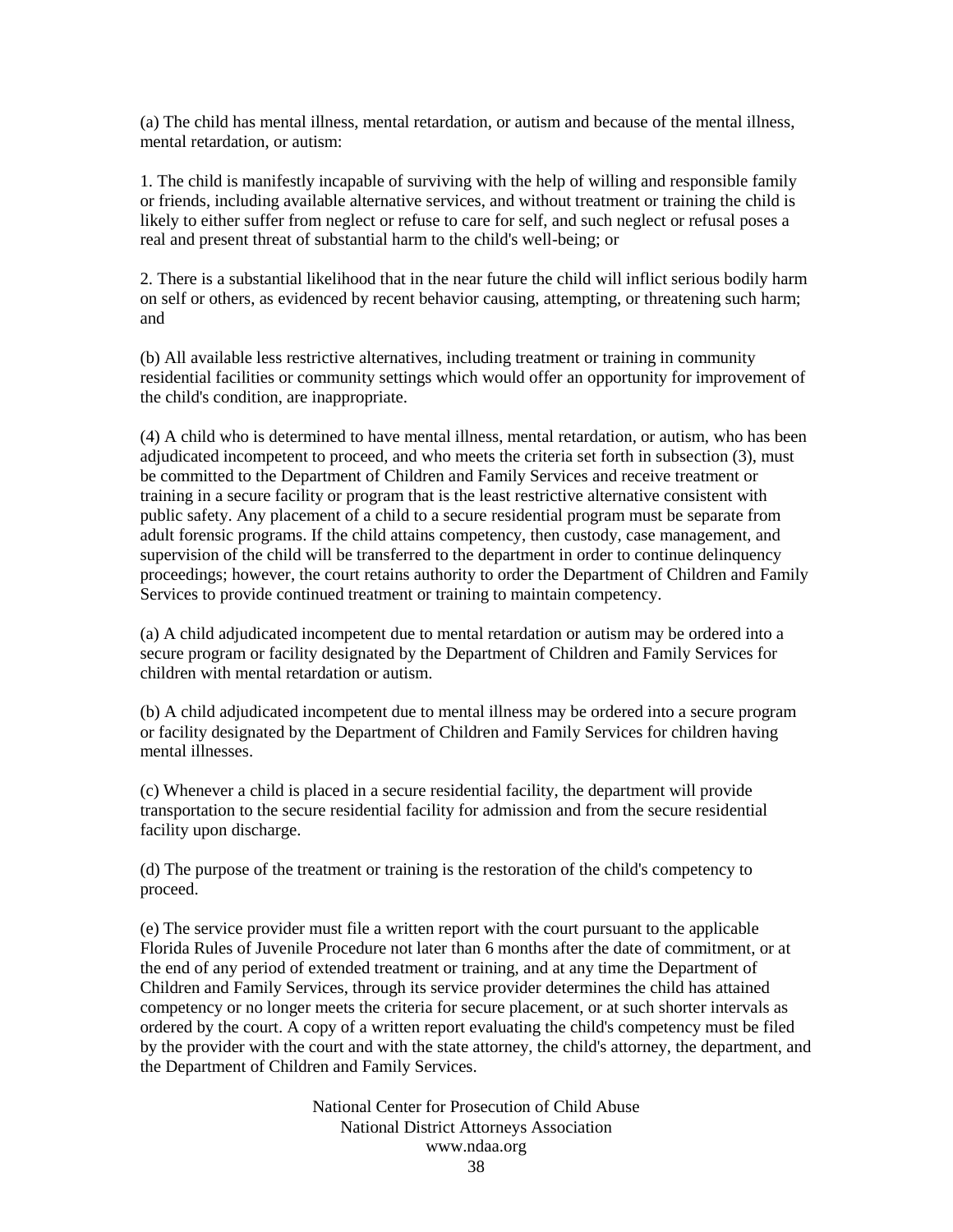(a) The child has mental illness, mental retardation, or autism and because of the mental illness, mental retardation, or autism:

1. The child is manifestly incapable of surviving with the help of willing and responsible family or friends, including available alternative services, and without treatment or training the child is likely to either suffer from neglect or refuse to care for self, and such neglect or refusal poses a real and present threat of substantial harm to the child's well-being; or

2. There is a substantial likelihood that in the near future the child will inflict serious bodily harm on self or others, as evidenced by recent behavior causing, attempting, or threatening such harm; and

(b) All available less restrictive alternatives, including treatment or training in community residential facilities or community settings which would offer an opportunity for improvement of the child's condition, are inappropriate.

(4) A child who is determined to have mental illness, mental retardation, or autism, who has been adjudicated incompetent to proceed, and who meets the criteria set forth in subsection (3), must be committed to the Department of Children and Family Services and receive treatment or training in a secure facility or program that is the least restrictive alternative consistent with public safety. Any placement of a child to a secure residential program must be separate from adult forensic programs. If the child attains competency, then custody, case management, and supervision of the child will be transferred to the department in order to continue delinquency proceedings; however, the court retains authority to order the Department of Children and Family Services to provide continued treatment or training to maintain competency.

(a) A child adjudicated incompetent due to mental retardation or autism may be ordered into a secure program or facility designated by the Department of Children and Family Services for children with mental retardation or autism.

(b) A child adjudicated incompetent due to mental illness may be ordered into a secure program or facility designated by the Department of Children and Family Services for children having mental illnesses.

(c) Whenever a child is placed in a secure residential facility, the department will provide transportation to the secure residential facility for admission and from the secure residential facility upon discharge.

(d) The purpose of the treatment or training is the restoration of the child's competency to proceed.

(e) The service provider must file a written report with the court pursuant to the applicable Florida Rules of Juvenile Procedure not later than 6 months after the date of commitment, or at the end of any period of extended treatment or training, and at any time the Department of Children and Family Services, through its service provider determines the child has attained competency or no longer meets the criteria for secure placement, or at such shorter intervals as ordered by the court. A copy of a written report evaluating the child's competency must be filed by the provider with the court and with the state attorney, the child's attorney, the department, and the Department of Children and Family Services.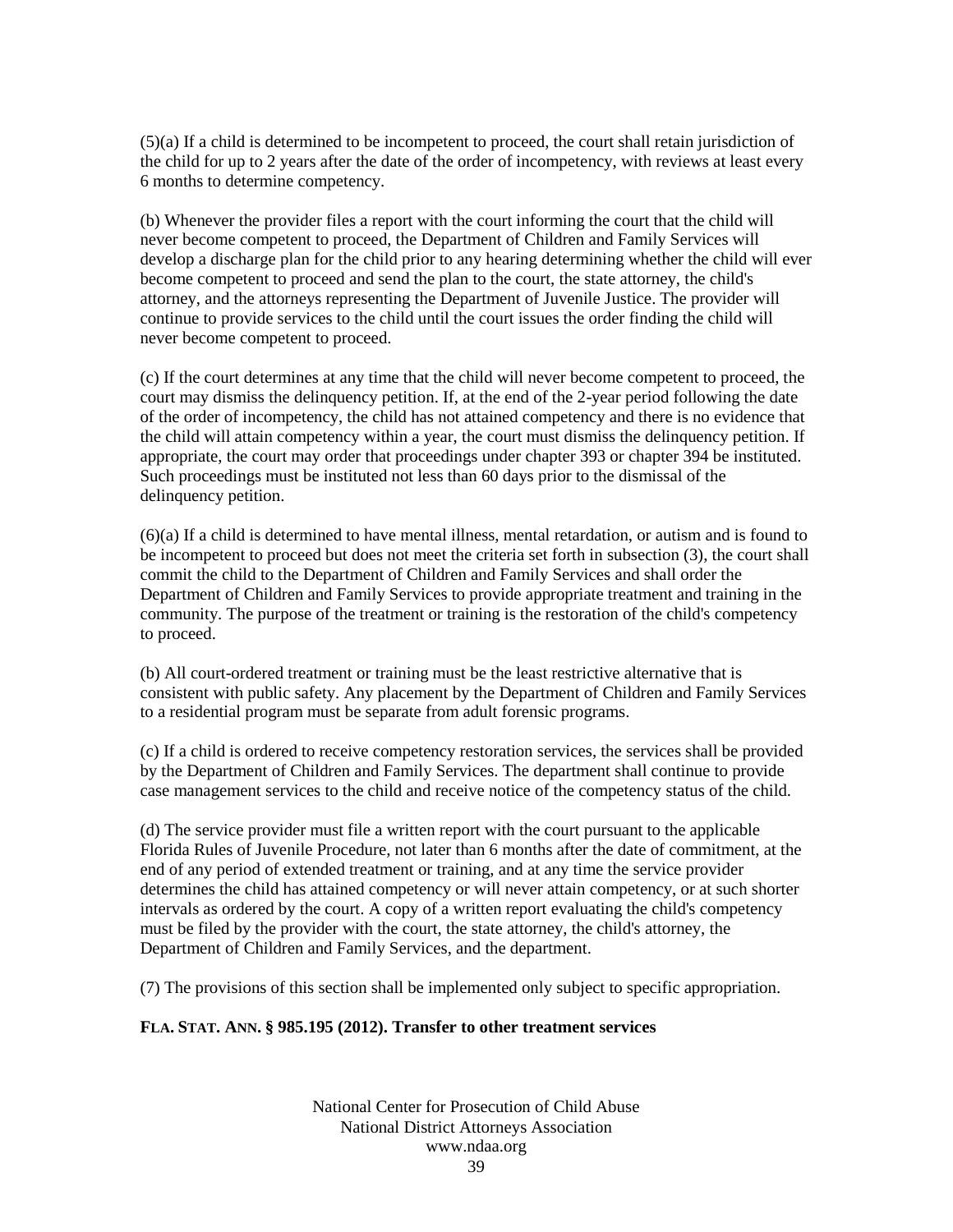(5)(a) If a child is determined to be incompetent to proceed, the court shall retain jurisdiction of the child for up to 2 years after the date of the order of incompetency, with reviews at least every 6 months to determine competency.

(b) Whenever the provider files a report with the court informing the court that the child will never become competent to proceed, the Department of Children and Family Services will develop a discharge plan for the child prior to any hearing determining whether the child will ever become competent to proceed and send the plan to the court, the state attorney, the child's attorney, and the attorneys representing the Department of Juvenile Justice. The provider will continue to provide services to the child until the court issues the order finding the child will never become competent to proceed.

(c) If the court determines at any time that the child will never become competent to proceed, the court may dismiss the delinquency petition. If, at the end of the 2-year period following the date of the order of incompetency, the child has not attained competency and there is no evidence that the child will attain competency within a year, the court must dismiss the delinquency petition. If appropriate, the court may order that proceedings under chapter 393 or chapter 394 be instituted. Such proceedings must be instituted not less than 60 days prior to the dismissal of the delinquency petition.

(6)(a) If a child is determined to have mental illness, mental retardation, or autism and is found to be incompetent to proceed but does not meet the criteria set forth in subsection (3), the court shall commit the child to the Department of Children and Family Services and shall order the Department of Children and Family Services to provide appropriate treatment and training in the community. The purpose of the treatment or training is the restoration of the child's competency to proceed.

(b) All court-ordered treatment or training must be the least restrictive alternative that is consistent with public safety. Any placement by the Department of Children and Family Services to a residential program must be separate from adult forensic programs.

(c) If a child is ordered to receive competency restoration services, the services shall be provided by the Department of Children and Family Services. The department shall continue to provide case management services to the child and receive notice of the competency status of the child.

(d) The service provider must file a written report with the court pursuant to the applicable Florida Rules of Juvenile Procedure, not later than 6 months after the date of commitment, at the end of any period of extended treatment or training, and at any time the service provider determines the child has attained competency or will never attain competency, or at such shorter intervals as ordered by the court. A copy of a written report evaluating the child's competency must be filed by the provider with the court, the state attorney, the child's attorney, the Department of Children and Family Services, and the department.

(7) The provisions of this section shall be implemented only subject to specific appropriation.

**FLA. STAT. ANN. § 985.195 (2012). Transfer to other treatment services**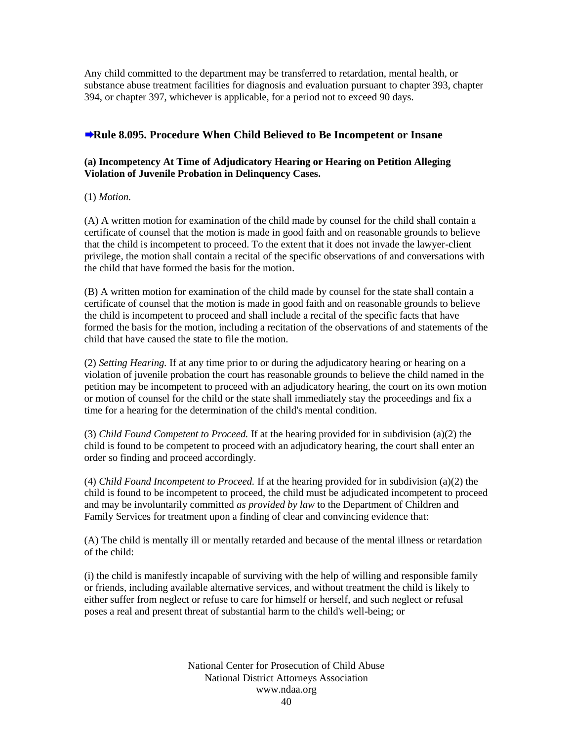Any child committed to the department may be transferred to retardation, mental health, or substance abuse treatment facilities for diagnosis and evaluation pursuant to chapter 393, chapter 394, or chapter 397, whichever is applicable, for a period not to exceed 90 days.

## ➡Rule 8.095. Procedure When Child Believed to Be Incompetent or Insane

**(a) Incompetency At Time of Adjudicatory Hearing or Hearing on Petition Alleging Violation of Juvenile Probation in Delinquency Cases.**

(1) *Motion.*

(A) A written motion for examination of the child made by counsel for the child shall contain a certificate of counsel that the motion is made in good faith and on reasonable grounds to believe that the child is incompetent to proceed. To the extent that it does not invade the lawyer-client privilege, the motion shall contain a recital of the specific observations of and conversations with the child that have formed the basis for the motion.

(B) A written motion for examination of the child made by counsel for the state shall contain a certificate of counsel that the motion is made in good faith and on reasonable grounds to believe the child is incompetent to proceed and shall include a recital of the specific facts that have formed the basis for the motion, including a recitation of the observations of and statements of the child that have caused the state to file the motion.

(2) *Setting Hearing.* If at any time prior to or during the adjudicatory hearing or hearing on a violation of juvenile probation the court has reasonable grounds to believe the child named in the petition may be incompetent to proceed with an adjudicatory hearing, the court on its own motion or motion of counsel for the child or the state shall immediately stay the proceedings and fix a time for a hearing for the determination of the child's mental condition.

(3) *Child Found Competent to Proceed.* If at the hearing provided for in subdivision (a)(2) the child is found to be competent to proceed with an adjudicatory hearing, the court shall enter an order so finding and proceed accordingly.

(4) *Child Found Incompetent to Proceed.* If at the hearing provided for in subdivision (a)(2) the child is found to be incompetent to proceed, the child must be adjudicated incompetent to proceed and may be involuntarily committed *as provided by law* to the Department of Children and Family Services for treatment upon a finding of clear and convincing evidence that:

(A) The child is mentally ill or mentally retarded and because of the mental illness or retardation of the child:

(i) the child is manifestly incapable of surviving with the help of willing and responsible family or friends, including available alternative services, and without treatment the child is likely to either suffer from neglect or refuse to care for himself or herself, and such neglect or refusal poses a real and present threat of substantial harm to the child's well-being; or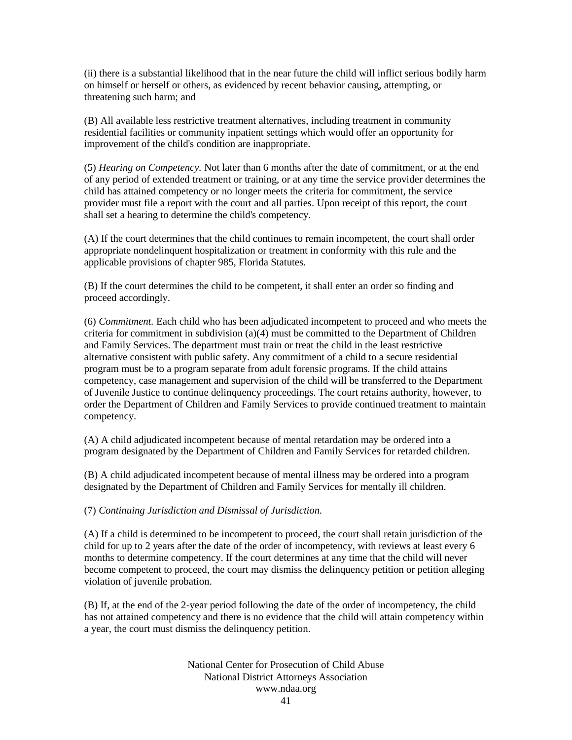(ii) there is a substantial likelihood that in the near future the child will inflict serious bodily harm on himself or herself or others, as evidenced by recent behavior causing, attempting, or threatening such harm; and

(B) All available less restrictive treatment alternatives, including treatment in community residential facilities or community inpatient settings which would offer an opportunity for improvement of the child's condition are inappropriate.

(5) *Hearing on Competency.* Not later than 6 months after the date of commitment, or at the end of any period of extended treatment or training, or at any time the service provider determines the child has attained competency or no longer meets the criteria for commitment, the service provider must file a report with the court and all parties. Upon receipt of this report, the court shall set a hearing to determine the child's competency.

(A) If the court determines that the child continues to remain incompetent, the court shall order appropriate nondelinquent hospitalization or treatment in conformity with this rule and the applicable provisions of chapter 985, Florida Statutes.

(B) If the court determines the child to be competent, it shall enter an order so finding and proceed accordingly.

(6) *Commitment.* Each child who has been adjudicated incompetent to proceed and who meets the criteria for commitment in subdivision (a)(4) must be committed to the Department of Children and Family Services. The department must train or treat the child in the least restrictive alternative consistent with public safety. Any commitment of a child to a secure residential program must be to a program separate from adult forensic programs. If the child attains competency, case management and supervision of the child will be transferred to the Department of Juvenile Justice to continue delinquency proceedings. The court retains authority, however, to order the Department of Children and Family Services to provide continued treatment to maintain competency.

(A) A child adjudicated incompetent because of mental retardation may be ordered into a program designated by the Department of Children and Family Services for retarded children.

(B) A child adjudicated incompetent because of mental illness may be ordered into a program designated by the Department of Children and Family Services for mentally ill children.

(7) *Continuing Jurisdiction and Dismissal of Jurisdiction.*

(A) If a child is determined to be incompetent to proceed, the court shall retain jurisdiction of the child for up to 2 years after the date of the order of incompetency, with reviews at least every 6 months to determine competency. If the court determines at any time that the child will never become competent to proceed, the court may dismiss the delinquency petition or petition alleging violation of juvenile probation.

(B) If, at the end of the 2-year period following the date of the order of incompetency, the child has not attained competency and there is no evidence that the child will attain competency within a year, the court must dismiss the delinquency petition.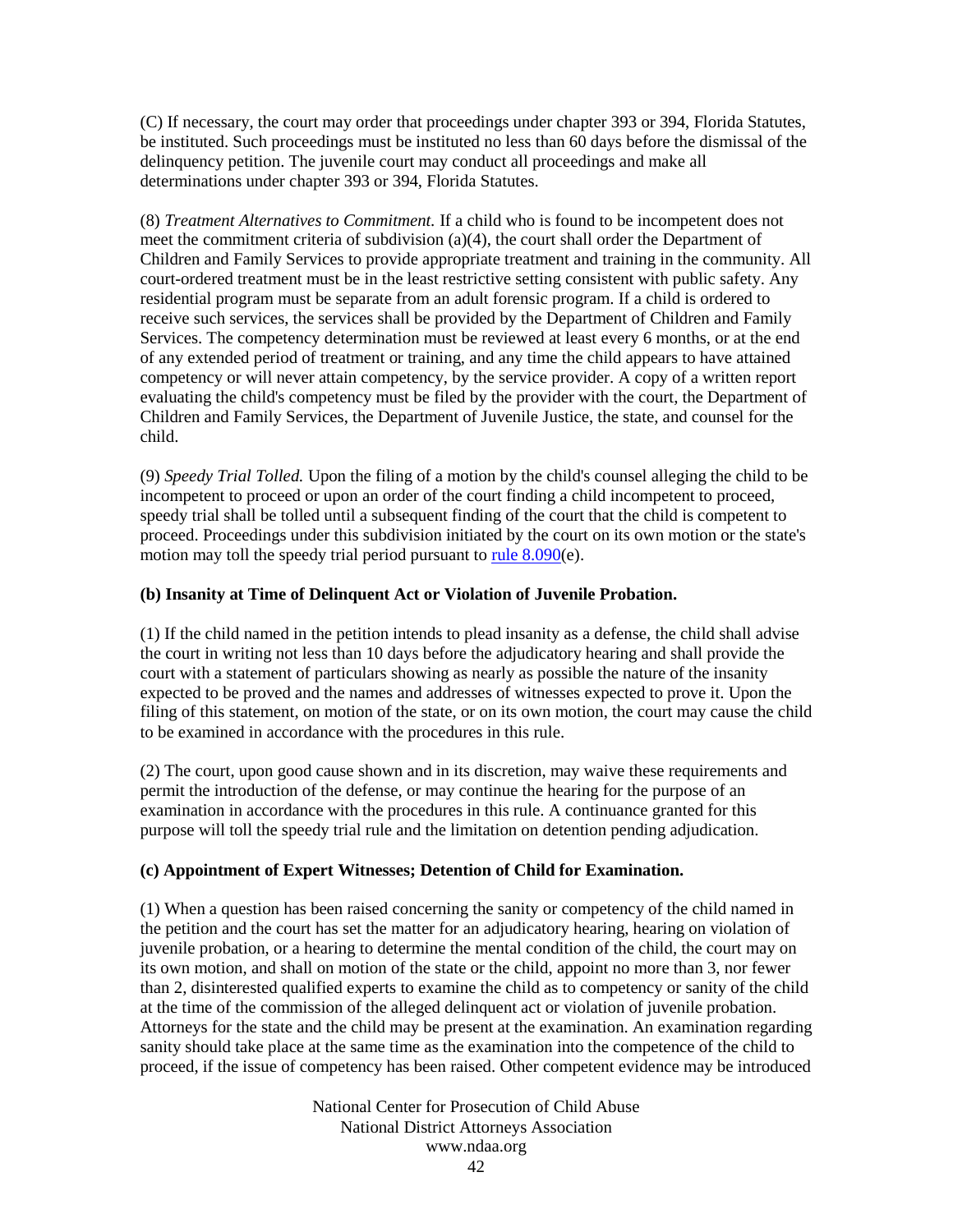(C) If necessary, the court may order that proceedings under chapter 393 or 394, Florida Statutes, be instituted. Such proceedings must be instituted no less than 60 days before the dismissal of the delinquency petition. The juvenile court may conduct all proceedings and make all determinations under chapter 393 or 394, Florida Statutes.

(8) *Treatment Alternatives to Commitment.* If a child who is found to be incompetent does not meet the commitment criteria of subdivision (a)(4), the court shall order the Department of Children and Family Services to provide appropriate treatment and training in the community. All court-ordered treatment must be in the least restrictive setting consistent with public safety. Any residential program must be separate from an adult forensic program. If a child is ordered to receive such services, the services shall be provided by the Department of Children and Family Services. The competency determination must be reviewed at least every 6 months, or at the end of any extended period of treatment or training, and any time the child appears to have attained competency or will never attain competency, by the service provider. A copy of a written report evaluating the child's competency must be filed by the provider with the court, the Department of Children and Family Services, the Department of Juvenile Justice, the state, and counsel for the child.

(9) *Speedy Trial Tolled.* Upon the filing of a motion by the child's counsel alleging the child to be incompetent to proceed or upon an order of the court finding a child incompetent to proceed, speedy trial shall be tolled until a subsequent finding of the court that the child is competent to proceed. Proceedings under this subdivision initiated by the court on its own motion or the state's motion may toll the speedy trial period pursuant to rule 8.090(e).

**(b) Insanity at Time of Delinquent Act or Violation of Juvenile Probation.**

(1) If the child named in the petition intends to plead insanity as a defense, the child shall advise the court in writing not less than 10 days before the adjudicatory hearing and shall provide the court with a statement of particulars showing as nearly as possible the nature of the insanity expected to be proved and the names and addresses of witnesses expected to prove it. Upon the filing of this statement, on motion of the state, or on its own motion, the court may cause the child to be examined in accordance with the procedures in this rule.

(2) The court, upon good cause shown and in its discretion, may waive these requirements and permit the introduction of the defense, or may continue the hearing for the purpose of an examination in accordance with the procedures in this rule. A continuance granted for this purpose will toll the speedy trial rule and the limitation on detention pending adjudication.

**(c) Appointment of Expert Witnesses; Detention of Child for Examination.**

(1) When a question has been raised concerning the sanity or competency of the child named in the petition and the court has set the matter for an adjudicatory hearing, hearing on violation of juvenile probation, or a hearing to determine the mental condition of the child, the court may on its own motion, and shall on motion of the state or the child, appoint no more than 3, nor fewer than 2, disinterested qualified experts to examine the child as to competency or sanity of the child at the time of the commission of the alleged delinquent act or violation of juvenile probation. Attorneys for the state and the child may be present at the examination. An examination regarding sanity should take place at the same time as the examination into the competence of the child to proceed, if the issue of competency has been raised. Other competent evidence may be introduced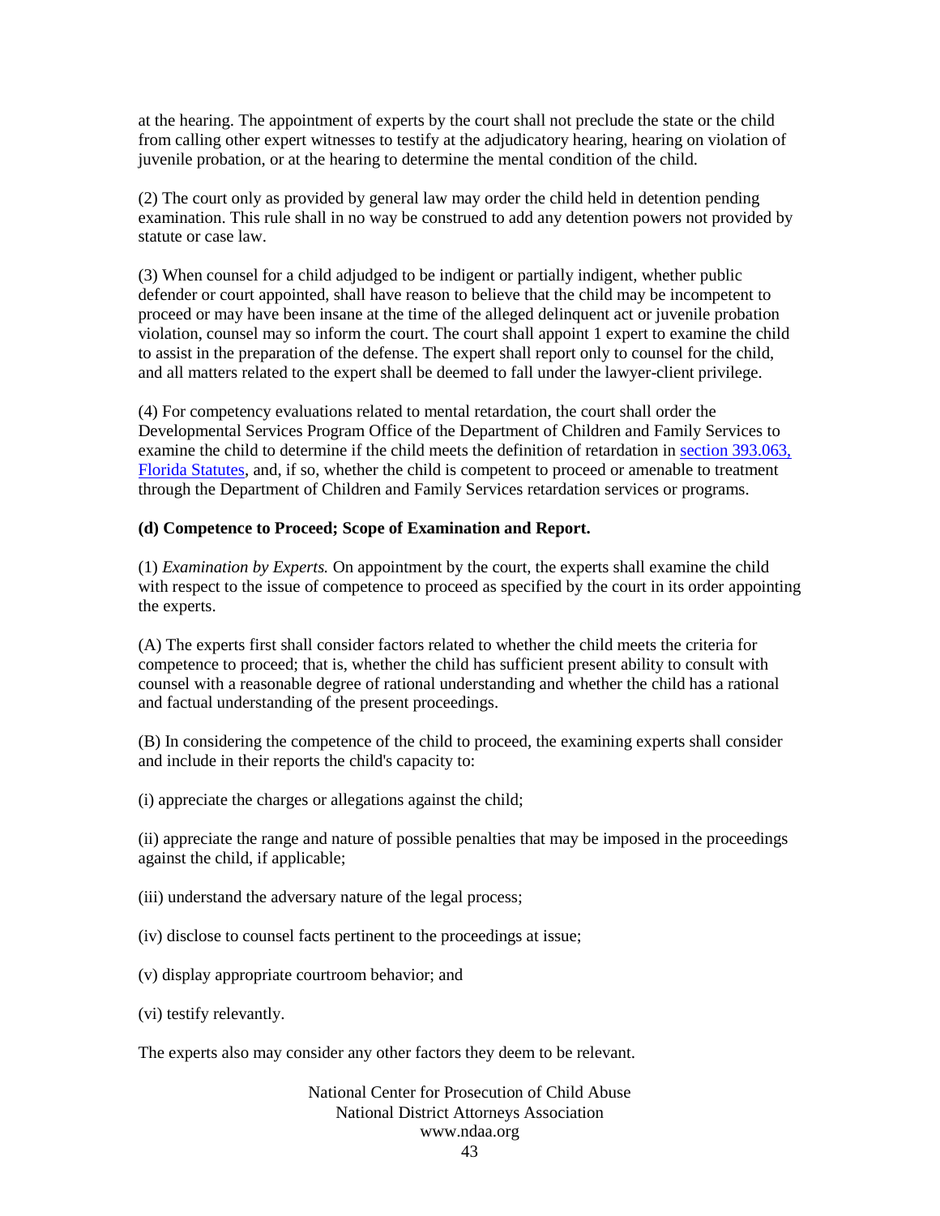at the hearing. The appointment of experts by the court shall not preclude the state or the child from calling other expert witnesses to testify at the adjudicatory hearing, hearing on violation of juvenile probation, or at the hearing to determine the mental condition of the child.

(2) The court only as provided by general law may order the child held in detention pending examination. This rule shall in no way be construed to add any detention powers not provided by statute or case law.

(3) When counsel for a child adjudged to be indigent or partially indigent, whether public defender or court appointed, shall have reason to believe that the child may be incompetent to proceed or may have been insane at the time of the alleged delinquent act or juvenile probation violation, counsel may so inform the court. The court shall appoint 1 expert to examine the child to assist in the preparation of the defense. The expert shall report only to counsel for the child, and all matters related to the expert shall be deemed to fall under the lawyer-client privilege.

(4) For competency evaluations related to mental retardation, the court shall order the Developmental Services Program Office of the Department of Children and Family Services to examine the child to determine if the child meets the definition of retardation in section 393.063, Florida Statutes, and, if so, whether the child is competent to proceed or amenable to treatment through the Department of Children and Family Services retardation services or programs.

**(d) Competence to Proceed; Scope of Examination and Report.**

(1) *Examination by Experts.* On appointment by the court, the experts shall examine the child with respect to the issue of competence to proceed as specified by the court in its order appointing the experts.

(A) The experts first shall consider factors related to whether the child meets the criteria for competence to proceed; that is, whether the child has sufficient present ability to consult with counsel with a reasonable degree of rational understanding and whether the child has a rational and factual understanding of the present proceedings.

(B) In considering the competence of the child to proceed, the examining experts shall consider and include in their reports the child's capacity to:

(i) appreciate the charges or allegations against the child;

(ii) appreciate the range and nature of possible penalties that may be imposed in the proceedings against the child, if applicable;

(iii) understand the adversary nature of the legal process;

(iv) disclose to counsel facts pertinent to the proceedings at issue;

(v) display appropriate courtroom behavior; and

(vi) testify relevantly.

The experts also may consider any other factors they deem to be relevant.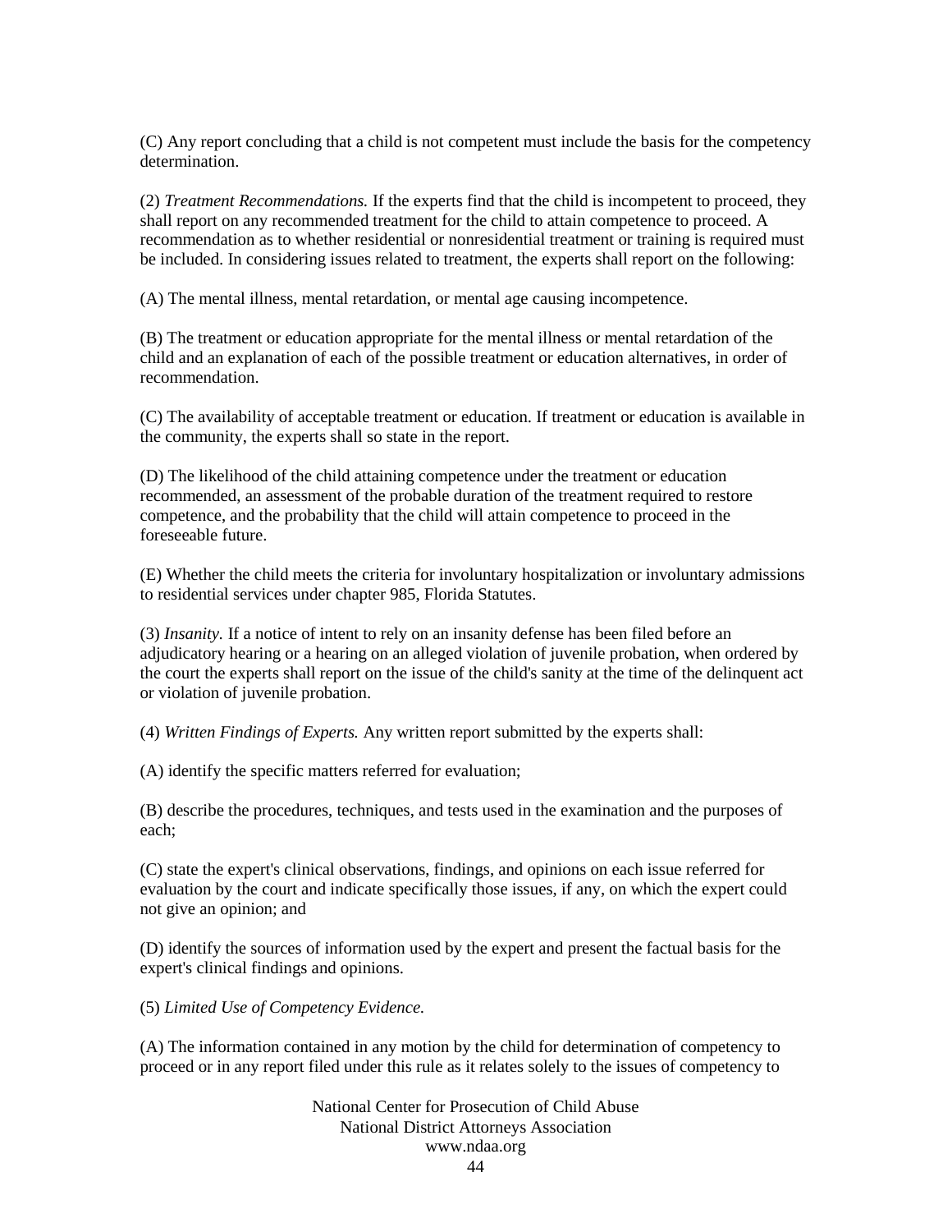(C) Any report concluding that a child is not competent must include the basis for the competency determination.

(2) *Treatment Recommendations.* If the experts find that the child is incompetent to proceed, they shall report on any recommended treatment for the child to attain competence to proceed. A recommendation as to whether residential or nonresidential treatment or training is required must be included. In considering issues related to treatment, the experts shall report on the following:

(A) The mental illness, mental retardation, or mental age causing incompetence.

(B) The treatment or education appropriate for the mental illness or mental retardation of the child and an explanation of each of the possible treatment or education alternatives, in order of recommendation.

(C) The availability of acceptable treatment or education. If treatment or education is available in the community, the experts shall so state in the report.

(D) The likelihood of the child attaining competence under the treatment or education recommended, an assessment of the probable duration of the treatment required to restore competence, and the probability that the child will attain competence to proceed in the foreseeable future.

(E) Whether the child meets the criteria for involuntary hospitalization or involuntary admissions to residential services under chapter 985, Florida Statutes.

(3) *Insanity.* If a notice of intent to rely on an insanity defense has been filed before an adjudicatory hearing or a hearing on an alleged violation of juvenile probation, when ordered by the court the experts shall report on the issue of the child's sanity at the time of the delinquent act or violation of juvenile probation.

(4) *Written Findings of Experts.* Any written report submitted by the experts shall:

(A) identify the specific matters referred for evaluation;

(B) describe the procedures, techniques, and tests used in the examination and the purposes of each;

(C) state the expert's clinical observations, findings, and opinions on each issue referred for evaluation by the court and indicate specifically those issues, if any, on which the expert could not give an opinion; and

(D) identify the sources of information used by the expert and present the factual basis for the expert's clinical findings and opinions.

(5) *Limited Use of Competency Evidence.*

(A) The information contained in any motion by the child for determination of competency to proceed or in any report filed under this rule as it relates solely to the issues of competency to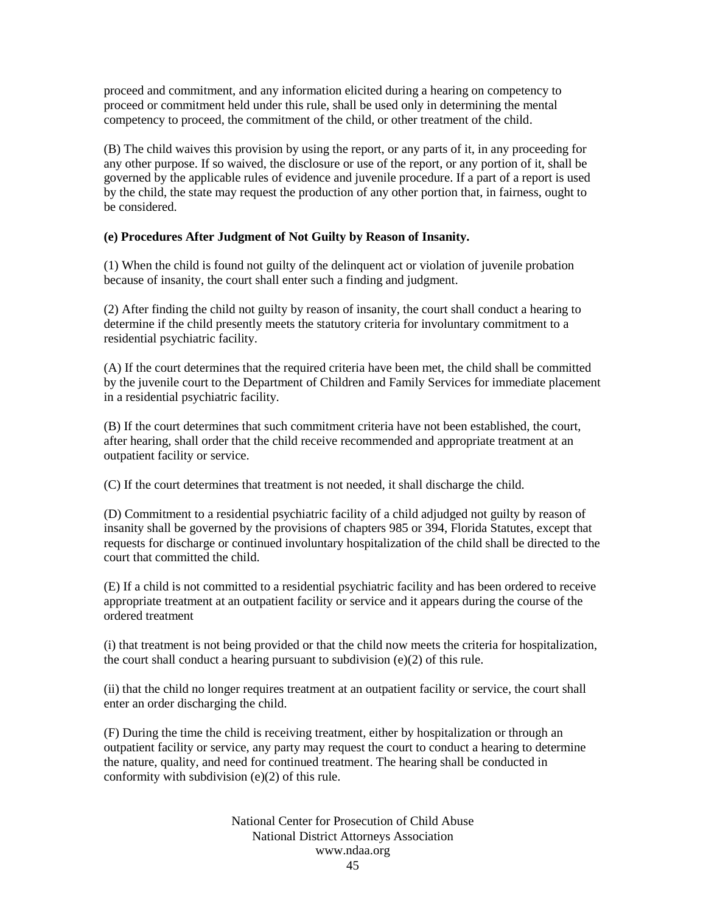proceed and commitment, and any information elicited during a hearing on competency to proceed or commitment held under this rule, shall be used only in determining the mental competency to proceed, the commitment of the child, or other treatment of the child.

(B) The child waives this provision by using the report, or any parts of it, in any proceeding for any other purpose. If so waived, the disclosure or use of the report, or any portion of it, shall be governed by the applicable rules of evidence and juvenile procedure. If a part of a report is used by the child, the state may request the production of any other portion that, in fairness, ought to be considered.

**(e) Procedures After Judgment of Not Guilty by Reason of Insanity.**

(1) When the child is found not guilty of the delinquent act or violation of juvenile probation because of insanity, the court shall enter such a finding and judgment.

(2) After finding the child not guilty by reason of insanity, the court shall conduct a hearing to determine if the child presently meets the statutory criteria for involuntary commitment to a residential psychiatric facility.

(A) If the court determines that the required criteria have been met, the child shall be committed by the juvenile court to the Department of Children and Family Services for immediate placement in a residential psychiatric facility.

(B) If the court determines that such commitment criteria have not been established, the court, after hearing, shall order that the child receive recommended and appropriate treatment at an outpatient facility or service.

(C) If the court determines that treatment is not needed, it shall discharge the child.

(D) Commitment to a residential psychiatric facility of a child adjudged not guilty by reason of insanity shall be governed by the provisions of chapters 985 or 394, Florida Statutes, except that requests for discharge or continued involuntary hospitalization of the child shall be directed to the court that committed the child.

(E) If a child is not committed to a residential psychiatric facility and has been ordered to receive appropriate treatment at an outpatient facility or service and it appears during the course of the ordered treatment

(i) that treatment is not being provided or that the child now meets the criteria for hospitalization, the court shall conduct a hearing pursuant to subdivision (e)(2) of this rule.

(ii) that the child no longer requires treatment at an outpatient facility or service, the court shall enter an order discharging the child.

(F) During the time the child is receiving treatment, either by hospitalization or through an outpatient facility or service, any party may request the court to conduct a hearing to determine the nature, quality, and need for continued treatment. The hearing shall be conducted in conformity with subdivision (e)(2) of this rule.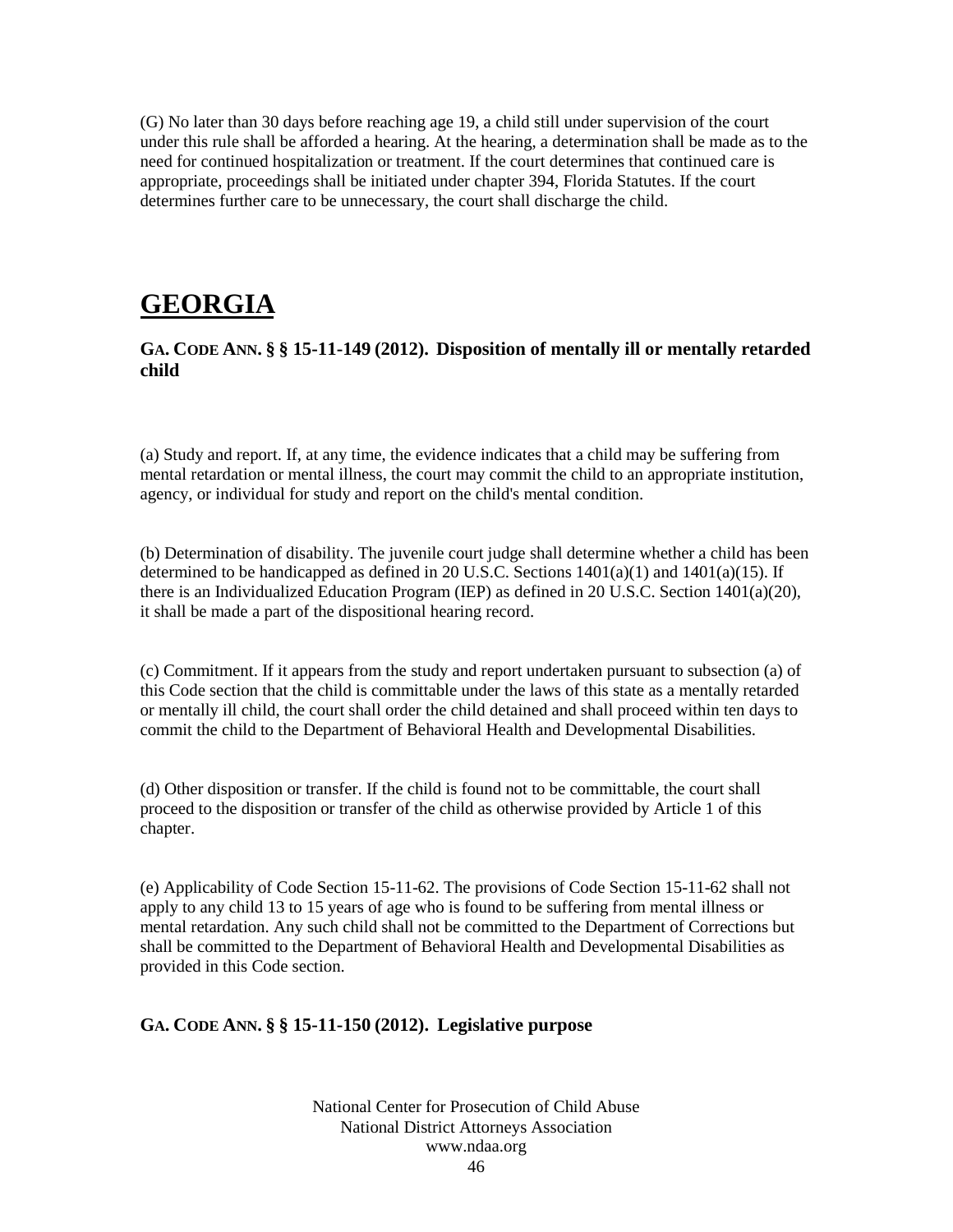(G) No later than 30 days before reaching age 19, a child still under supervision of the court under this rule shall be afforded a hearing. At the hearing, a determination shall be made as to the need for continued hospitalization or treatment. If the court determines that continued care is appropriate, proceedings shall be initiated under chapter 394, Florida Statutes. If the court determines further care to be unnecessary, the court shall discharge the child.

# GEORGIA

### GA. CODE ANN. § § 15-11-149 (2012). Disposition of mentally ill or mentally retarded child

(a) Study and report. If, at any time, the evidence indicates that a child may be suffering from mental retardation or mental illness, the court may commit the child to an appropriate institution, agency, or individual for study and report on the child's mental condition.

(b) Determination of disability. The juvenile court judge shall determine whether a child has been determined to be handicapped as defined in 20 U.S.C. Sections 1401(a)(1) and 1401(a)(15). If there is an Individualized Education Program (IEP) as defined in 20 U.S.C. Section 1401(a)(20), it shall be made a part of the dispositional hearing record.

(c) Commitment. If it appears from the study and report undertaken pursuant to subsection (a) of this Code section that the child is committable under the laws of this state as a mentally retarded or mentally ill child, the court shall order the child detained and shall proceed within ten days to commit the child to the Department of Behavioral Health and Developmental Disabilities.

(d) Other disposition or transfer. If the child is found not to be committable, the court shall proceed to the disposition or transfer of the child as otherwise provided by Article 1 of this chapter.

(e) Applicability of Code Section 15-11-62. The provisions of Code Section 15-11-62 shall not apply to any child 13 to 15 years of age who is found to be suffering from mental illness or mental retardation. Any such child shall not be committed to the Department of Corrections but shall be committed to the Department of Behavioral Health and Developmental Disabilities as provided in this Code section.

### GA. CODE ANN. § § 15-11-150 (2012). Legislative purpose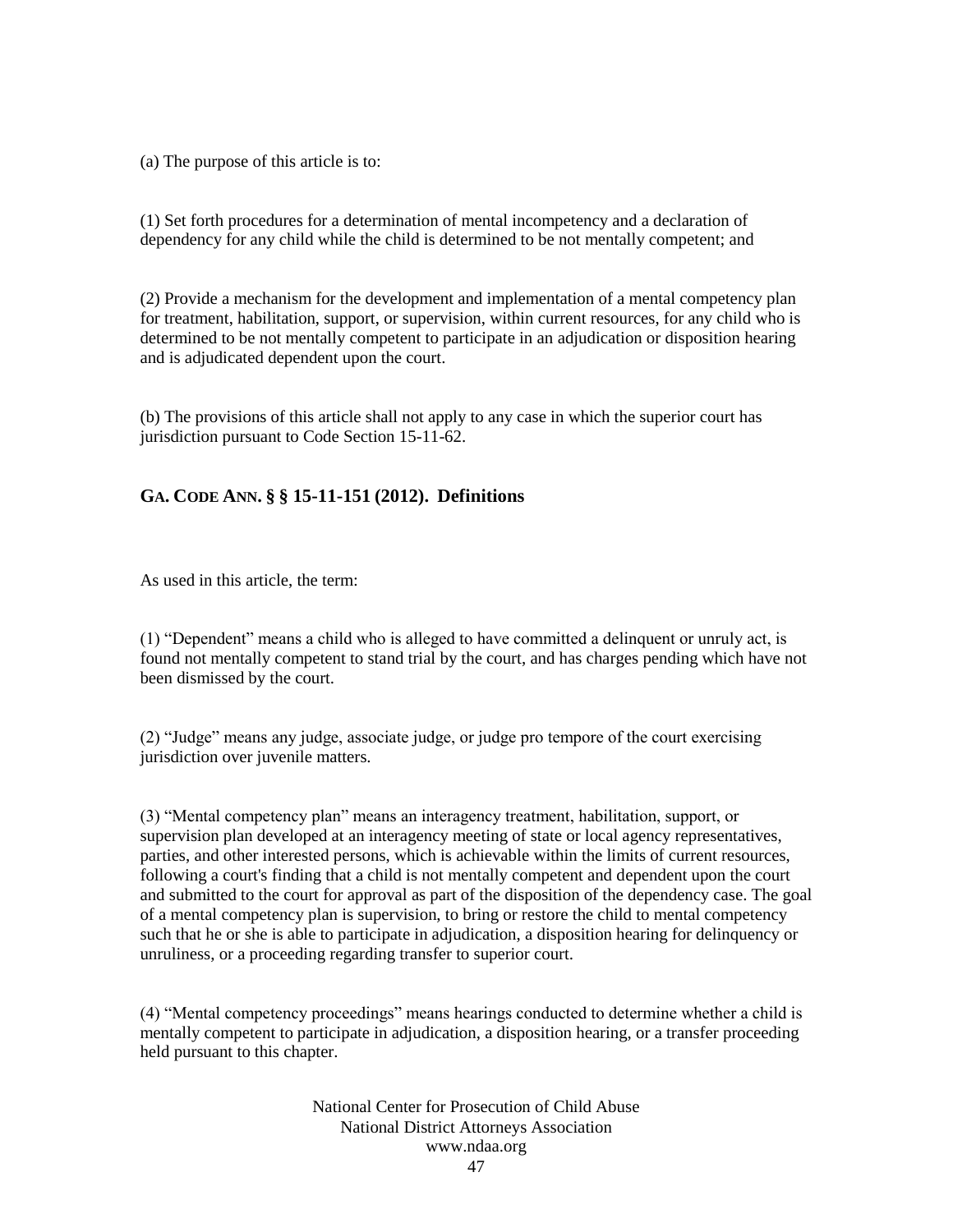(a) The purpose of this article is to:

(1) Set forth procedures for a determination of mental incompetency and a declaration of dependency for any child while the child is determined to be not mentally competent; and

(2) Provide a mechanism for the development and implementation of a mental competency plan for treatment, habilitation, support, or supervision, within current resources, for any child who is determined to be not mentally competent to participate in an adjudication or disposition hearing and is adjudicated dependent upon the court.

(b) The provisions of this article shall not apply to any case in which the superior court has jurisdiction pursuant to Code Section 15-11-62.

### GA. CODE ANN. § § 15-11-151 (2012). Definitions

As used in this article, the term:

(1) "Dependent" means a child who is alleged to have committed a delinquent or unruly act, is found not mentally competent to stand trial by the court, and has charges pending which have not been dismissed by the court.

(2) "Judge" means any judge, associate judge, or judge pro tempore of the court exercising jurisdiction over juvenile matters.

(3) "Mental competency plan" means an interagency treatment, habilitation, support, or supervision plan developed at an interagency meeting of state or local agency representatives, parties, and other interested persons, which is achievable within the limits of current resources, following a court's finding that a child is not mentally competent and dependent upon the court and submitted to the court for approval as part of the disposition of the dependency case. The goal of a mental competency plan is supervision, to bring or restore the child to mental competency such that he or she is able to participate in adjudication, a disposition hearing for delinquency or unruliness, or a proceeding regarding transfer to superior court.

(4) "Mental competency proceedings" means hearings conducted to determine whether a child is mentally competent to participate in adjudication, a disposition hearing, or a transfer proceeding held pursuant to this chapter.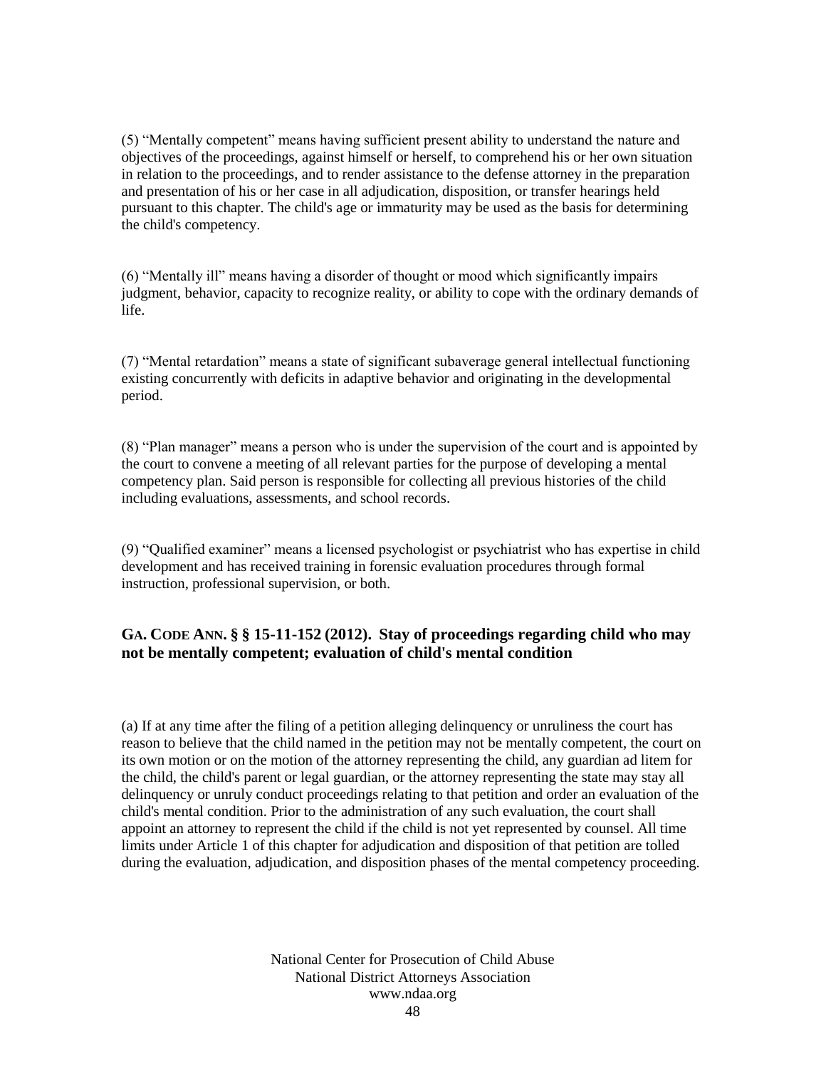(5) “Mentally competent” means having sufficient present ability to understand the nature and objectives of the proceedings, against himself or herself, to comprehend his or her own situation in relation to the proceedings, and to render assistance to the defense attorney in the preparation and presentation of his or her case in all adjudication, disposition, or transfer hearings held pursuant to this chapter. The child's age or immaturity may be used as the basis for determining the child's competency.

(6) “Mentally ill” means having a disorder of thought or mood which significantly impairs judgment, behavior, capacity to recognize reality, or ability to cope with the ordinary demands of life.

(7) “Mental retardation” means a state of significant subaverage general intellectual functioning existing concurrently with deficits in adaptive behavior and originating in the developmental period.

(8) “Plan manager” means a person who is under the supervision of the court and is appointed by the court to convene a meeting of all relevant parties for the purpose of developing a mental competency plan. Said person is responsible for collecting all previous histories of the child including evaluations, assessments, and school records.

(9) “Qualified examiner” means a licensed psychologist or psychiatrist who has expertise in child development and has received training in forensic evaluation procedures through formal instruction, professional supervision, or both.

### GA. CODE ANN. § § 15-11-152 (2012). Stay of proceedings regarding child who may not be mentally competent; evaluation of child's mental condition

(a) If at any time after the filing of a petition alleging delinquency or unruliness the court has reason to believe that the child named in the petition may not be mentally competent, the court on its own motion or on the motion of the attorney representing the child, any guardian ad litem for the child, the child's parent or legal guardian, or the attorney representing the state may stay all delinquency or unruly conduct proceedings relating to that petition and order an evaluation of the child's mental condition. Prior to the administration of any such evaluation, the court shall appoint an attorney to represent the child if the child is not yet represented by counsel. All time limits under Article 1 of this chapter for adjudication and disposition of that petition are tolled during the evaluation, adjudication, and disposition phases of the mental competency proceeding.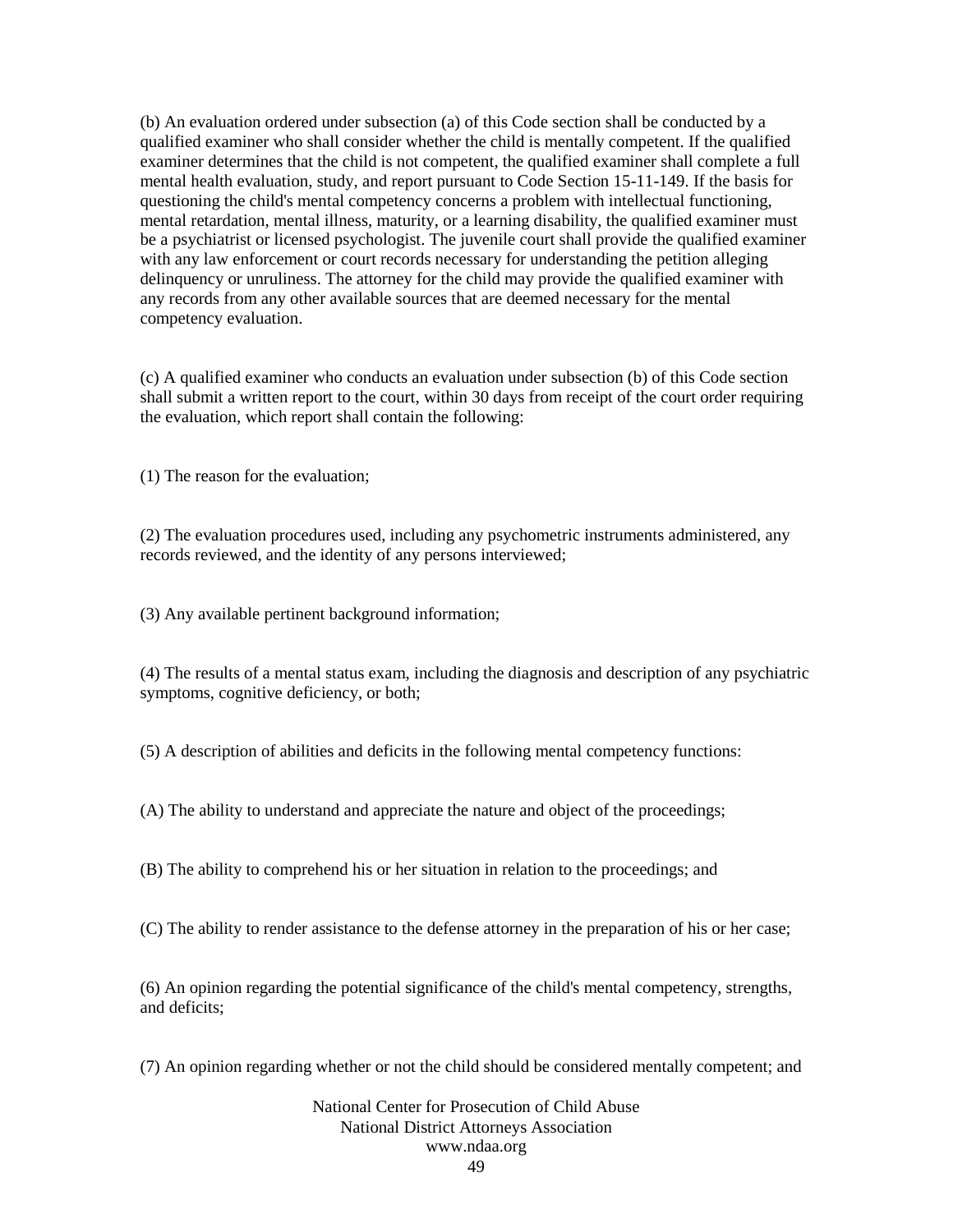(b) An evaluation ordered under subsection (a) of this Code section shall be conducted by a qualified examiner who shall consider whether the child is mentally competent. If the qualified examiner determines that the child is not competent, the qualified examiner shall complete a full mental health evaluation, study, and report pursuant to Code Section 15-11-149. If the basis for questioning the child's mental competency concerns a problem with intellectual functioning, mental retardation, mental illness, maturity, or a learning disability, the qualified examiner must be a psychiatrist or licensed psychologist. The juvenile court shall provide the qualified examiner with any law enforcement or court records necessary for understanding the petition alleging delinquency or unruliness. The attorney for the child may provide the qualified examiner with any records from any other available sources that are deemed necessary for the mental competency evaluation.

(c) A qualified examiner who conducts an evaluation under subsection (b) of this Code section shall submit a written report to the court, within 30 days from receipt of the court order requiring the evaluation, which report shall contain the following:

(1) The reason for the evaluation;

(2) The evaluation procedures used, including any psychometric instruments administered, any records reviewed, and the identity of any persons interviewed;

(3) Any available pertinent background information;

(4) The results of a mental status exam, including the diagnosis and description of any psychiatric symptoms, cognitive deficiency, or both;

(5) A description of abilities and deficits in the following mental competency functions:

(A) The ability to understand and appreciate the nature and object of the proceedings;

(B) The ability to comprehend his or her situation in relation to the proceedings; and

(C) The ability to render assistance to the defense attorney in the preparation of his or her case;

(6) An opinion regarding the potential significance of the child's mental competency, strengths, and deficits;

(7) An opinion regarding whether or not the child should be considered mentally competent; and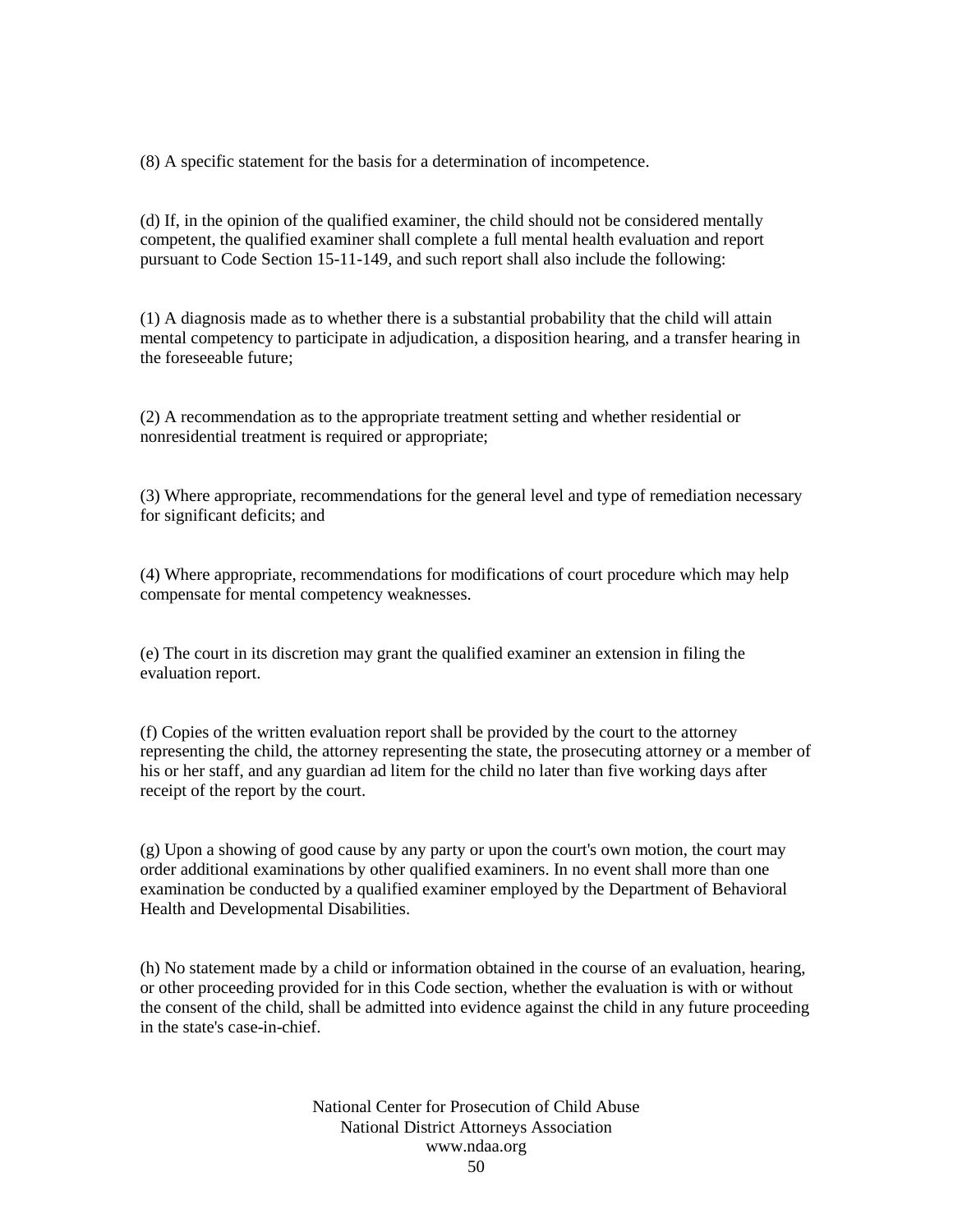(8) A specific statement for the basis for a determination of incompetence.

(d) If, in the opinion of the qualified examiner, the child should not be considered mentally competent, the qualified examiner shall complete a full mental health evaluation and report pursuant to Code Section 15-11-149, and such report shall also include the following:

(1) A diagnosis made as to whether there is a substantial probability that the child will attain mental competency to participate in adjudication, a disposition hearing, and a transfer hearing in the foreseeable future;

(2) A recommendation as to the appropriate treatment setting and whether residential or nonresidential treatment is required or appropriate;

(3) Where appropriate, recommendations for the general level and type of remediation necessary for significant deficits; and

(4) Where appropriate, recommendations for modifications of court procedure which may help compensate for mental competency weaknesses.

(e) The court in its discretion may grant the qualified examiner an extension in filing the evaluation report.

(f) Copies of the written evaluation report shall be provided by the court to the attorney representing the child, the attorney representing the state, the prosecuting attorney or a member of his or her staff, and any guardian ad litem for the child no later than five working days after receipt of the report by the court.

(g) Upon a showing of good cause by any party or upon the court's own motion, the court may order additional examinations by other qualified examiners. In no event shall more than one examination be conducted by a qualified examiner employed by the Department of Behavioral Health and Developmental Disabilities.

(h) No statement made by a child or information obtained in the course of an evaluation, hearing, or other proceeding provided for in this Code section, whether the evaluation is with or without the consent of the child, shall be admitted into evidence against the child in any future proceeding in the state's case-in-chief.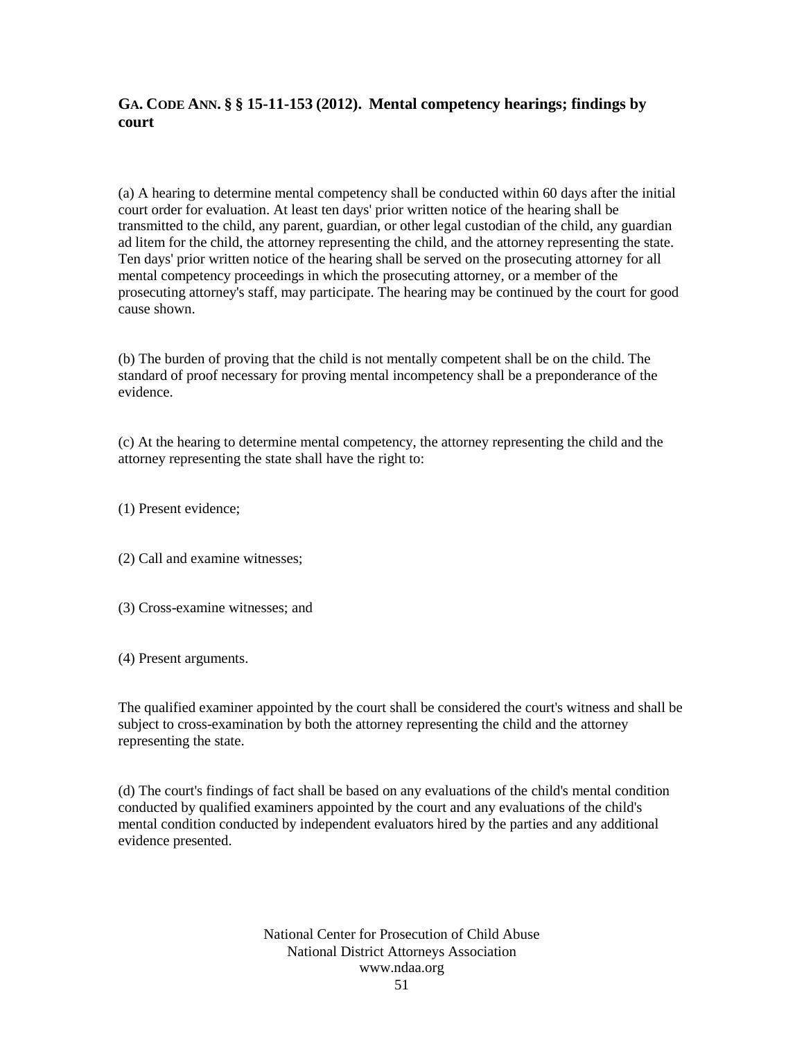## **GA. CODE ANN. § § 15-11-153 (2012). Mental competency hearings; findings by court**

(a) A hearing to determine mental competency shall be conducted within 60 days after the initial court order for evaluation. At least ten days' prior written notice of the hearing shall be transmitted to the child, any parent, guardian, or other legal custodian of the child, any guardian ad litem for the child, the attorney representing the child, and the attorney representing the state. Ten days' prior written notice of the hearing shall be served on the prosecuting attorney for all mental competency proceedings in which the prosecuting attorney, or a member of the prosecuting attorney's staff, may participate. The hearing may be continued by the court for good cause shown.

(b) The burden of proving that the child is not mentally competent shall be on the child. The standard of proof necessary for proving mental incompetency shall be a preponderance of the evidence.

(c) At the hearing to determine mental competency, the attorney representing the child and the attorney representing the state shall have the right to:

(1) Present evidence;

(2) Call and examine witnesses;

(3) Cross-examine witnesses; and

(4) Present arguments.

The qualified examiner appointed by the court shall be considered the court's witness and shall be subject to cross-examination by both the attorney representing the child and the attorney representing the state.

(d) The court's findings of fact shall be based on any evaluations of the child's mental condition conducted by qualified examiners appointed by the court and any evaluations of the child's mental condition conducted by independent evaluators hired by the parties and any additional evidence presented.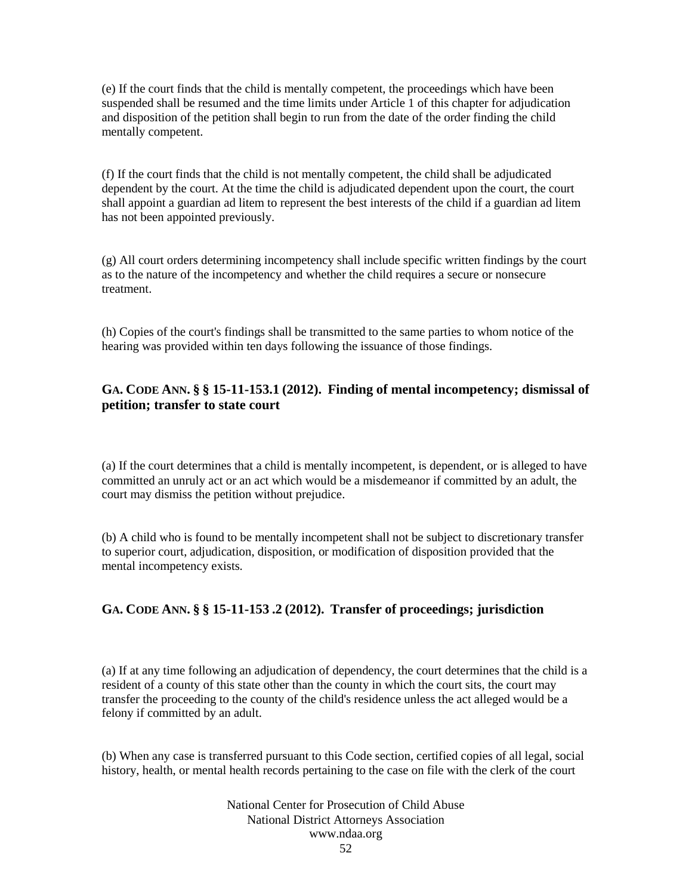(e) If the court finds that the child is mentally competent, the proceedings which have been suspended shall be resumed and the time limits under Article 1 of this chapter for adjudication and disposition of the petition shall begin to run from the date of the order finding the child mentally competent.

(f) If the court finds that the child is not mentally competent, the child shall be adjudicated dependent by the court. At the time the child is adjudicated dependent upon the court, the court shall appoint a guardian ad litem to represent the best interests of the child if a guardian ad litem has not been appointed previously.

(g) All court orders determining incompetency shall include specific written findings by the court as to the nature of the incompetency and whether the child requires a secure or nonsecure treatment.

(h) Copies of the court's findings shall be transmitted to the same parties to whom notice of the hearing was provided within ten days following the issuance of those findings.

### GA. CODE ANN. § § 15-11-153.1 (2012). Finding of mental incompetency; dismissal of petition; transfer to state court

(a) If the court determines that a child is mentally incompetent, is dependent, or is alleged to have committed an unruly act or an act which would be a misdemeanor if committed by an adult, the court may dismiss the petition without prejudice.

(b) A child who is found to be mentally incompetent shall not be subject to discretionary transfer to superior court, adjudication, disposition, or modification of disposition provided that the mental incompetency exists.

### GA. CODE ANN. § § 15-11-153 .2 (2012). Transfer of proceedings; jurisdiction

(a) If at any time following an adjudication of dependency, the court determines that the child is a resident of a county of this state other than the county in which the court sits, the court may transfer the proceeding to the county of the child's residence unless the act alleged would be a felony if committed by an adult.

(b) When any case is transferred pursuant to this Code section, certified copies of all legal, social history, health, or mental health records pertaining to the case on file with the clerk of the court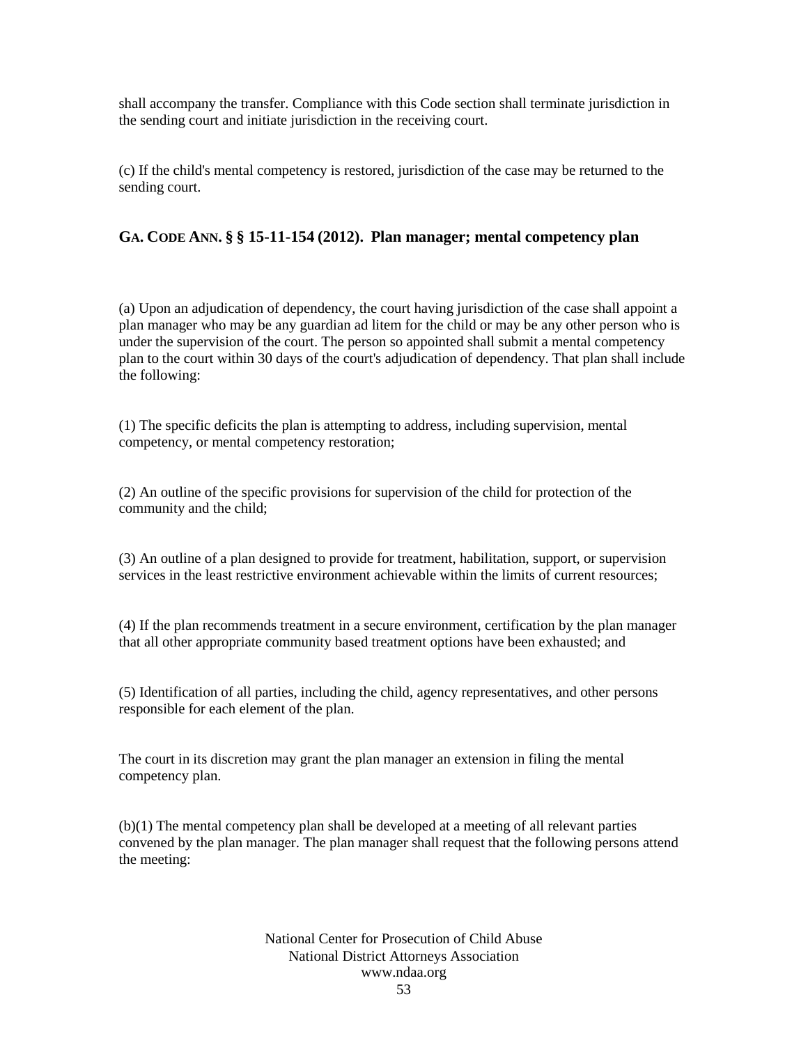shall accompany the transfer. Compliance with this Code section shall terminate jurisdiction in the sending court and initiate jurisdiction in the receiving court.

(c) If the child's mental competency is restored, jurisdiction of the case may be returned to the sending court.

## GA. CODE ANN. § § 15-11-154 (2012). Plan manager; mental competency plan

(a) Upon an adjudication of dependency, the court having jurisdiction of the case shall appoint a plan manager who may be any guardian ad litem for the child or may be any other person who is under the supervision of the court. The person so appointed shall submit a mental competency plan to the court within 30 days of the court's adjudication of dependency. That plan shall include the following:

(1) The specific deficits the plan is attempting to address, including supervision, mental competency, or mental competency restoration;

(2) An outline of the specific provisions for supervision of the child for protection of the community and the child;

(3) An outline of a plan designed to provide for treatment, habilitation, support, or supervision services in the least restrictive environment achievable within the limits of current resources;

(4) If the plan recommends treatment in a secure environment, certification by the plan manager that all other appropriate community based treatment options have been exhausted; and

(5) Identification of all parties, including the child, agency representatives, and other persons responsible for each element of the plan.

The court in its discretion may grant the plan manager an extension in filing the mental competency plan.

(b)(1) The mental competency plan shall be developed at a meeting of all relevant parties convened by the plan manager. The plan manager shall request that the following persons attend the meeting: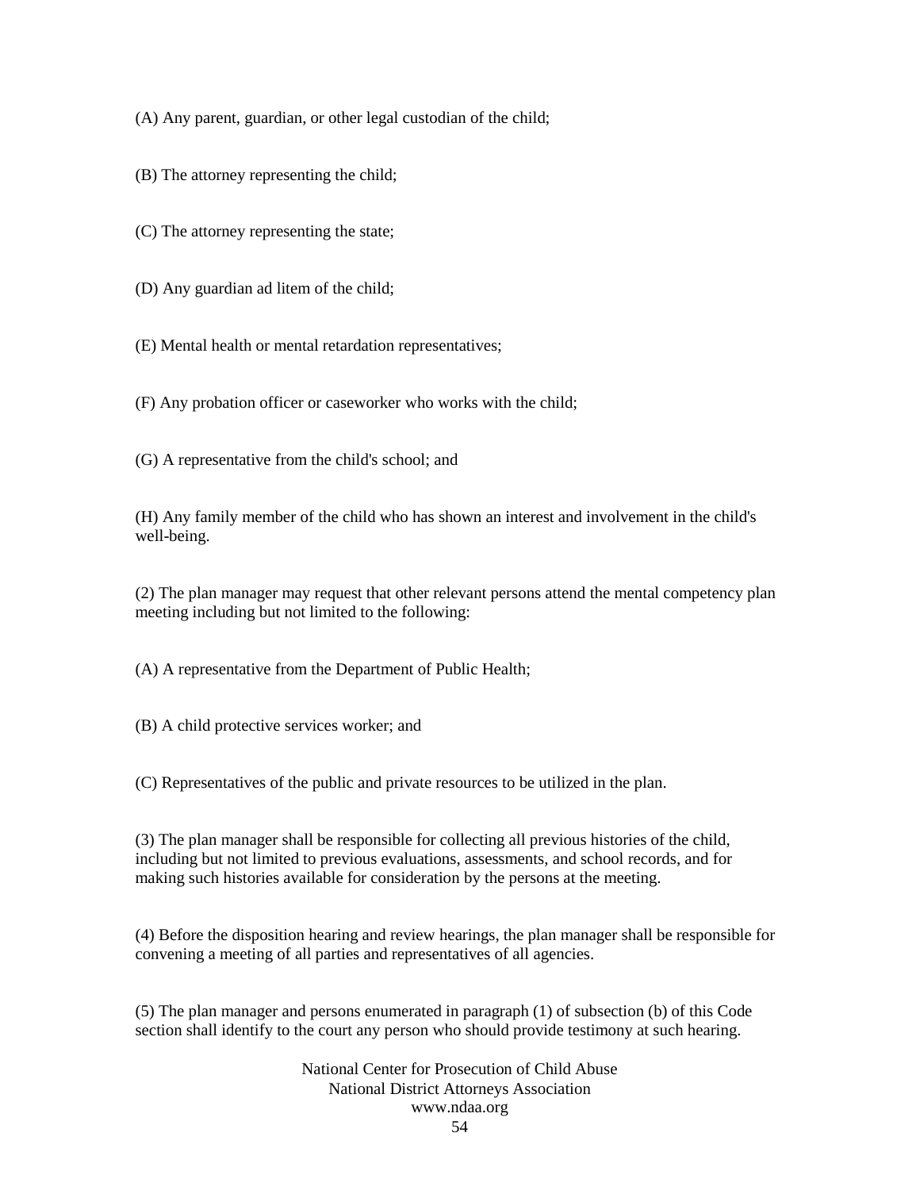(A) Any parent, guardian, or other legal custodian of the child;

(B) The attorney representing the child;

(C) The attorney representing the state;

(D) Any guardian ad litem of the child;

(E) Mental health or mental retardation representatives;

(F) Any probation officer or caseworker who works with the child;

(G) A representative from the child's school; and

(H) Any family member of the child who has shown an interest and involvement in the child's well-being.

(2) The plan manager may request that other relevant persons attend the mental competency plan meeting including but not limited to the following:

(A) A representative from the Department of Public Health;

(B) A child protective services worker; and

(C) Representatives of the public and private resources to be utilized in the plan.

(3) The plan manager shall be responsible for collecting all previous histories of the child, including but not limited to previous evaluations, assessments, and school records, and for making such histories available for consideration by the persons at the meeting.

(4) Before the disposition hearing and review hearings, the plan manager shall be responsible for convening a meeting of all parties and representatives of all agencies.

(5) The plan manager and persons enumerated in paragraph (1) of subsection (b) of this Code section shall identify to the court any person who should provide testimony at such hearing.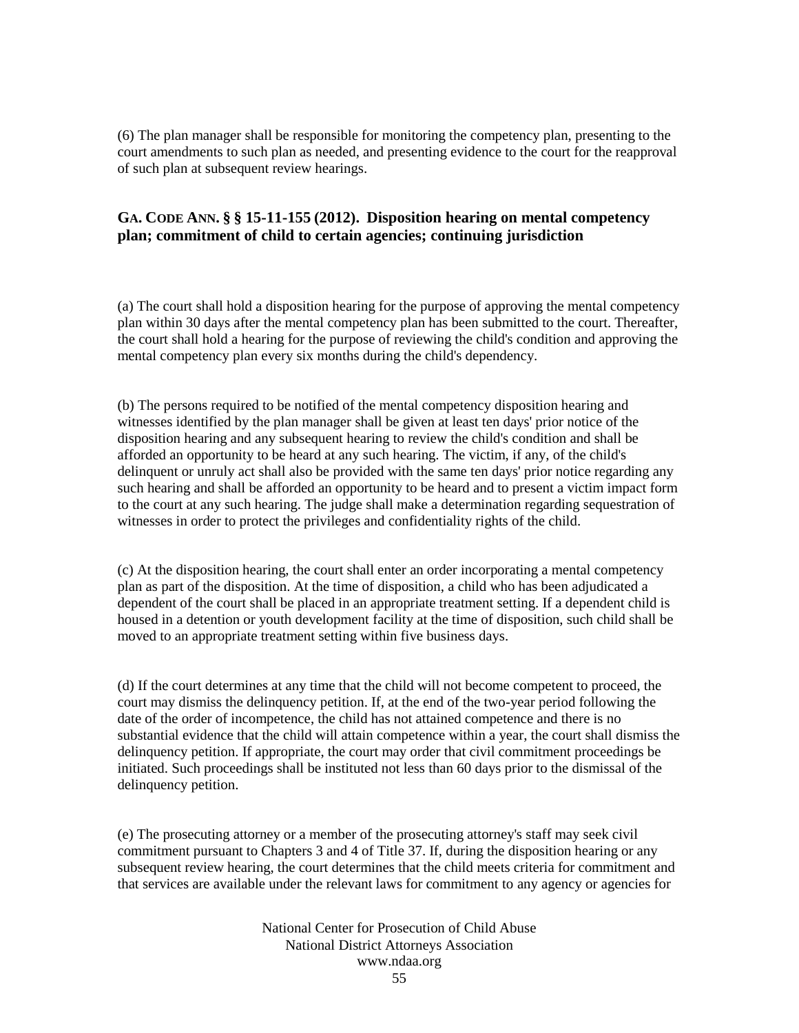(6) The plan manager shall be responsible for monitoring the competency plan, presenting to the court amendments to such plan as needed, and presenting evidence to the court for the reapproval of such plan at subsequent review hearings.

### GA. CODE ANN. § § 15-11-155 (2012). Disposition hearing on mental competency plan; commitment of child to certain agencies; continuing jurisdiction

(a) The court shall hold a disposition hearing for the purpose of approving the mental competency plan within 30 days after the mental competency plan has been submitted to the court. Thereafter, the court shall hold a hearing for the purpose of reviewing the child's condition and approving the mental competency plan every six months during the child's dependency.

(b) The persons required to be notified of the mental competency disposition hearing and witnesses identified by the plan manager shall be given at least ten days' prior notice of the disposition hearing and any subsequent hearing to review the child's condition and shall be afforded an opportunity to be heard at any such hearing. The victim, if any, of the child's delinquent or unruly act shall also be provided with the same ten days' prior notice regarding any such hearing and shall be afforded an opportunity to be heard and to present a victim impact form to the court at any such hearing. The judge shall make a determination regarding sequestration of witnesses in order to protect the privileges and confidentiality rights of the child.

(c) At the disposition hearing, the court shall enter an order incorporating a mental competency plan as part of the disposition. At the time of disposition, a child who has been adjudicated a dependent of the court shall be placed in an appropriate treatment setting. If a dependent child is housed in a detention or youth development facility at the time of disposition, such child shall be moved to an appropriate treatment setting within five business days.

(d) If the court determines at any time that the child will not become competent to proceed, the court may dismiss the delinquency petition. If, at the end of the two-year period following the date of the order of incompetence, the child has not attained competence and there is no substantial evidence that the child will attain competence within a year, the court shall dismiss the delinquency petition. If appropriate, the court may order that civil commitment proceedings be initiated. Such proceedings shall be instituted not less than 60 days prior to the dismissal of the delinquency petition.

(e) The prosecuting attorney or a member of the prosecuting attorney's staff may seek civil commitment pursuant to Chapters 3 and 4 of Title 37. If, during the disposition hearing or any subsequent review hearing, the court determines that the child meets criteria for commitment and that services are available under the relevant laws for commitment to any agency or agencies for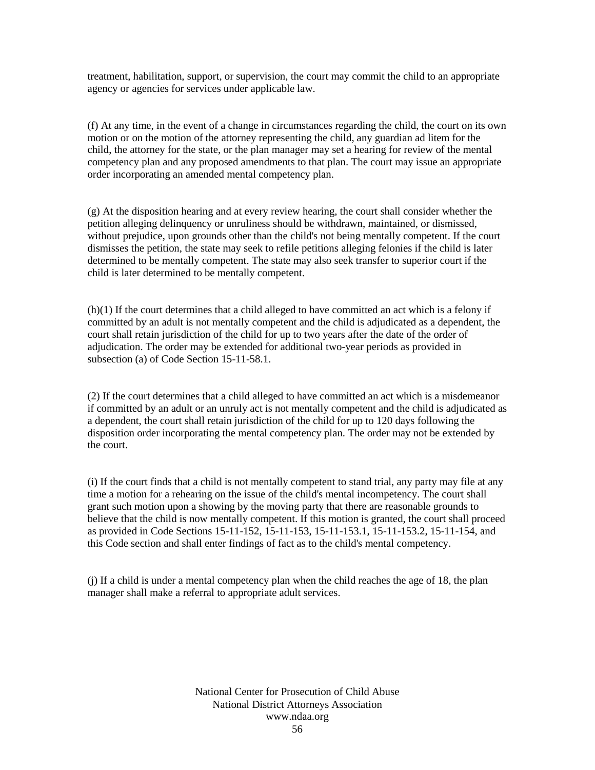treatment, habilitation, support, or supervision, the court may commit the child to an appropriate agency or agencies for services under applicable law.

(f) At any time, in the event of a change in circumstances regarding the child, the court on its own motion or on the motion of the attorney representing the child, any guardian ad litem for the child, the attorney for the state, or the plan manager may set a hearing for review of the mental competency plan and any proposed amendments to that plan. The court may issue an appropriate order incorporating an amended mental competency plan.

(g) At the disposition hearing and at every review hearing, the court shall consider whether the petition alleging delinquency or unruliness should be withdrawn, maintained, or dismissed, without prejudice, upon grounds other than the child's not being mentally competent. If the court dismisses the petition, the state may seek to refile petitions alleging felonies if the child is later determined to be mentally competent. The state may also seek transfer to superior court if the child is later determined to be mentally competent.

(h)(1) If the court determines that a child alleged to have committed an act which is a felony if committed by an adult is not mentally competent and the child is adjudicated as a dependent, the court shall retain jurisdiction of the child for up to two years after the date of the order of adjudication. The order may be extended for additional two-year periods as provided in subsection (a) of Code Section 15-11-58.1.

(2) If the court determines that a child alleged to have committed an act which is a misdemeanor if committed by an adult or an unruly act is not mentally competent and the child is adjudicated as a dependent, the court shall retain jurisdiction of the child for up to 120 days following the disposition order incorporating the mental competency plan. The order may not be extended by the court.

(i) If the court finds that a child is not mentally competent to stand trial, any party may file at any time a motion for a rehearing on the issue of the child's mental incompetency. The court shall grant such motion upon a showing by the moving party that there are reasonable grounds to believe that the child is now mentally competent. If this motion is granted, the court shall proceed as provided in Code Sections 15-11-152, 15-11-153, 15-11-153.1, 15-11-153.2, 15-11-154, and this Code section and shall enter findings of fact as to the child's mental competency.

(j) If a child is under a mental competency plan when the child reaches the age of 18, the plan manager shall make a referral to appropriate adult services.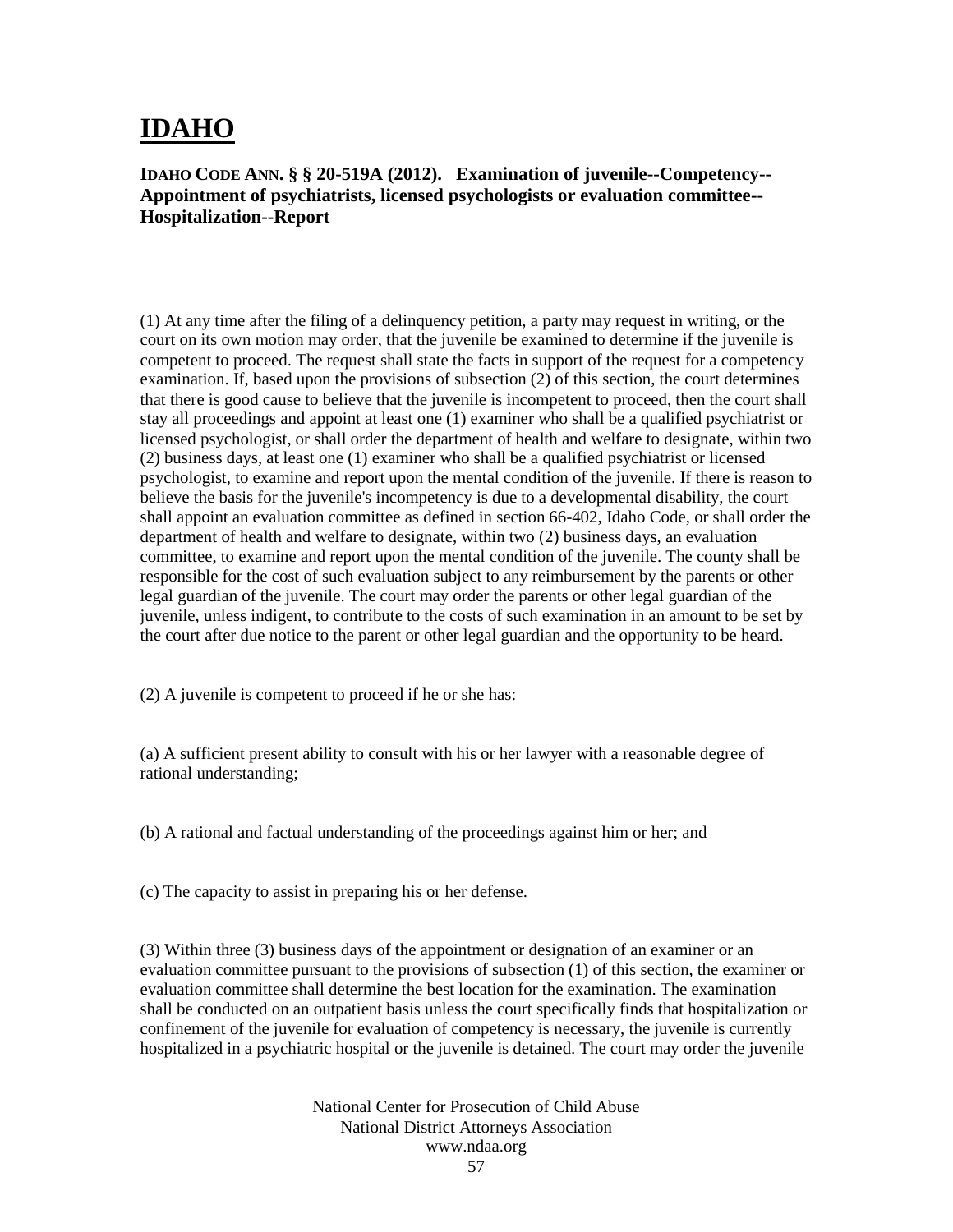# IDAHO

**IDAHO CODE ANN. § § 20-519A (2012). Examination of juvenile--Competency--Appointment of psychiatrists, licensed psychologists or evaluation committee--Hospitalization--Report**

(1) At any time after the filing of a delinquency petition, a party may request in writing, or the court on its own motion may order, that the juvenile be examined to determine if the juvenile is competent to proceed. The request shall state the facts in support of the request for a competency examination. If, based upon the provisions of subsection (2) of this section, the court determines that there is good cause to believe that the juvenile is incompetent to proceed, then the court shall stay all proceedings and appoint at least one (1) examiner who shall be a qualified psychiatrist or licensed psychologist, or shall order the department of health and welfare to designate, within two (2) business days, at least one (1) examiner who shall be a qualified psychiatrist or licensed psychologist, to examine and report upon the mental condition of the juvenile. If there is reason to believe the basis for the juvenile's incompetency is due to a developmental disability, the court shall appoint an evaluation committee as defined in section 66-402, Idaho Code, or shall order the department of health and welfare to designate, within two (2) business days, an evaluation committee, to examine and report upon the mental condition of the juvenile. The county shall be responsible for the cost of such evaluation subject to any reimbursement by the parents or other legal guardian of the juvenile. The court may order the parents or other legal guardian of the juvenile, unless indigent, to contribute to the costs of such examination in an amount to be set by the court after due notice to the parent or other legal guardian and the opportunity to be heard.

(2) A juvenile is competent to proceed if he or she has:

(a) A sufficient present ability to consult with his or her lawyer with a reasonable degree of rational understanding;

(b) A rational and factual understanding of the proceedings against him or her; and

(c) The capacity to assist in preparing his or her defense.

(3) Within three (3) business days of the appointment or designation of an examiner or an evaluation committee pursuant to the provisions of subsection (1) of this section, the examiner or evaluation committee shall determine the best location for the examination. The examination shall be conducted on an outpatient basis unless the court specifically finds that hospitalization or confinement of the juvenile for evaluation of competency is necessary, the juvenile is currently hospitalized in a psychiatric hospital or the juvenile is detained. The court may order the juvenile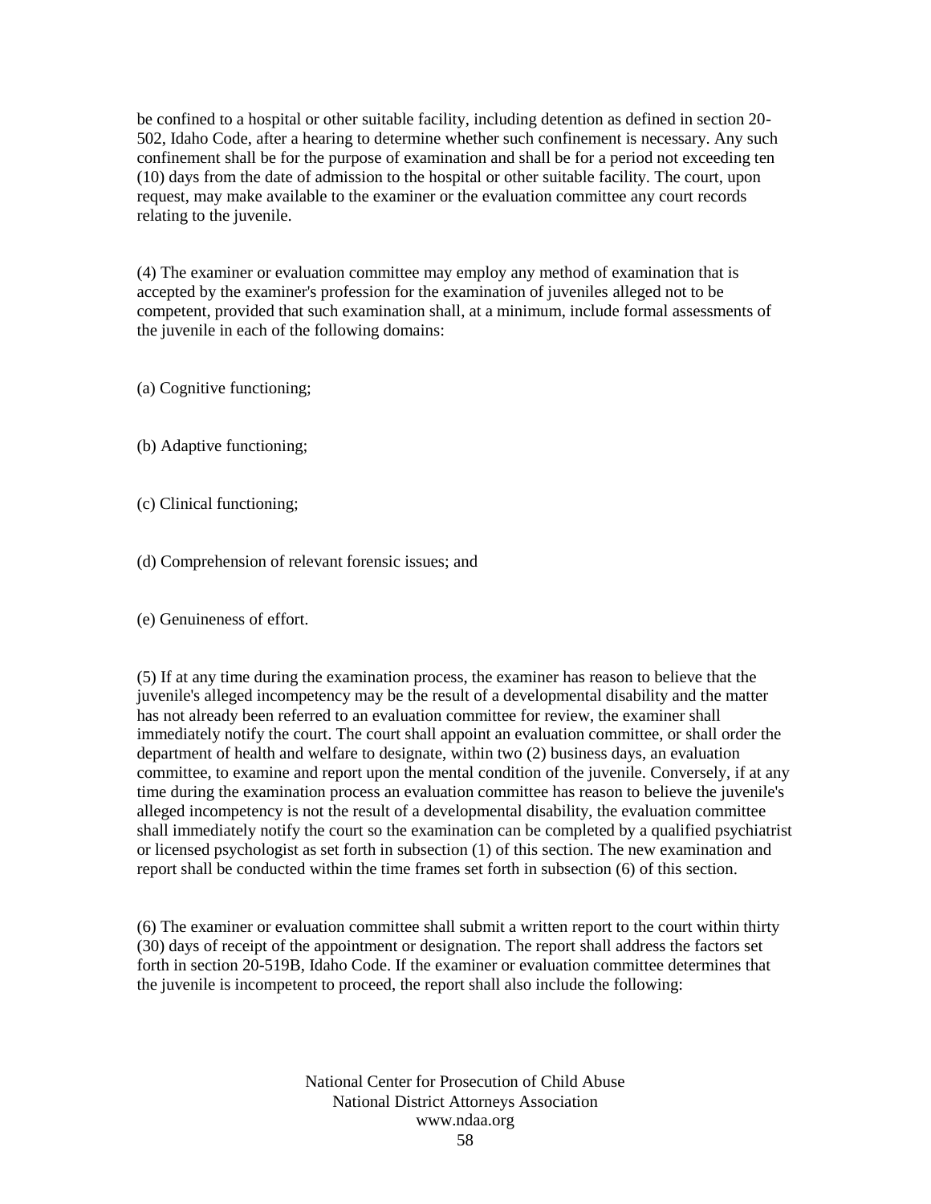be confined to a hospital or other suitable facility, including detention as defined in section 20-502, Idaho Code, after a hearing to determine whether such confinement is necessary. Any such confinement shall be for the purpose of examination and shall be for a period not exceeding ten (10) days from the date of admission to the hospital or other suitable facility. The court, upon request, may make available to the examiner or the evaluation committee any court records relating to the juvenile.

(4) The examiner or evaluation committee may employ any method of examination that is accepted by the examiner's profession for the examination of juveniles alleged not to be competent, provided that such examination shall, at a minimum, include formal assessments of the juvenile in each of the following domains:

(a) Cognitive functioning;

(b) Adaptive functioning;

(c) Clinical functioning;

(d) Comprehension of relevant forensic issues; and

(e) Genuineness of effort.

(5) If at any time during the examination process, the examiner has reason to believe that the juvenile's alleged incompetency may be the result of a developmental disability and the matter has not already been referred to an evaluation committee for review, the examiner shall immediately notify the court. The court shall appoint an evaluation committee, or shall order the department of health and welfare to designate, within two (2) business days, an evaluation committee, to examine and report upon the mental condition of the juvenile. Conversely, if at any time during the examination process an evaluation committee has reason to believe the juvenile's alleged incompetency is not the result of a developmental disability, the evaluation committee shall immediately notify the court so the examination can be completed by a qualified psychiatrist or licensed psychologist as set forth in subsection (1) of this section. The new examination and report shall be conducted within the time frames set forth in subsection (6) of this section.

(6) The examiner or evaluation committee shall submit a written report to the court within thirty (30) days of receipt of the appointment or designation. The report shall address the factors set forth in section 20-519B, Idaho Code. If the examiner or evaluation committee determines that the juvenile is incompetent to proceed, the report shall also include the following: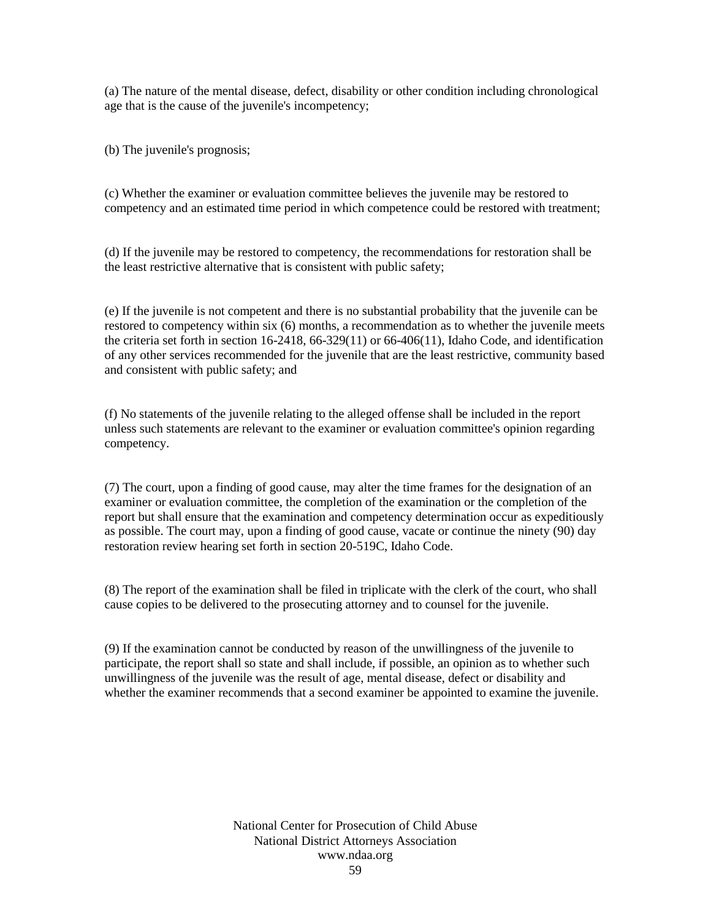(a) The nature of the mental disease, defect, disability or other condition including chronological age that is the cause of the juvenile's incompetency;

(b) The juvenile's prognosis;

(c) Whether the examiner or evaluation committee believes the juvenile may be restored to competency and an estimated time period in which competence could be restored with treatment;

(d) If the juvenile may be restored to competency, the recommendations for restoration shall be the least restrictive alternative that is consistent with public safety;

(e) If the juvenile is not competent and there is no substantial probability that the juvenile can be restored to competency within six (6) months, a recommendation as to whether the juvenile meets the criteria set forth in section 16-2418, 66-329(11) or 66-406(11), Idaho Code, and identification of any other services recommended for the juvenile that are the least restrictive, community based and consistent with public safety; and

(f) No statements of the juvenile relating to the alleged offense shall be included in the report unless such statements are relevant to the examiner or evaluation committee's opinion regarding competency.

(7) The court, upon a finding of good cause, may alter the time frames for the designation of an examiner or evaluation committee, the completion of the examination or the completion of the report but shall ensure that the examination and competency determination occur as expeditiously as possible. The court may, upon a finding of good cause, vacate or continue the ninety (90) day restoration review hearing set forth in section 20-519C, Idaho Code.

(8) The report of the examination shall be filed in triplicate with the clerk of the court, who shall cause copies to be delivered to the prosecuting attorney and to counsel for the juvenile.

(9) If the examination cannot be conducted by reason of the unwillingness of the juvenile to participate, the report shall so state and shall include, if possible, an opinion as to whether such unwillingness of the juvenile was the result of age, mental disease, defect or disability and whether the examiner recommends that a second examiner be appointed to examine the juvenile.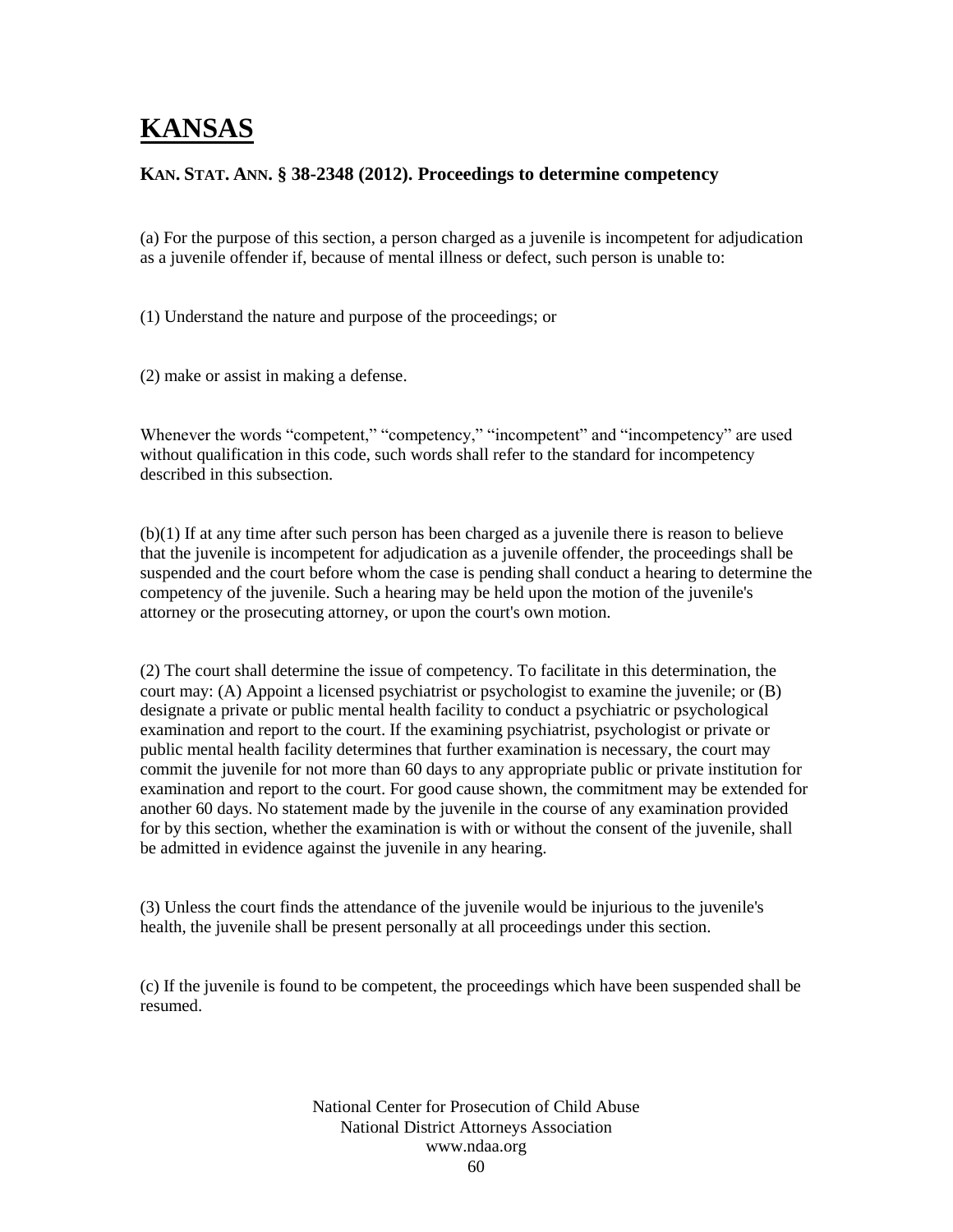# KANSAS

### KAN. STAT. ANN. § 38-2348 (2012). Proceedings to determine competency

(a) For the purpose of this section, a person charged as a juvenile is incompetent for adjudication as a juvenile offender if, because of mental illness or defect, such person is unable to:

(1) Understand the nature and purpose of the proceedings; or

(2) make or assist in making a defense.

Whenever the words "competent," "competency," "incompetent" and "incompetency" are used without qualification in this code, such words shall refer to the standard for incompetency described in this subsection.

(b)(1) If at any time after such person has been charged as a juvenile there is reason to believe that the juvenile is incompetent for adjudication as a juvenile offender, the proceedings shall be suspended and the court before whom the case is pending shall conduct a hearing to determine the competency of the juvenile. Such a hearing may be held upon the motion of the juvenile's attorney or the prosecuting attorney, or upon the court's own motion.

(2) The court shall determine the issue of competency. To facilitate in this determination, the court may: (A) Appoint a licensed psychiatrist or psychologist to examine the juvenile; or (B) designate a private or public mental health facility to conduct a psychiatric or psychological examination and report to the court. If the examining psychiatrist, psychologist or private or public mental health facility determines that further examination is necessary, the court may commit the juvenile for not more than 60 days to any appropriate public or private institution for examination and report to the court. For good cause shown, the commitment may be extended for another 60 days. No statement made by the juvenile in the course of any examination provided for by this section, whether the examination is with or without the consent of the juvenile, shall be admitted in evidence against the juvenile in any hearing.

(3) Unless the court finds the attendance of the juvenile would be injurious to the juvenile's health, the juvenile shall be present personally at all proceedings under this section.

(c) If the juvenile is found to be competent, the proceedings which have been suspended shall be resumed.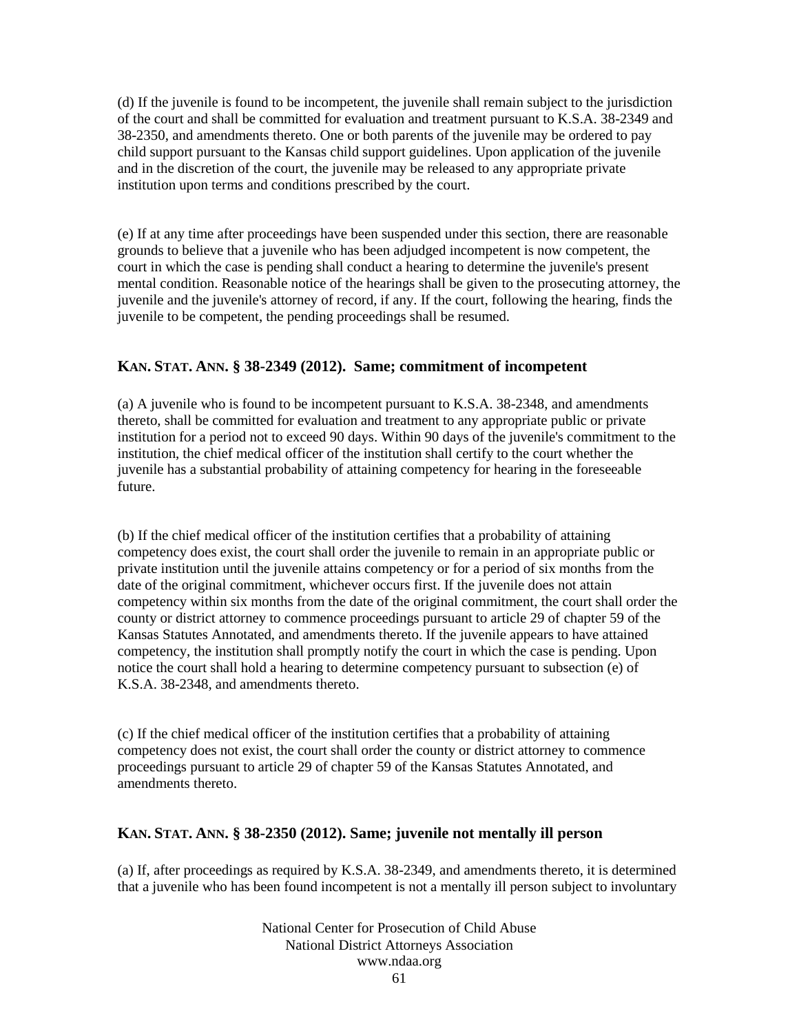(d) If the juvenile is found to be incompetent, the juvenile shall remain subject to the jurisdiction of the court and shall be committed for evaluation and treatment pursuant to K.S.A. 38-2349 and 38-2350, and amendments thereto. One or both parents of the juvenile may be ordered to pay child support pursuant to the Kansas child support guidelines. Upon application of the juvenile and in the discretion of the court, the juvenile may be released to any appropriate private institution upon terms and conditions prescribed by the court.

(e) If at any time after proceedings have been suspended under this section, there are reasonable grounds to believe that a juvenile who has been adjudged incompetent is now competent, the court in which the case is pending shall conduct a hearing to determine the juvenile's present mental condition. Reasonable notice of the hearings shall be given to the prosecuting attorney, the juvenile and the juvenile's attorney of record, if any. If the court, following the hearing, finds the juvenile to be competent, the pending proceedings shall be resumed.

### KAN. STAT. ANN. § 38-2349 (2012). Same; commitment of incompetent

(a) A juvenile who is found to be incompetent pursuant to K.S.A. 38-2348, and amendments thereto, shall be committed for evaluation and treatment to any appropriate public or private institution for a period not to exceed 90 days. Within 90 days of the juvenile's commitment to the institution, the chief medical officer of the institution shall certify to the court whether the juvenile has a substantial probability of attaining competency for hearing in the foreseeable future.

(b) If the chief medical officer of the institution certifies that a probability of attaining competency does exist, the court shall order the juvenile to remain in an appropriate public or private institution until the juvenile attains competency or for a period of six months from the date of the original commitment, whichever occurs first. If the juvenile does not attain competency within six months from the date of the original commitment, the court shall order the county or district attorney to commence proceedings pursuant to article 29 of chapter 59 of the Kansas Statutes Annotated, and amendments thereto. If the juvenile appears to have attained competency, the institution shall promptly notify the court in which the case is pending. Upon notice the court shall hold a hearing to determine competency pursuant to subsection (e) of K.S.A. 38-2348, and amendments thereto.

(c) If the chief medical officer of the institution certifies that a probability of attaining competency does not exist, the court shall order the county or district attorney to commence proceedings pursuant to article 29 of chapter 59 of the Kansas Statutes Annotated, and amendments thereto.

### KAN. STAT. ANN. § 38-2350 (2012). Same; juvenile not mentally ill person

(a) If, after proceedings as required by K.S.A. 38-2349, and amendments thereto, it is determined that a juvenile who has been found incompetent is not a mentally ill person subject to involuntary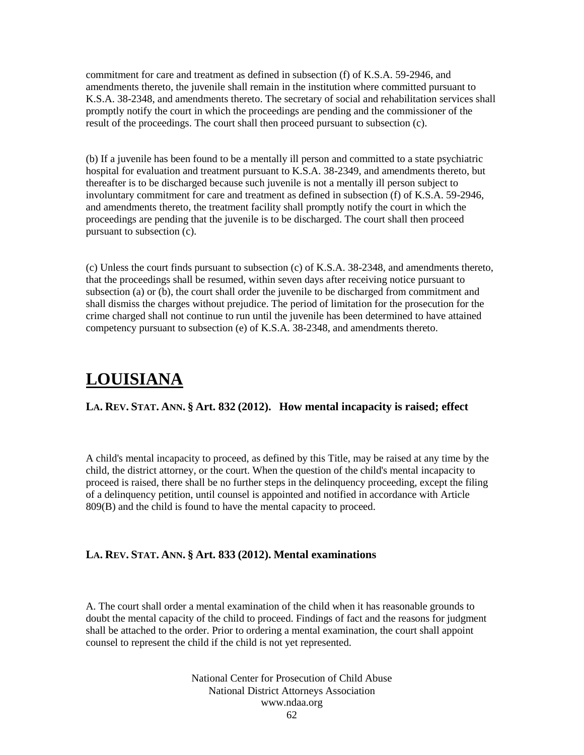commitment for care and treatment as defined in subsection (f) of K.S.A. 59-2946, and amendments thereto, the juvenile shall remain in the institution where committed pursuant to K.S.A. 38-2348, and amendments thereto. The secretary of social and rehabilitation services shall promptly notify the court in which the proceedings are pending and the commissioner of the result of the proceedings. The court shall then proceed pursuant to subsection (c).

(b) If a juvenile has been found to be a mentally ill person and committed to a state psychiatric hospital for evaluation and treatment pursuant to K.S.A. 38-2349, and amendments thereto, but thereafter is to be discharged because such juvenile is not a mentally ill person subject to involuntary commitment for care and treatment as defined in subsection (f) of K.S.A. 59-2946, and amendments thereto, the treatment facility shall promptly notify the court in which the proceedings are pending that the juvenile is to be discharged. The court shall then proceed pursuant to subsection (c).

(c) Unless the court finds pursuant to subsection (c) of K.S.A. 38-2348, and amendments thereto, that the proceedings shall be resumed, within seven days after receiving notice pursuant to subsection (a) or (b), the court shall order the juvenile to be discharged from commitment and shall dismiss the charges without prejudice. The period of limitation for the prosecution for the crime charged shall not continue to run until the juvenile has been determined to have attained competency pursuant to subsection (e) of K.S.A. 38-2348, and amendments thereto.

# LOUISIANA

### LA. REV. STAT. ANN. § Art. 832 (2012). How mental incapacity is raised; effect

A child's mental incapacity to proceed, as defined by this Title, may be raised at any time by the child, the district attorney, or the court. When the question of the child's mental incapacity to proceed is raised, there shall be no further steps in the delinquency proceeding, except the filing of a delinquency petition, until counsel is appointed and notified in accordance with Article 809(B) and the child is found to have the mental capacity to proceed.

### LA. REV. STAT. ANN. § Art. 833 (2012). Mental examinations

A. The court shall order a mental examination of the child when it has reasonable grounds to doubt the mental capacity of the child to proceed. Findings of fact and the reasons for judgment shall be attached to the order. Prior to ordering a mental examination, the court shall appoint counsel to represent the child if the child is not yet represented.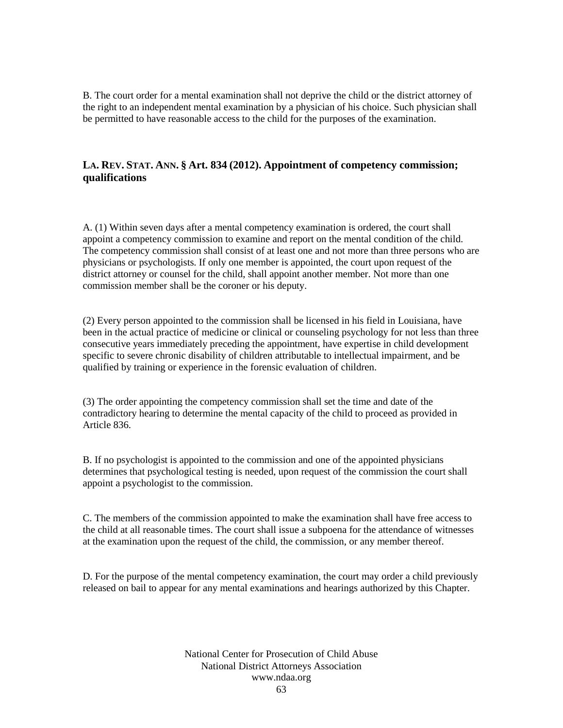B. The court order for a mental examination shall not deprive the child or the district attorney of the right to an independent mental examination by a physician of his choice. Such physician shall be permitted to have reasonable access to the child for the purposes of the examination.

### LA. REV. STAT. ANN. § Art. 834 (2012). Appointment of competency commission; qualifications

A. (1) Within seven days after a mental competency examination is ordered, the court shall appoint a competency commission to examine and report on the mental condition of the child. The competency commission shall consist of at least one and not more than three persons who are physicians or psychologists. If only one member is appointed, the court upon request of the district attorney or counsel for the child, shall appoint another member. Not more than one commission member shall be the coroner or his deputy.

(2) Every person appointed to the commission shall be licensed in his field in Louisiana, have been in the actual practice of medicine or clinical or counseling psychology for not less than three consecutive years immediately preceding the appointment, have expertise in child development specific to severe chronic disability of children attributable to intellectual impairment, and be qualified by training or experience in the forensic evaluation of children.

(3) The order appointing the competency commission shall set the time and date of the contradictory hearing to determine the mental capacity of the child to proceed as provided in Article 836.

B. If no psychologist is appointed to the commission and one of the appointed physicians determines that psychological testing is needed, upon request of the commission the court shall appoint a psychologist to the commission.

C. The members of the commission appointed to make the examination shall have free access to the child at all reasonable times. The court shall issue a subpoena for the attendance of witnesses at the examination upon the request of the child, the commission, or any member thereof.

D. For the purpose of the mental competency examination, the court may order a child previously released on bail to appear for any mental examinations and hearings authorized by this Chapter.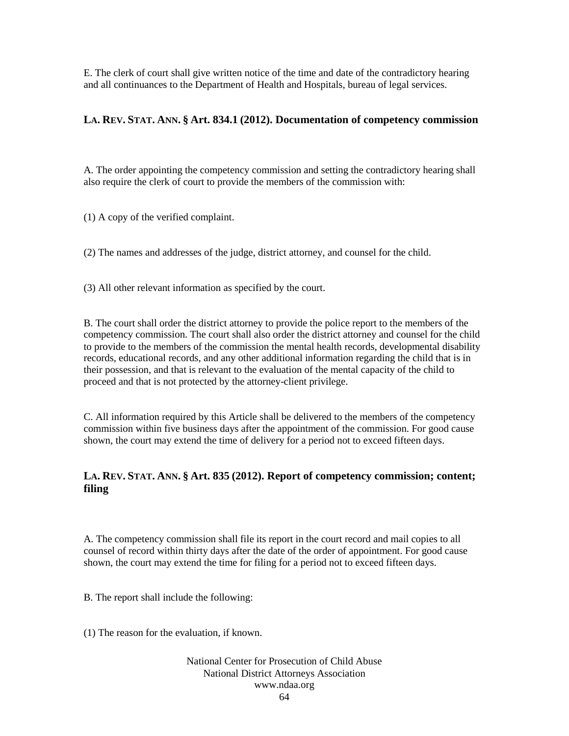E. The clerk of court shall give written notice of the time and date of the contradictory hearing and all continuances to the Department of Health and Hospitals, bureau of legal services.

### LA. REV. STAT. ANN. § Art. 834.1 (2012). Documentation of competency commission

A. The order appointing the competency commission and setting the contradictory hearing shall also require the clerk of court to provide the members of the commission with:

(1) A copy of the verified complaint.

(2) The names and addresses of the judge, district attorney, and counsel for the child.

(3) All other relevant information as specified by the court.

B. The court shall order the district attorney to provide the police report to the members of the competency commission. The court shall also order the district attorney and counsel for the child to provide to the members of the commission the mental health records, developmental disability records, educational records, and any other additional information regarding the child that is in their possession, and that is relevant to the evaluation of the mental capacity of the child to proceed and that is not protected by the attorney-client privilege.

C. All information required by this Article shall be delivered to the members of the competency commission within five business days after the appointment of the commission. For good cause shown, the court may extend the time of delivery for a period not to exceed fifteen days.

### LA. REV. STAT. ANN. § Art. 835 (2012). Report of competency commission; content; filing

A. The competency commission shall file its report in the court record and mail copies to all counsel of record within thirty days after the date of the order of appointment. For good cause shown, the court may extend the time for filing for a period not to exceed fifteen days.

B. The report shall include the following:

(1) The reason for the evaluation, if known.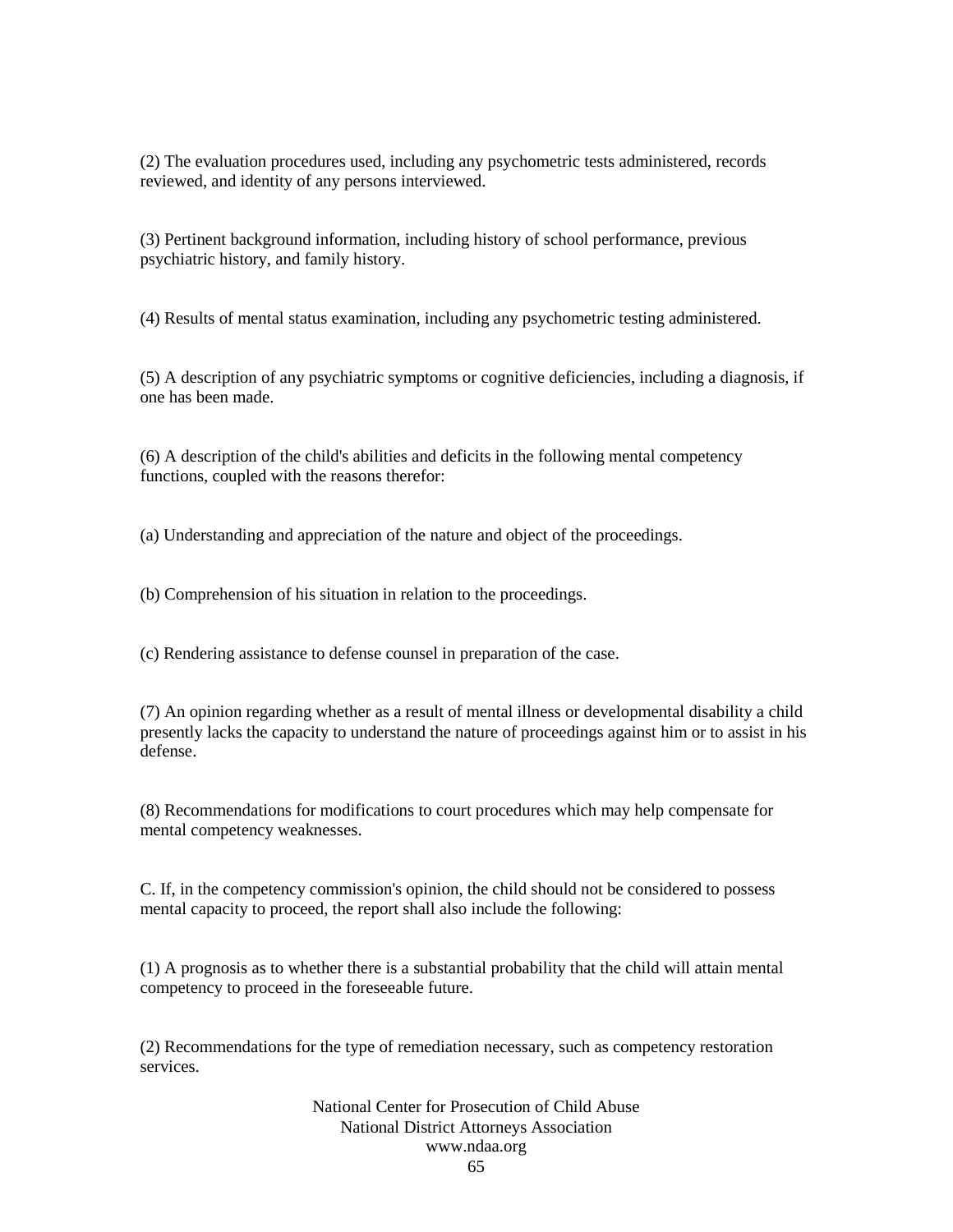(2) The evaluation procedures used, including any psychometric tests administered, records reviewed, and identity of any persons interviewed.

(3) Pertinent background information, including history of school performance, previous psychiatric history, and family history.

(4) Results of mental status examination, including any psychometric testing administered.

(5) A description of any psychiatric symptoms or cognitive deficiencies, including a diagnosis, if one has been made.

(6) A description of the child's abilities and deficits in the following mental competency functions, coupled with the reasons therefor:

(a) Understanding and appreciation of the nature and object of the proceedings.

(b) Comprehension of his situation in relation to the proceedings.

(c) Rendering assistance to defense counsel in preparation of the case.

(7) An opinion regarding whether as a result of mental illness or developmental disability a child presently lacks the capacity to understand the nature of proceedings against him or to assist in his defense.

(8) Recommendations for modifications to court procedures which may help compensate for mental competency weaknesses.

C. If, in the competency commission's opinion, the child should not be considered to possess mental capacity to proceed, the report shall also include the following:

(1) A prognosis as to whether there is a substantial probability that the child will attain mental competency to proceed in the foreseeable future.

(2) Recommendations for the type of remediation necessary, such as competency restoration services.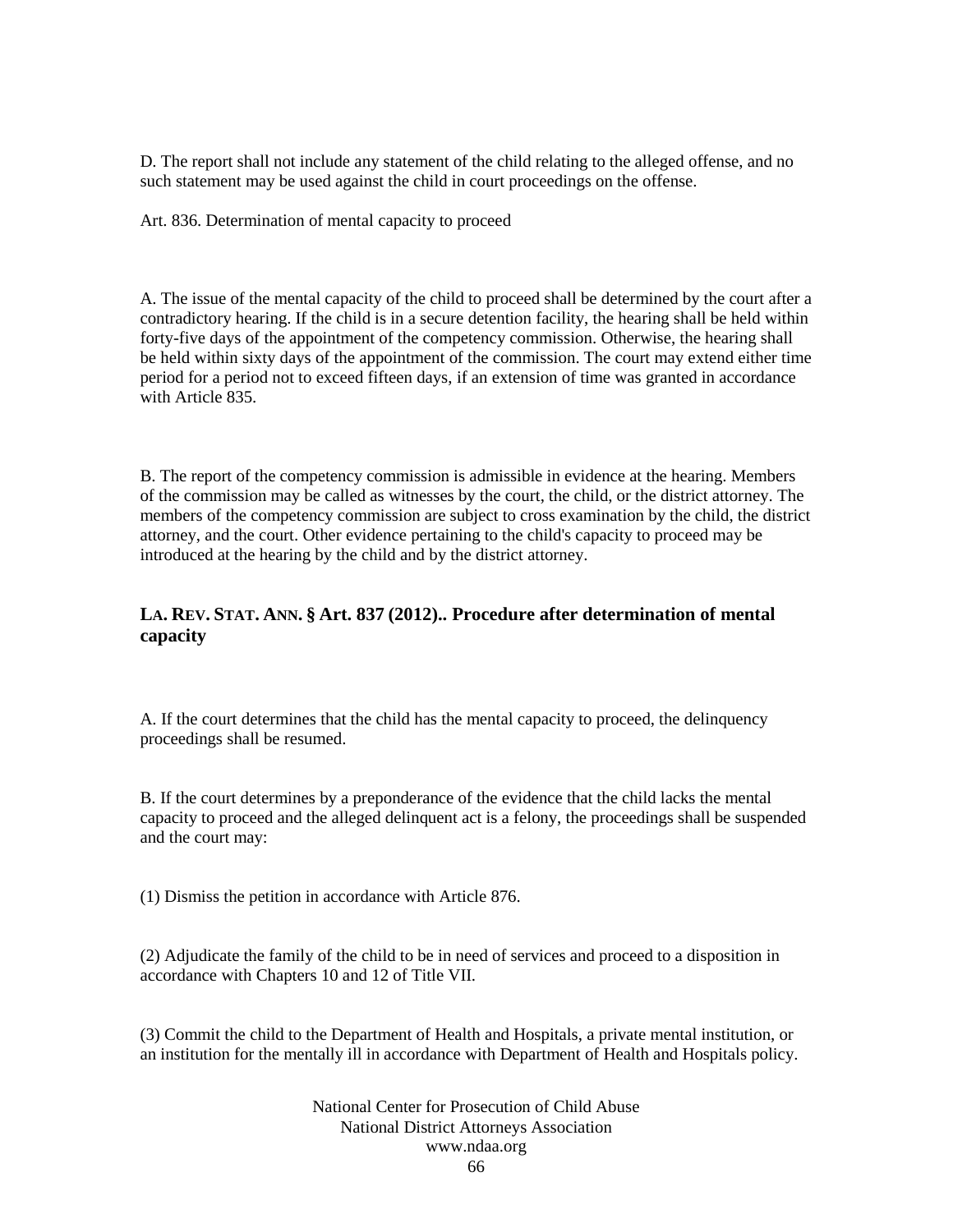D. The report shall not include any statement of the child relating to the alleged offense, and no such statement may be used against the child in court proceedings on the offense.

Art. 836. Determination of mental capacity to proceed

A. The issue of the mental capacity of the child to proceed shall be determined by the court after a contradictory hearing. If the child is in a secure detention facility, the hearing shall be held within forty-five days of the appointment of the competency commission. Otherwise, the hearing shall be held within sixty days of the appointment of the commission. The court may extend either time period for a period not to exceed fifteen days, if an extension of time was granted in accordance with Article 835.

B. The report of the competency commission is admissible in evidence at the hearing. Members of the commission may be called as witnesses by the court, the child, or the district attorney. The members of the competency commission are subject to cross examination by the child, the district attorney, and the court. Other evidence pertaining to the child's capacity to proceed may be introduced at the hearing by the child and by the district attorney.

### LA. REV. STAT. ANN. § Art. 837 (2012).. Procedure after determination of mental capacity

A. If the court determines that the child has the mental capacity to proceed, the delinquency proceedings shall be resumed.

B. If the court determines by a preponderance of the evidence that the child lacks the mental capacity to proceed and the alleged delinquent act is a felony, the proceedings shall be suspended and the court may:

(1) Dismiss the petition in accordance with Article 876.

(2) Adjudicate the family of the child to be in need of services and proceed to a disposition in accordance with Chapters 10 and 12 of Title VII.

(3) Commit the child to the Department of Health and Hospitals, a private mental institution, or an institution for the mentally ill in accordance with Department of Health and Hospitals policy.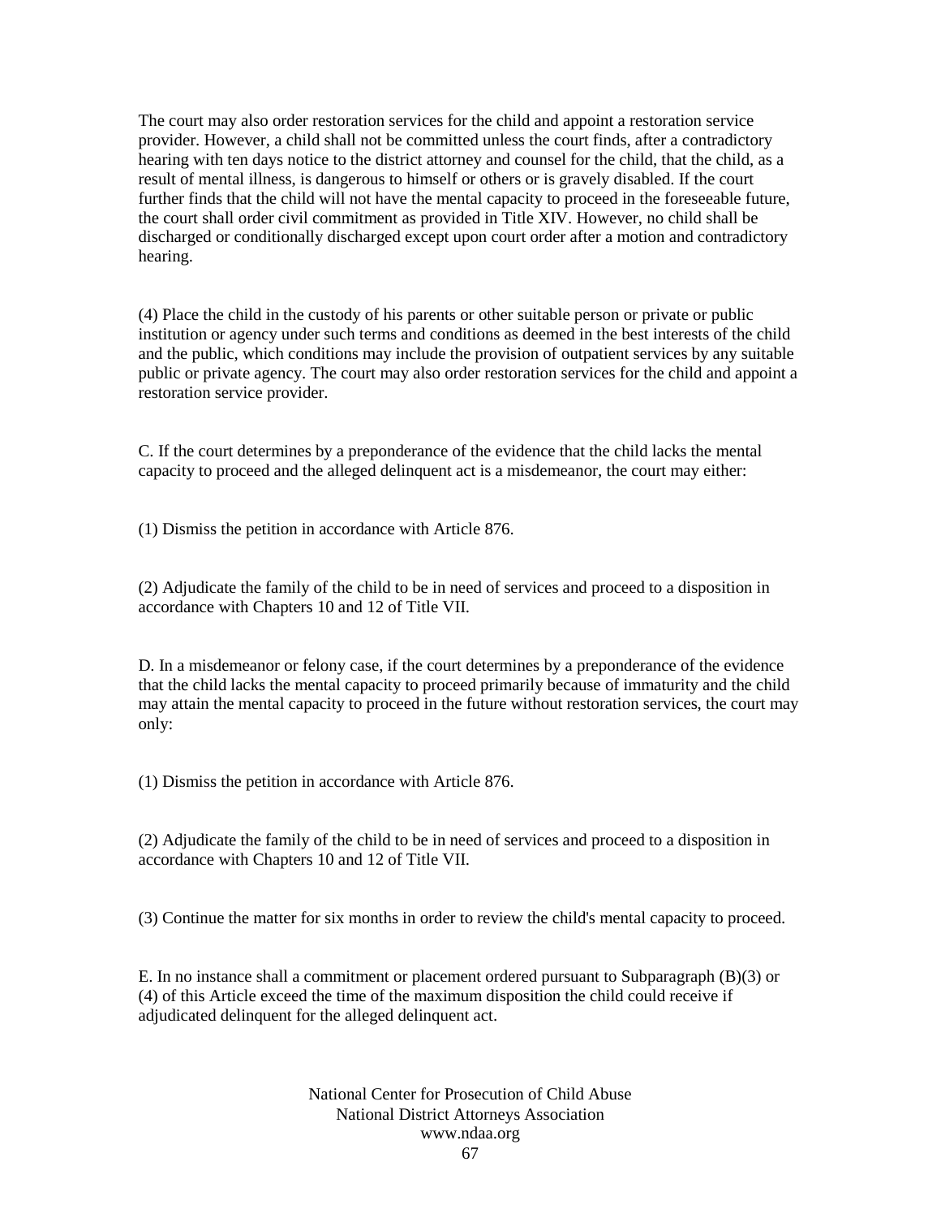The court may also order restoration services for the child and appoint a restoration service provider. However, a child shall not be committed unless the court finds, after a contradictory hearing with ten days notice to the district attorney and counsel for the child, that the child, as a result of mental illness, is dangerous to himself or others or is gravely disabled. If the court further finds that the child will not have the mental capacity to proceed in the foreseeable future, the court shall order civil commitment as provided in Title XIV. However, no child shall be discharged or conditionally discharged except upon court order after a motion and contradictory hearing.

(4) Place the child in the custody of his parents or other suitable person or private or public institution or agency under such terms and conditions as deemed in the best interests of the child and the public, which conditions may include the provision of outpatient services by any suitable public or private agency. The court may also order restoration services for the child and appoint a restoration service provider.

C. If the court determines by a preponderance of the evidence that the child lacks the mental capacity to proceed and the alleged delinquent act is a misdemeanor, the court may either:

(1) Dismiss the petition in accordance with Article 876.

(2) Adjudicate the family of the child to be in need of services and proceed to a disposition in accordance with Chapters 10 and 12 of Title VII.

D. In a misdemeanor or felony case, if the court determines by a preponderance of the evidence that the child lacks the mental capacity to proceed primarily because of immaturity and the child may attain the mental capacity to proceed in the future without restoration services, the court may only:

(1) Dismiss the petition in accordance with Article 876.

(2) Adjudicate the family of the child to be in need of services and proceed to a disposition in accordance with Chapters 10 and 12 of Title VII.

(3) Continue the matter for six months in order to review the child's mental capacity to proceed.

E. In no instance shall a commitment or placement ordered pursuant to Subparagraph (B)(3) or (4) of this Article exceed the time of the maximum disposition the child could receive if adjudicated delinquent for the alleged delinquent act.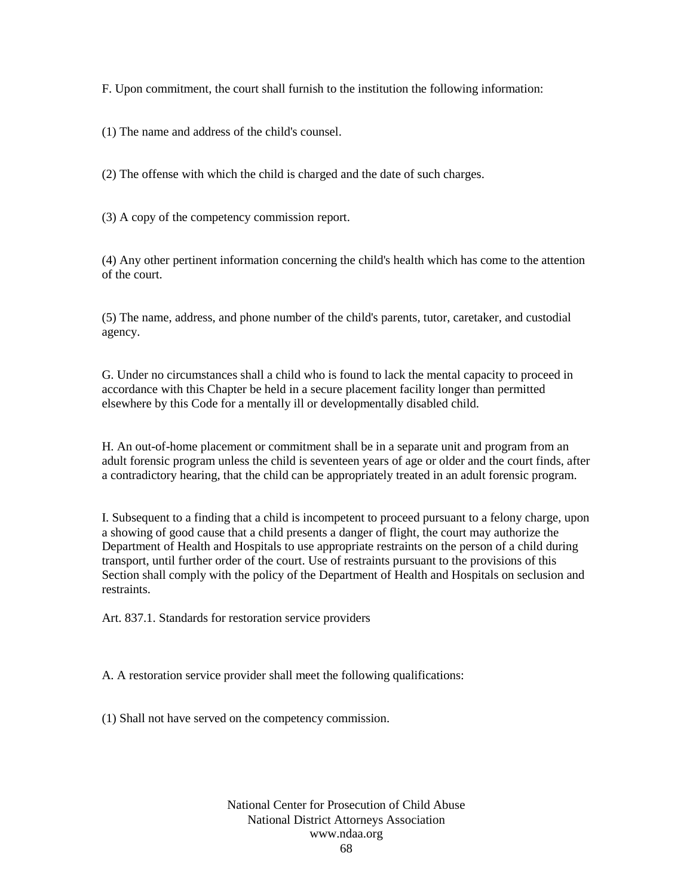F. Upon commitment, the court shall furnish to the institution the following information:

(1) The name and address of the child's counsel.

(2) The offense with which the child is charged and the date of such charges.

(3) A copy of the competency commission report.

(4) Any other pertinent information concerning the child's health which has come to the attention of the court.

(5) The name, address, and phone number of the child's parents, tutor, caretaker, and custodial agency.

G. Under no circumstances shall a child who is found to lack the mental capacity to proceed in accordance with this Chapter be held in a secure placement facility longer than permitted elsewhere by this Code for a mentally ill or developmentally disabled child.

H. An out-of-home placement or commitment shall be in a separate unit and program from an adult forensic program unless the child is seventeen years of age or older and the court finds, after a contradictory hearing, that the child can be appropriately treated in an adult forensic program.

I. Subsequent to a finding that a child is incompetent to proceed pursuant to a felony charge, upon a showing of good cause that a child presents a danger of flight, the court may authorize the Department of Health and Hospitals to use appropriate restraints on the person of a child during transport, until further order of the court. Use of restraints pursuant to the provisions of this Section shall comply with the policy of the Department of Health and Hospitals on seclusion and restraints.

Art. 837.1. Standards for restoration service providers

A. A restoration service provider shall meet the following qualifications:

(1) Shall not have served on the competency commission.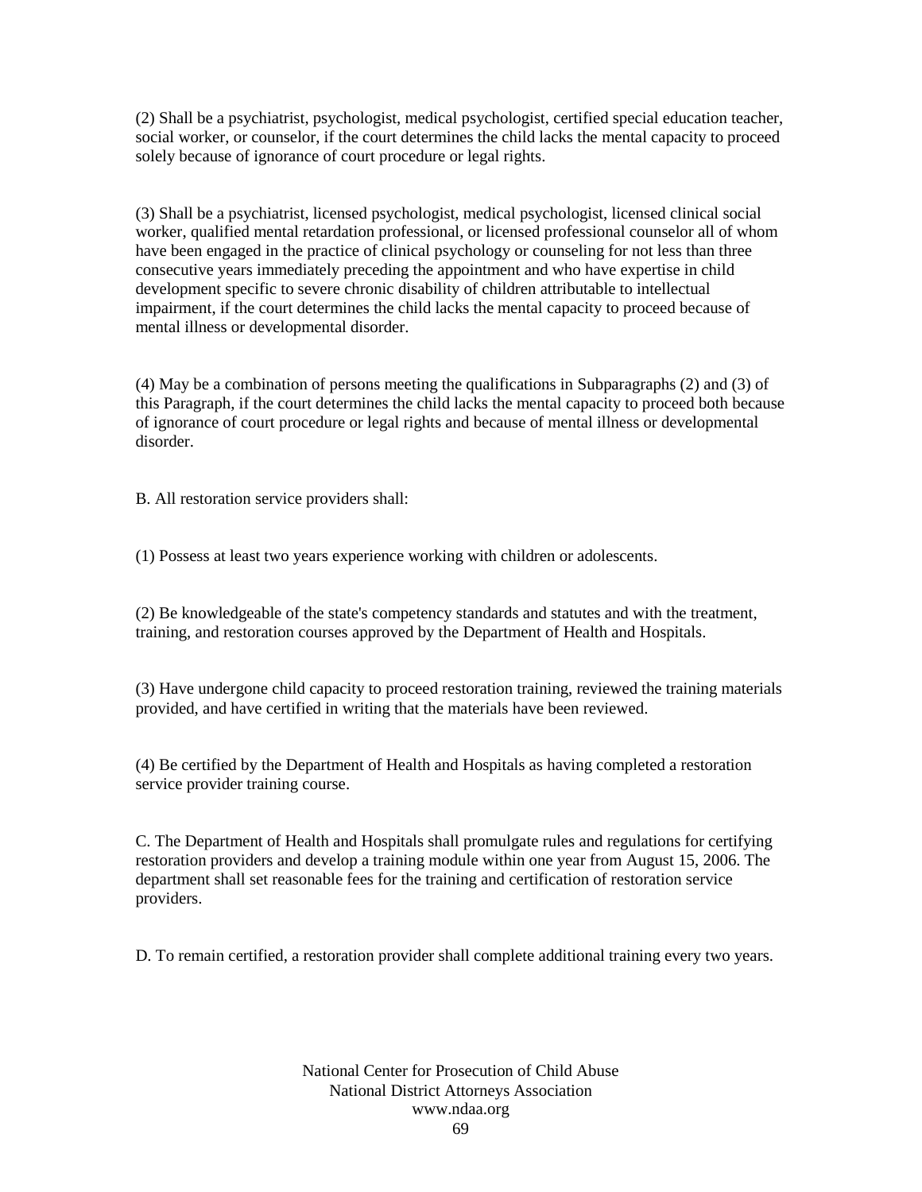(2) Shall be a psychiatrist, psychologist, medical psychologist, certified special education teacher, social worker, or counselor, if the court determines the child lacks the mental capacity to proceed solely because of ignorance of court procedure or legal rights.

(3) Shall be a psychiatrist, licensed psychologist, medical psychologist, licensed clinical social worker, qualified mental retardation professional, or licensed professional counselor all of whom have been engaged in the practice of clinical psychology or counseling for not less than three consecutive years immediately preceding the appointment and who have expertise in child development specific to severe chronic disability of children attributable to intellectual impairment, if the court determines the child lacks the mental capacity to proceed because of mental illness or developmental disorder.

(4) May be a combination of persons meeting the qualifications in Subparagraphs (2) and (3) of this Paragraph, if the court determines the child lacks the mental capacity to proceed both because of ignorance of court procedure or legal rights and because of mental illness or developmental disorder.

B. All restoration service providers shall:

(1) Possess at least two years experience working with children or adolescents.

(2) Be knowledgeable of the state's competency standards and statutes and with the treatment, training, and restoration courses approved by the Department of Health and Hospitals.

(3) Have undergone child capacity to proceed restoration training, reviewed the training materials provided, and have certified in writing that the materials have been reviewed.

(4) Be certified by the Department of Health and Hospitals as having completed a restoration service provider training course.

C. The Department of Health and Hospitals shall promulgate rules and regulations for certifying restoration providers and develop a training module within one year from August 15, 2006. The department shall set reasonable fees for the training and certification of restoration service providers.

D. To remain certified, a restoration provider shall complete additional training every two years.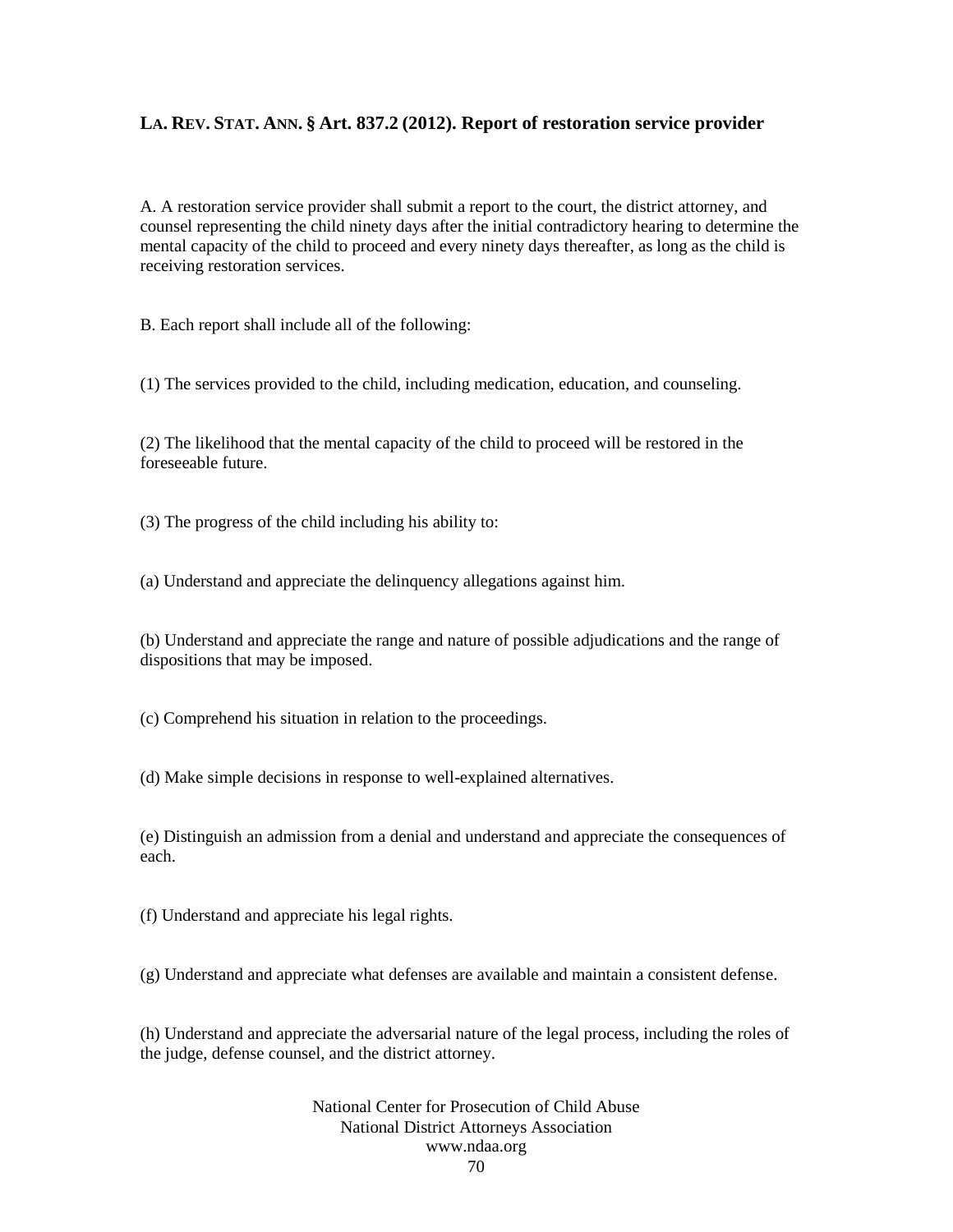**LA. REV. STAT. ANN. § Art. 837.2 (2012). Report of restoration service provider**

A. A restoration service provider shall submit a report to the court, the district attorney, and counsel representing the child ninety days after the initial contradictory hearing to determine the mental capacity of the child to proceed and every ninety days thereafter, as long as the child is receiving restoration services.

B. Each report shall include all of the following:

(1) The services provided to the child, including medication, education, and counseling.

(2) The likelihood that the mental capacity of the child to proceed will be restored in the foreseeable future.

(3) The progress of the child including his ability to:

(a) Understand and appreciate the delinquency allegations against him.

(b) Understand and appreciate the range and nature of possible adjudications and the range of dispositions that may be imposed.

(c) Comprehend his situation in relation to the proceedings.

(d) Make simple decisions in response to well-explained alternatives.

(e) Distinguish an admission from a denial and understand and appreciate the consequences of each.

(f) Understand and appreciate his legal rights.

(g) Understand and appreciate what defenses are available and maintain a consistent defense.

(h) Understand and appreciate the adversarial nature of the legal process, including the roles of the judge, defense counsel, and the district attorney.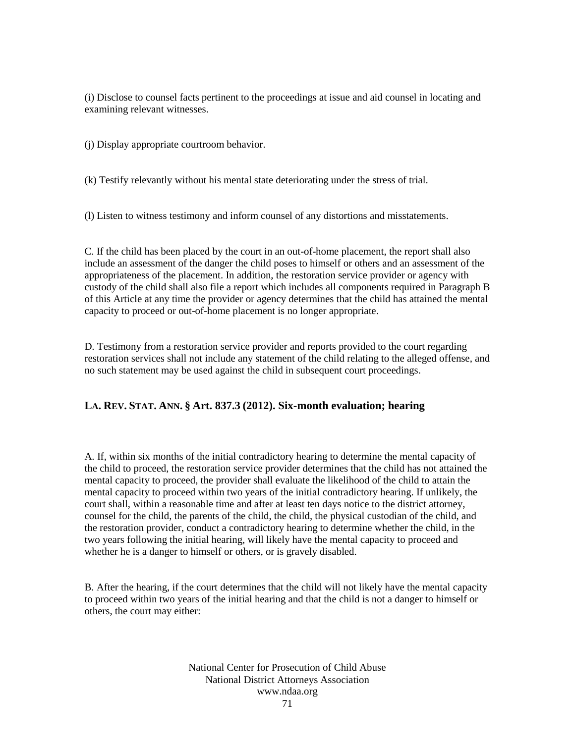(i) Disclose to counsel facts pertinent to the proceedings at issue and aid counsel in locating and examining relevant witnesses.

(j) Display appropriate courtroom behavior.

(k) Testify relevantly without his mental state deteriorating under the stress of trial.

(l) Listen to witness testimony and inform counsel of any distortions and misstatements.

C. If the child has been placed by the court in an out-of-home placement, the report shall also include an assessment of the danger the child poses to himself or others and an assessment of the appropriateness of the placement. In addition, the restoration service provider or agency with custody of the child shall also file a report which includes all components required in Paragraph B of this Article at any time the provider or agency determines that the child has attained the mental capacity to proceed or out-of-home placement is no longer appropriate.

D. Testimony from a restoration service provider and reports provided to the court regarding restoration services shall not include any statement of the child relating to the alleged offense, and no such statement may be used against the child in subsequent court proceedings.

### LA. REV. STAT. ANN. § Art. 837.3 (2012). Six-month evaluation; hearing

A. If, within six months of the initial contradictory hearing to determine the mental capacity of the child to proceed, the restoration service provider determines that the child has not attained the mental capacity to proceed, the provider shall evaluate the likelihood of the child to attain the mental capacity to proceed within two years of the initial contradictory hearing. If unlikely, the court shall, within a reasonable time and after at least ten days notice to the district attorney, counsel for the child, the parents of the child, the child, the physical custodian of the child, and the restoration provider, conduct a contradictory hearing to determine whether the child, in the two years following the initial hearing, will likely have the mental capacity to proceed and whether he is a danger to himself or others, or is gravely disabled.

B. After the hearing, if the court determines that the child will not likely have the mental capacity to proceed within two years of the initial hearing and that the child is not a danger to himself or others, the court may either: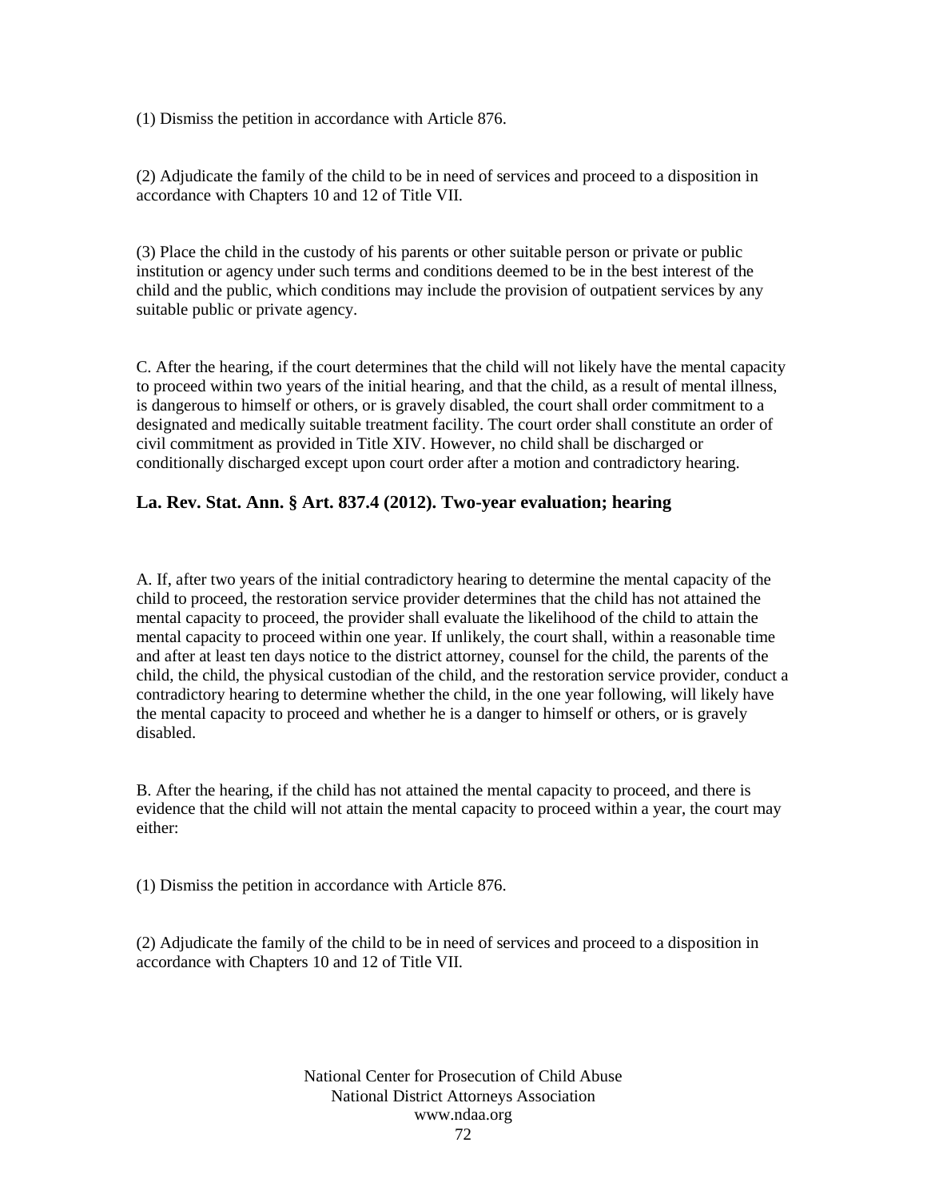(1) Dismiss the petition in accordance with Article 876.

(2) Adjudicate the family of the child to be in need of services and proceed to a disposition in accordance with Chapters 10 and 12 of Title VII.

(3) Place the child in the custody of his parents or other suitable person or private or public institution or agency under such terms and conditions deemed to be in the best interest of the child and the public, which conditions may include the provision of outpatient services by any suitable public or private agency.

C. After the hearing, if the court determines that the child will not likely have the mental capacity to proceed within two years of the initial hearing, and that the child, as a result of mental illness, is dangerous to himself or others, or is gravely disabled, the court shall order commitment to a designated and medically suitable treatment facility. The court order shall constitute an order of civil commitment as provided in Title XIV. However, no child shall be discharged or conditionally discharged except upon court order after a motion and contradictory hearing.

### La. Rev. Stat. Ann. § Art. 837.4 (2012). Two-year evaluation; hearing

A. If, after two years of the initial contradictory hearing to determine the mental capacity of the child to proceed, the restoration service provider determines that the child has not attained the mental capacity to proceed, the provider shall evaluate the likelihood of the child to attain the mental capacity to proceed within one year. If unlikely, the court shall, within a reasonable time and after at least ten days notice to the district attorney, counsel for the child, the parents of the child, the child, the physical custodian of the child, and the restoration service provider, conduct a contradictory hearing to determine whether the child, in the one year following, will likely have the mental capacity to proceed and whether he is a danger to himself or others, or is gravely disabled.

B. After the hearing, if the child has not attained the mental capacity to proceed, and there is evidence that the child will not attain the mental capacity to proceed within a year, the court may either:

(1) Dismiss the petition in accordance with Article 876.

(2) Adjudicate the family of the child to be in need of services and proceed to a disposition in accordance with Chapters 10 and 12 of Title VII.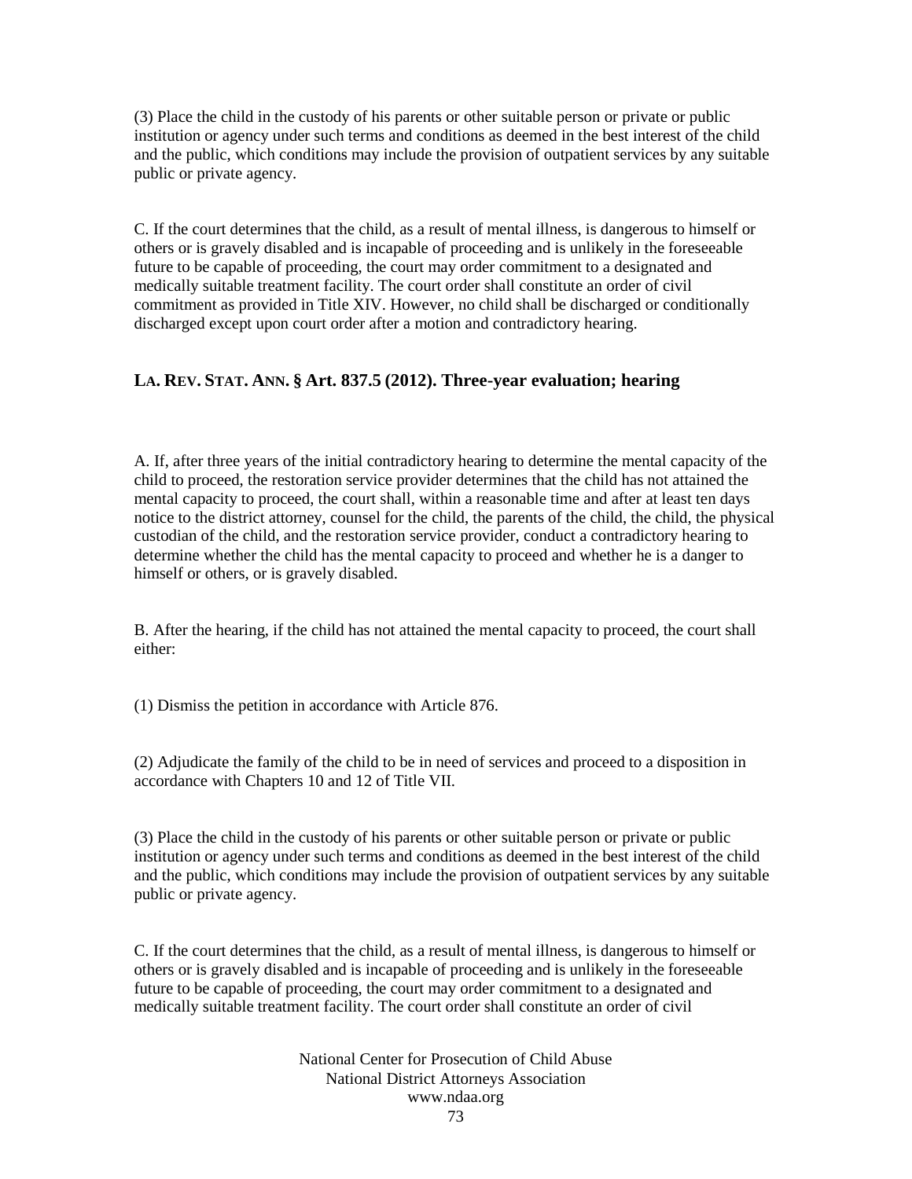(3) Place the child in the custody of his parents or other suitable person or private or public institution or agency under such terms and conditions as deemed in the best interest of the child and the public, which conditions may include the provision of outpatient services by any suitable public or private agency.

C. If the court determines that the child, as a result of mental illness, is dangerous to himself or others or is gravely disabled and is incapable of proceeding and is unlikely in the foreseeable future to be capable of proceeding, the court may order commitment to a designated and medically suitable treatment facility. The court order shall constitute an order of civil commitment as provided in Title XIV. However, no child shall be discharged or conditionally discharged except upon court order after a motion and contradictory hearing.

### LA. REV. STAT. ANN. § Art. 837.5 (2012). Three-year evaluation; hearing

A. If, after three years of the initial contradictory hearing to determine the mental capacity of the child to proceed, the restoration service provider determines that the child has not attained the mental capacity to proceed, the court shall, within a reasonable time and after at least ten days notice to the district attorney, counsel for the child, the parents of the child, the child, the physical custodian of the child, and the restoration service provider, conduct a contradictory hearing to determine whether the child has the mental capacity to proceed and whether he is a danger to himself or others, or is gravely disabled.

B. After the hearing, if the child has not attained the mental capacity to proceed, the court shall either:

(1) Dismiss the petition in accordance with Article 876.

(2) Adjudicate the family of the child to be in need of services and proceed to a disposition in accordance with Chapters 10 and 12 of Title VII.

(3) Place the child in the custody of his parents or other suitable person or private or public institution or agency under such terms and conditions as deemed in the best interest of the child and the public, which conditions may include the provision of outpatient services by any suitable public or private agency.

C. If the court determines that the child, as a result of mental illness, is dangerous to himself or others or is gravely disabled and is incapable of proceeding and is unlikely in the foreseeable future to be capable of proceeding, the court may order commitment to a designated and medically suitable treatment facility. The court order shall constitute an order of civil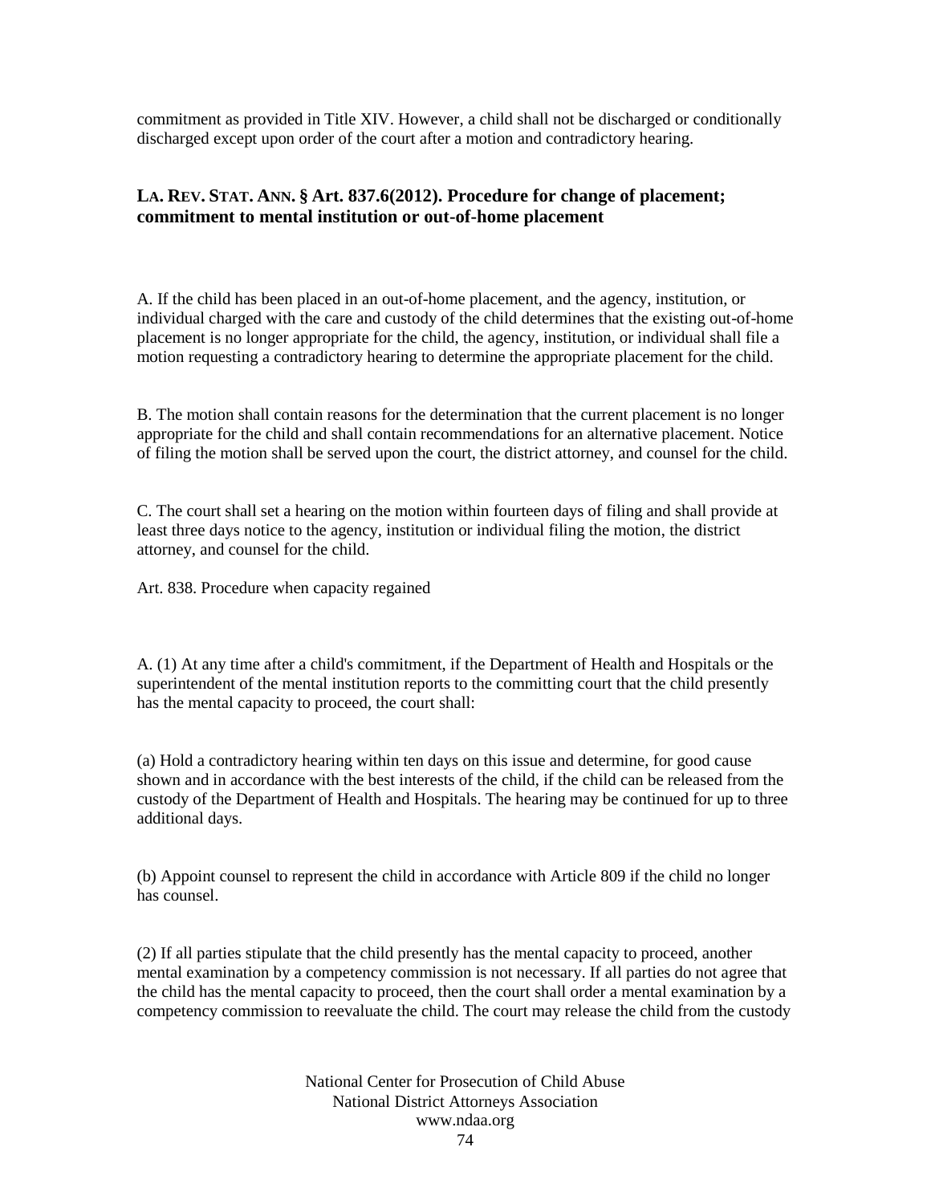commitment as provided in Title XIV. However, a child shall not be discharged or conditionally discharged except upon order of the court after a motion and contradictory hearing.

### LA. REV. STAT. ANN. § Art. 837.6(2012). Procedure for change of placement; commitment to mental institution or out-of-home placement

A. If the child has been placed in an out-of-home placement, and the agency, institution, or individual charged with the care and custody of the child determines that the existing out-of-home placement is no longer appropriate for the child, the agency, institution, or individual shall file a motion requesting a contradictory hearing to determine the appropriate placement for the child.

B. The motion shall contain reasons for the determination that the current placement is no longer appropriate for the child and shall contain recommendations for an alternative placement. Notice of filing the motion shall be served upon the court, the district attorney, and counsel for the child.

C. The court shall set a hearing on the motion within fourteen days of filing and shall provide at least three days notice to the agency, institution or individual filing the motion, the district attorney, and counsel for the child.

Art. 838. Procedure when capacity regained

A. (1) At any time after a child's commitment, if the Department of Health and Hospitals or the superintendent of the mental institution reports to the committing court that the child presently has the mental capacity to proceed, the court shall:

(a) Hold a contradictory hearing within ten days on this issue and determine, for good cause shown and in accordance with the best interests of the child, if the child can be released from the custody of the Department of Health and Hospitals. The hearing may be continued for up to three additional days.

(b) Appoint counsel to represent the child in accordance with Article 809 if the child no longer has counsel.

(2) If all parties stipulate that the child presently has the mental capacity to proceed, another mental examination by a competency commission is not necessary. If all parties do not agree that the child has the mental capacity to proceed, then the court shall order a mental examination by a competency commission to reevaluate the child. The court may release the child from the custody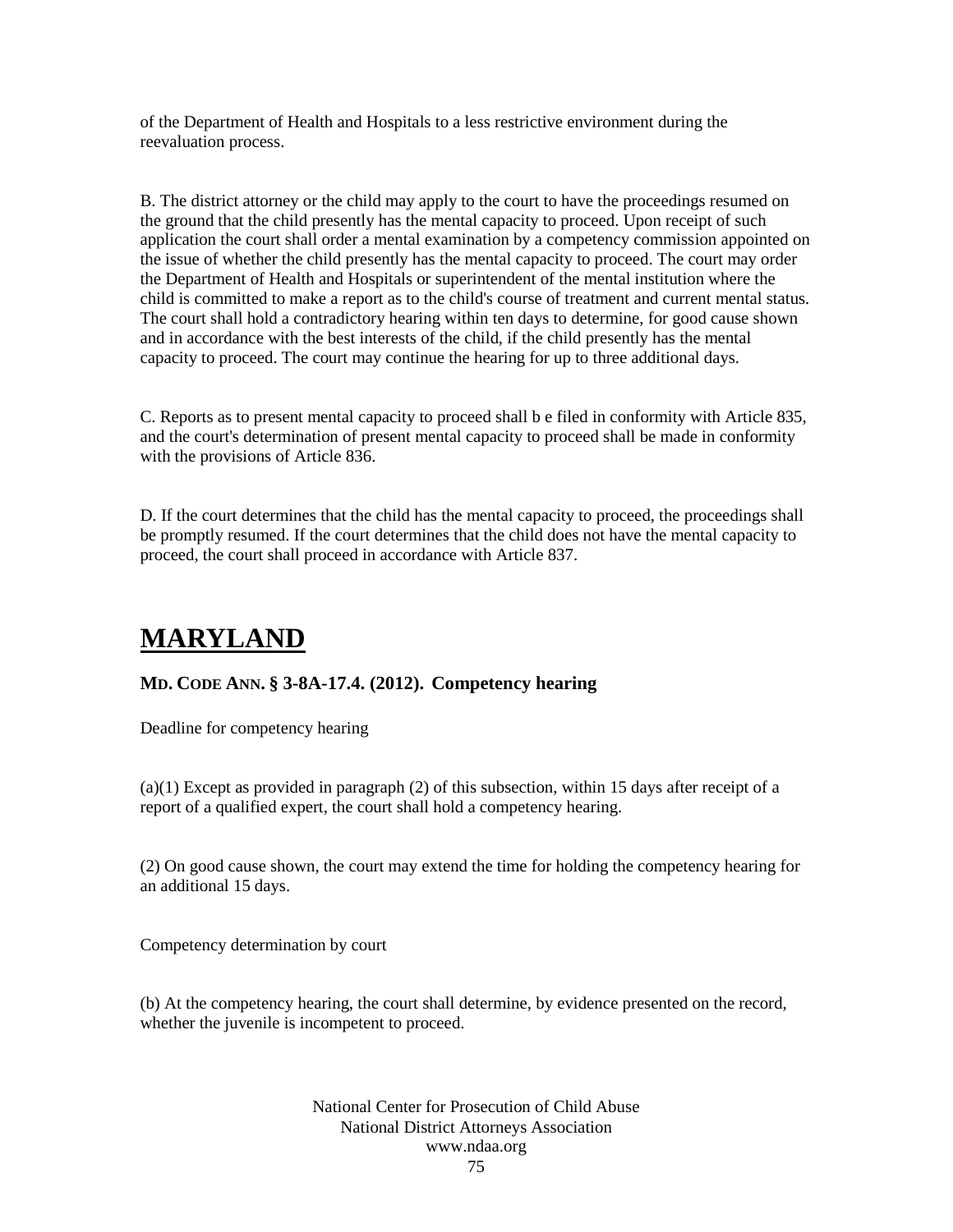of the Department of Health and Hospitals to a less restrictive environment during the reevaluation process.

B. The district attorney or the child may apply to the court to have the proceedings resumed on the ground that the child presently has the mental capacity to proceed. Upon receipt of such application the court shall order a mental examination by a competency commission appointed on the issue of whether the child presently has the mental capacity to proceed. The court may order the Department of Health and Hospitals or superintendent of the mental institution where the child is committed to make a report as to the child's course of treatment and current mental status. The court shall hold a contradictory hearing within ten days to determine, for good cause shown and in accordance with the best interests of the child, if the child presently has the mental capacity to proceed. The court may continue the hearing for up to three additional days.

C. Reports as to present mental capacity to proceed shall b e filed in conformity with Article 835, and the court's determination of present mental capacity to proceed shall be made in conformity with the provisions of Article 836.

D. If the court determines that the child has the mental capacity to proceed, the proceedings shall be promptly resumed. If the court determines that the child does not have the mental capacity to proceed, the court shall proceed in accordance with Article 837.

# MARYLAND

### MD. CODE ANN. § 3-8A-17.4. (2012). Competency hearing

Deadline for competency hearing

(a)(1) Except as provided in paragraph (2) of this subsection, within 15 days after receipt of a report of a qualified expert, the court shall hold a competency hearing.

(2) On good cause shown, the court may extend the time for holding the competency hearing for an additional 15 days.

Competency determination by court

(b) At the competency hearing, the court shall determine, by evidence presented on the record, whether the juvenile is incompetent to proceed.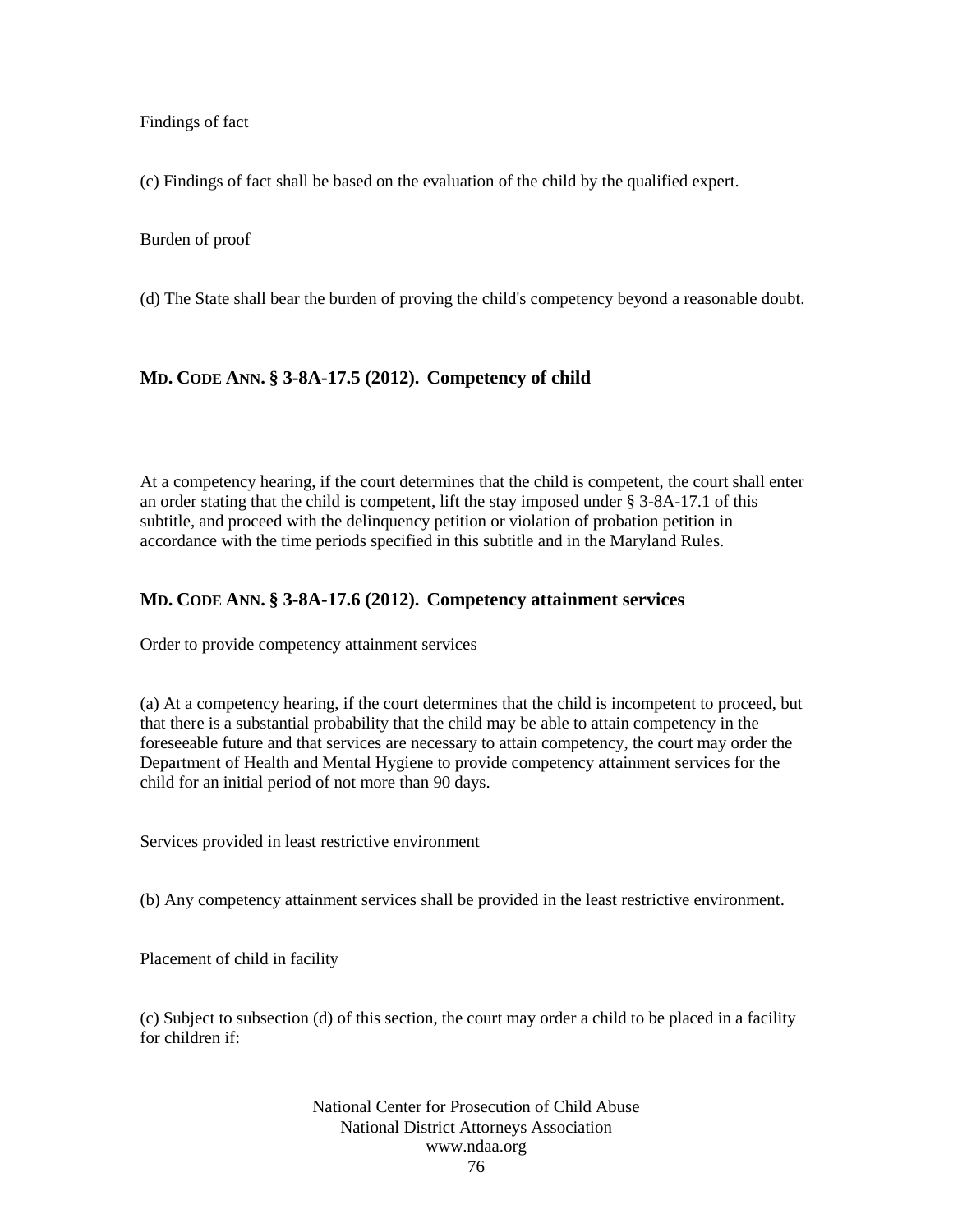Findings of fact

(c) Findings of fact shall be based on the evaluation of the child by the qualified expert.

Burden of proof

(d) The State shall bear the burden of proving the child's competency beyond a reasonable doubt.

### MD. CODE ANN. § 3-8A-17.5 (2012). Competency of child

At a competency hearing, if the court determines that the child is competent, the court shall enter an order stating that the child is competent, lift the stay imposed under § 3-8A-17.1 of this subtitle, and proceed with the delinquency petition or violation of probation petition in accordance with the time periods specified in this subtitle and in the Maryland Rules.

### MD. CODE ANN. § 3-8A-17.6 (2012). Competency attainment services

Order to provide competency attainment services

(a) At a competency hearing, if the court determines that the child is incompetent to proceed, but that there is a substantial probability that the child may be able to attain competency in the foreseeable future and that services are necessary to attain competency, the court may order the Department of Health and Mental Hygiene to provide competency attainment services for the child for an initial period of not more than 90 days.

Services provided in least restrictive environment

(b) Any competency attainment services shall be provided in the least restrictive environment.

Placement of child in facility

(c) Subject to subsection (d) of this section, the court may order a child to be placed in a facility for children if: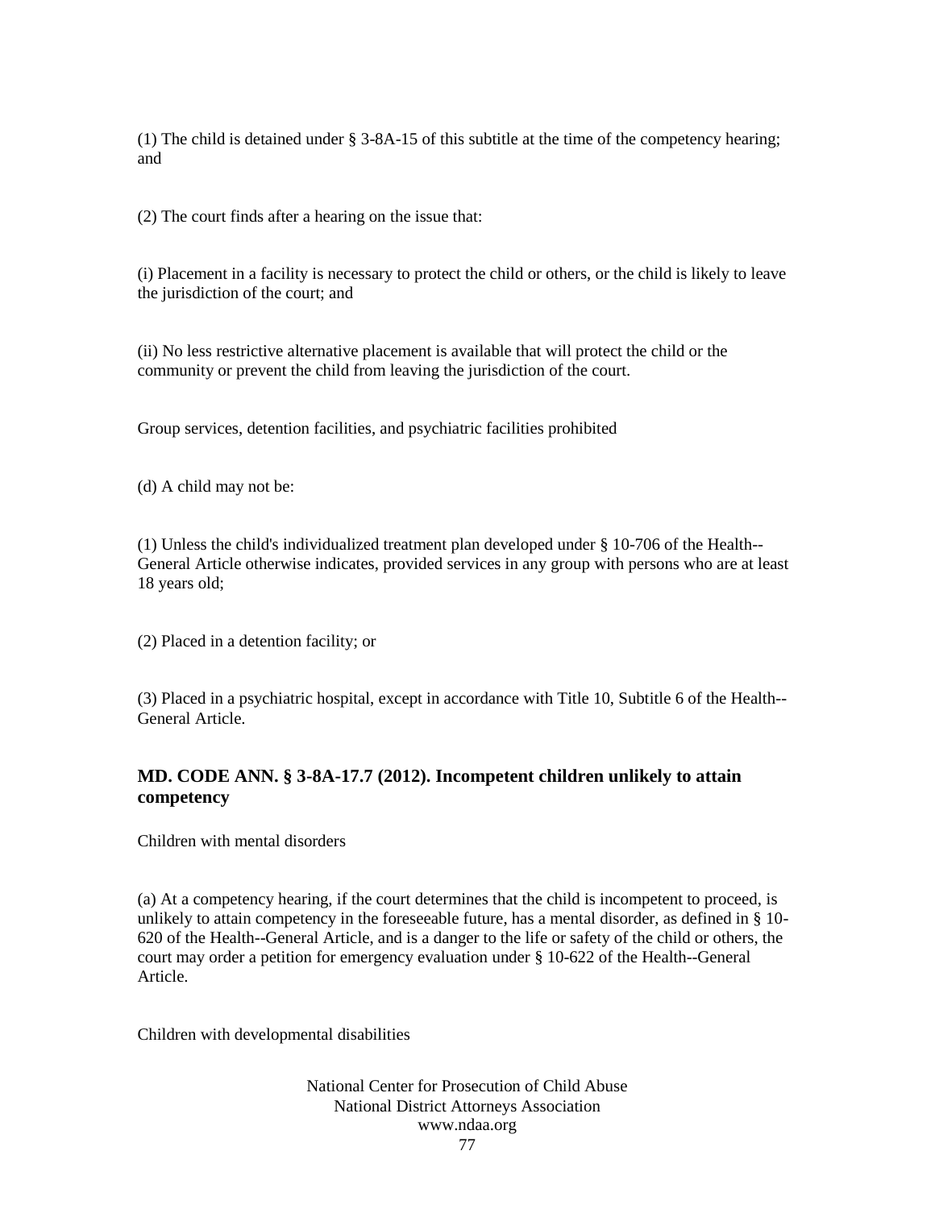(1) The child is detained under § 3-8A-15 of this subtitle at the time of the competency hearing; and

(2) The court finds after a hearing on the issue that:

(i) Placement in a facility is necessary to protect the child or others, or the child is likely to leave the jurisdiction of the court; and

(ii) No less restrictive alternative placement is available that will protect the child or the community or prevent the child from leaving the jurisdiction of the court.

Group services, detention facilities, and psychiatric facilities prohibited

(d) A child may not be:

(1) Unless the child's individualized treatment plan developed under § 10-706 of the Health--General Article otherwise indicates, provided services in any group with persons who are at least 18 years old;

(2) Placed in a detention facility; or

(3) Placed in a psychiatric hospital, except in accordance with Title 10, Subtitle 6 of the Health--General Article.

### MD. CODE ANN. § 3-8A-17.7 (2012). Incompetent children unlikely to attain competency

Children with mental disorders

(a) At a competency hearing, if the court determines that the child is incompetent to proceed, is unlikely to attain competency in the foreseeable future, has a mental disorder, as defined in § 10-620 of the Health--General Article, and is a danger to the life or safety of the child or others, the court may order a petition for emergency evaluation under § 10-622 of the Health--General Article.

Children with developmental disabilities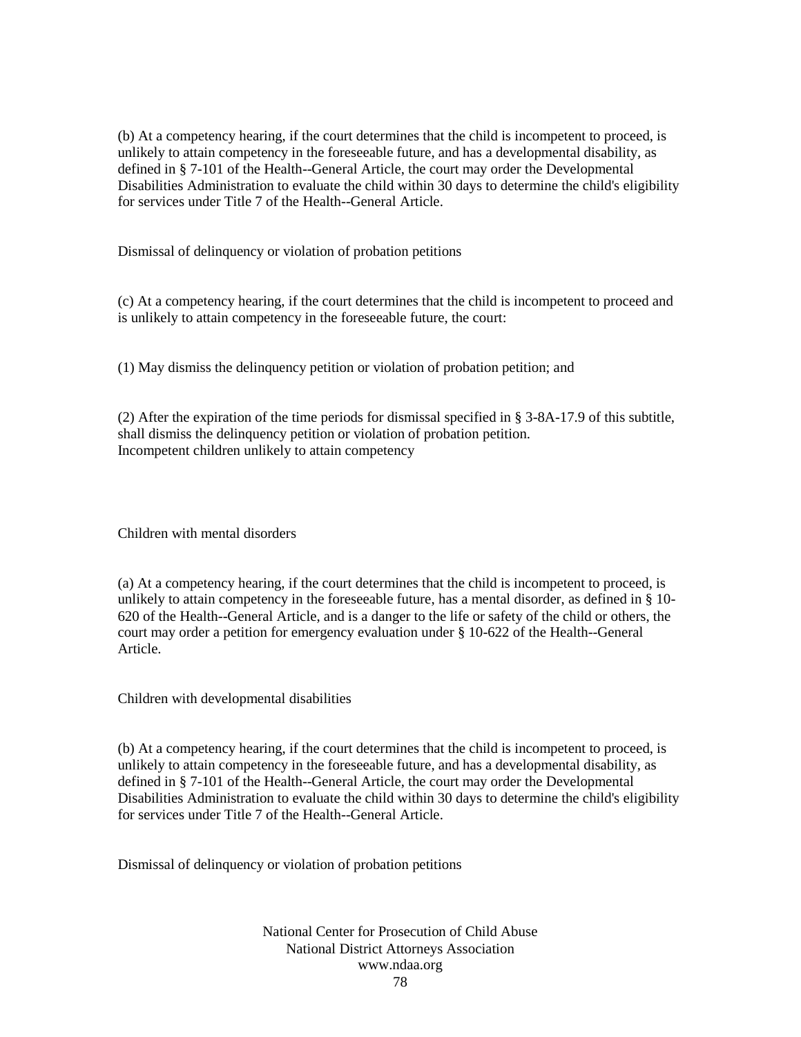(b) At a competency hearing, if the court determines that the child is incompetent to proceed, is unlikely to attain competency in the foreseeable future, and has a developmental disability, as defined in § 7-101 of the Health--General Article, the court may order the Developmental Disabilities Administration to evaluate the child within 30 days to determine the child's eligibility for services under Title 7 of the Health--General Article.

Dismissal of delinquency or violation of probation petitions

(c) At a competency hearing, if the court determines that the child is incompetent to proceed and is unlikely to attain competency in the foreseeable future, the court:

(1) May dismiss the delinquency petition or violation of probation petition; and

(2) After the expiration of the time periods for dismissal specified in § 3-8A-17.9 of this subtitle, shall dismiss the delinquency petition or violation of probation petition.
Incompetent children unlikely to attain competency

Children with mental disorders

(a) At a competency hearing, if the court determines that the child is incompetent to proceed, is unlikely to attain competency in the foreseeable future, has a mental disorder, as defined in § 10-620 of the Health--General Article, and is a danger to the life or safety of the child or others, the court may order a petition for emergency evaluation under § 10-622 of the Health--General Article.

Children with developmental disabilities

(b) At a competency hearing, if the court determines that the child is incompetent to proceed, is unlikely to attain competency in the foreseeable future, and has a developmental disability, as defined in § 7-101 of the Health--General Article, the court may order the Developmental Disabilities Administration to evaluate the child within 30 days to determine the child's eligibility for services under Title 7 of the Health--General Article.

Dismissal of delinquency or violation of probation petitions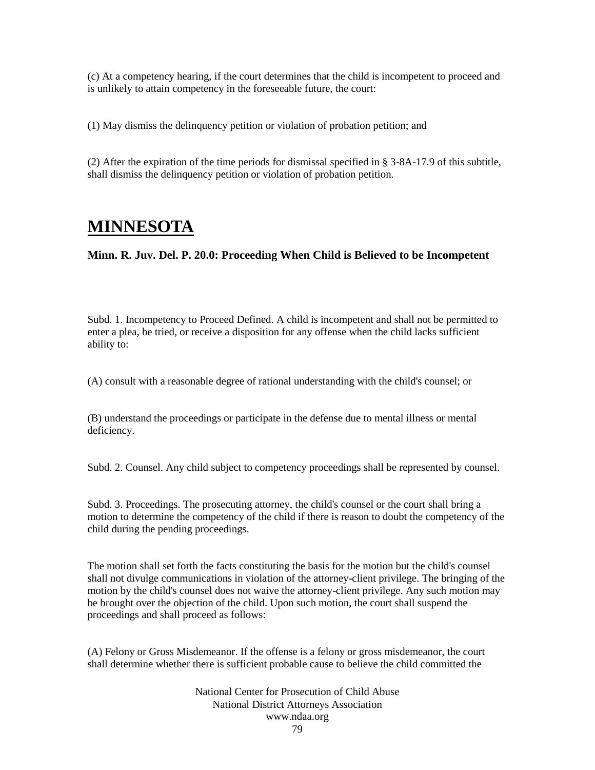(c) At a competency hearing, if the court determines that the child is incompetent to proceed and is unlikely to attain competency in the foreseeable future, the court:

(1) May dismiss the delinquency petition or violation of probation petition; and

(2) After the expiration of the time periods for dismissal specified in § 3-8A-17.9 of this subtitle, shall dismiss the delinquency petition or violation of probation petition.

# MINNESOTA

### Minn. R. Juv. Del. P. 20.0: Proceeding When Child is Believed to be Incompetent

Subd. 1. Incompetency to Proceed Defined. A child is incompetent and shall not be permitted to enter a plea, be tried, or receive a disposition for any offense when the child lacks sufficient ability to:

(A) consult with a reasonable degree of rational understanding with the child's counsel; or

(B) understand the proceedings or participate in the defense due to mental illness or mental deficiency.

Subd. 2. Counsel. Any child subject to competency proceedings shall be represented by counsel.

Subd. 3. Proceedings. The prosecuting attorney, the child's counsel or the court shall bring a motion to determine the competency of the child if there is reason to doubt the competency of the child during the pending proceedings.

The motion shall set forth the facts constituting the basis for the motion but the child's counsel shall not divulge communications in violation of the attorney-client privilege. The bringing of the motion by the child's counsel does not waive the attorney-client privilege. Any such motion may be brought over the objection of the child. Upon such motion, the court shall suspend the proceedings and shall proceed as follows:

(A) Felony or Gross Misdemeanor. If the offense is a felony or gross misdemeanor, the court shall determine whether there is sufficient probable cause to believe the child committed the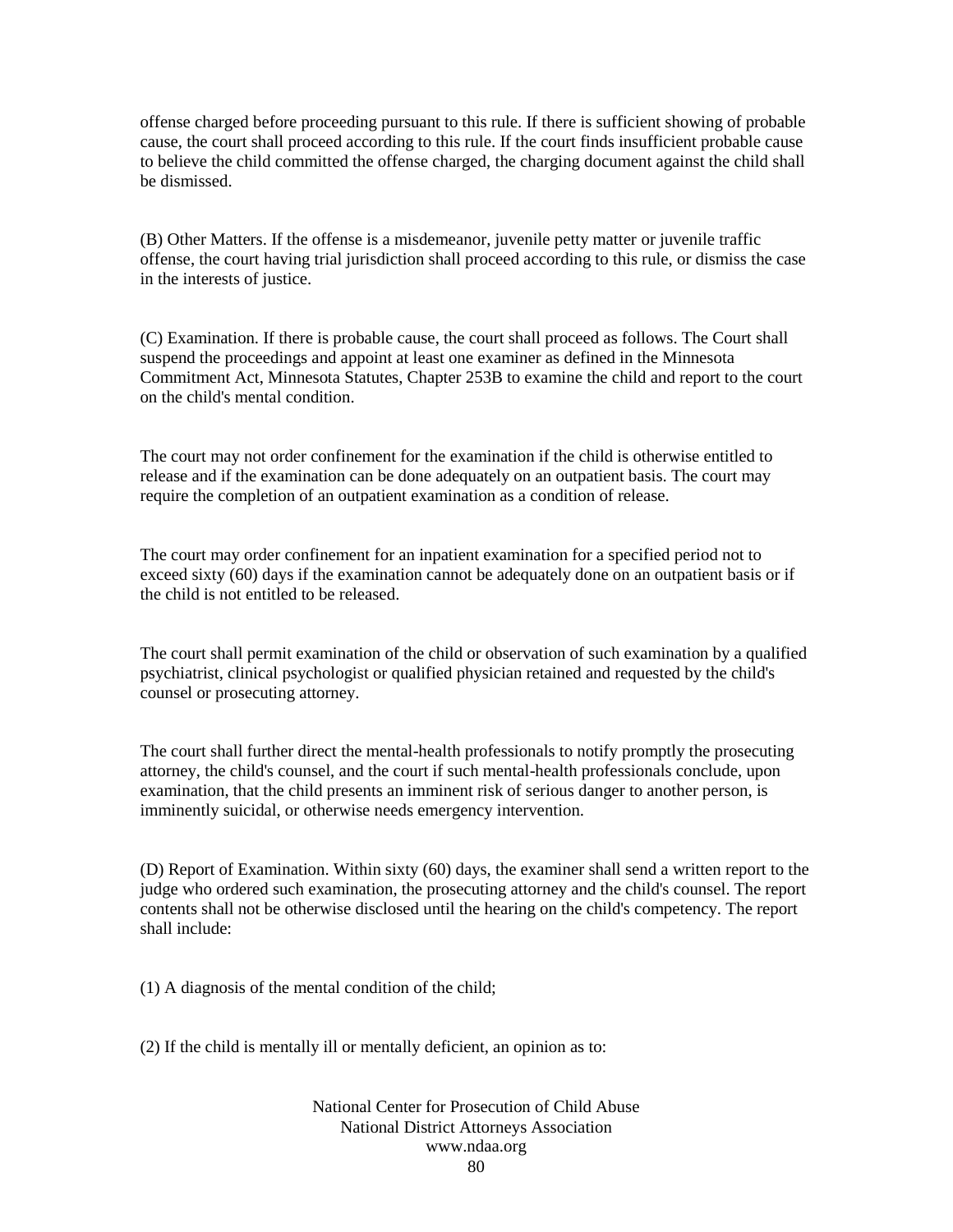offense charged before proceeding pursuant to this rule. If there is sufficient showing of probable cause, the court shall proceed according to this rule. If the court finds insufficient probable cause to believe the child committed the offense charged, the charging document against the child shall be dismissed.

(B) Other Matters. If the offense is a misdemeanor, juvenile petty matter or juvenile traffic offense, the court having trial jurisdiction shall proceed according to this rule, or dismiss the case in the interests of justice.

(C) Examination. If there is probable cause, the court shall proceed as follows. The Court shall suspend the proceedings and appoint at least one examiner as defined in the Minnesota Commitment Act, Minnesota Statutes, Chapter 253B to examine the child and report to the court on the child's mental condition.

The court may not order confinement for the examination if the child is otherwise entitled to release and if the examination can be done adequately on an outpatient basis. The court may require the completion of an outpatient examination as a condition of release.

The court may order confinement for an inpatient examination for a specified period not to exceed sixty (60) days if the examination cannot be adequately done on an outpatient basis or if the child is not entitled to be released.

The court shall permit examination of the child or observation of such examination by a qualified psychiatrist, clinical psychologist or qualified physician retained and requested by the child's counsel or prosecuting attorney.

The court shall further direct the mental-health professionals to notify promptly the prosecuting attorney, the child's counsel, and the court if such mental-health professionals conclude, upon examination, that the child presents an imminent risk of serious danger to another person, is imminently suicidal, or otherwise needs emergency intervention.

(D) Report of Examination. Within sixty (60) days, the examiner shall send a written report to the judge who ordered such examination, the prosecuting attorney and the child's counsel. The report contents shall not be otherwise disclosed until the hearing on the child's competency. The report shall include:

(1) A diagnosis of the mental condition of the child;

(2) If the child is mentally ill or mentally deficient, an opinion as to: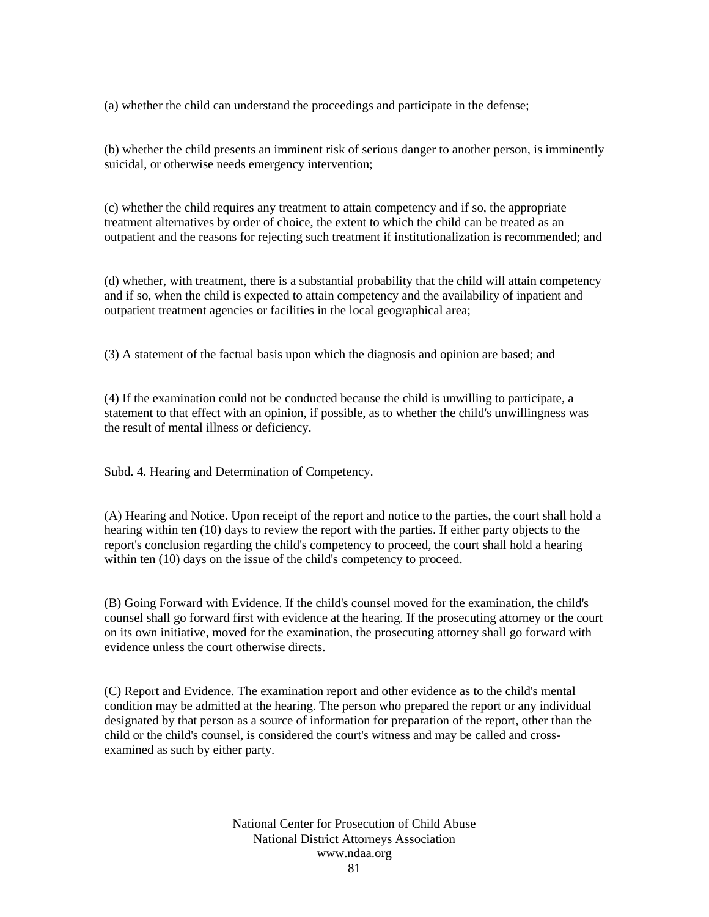(a) whether the child can understand the proceedings and participate in the defense;

(b) whether the child presents an imminent risk of serious danger to another person, is imminently suicidal, or otherwise needs emergency intervention;

(c) whether the child requires any treatment to attain competency and if so, the appropriate treatment alternatives by order of choice, the extent to which the child can be treated as an outpatient and the reasons for rejecting such treatment if institutionalization is recommended; and

(d) whether, with treatment, there is a substantial probability that the child will attain competency and if so, when the child is expected to attain competency and the availability of inpatient and outpatient treatment agencies or facilities in the local geographical area;

(3) A statement of the factual basis upon which the diagnosis and opinion are based; and

(4) If the examination could not be conducted because the child is unwilling to participate, a statement to that effect with an opinion, if possible, as to whether the child's unwillingness was the result of mental illness or deficiency.

Subd. 4. Hearing and Determination of Competency.

(A) Hearing and Notice. Upon receipt of the report and notice to the parties, the court shall hold a hearing within ten (10) days to review the report with the parties. If either party objects to the report's conclusion regarding the child's competency to proceed, the court shall hold a hearing within ten (10) days on the issue of the child's competency to proceed.

(B) Going Forward with Evidence. If the child's counsel moved for the examination, the child's counsel shall go forward first with evidence at the hearing. If the prosecuting attorney or the court on its own initiative, moved for the examination, the prosecuting attorney shall go forward with evidence unless the court otherwise directs.

(C) Report and Evidence. The examination report and other evidence as to the child's mental condition may be admitted at the hearing. The person who prepared the report or any individual designated by that person as a source of information for preparation of the report, other than the child or the child's counsel, is considered the court's witness and may be called and cross-examined as such by either party.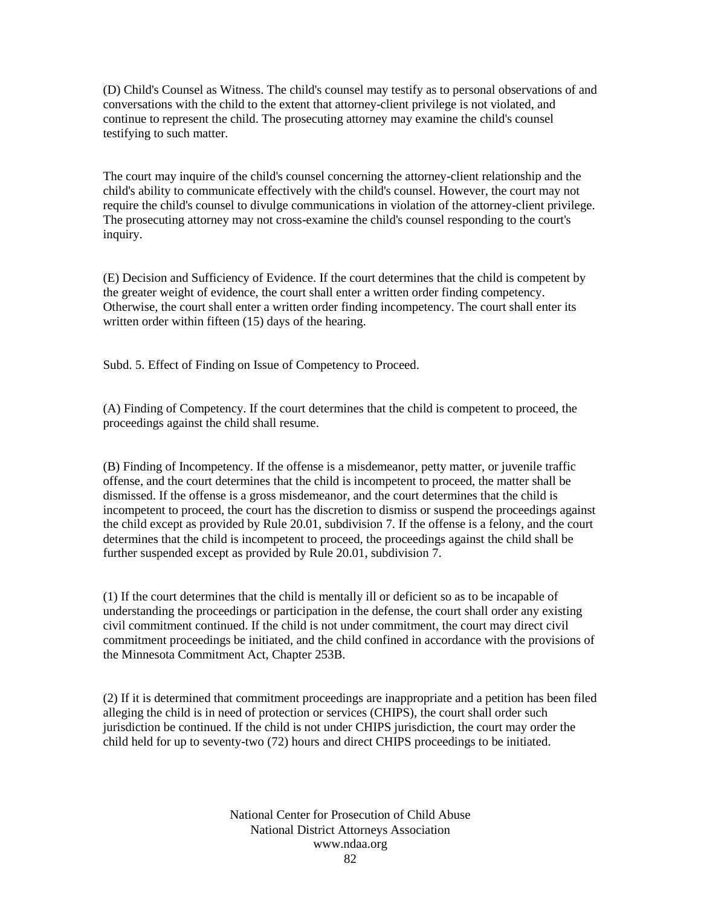(D) Child's Counsel as Witness. The child's counsel may testify as to personal observations of and conversations with the child to the extent that attorney-client privilege is not violated, and continue to represent the child. The prosecuting attorney may examine the child's counsel testifying to such matter.

The court may inquire of the child's counsel concerning the attorney-client relationship and the child's ability to communicate effectively with the child's counsel. However, the court may not require the child's counsel to divulge communications in violation of the attorney-client privilege. The prosecuting attorney may not cross-examine the child's counsel responding to the court's inquiry.

(E) Decision and Sufficiency of Evidence. If the court determines that the child is competent by the greater weight of evidence, the court shall enter a written order finding competency. Otherwise, the court shall enter a written order finding incompetency. The court shall enter its written order within fifteen (15) days of the hearing.

Subd. 5. Effect of Finding on Issue of Competency to Proceed.

(A) Finding of Competency. If the court determines that the child is competent to proceed, the proceedings against the child shall resume.

(B) Finding of Incompetency. If the offense is a misdemeanor, petty matter, or juvenile traffic offense, and the court determines that the child is incompetent to proceed, the matter shall be dismissed. If the offense is a gross misdemeanor, and the court determines that the child is incompetent to proceed, the court has the discretion to dismiss or suspend the proceedings against the child except as provided by Rule 20.01, subdivision 7. If the offense is a felony, and the court determines that the child is incompetent to proceed, the proceedings against the child shall be further suspended except as provided by Rule 20.01, subdivision 7.

(1) If the court determines that the child is mentally ill or deficient so as to be incapable of understanding the proceedings or participation in the defense, the court shall order any existing civil commitment continued. If the child is not under commitment, the court may direct civil commitment proceedings be initiated, and the child confined in accordance with the provisions of the Minnesota Commitment Act, Chapter 253B.

(2) If it is determined that commitment proceedings are inappropriate and a petition has been filed alleging the child is in need of protection or services (CHIPS), the court shall order such jurisdiction be continued. If the child is not under CHIPS jurisdiction, the court may order the child held for up to seventy-two (72) hours and direct CHIPS proceedings to be initiated.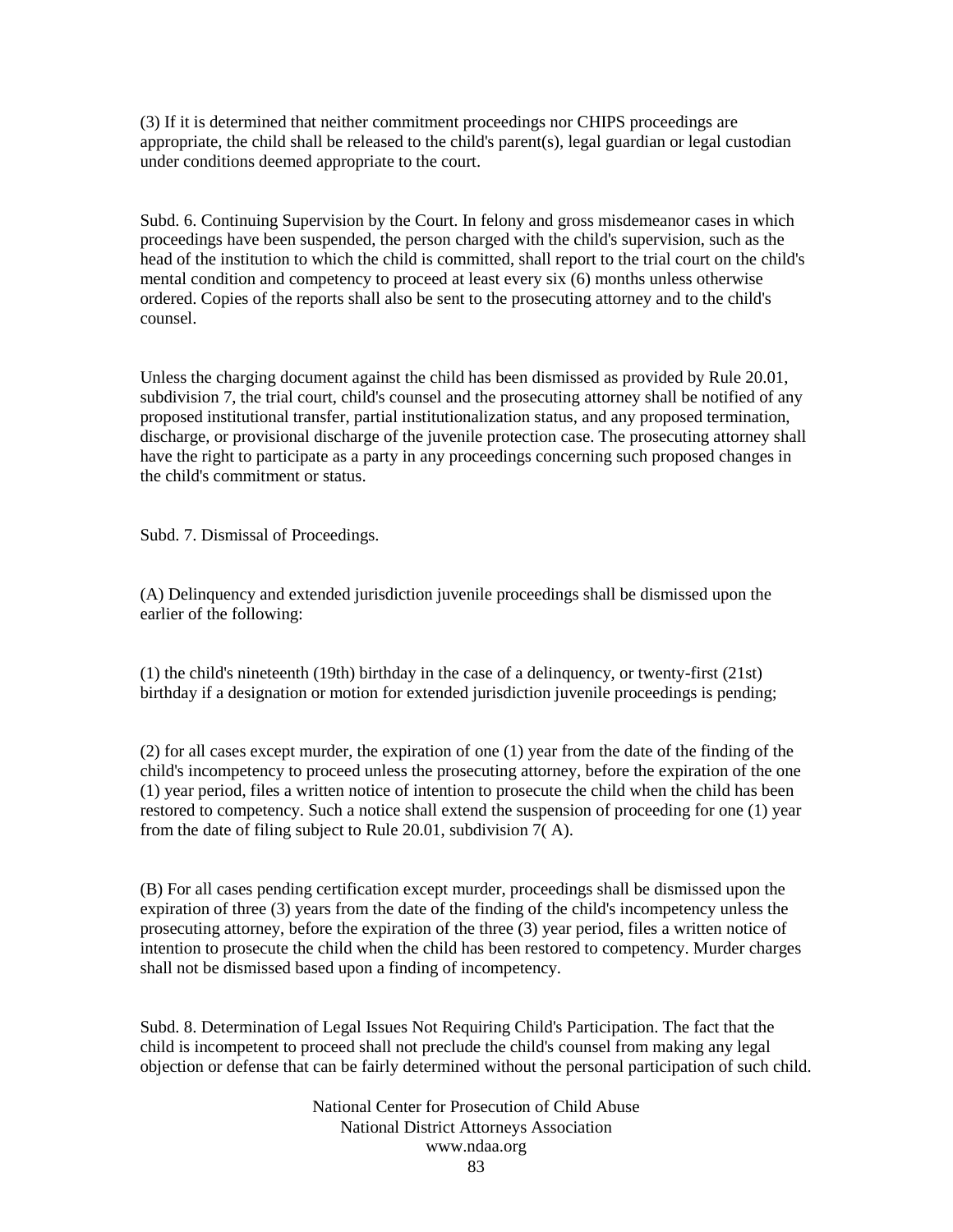(3) If it is determined that neither commitment proceedings nor CHIPS proceedings are appropriate, the child shall be released to the child's parent(s), legal guardian or legal custodian under conditions deemed appropriate to the court.

Subd. 6. Continuing Supervision by the Court. In felony and gross misdemeanor cases in which proceedings have been suspended, the person charged with the child's supervision, such as the head of the institution to which the child is committed, shall report to the trial court on the child's mental condition and competency to proceed at least every six (6) months unless otherwise ordered. Copies of the reports shall also be sent to the prosecuting attorney and to the child's counsel.

Unless the charging document against the child has been dismissed as provided by Rule 20.01, subdivision 7, the trial court, child's counsel and the prosecuting attorney shall be notified of any proposed institutional transfer, partial institutionalization status, and any proposed termination, discharge, or provisional discharge of the juvenile protection case. The prosecuting attorney shall have the right to participate as a party in any proceedings concerning such proposed changes in the child's commitment or status.

Subd. 7. Dismissal of Proceedings.

(A) Delinquency and extended jurisdiction juvenile proceedings shall be dismissed upon the earlier of the following:

(1) the child's nineteenth (19th) birthday in the case of a delinquency, or twenty-first (21st) birthday if a designation or motion for extended jurisdiction juvenile proceedings is pending;

(2) for all cases except murder, the expiration of one (1) year from the date of the finding of the child's incompetency to proceed unless the prosecuting attorney, before the expiration of the one (1) year period, files a written notice of intention to prosecute the child when the child has been restored to competency. Such a notice shall extend the suspension of proceeding for one (1) year from the date of filing subject to Rule 20.01, subdivision 7( A).

(B) For all cases pending certification except murder, proceedings shall be dismissed upon the expiration of three (3) years from the date of the finding of the child's incompetency unless the prosecuting attorney, before the expiration of the three (3) year period, files a written notice of intention to prosecute the child when the child has been restored to competency. Murder charges shall not be dismissed based upon a finding of incompetency.

Subd. 8. Determination of Legal Issues Not Requiring Child's Participation. The fact that the child is incompetent to proceed shall not preclude the child's counsel from making any legal objection or defense that can be fairly determined without the personal participation of such child.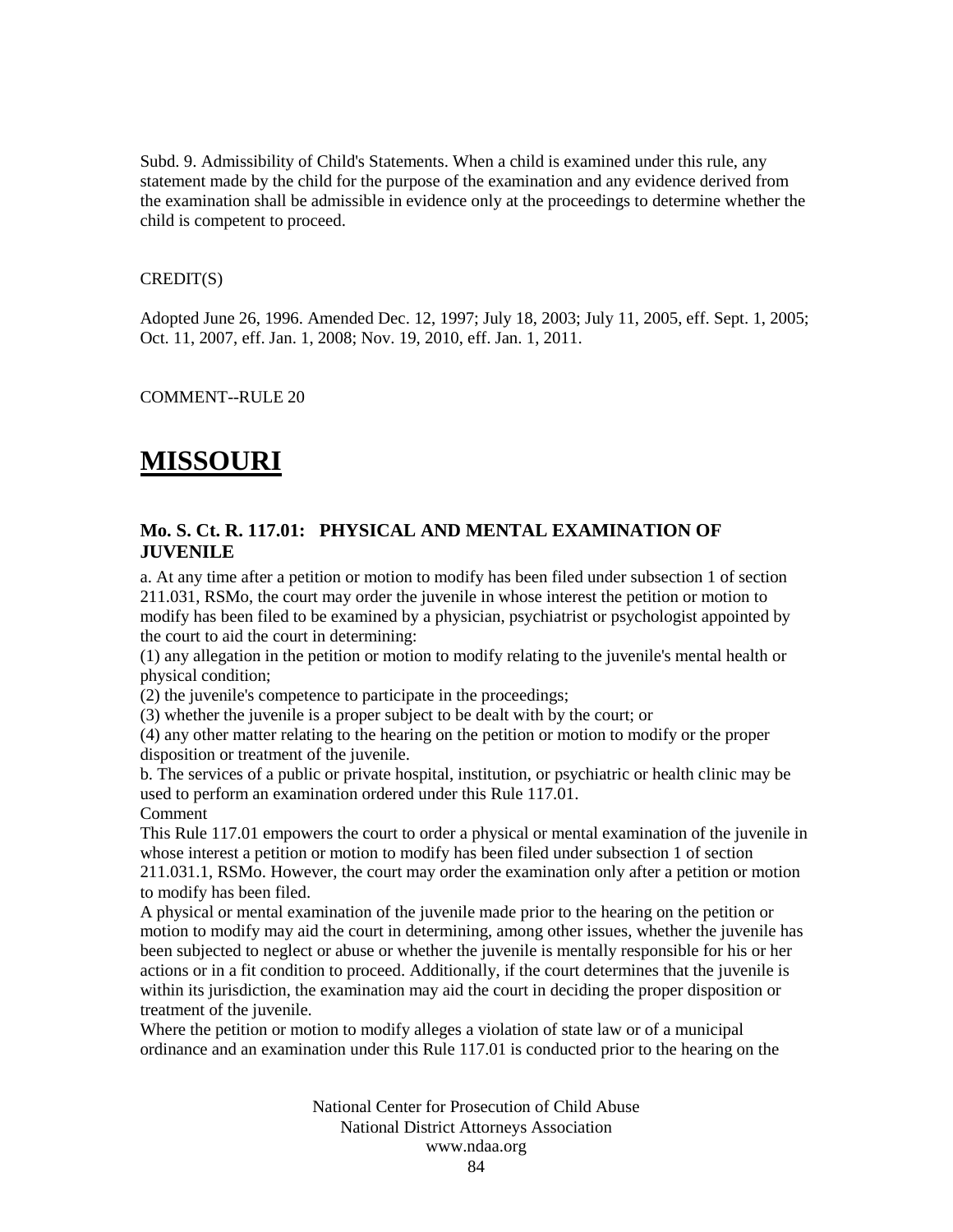Subd. 9. Admissibility of Child's Statements. When a child is examined under this rule, any statement made by the child for the purpose of the examination and any evidence derived from the examination shall be admissible in evidence only at the proceedings to determine whether the child is competent to proceed.

CREDIT(S)

Adopted June 26, 1996. Amended Dec. 12, 1997; July 18, 2003; July 11, 2005, eff. Sept. 1, 2005; Oct. 11, 2007, eff. Jan. 1, 2008; Nov. 19, 2010, eff. Jan. 1, 2011.

COMMENT--RULE 20

# MISSOURI

### Mo. S. Ct. R. 117.01: PHYSICAL AND MENTAL EXAMINATION OF JUVENILE

a. At any time after a petition or motion to modify has been filed under subsection 1 of section 211.031, RSMo, the court may order the juvenile in whose interest the petition or motion to modify has been filed to be examined by a physician, psychiatrist or psychologist appointed by the court to aid the court in determining:
(1) any allegation in the petition or motion to modify relating to the juvenile's mental health or physical condition;
(2) the juvenile's competence to participate in the proceedings;
(3) whether the juvenile is a proper subject to be dealt with by the court; or
(4) any other matter relating to the hearing on the petition or motion to modify or the proper disposition or treatment of the juvenile.
b. The services of a public or private hospital, institution, or psychiatric or health clinic may be used to perform an examination ordered under this Rule 117.01.
Comment
This Rule 117.01 empowers the court to order a physical or mental examination of the juvenile in whose interest a petition or motion to modify has been filed under subsection 1 of section 211.031.1, RSMo. However, the court may order the examination only after a petition or motion to modify has been filed.
A physical or mental examination of the juvenile made prior to the hearing on the petition or motion to modify may aid the court in determining, among other issues, whether the juvenile has been subjected to neglect or abuse or whether the juvenile is mentally responsible for his or her actions or in a fit condition to proceed. Additionally, if the court determines that the juvenile is within its jurisdiction, the examination may aid the court in deciding the proper disposition or treatment of the juvenile.
Where the petition or motion to modify alleges a violation of state law or of a municipal ordinance and an examination under this Rule 117.01 is conducted prior to the hearing on the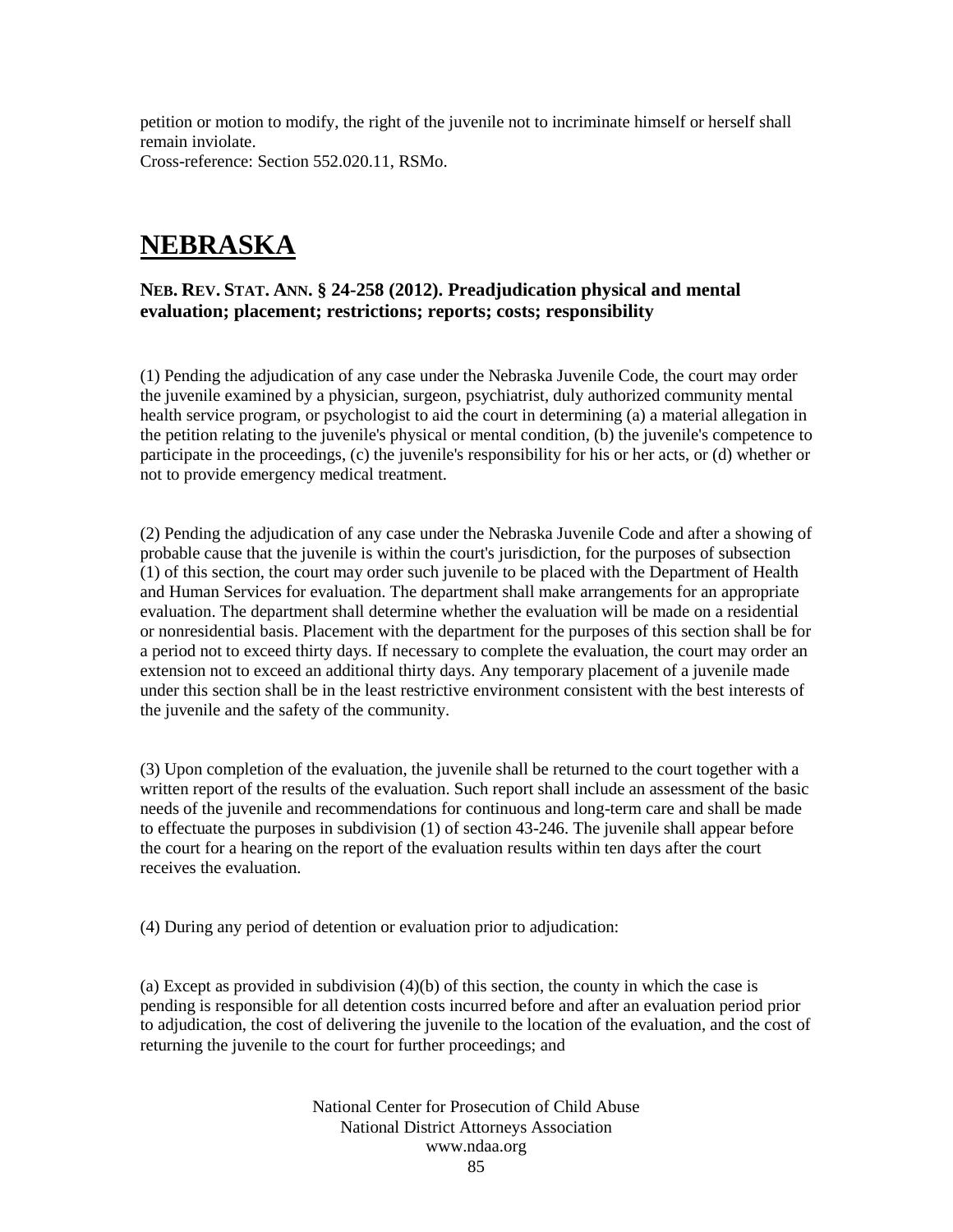petition or motion to modify, the right of the juvenile not to incriminate himself or herself shall remain inviolate.
Cross-reference: Section 552.020.11, RSMo.

# NEBRASKA

### NEB. REV. STAT. ANN. § 24-258 (2012). Preadjudication physical and mental evaluation; placement; restrictions; reports; costs; responsibility

(1) Pending the adjudication of any case under the Nebraska Juvenile Code, the court may order the juvenile examined by a physician, surgeon, psychiatrist, duly authorized community mental health service program, or psychologist to aid the court in determining (a) a material allegation in the petition relating to the juvenile's physical or mental condition, (b) the juvenile's competence to participate in the proceedings, (c) the juvenile's responsibility for his or her acts, or (d) whether or not to provide emergency medical treatment.

(2) Pending the adjudication of any case under the Nebraska Juvenile Code and after a showing of probable cause that the juvenile is within the court's jurisdiction, for the purposes of subsection (1) of this section, the court may order such juvenile to be placed with the Department of Health and Human Services for evaluation. The department shall make arrangements for an appropriate evaluation. The department shall determine whether the evaluation will be made on a residential or nonresidential basis. Placement with the department for the purposes of this section shall be for a period not to exceed thirty days. If necessary to complete the evaluation, the court may order an extension not to exceed an additional thirty days. Any temporary placement of a juvenile made under this section shall be in the least restrictive environment consistent with the best interests of the juvenile and the safety of the community.

(3) Upon completion of the evaluation, the juvenile shall be returned to the court together with a written report of the results of the evaluation. Such report shall include an assessment of the basic needs of the juvenile and recommendations for continuous and long-term care and shall be made to effectuate the purposes in subdivision (1) of section 43-246. The juvenile shall appear before the court for a hearing on the report of the evaluation results within ten days after the court receives the evaluation.

(4) During any period of detention or evaluation prior to adjudication:

(a) Except as provided in subdivision (4)(b) of this section, the county in which the case is pending is responsible for all detention costs incurred before and after an evaluation period prior to adjudication, the cost of delivering the juvenile to the location of the evaluation, and the cost of returning the juvenile to the court for further proceedings; and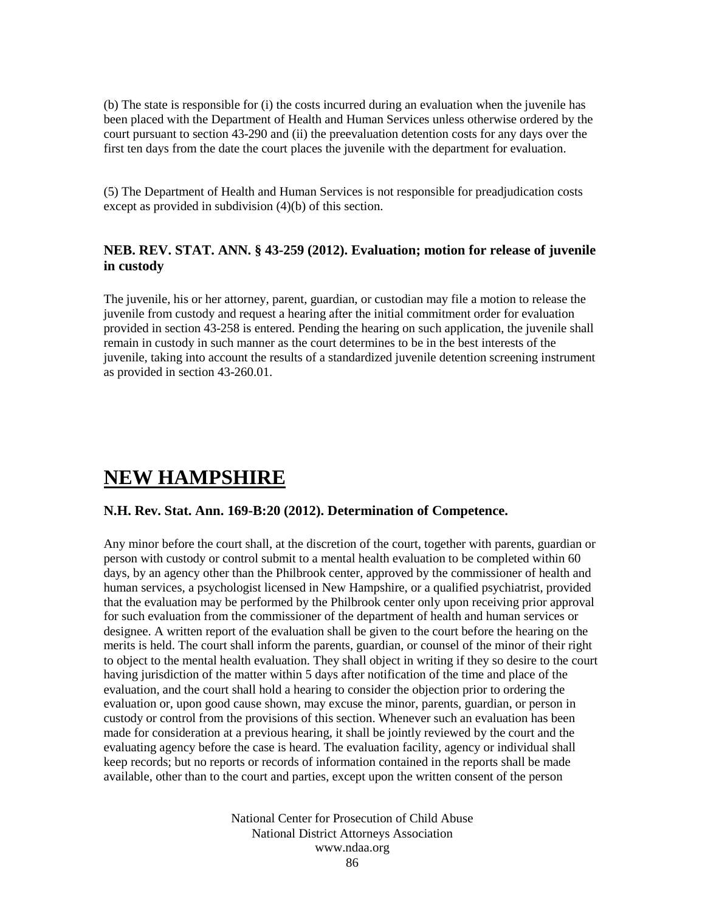(b) The state is responsible for (i) the costs incurred during an evaluation when the juvenile has been placed with the Department of Health and Human Services unless otherwise ordered by the court pursuant to section 43-290 and (ii) the preevaluation detention costs for any days over the first ten days from the date the court places the juvenile with the department for evaluation.

(5) The Department of Health and Human Services is not responsible for preadjudication costs except as provided in subdivision (4)(b) of this section.

### NEB. REV. STAT. ANN. § 43-259 (2012). Evaluation; motion for release of juvenile in custody

The juvenile, his or her attorney, parent, guardian, or custodian may file a motion to release the juvenile from custody and request a hearing after the initial commitment order for evaluation provided in section 43-258 is entered. Pending the hearing on such application, the juvenile shall remain in custody in such manner as the court determines to be in the best interests of the juvenile, taking into account the results of a standardized juvenile detention screening instrument as provided in section 43-260.01.

## NEW HAMPSHIRE

### N.H. Rev. Stat. Ann. 169-B:20 (2012). Determination of Competence.

Any minor before the court shall, at the discretion of the court, together with parents, guardian or person with custody or control submit to a mental health evaluation to be completed within 60 days, by an agency other than the Philbrook center, approved by the commissioner of health and human services, a psychologist licensed in New Hampshire, or a qualified psychiatrist, provided that the evaluation may be performed by the Philbrook center only upon receiving prior approval for such evaluation from the commissioner of the department of health and human services or designee. A written report of the evaluation shall be given to the court before the hearing on the merits is held. The court shall inform the parents, guardian, or counsel of the minor of their right to object to the mental health evaluation. They shall object in writing if they so desire to the court having jurisdiction of the matter within 5 days after notification of the time and place of the evaluation, and the court shall hold a hearing to consider the objection prior to ordering the evaluation or, upon good cause shown, may excuse the minor, parents, guardian, or person in custody or control from the provisions of this section. Whenever such an evaluation has been made for consideration at a previous hearing, it shall be jointly reviewed by the court and the evaluating agency before the case is heard. The evaluation facility, agency or individual shall keep records; but no reports or records of information contained in the reports shall be made available, other than to the court and parties, except upon the written consent of the person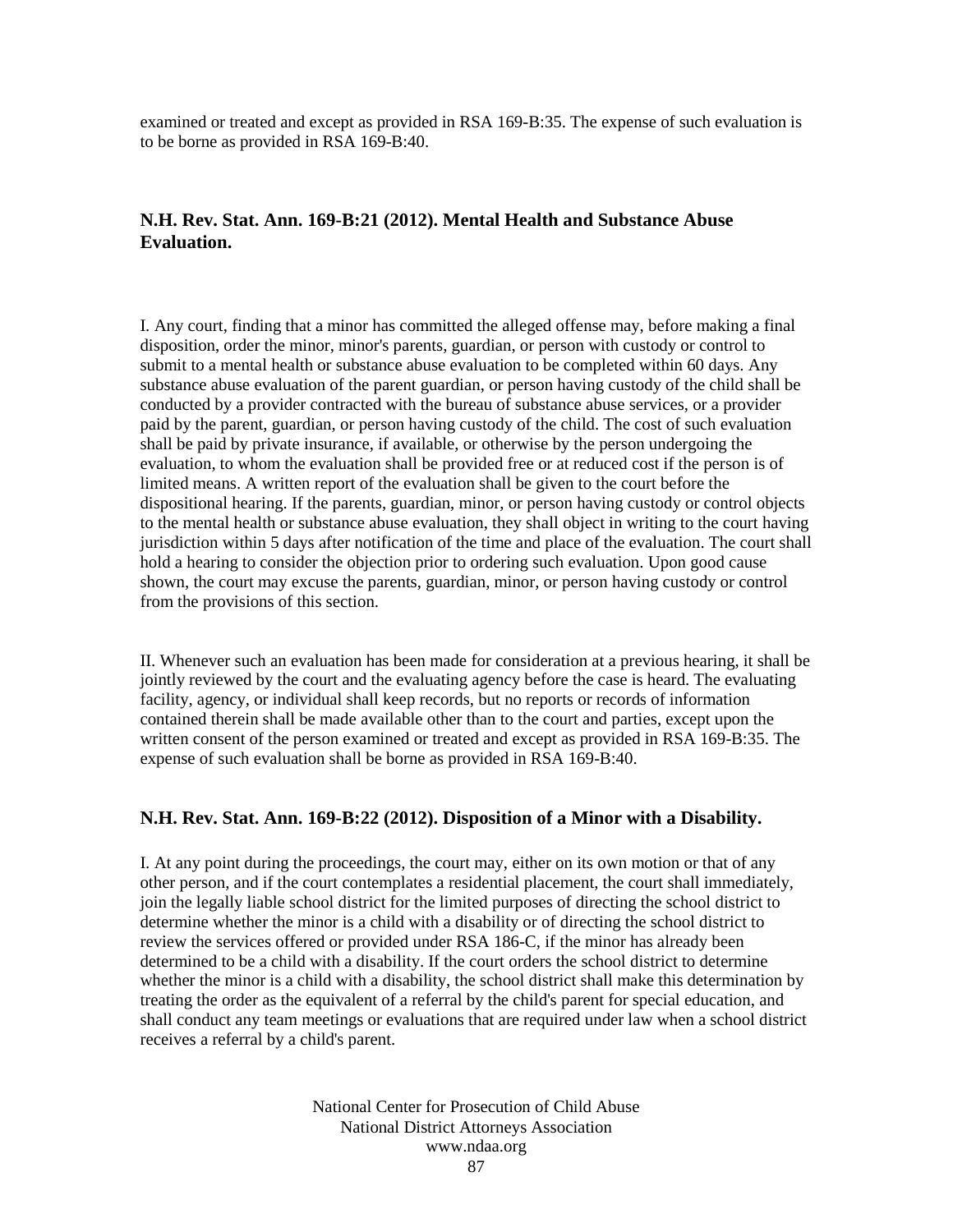examined or treated and except as provided in RSA 169-B:35. The expense of such evaluation is to be borne as provided in RSA 169-B:40.

### N.H. Rev. Stat. Ann. 169-B:21 (2012). Mental Health and Substance Abuse Evaluation.

I. Any court, finding that a minor has committed the alleged offense may, before making a final disposition, order the minor, minor's parents, guardian, or person with custody or control to submit to a mental health or substance abuse evaluation to be completed within 60 days. Any substance abuse evaluation of the parent guardian, or person having custody of the child shall be conducted by a provider contracted with the bureau of substance abuse services, or a provider paid by the parent, guardian, or person having custody of the child. The cost of such evaluation shall be paid by private insurance, if available, or otherwise by the person undergoing the evaluation, to whom the evaluation shall be provided free or at reduced cost if the person is of limited means. A written report of the evaluation shall be given to the court before the dispositional hearing. If the parents, guardian, minor, or person having custody or control objects to the mental health or substance abuse evaluation, they shall object in writing to the court having jurisdiction within 5 days after notification of the time and place of the evaluation. The court shall hold a hearing to consider the objection prior to ordering such evaluation. Upon good cause shown, the court may excuse the parents, guardian, minor, or person having custody or control from the provisions of this section.

II. Whenever such an evaluation has been made for consideration at a previous hearing, it shall be jointly reviewed by the court and the evaluating agency before the case is heard. The evaluating facility, agency, or individual shall keep records, but no reports or records of information contained therein shall be made available other than to the court and parties, except upon the written consent of the person examined or treated and except as provided in RSA 169-B:35. The expense of such evaluation shall be borne as provided in RSA 169-B:40.

### N.H. Rev. Stat. Ann. 169-B:22 (2012). Disposition of a Minor with a Disability.

I. At any point during the proceedings, the court may, either on its own motion or that of any other person, and if the court contemplates a residential placement, the court shall immediately, join the legally liable school district for the limited purposes of directing the school district to determine whether the minor is a child with a disability or of directing the school district to review the services offered or provided under RSA 186-C, if the minor has already been determined to be a child with a disability. If the court orders the school district to determine whether the minor is a child with a disability, the school district shall make this determination by treating the order as the equivalent of a referral by the child's parent for special education, and shall conduct any team meetings or evaluations that are required under law when a school district receives a referral by a child's parent.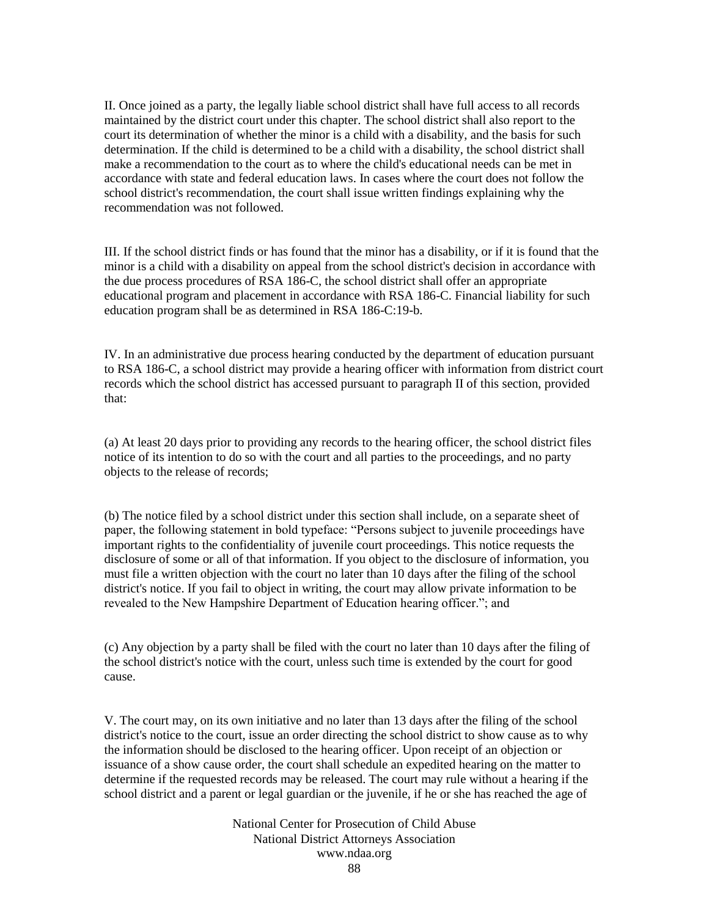II. Once joined as a party, the legally liable school district shall have full access to all records maintained by the district court under this chapter. The school district shall also report to the court its determination of whether the minor is a child with a disability, and the basis for such determination. If the child is determined to be a child with a disability, the school district shall make a recommendation to the court as to where the child's educational needs can be met in accordance with state and federal education laws. In cases where the court does not follow the school district's recommendation, the court shall issue written findings explaining why the recommendation was not followed.

III. If the school district finds or has found that the minor has a disability, or if it is found that the minor is a child with a disability on appeal from the school district's decision in accordance with the due process procedures of RSA 186-C, the school district shall offer an appropriate educational program and placement in accordance with RSA 186-C. Financial liability for such education program shall be as determined in RSA 186-C:19-b.

IV. In an administrative due process hearing conducted by the department of education pursuant to RSA 186-C, a school district may provide a hearing officer with information from district court records which the school district has accessed pursuant to paragraph II of this section, provided that:

(a) At least 20 days prior to providing any records to the hearing officer, the school district files notice of its intention to do so with the court and all parties to the proceedings, and no party objects to the release of records;

(b) The notice filed by a school district under this section shall include, on a separate sheet of paper, the following statement in bold typeface: "Persons subject to juvenile proceedings have important rights to the confidentiality of juvenile court proceedings. This notice requests the disclosure of some or all of that information. If you object to the disclosure of information, you must file a written objection with the court no later than 10 days after the filing of the school district's notice. If you fail to object in writing, the court may allow private information to be revealed to the New Hampshire Department of Education hearing officer."; and

(c) Any objection by a party shall be filed with the court no later than 10 days after the filing of the school district's notice with the court, unless such time is extended by the court for good cause.

V. The court may, on its own initiative and no later than 13 days after the filing of the school district's notice to the court, issue an order directing the school district to show cause as to why the information should be disclosed to the hearing officer. Upon receipt of an objection or issuance of a show cause order, the court shall schedule an expedited hearing on the matter to determine if the requested records may be released. The court may rule without a hearing if the school district and a parent or legal guardian or the juvenile, if he or she has reached the age of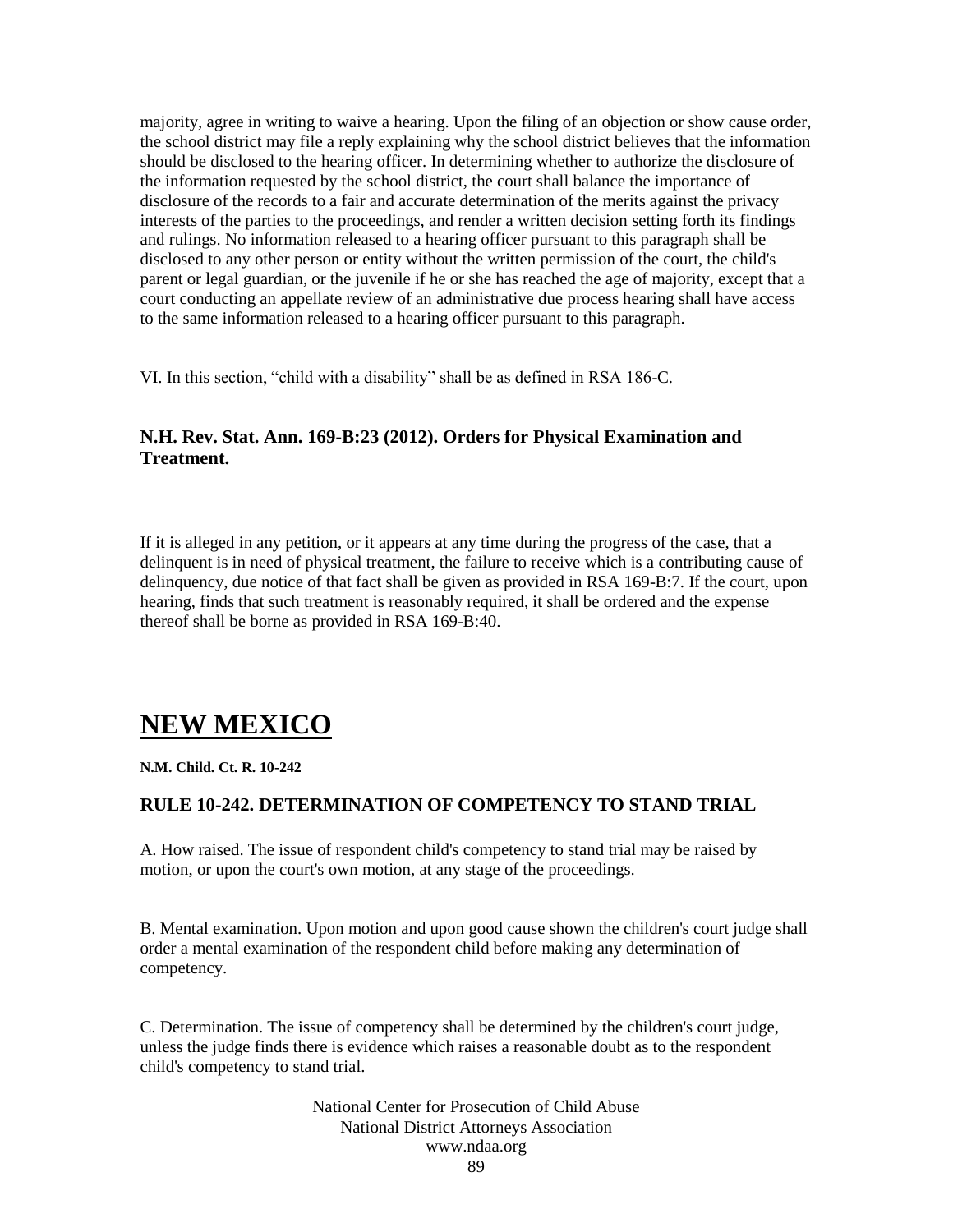majority, agree in writing to waive a hearing. Upon the filing of an objection or show cause order, the school district may file a reply explaining why the school district believes that the information should be disclosed to the hearing officer. In determining whether to authorize the disclosure of the information requested by the school district, the court shall balance the importance of disclosure of the records to a fair and accurate determination of the merits against the privacy interests of the parties to the proceedings, and render a written decision setting forth its findings and rulings. No information released to a hearing officer pursuant to this paragraph shall be disclosed to any other person or entity without the written permission of the court, the child's parent or legal guardian, or the juvenile if he or she has reached the age of majority, except that a court conducting an appellate review of an administrative due process hearing shall have access to the same information released to a hearing officer pursuant to this paragraph.

VI. In this section, "child with a disability" shall be as defined in RSA 186-C.

### N.H. Rev. Stat. Ann. 169-B:23 (2012). Orders for Physical Examination and Treatment.

If it is alleged in any petition, or it appears at any time during the progress of the case, that a delinquent is in need of physical treatment, the failure to receive which is a contributing cause of delinquency, due notice of that fact shall be given as provided in RSA 169-B:7. If the court, upon hearing, finds that such treatment is reasonably required, it shall be ordered and the expense thereof shall be borne as provided in RSA 169-B:40.

# NEW MEXICO

**N.M. Child. Ct. R. 10-242**

### RULE 10-242. DETERMINATION OF COMPETENCY TO STAND TRIAL

A. How raised. The issue of respondent child's competency to stand trial may be raised by motion, or upon the court's own motion, at any stage of the proceedings.

B. Mental examination. Upon motion and upon good cause shown the children's court judge shall order a mental examination of the respondent child before making any determination of competency.

C. Determination. The issue of competency shall be determined by the children's court judge, unless the judge finds there is evidence which raises a reasonable doubt as to the respondent child's competency to stand trial.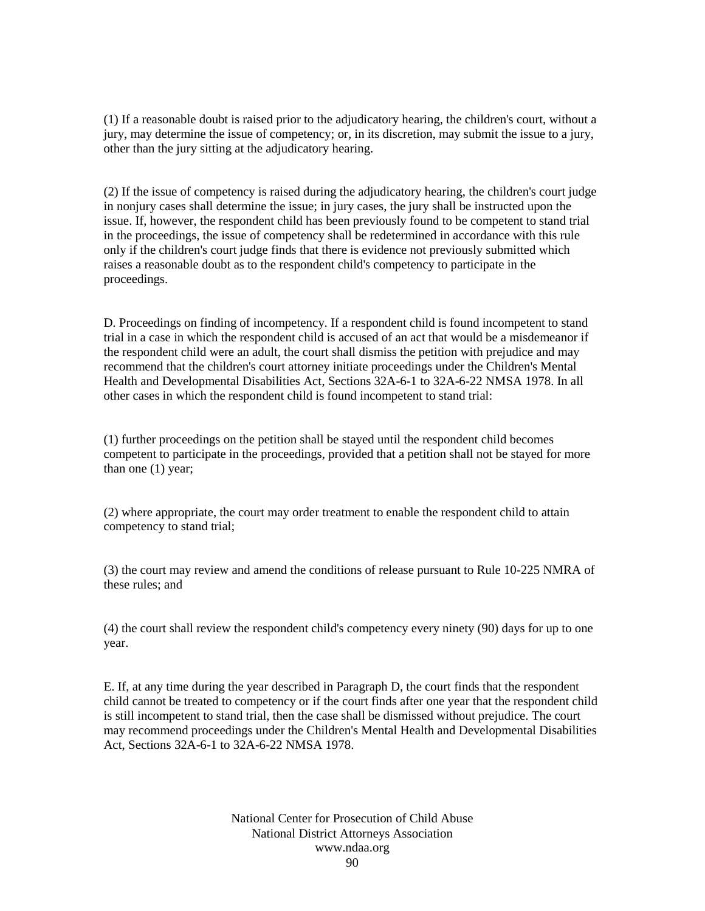(1) If a reasonable doubt is raised prior to the adjudicatory hearing, the children's court, without a jury, may determine the issue of competency; or, in its discretion, may submit the issue to a jury, other than the jury sitting at the adjudicatory hearing.

(2) If the issue of competency is raised during the adjudicatory hearing, the children's court judge in nonjury cases shall determine the issue; in jury cases, the jury shall be instructed upon the issue. If, however, the respondent child has been previously found to be competent to stand trial in the proceedings, the issue of competency shall be redetermined in accordance with this rule only if the children's court judge finds that there is evidence not previously submitted which raises a reasonable doubt as to the respondent child's competency to participate in the proceedings.

D. Proceedings on finding of incompetency. If a respondent child is found incompetent to stand trial in a case in which the respondent child is accused of an act that would be a misdemeanor if the respondent child were an adult, the court shall dismiss the petition with prejudice and may recommend that the children's court attorney initiate proceedings under the Children's Mental Health and Developmental Disabilities Act, Sections 32A-6-1 to 32A-6-22 NMSA 1978. In all other cases in which the respondent child is found incompetent to stand trial:

(1) further proceedings on the petition shall be stayed until the respondent child becomes competent to participate in the proceedings, provided that a petition shall not be stayed for more than one (1) year;

(2) where appropriate, the court may order treatment to enable the respondent child to attain competency to stand trial;

(3) the court may review and amend the conditions of release pursuant to Rule 10-225 NMRA of these rules; and

(4) the court shall review the respondent child's competency every ninety (90) days for up to one year.

E. If, at any time during the year described in Paragraph D, the court finds that the respondent child cannot be treated to competency or if the court finds after one year that the respondent child is still incompetent to stand trial, then the case shall be dismissed without prejudice. The court may recommend proceedings under the Children's Mental Health and Developmental Disabilities Act, Sections 32A-6-1 to 32A-6-22 NMSA 1978.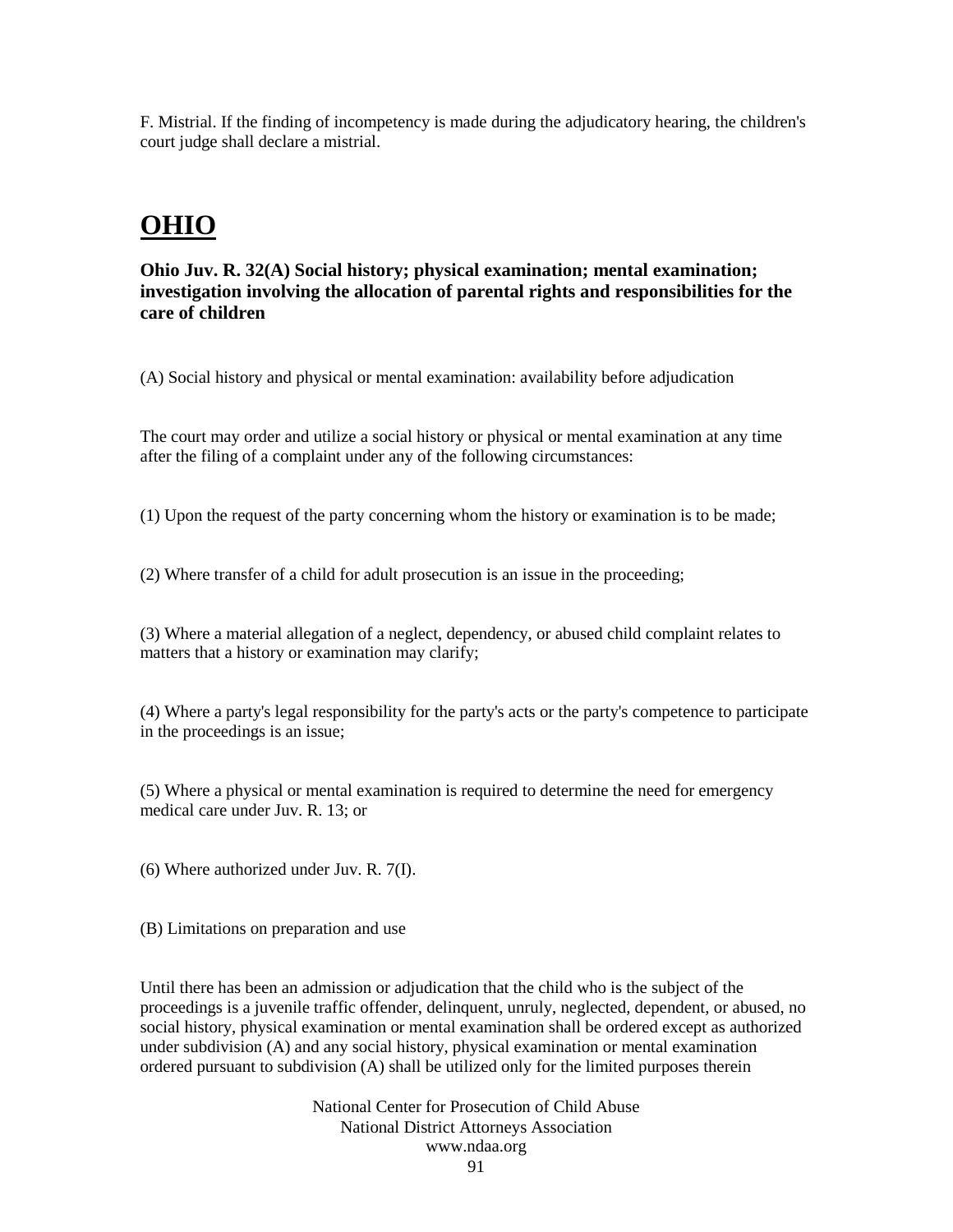F. Mistrial. If the finding of incompetency is made during the adjudicatory hearing, the children's court judge shall declare a mistrial.

# OHIO

### Ohio Juv. R. 32(A) Social history; physical examination; mental examination; investigation involving the allocation of parental rights and responsibilities for the care of children

(A) Social history and physical or mental examination: availability before adjudication

The court may order and utilize a social history or physical or mental examination at any time after the filing of a complaint under any of the following circumstances:

(1) Upon the request of the party concerning whom the history or examination is to be made;

(2) Where transfer of a child for adult prosecution is an issue in the proceeding;

(3) Where a material allegation of a neglect, dependency, or abused child complaint relates to matters that a history or examination may clarify;

(4) Where a party's legal responsibility for the party's acts or the party's competence to participate in the proceedings is an issue;

(5) Where a physical or mental examination is required to determine the need for emergency medical care under Juv. R. 13; or

(6) Where authorized under Juv. R. 7(I).

(B) Limitations on preparation and use

Until there has been an admission or adjudication that the child who is the subject of the proceedings is a juvenile traffic offender, delinquent, unruly, neglected, dependent, or abused, no social history, physical examination or mental examination shall be ordered except as authorized under subdivision (A) and any social history, physical examination or mental examination ordered pursuant to subdivision (A) shall be utilized only for the limited purposes therein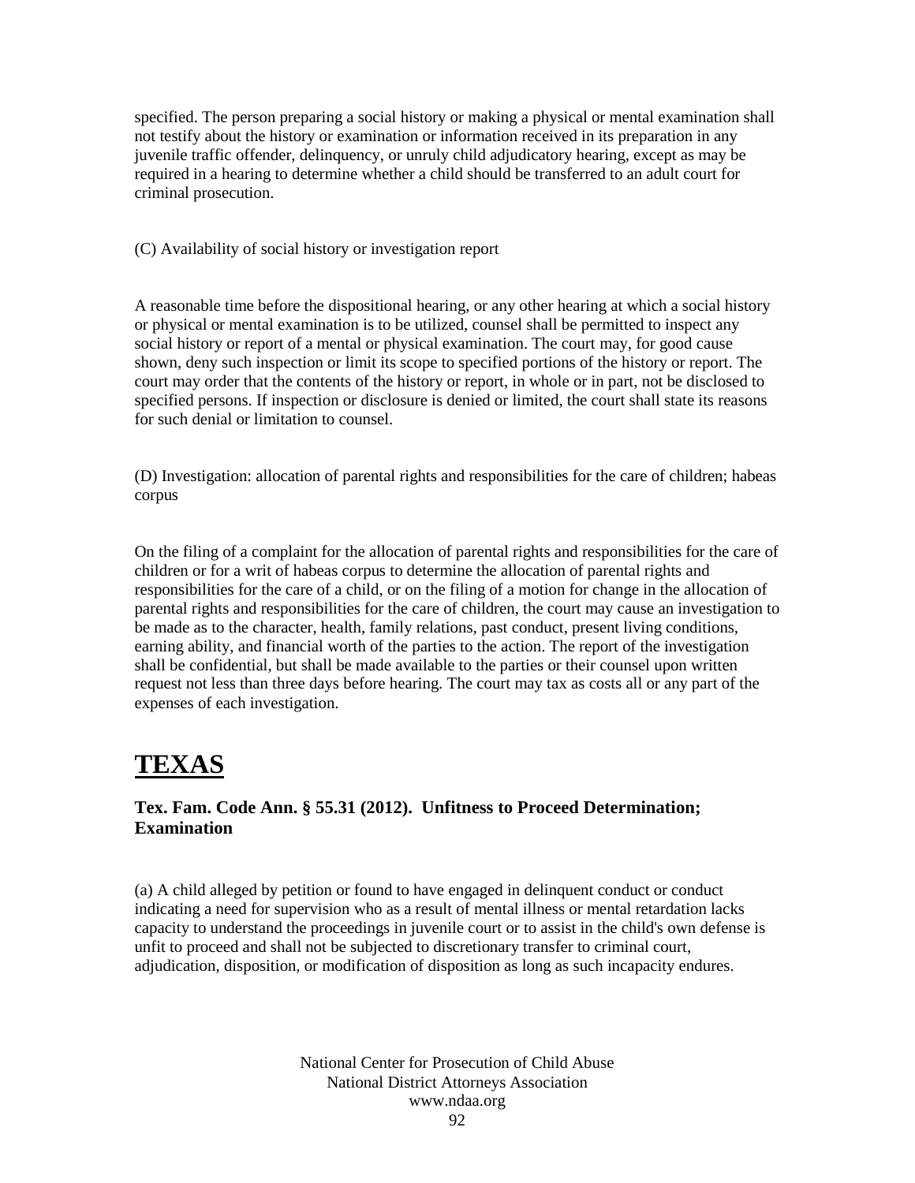specified. The person preparing a social history or making a physical or mental examination shall not testify about the history or examination or information received in its preparation in any juvenile traffic offender, delinquency, or unruly child adjudicatory hearing, except as may be required in a hearing to determine whether a child should be transferred to an adult court for criminal prosecution.

(C) Availability of social history or investigation report

A reasonable time before the dispositional hearing, or any other hearing at which a social history or physical or mental examination is to be utilized, counsel shall be permitted to inspect any social history or report of a mental or physical examination. The court may, for good cause shown, deny such inspection or limit its scope to specified portions of the history or report. The court may order that the contents of the history or report, in whole or in part, not be disclosed to specified persons. If inspection or disclosure is denied or limited, the court shall state its reasons for such denial or limitation to counsel.

(D) Investigation: allocation of parental rights and responsibilities for the care of children; habeas corpus

On the filing of a complaint for the allocation of parental rights and responsibilities for the care of children or for a writ of habeas corpus to determine the allocation of parental rights and responsibilities for the care of a child, or on the filing of a motion for change in the allocation of parental rights and responsibilities for the care of children, the court may cause an investigation to be made as to the character, health, family relations, past conduct, present living conditions, earning ability, and financial worth of the parties to the action. The report of the investigation shall be confidential, but shall be made available to the parties or their counsel upon written request not less than three days before hearing. The court may tax as costs all or any part of the expenses of each investigation.

# TEXAS

### Tex. Fam. Code Ann. § 55.31 (2012). Unfitness to Proceed Determination; Examination

(a) A child alleged by petition or found to have engaged in delinquent conduct or conduct indicating a need for supervision who as a result of mental illness or mental retardation lacks capacity to understand the proceedings in juvenile court or to assist in the child's own defense is unfit to proceed and shall not be subjected to discretionary transfer to criminal court, adjudication, disposition, or modification of disposition as long as such incapacity endures.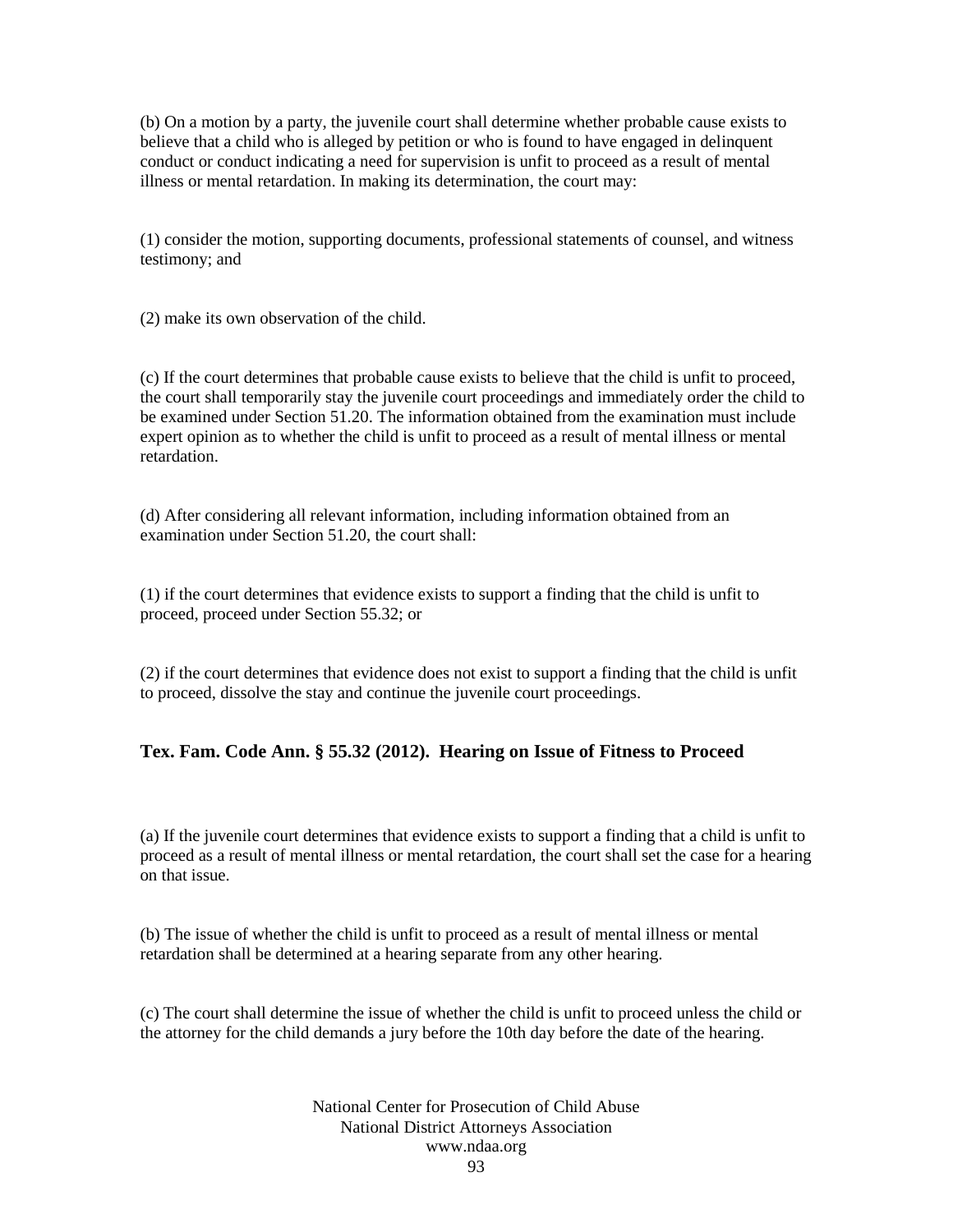(b) On a motion by a party, the juvenile court shall determine whether probable cause exists to believe that a child who is alleged by petition or who is found to have engaged in delinquent conduct or conduct indicating a need for supervision is unfit to proceed as a result of mental illness or mental retardation. In making its determination, the court may:

(1) consider the motion, supporting documents, professional statements of counsel, and witness testimony; and

(2) make its own observation of the child.

(c) If the court determines that probable cause exists to believe that the child is unfit to proceed, the court shall temporarily stay the juvenile court proceedings and immediately order the child to be examined under Section 51.20. The information obtained from the examination must include expert opinion as to whether the child is unfit to proceed as a result of mental illness or mental retardation.

(d) After considering all relevant information, including information obtained from an examination under Section 51.20, the court shall:

(1) if the court determines that evidence exists to support a finding that the child is unfit to proceed, proceed under Section 55.32; or

(2) if the court determines that evidence does not exist to support a finding that the child is unfit to proceed, dissolve the stay and continue the juvenile court proceedings.

**Tex. Fam. Code Ann. § 55.32 (2012). Hearing on Issue of Fitness to Proceed**

(a) If the juvenile court determines that evidence exists to support a finding that a child is unfit to proceed as a result of mental illness or mental retardation, the court shall set the case for a hearing on that issue.

(b) The issue of whether the child is unfit to proceed as a result of mental illness or mental retardation shall be determined at a hearing separate from any other hearing.

(c) The court shall determine the issue of whether the child is unfit to proceed unless the child or the attorney for the child demands a jury before the 10th day before the date of the hearing.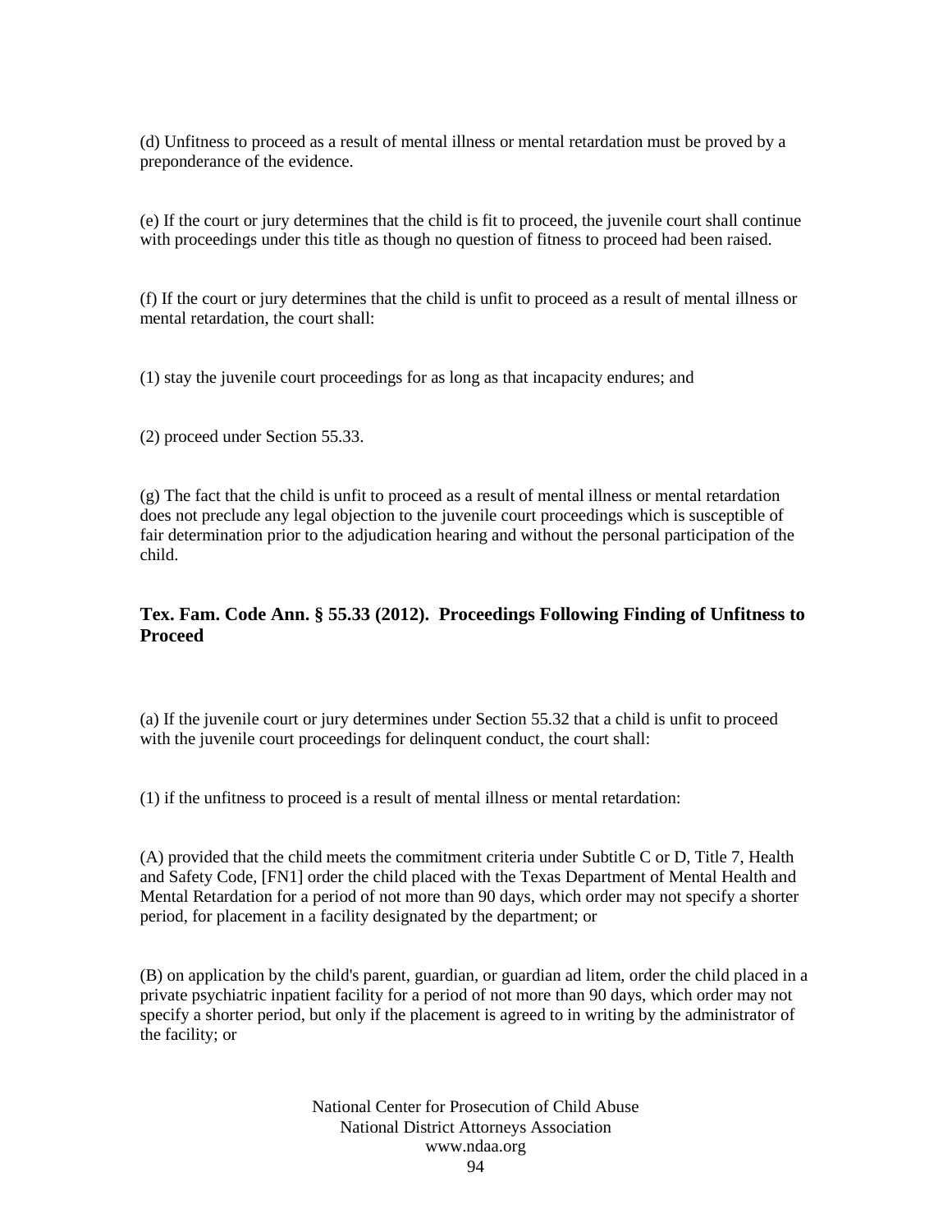(d) Unfitness to proceed as a result of mental illness or mental retardation must be proved by a preponderance of the evidence.

(e) If the court or jury determines that the child is fit to proceed, the juvenile court shall continue with proceedings under this title as though no question of fitness to proceed had been raised.

(f) If the court or jury determines that the child is unfit to proceed as a result of mental illness or mental retardation, the court shall:

(1) stay the juvenile court proceedings for as long as that incapacity endures; and

(2) proceed under Section 55.33.

(g) The fact that the child is unfit to proceed as a result of mental illness or mental retardation does not preclude any legal objection to the juvenile court proceedings which is susceptible of fair determination prior to the adjudication hearing and without the personal participation of the child.

### Tex. Fam. Code Ann. § 55.33 (2012). Proceedings Following Finding of Unfitness to Proceed

(a) If the juvenile court or jury determines under Section 55.32 that a child is unfit to proceed with the juvenile court proceedings for delinquent conduct, the court shall:

(1) if the unfitness to proceed is a result of mental illness or mental retardation:

(A) provided that the child meets the commitment criteria under Subtitle C or D, Title 7, Health and Safety Code, [FN1] order the child placed with the Texas Department of Mental Health and Mental Retardation for a period of not more than 90 days, which order may not specify a shorter period, for placement in a facility designated by the department; or

(B) on application by the child's parent, guardian, or guardian ad litem, order the child placed in a private psychiatric inpatient facility for a period of not more than 90 days, which order may not specify a shorter period, but only if the placement is agreed to in writing by the administrator of the facility; or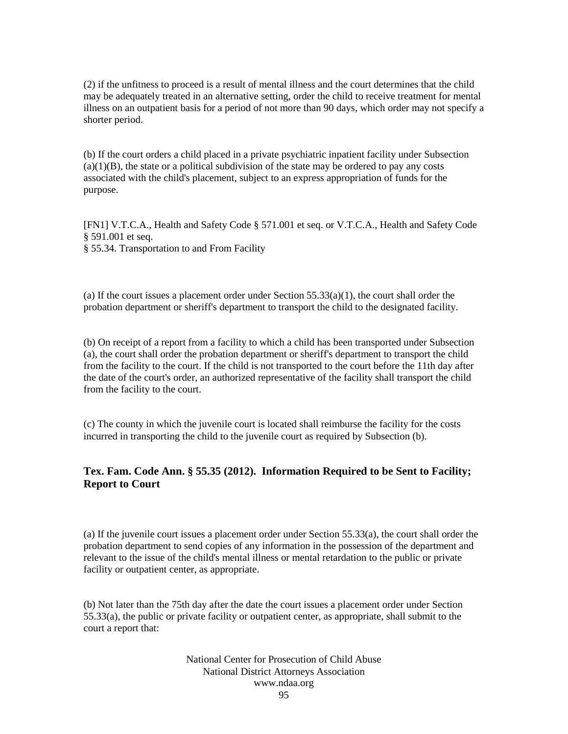(2) if the unfitness to proceed is a result of mental illness and the court determines that the child may be adequately treated in an alternative setting, order the child to receive treatment for mental illness on an outpatient basis for a period of not more than 90 days, which order may not specify a shorter period.

(b) If the court orders a child placed in a private psychiatric inpatient facility under Subsection (a)(1)(B), the state or a political subdivision of the state may be ordered to pay any costs associated with the child's placement, subject to an express appropriation of funds for the purpose.

[FN1] V.T.C.A., Health and Safety Code § 571.001 et seq. or V.T.C.A., Health and Safety Code § 591.001 et seq.
§ 55.34. Transportation to and From Facility

(a) If the court issues a placement order under Section 55.33(a)(1), the court shall order the probation department or sheriff's department to transport the child to the designated facility.

(b) On receipt of a report from a facility to which a child has been transported under Subsection (a), the court shall order the probation department or sheriff's department to transport the child from the facility to the court. If the child is not transported to the court before the 11th day after the date of the court's order, an authorized representative of the facility shall transport the child from the facility to the court.

(c) The county in which the juvenile court is located shall reimburse the facility for the costs incurred in transporting the child to the juvenile court as required by Subsection (b).

### Tex. Fam. Code Ann. § 55.35 (2012). Information Required to be Sent to Facility; Report to Court

(a) If the juvenile court issues a placement order under Section 55.33(a), the court shall order the probation department to send copies of any information in the possession of the department and relevant to the issue of the child's mental illness or mental retardation to the public or private facility or outpatient center, as appropriate.

(b) Not later than the 75th day after the date the court issues a placement order under Section 55.33(a), the public or private facility or outpatient center, as appropriate, shall submit to the court a report that: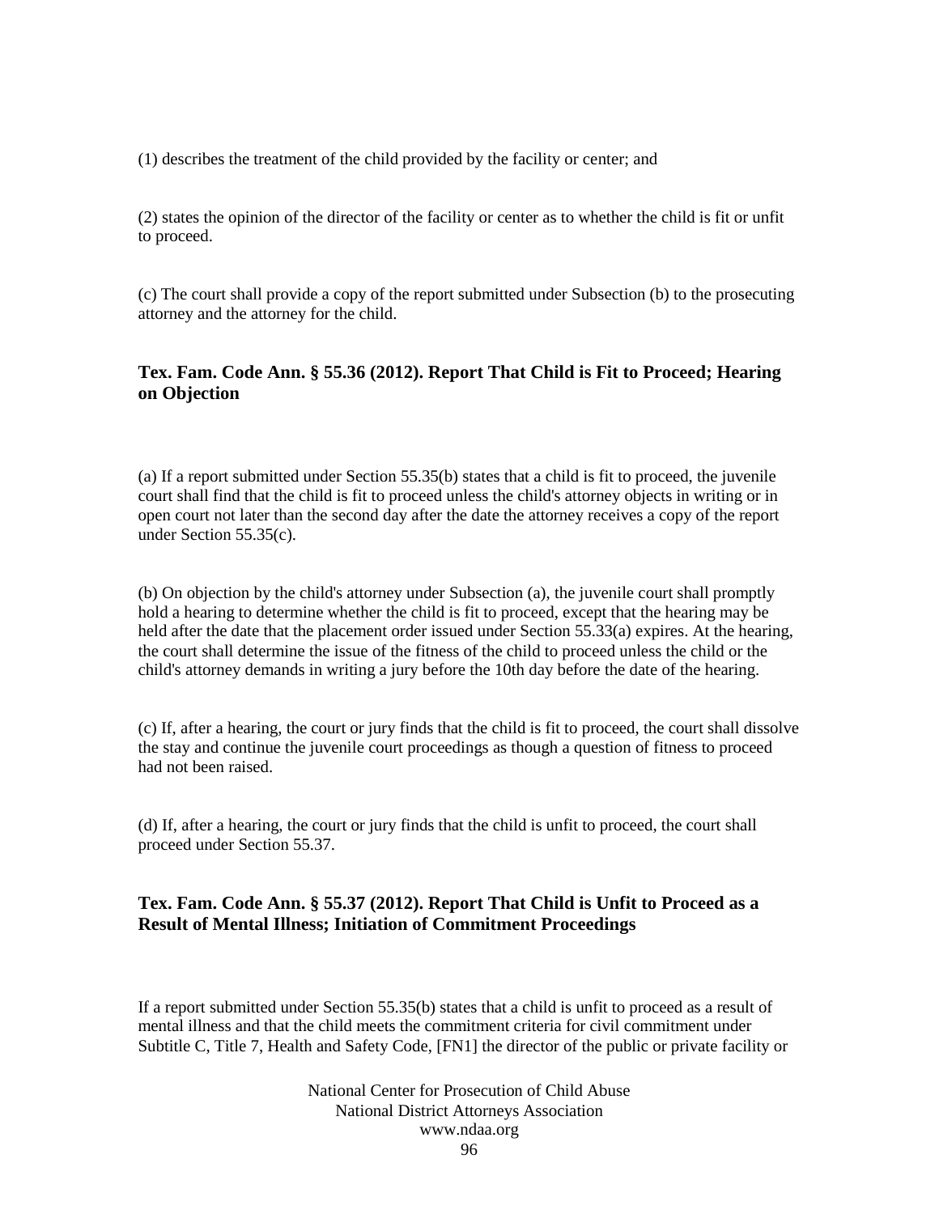(1) describes the treatment of the child provided by the facility or center; and

(2) states the opinion of the director of the facility or center as to whether the child is fit or unfit to proceed.

(c) The court shall provide a copy of the report submitted under Subsection (b) to the prosecuting attorney and the attorney for the child.

### Tex. Fam. Code Ann. § 55.36 (2012). Report That Child is Fit to Proceed; Hearing on Objection

(a) If a report submitted under Section 55.35(b) states that a child is fit to proceed, the juvenile court shall find that the child is fit to proceed unless the child's attorney objects in writing or in open court not later than the second day after the date the attorney receives a copy of the report under Section 55.35(c).

(b) On objection by the child's attorney under Subsection (a), the juvenile court shall promptly hold a hearing to determine whether the child is fit to proceed, except that the hearing may be held after the date that the placement order issued under Section 55.33(a) expires. At the hearing, the court shall determine the issue of the fitness of the child to proceed unless the child or the child's attorney demands in writing a jury before the 10th day before the date of the hearing.

(c) If, after a hearing, the court or jury finds that the child is fit to proceed, the court shall dissolve the stay and continue the juvenile court proceedings as though a question of fitness to proceed had not been raised.

(d) If, after a hearing, the court or jury finds that the child is unfit to proceed, the court shall proceed under Section 55.37.

### Tex. Fam. Code Ann. § 55.37 (2012). Report That Child is Unfit to Proceed as a Result of Mental Illness; Initiation of Commitment Proceedings

If a report submitted under Section 55.35(b) states that a child is unfit to proceed as a result of mental illness and that the child meets the commitment criteria for civil commitment under Subtitle C, Title 7, Health and Safety Code, [FN1] the director of the public or private facility or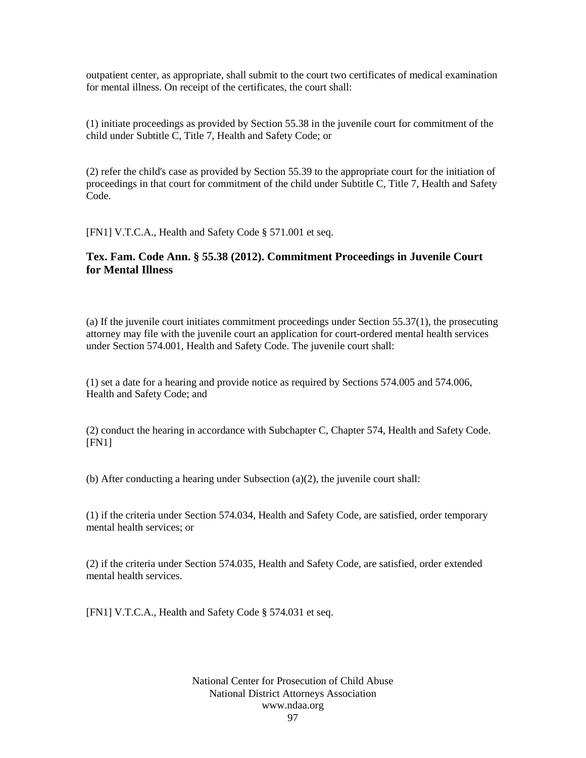outpatient center, as appropriate, shall submit to the court two certificates of medical examination for mental illness. On receipt of the certificates, the court shall:

(1) initiate proceedings as provided by Section 55.38 in the juvenile court for commitment of the child under Subtitle C, Title 7, Health and Safety Code; or

(2) refer the child's case as provided by Section 55.39 to the appropriate court for the initiation of proceedings in that court for commitment of the child under Subtitle C, Title 7, Health and Safety Code.

[FN1] V.T.C.A., Health and Safety Code § 571.001 et seq.

### Tex. Fam. Code Ann. § 55.38 (2012). Commitment Proceedings in Juvenile Court for Mental Illness

(a) If the juvenile court initiates commitment proceedings under Section 55.37(1), the prosecuting attorney may file with the juvenile court an application for court-ordered mental health services under Section 574.001, Health and Safety Code. The juvenile court shall:

(1) set a date for a hearing and provide notice as required by Sections 574.005 and 574.006, Health and Safety Code; and

(2) conduct the hearing in accordance with Subchapter C, Chapter 574, Health and Safety Code. [FN1]

(b) After conducting a hearing under Subsection (a)(2), the juvenile court shall:

(1) if the criteria under Section 574.034, Health and Safety Code, are satisfied, order temporary mental health services; or

(2) if the criteria under Section 574.035, Health and Safety Code, are satisfied, order extended mental health services.

[FN1] V.T.C.A., Health and Safety Code § 574.031 et seq.

National Center for Prosecution of Child Abuse
National District Attorneys Association
www.ndaa.org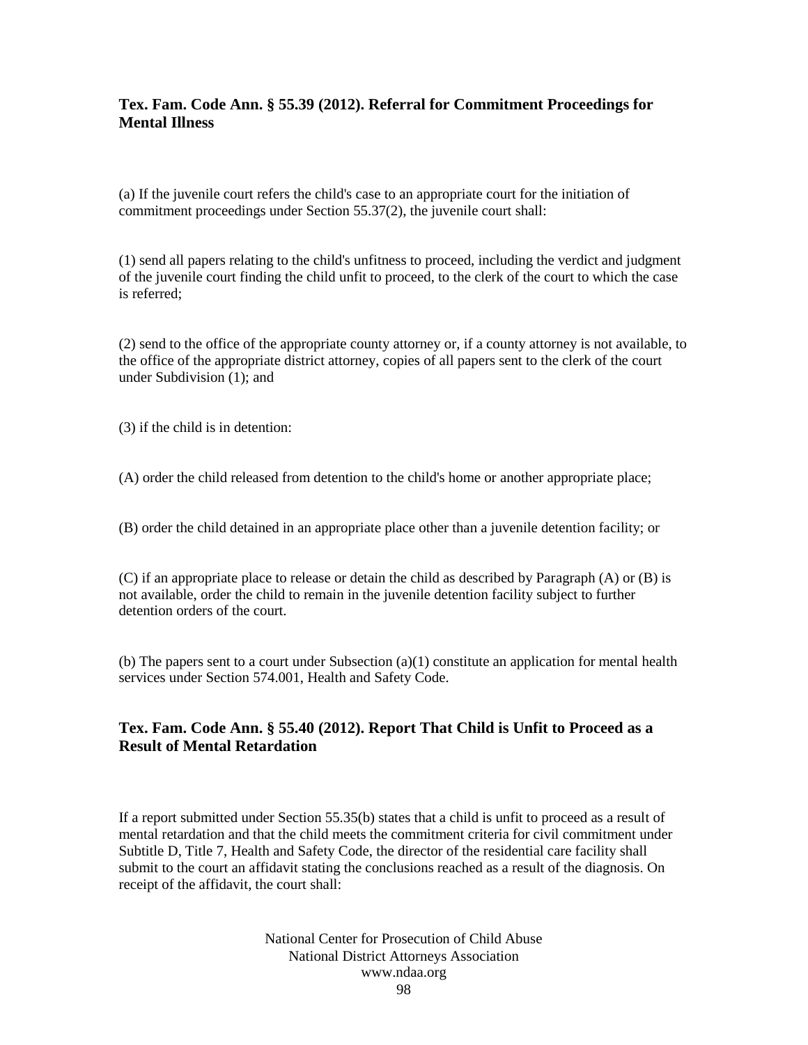### Tex. Fam. Code Ann. § 55.39 (2012). Referral for Commitment Proceedings for Mental Illness

(a) If the juvenile court refers the child's case to an appropriate court for the initiation of commitment proceedings under Section 55.37(2), the juvenile court shall:

(1) send all papers relating to the child's unfitness to proceed, including the verdict and judgment of the juvenile court finding the child unfit to proceed, to the clerk of the court to which the case is referred;

(2) send to the office of the appropriate county attorney or, if a county attorney is not available, to the office of the appropriate district attorney, copies of all papers sent to the clerk of the court under Subdivision (1); and

(3) if the child is in detention:

(A) order the child released from detention to the child's home or another appropriate place;

(B) order the child detained in an appropriate place other than a juvenile detention facility; or

(C) if an appropriate place to release or detain the child as described by Paragraph (A) or (B) is not available, order the child to remain in the juvenile detention facility subject to further detention orders of the court.

(b) The papers sent to a court under Subsection (a)(1) constitute an application for mental health services under Section 574.001, Health and Safety Code.

### Tex. Fam. Code Ann. § 55.40 (2012). Report That Child is Unfit to Proceed as a Result of Mental Retardation

If a report submitted under Section 55.35(b) states that a child is unfit to proceed as a result of mental retardation and that the child meets the commitment criteria for civil commitment under Subtitle D, Title 7, Health and Safety Code, the director of the residential care facility shall submit to the court an affidavit stating the conclusions reached as a result of the diagnosis. On receipt of the affidavit, the court shall: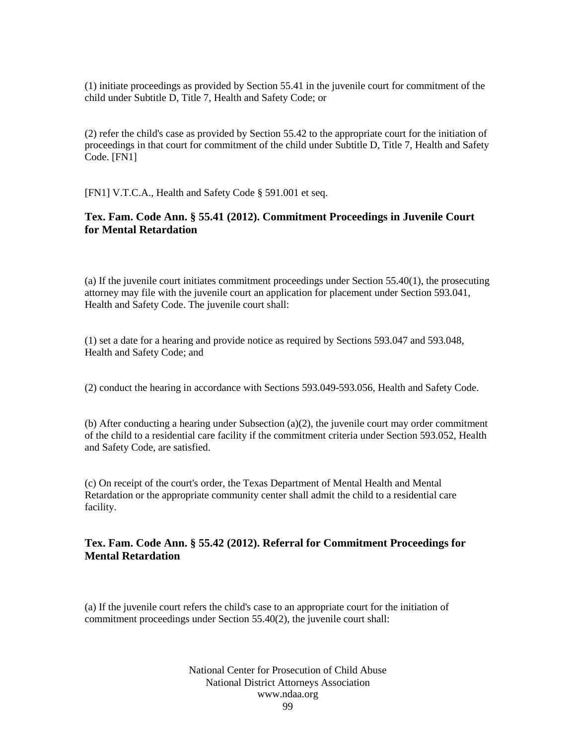(1) initiate proceedings as provided by Section 55.41 in the juvenile court for commitment of the child under Subtitle D, Title 7, Health and Safety Code; or

(2) refer the child's case as provided by Section 55.42 to the appropriate court for the initiation of proceedings in that court for commitment of the child under Subtitle D, Title 7, Health and Safety Code. [FN1]

[FN1] V.T.C.A., Health and Safety Code § 591.001 et seq.

### Tex. Fam. Code Ann. § 55.41 (2012). Commitment Proceedings in Juvenile Court for Mental Retardation

(a) If the juvenile court initiates commitment proceedings under Section 55.40(1), the prosecuting attorney may file with the juvenile court an application for placement under Section 593.041, Health and Safety Code. The juvenile court shall:

(1) set a date for a hearing and provide notice as required by Sections 593.047 and 593.048, Health and Safety Code; and

(2) conduct the hearing in accordance with Sections 593.049-593.056, Health and Safety Code.

(b) After conducting a hearing under Subsection (a)(2), the juvenile court may order commitment of the child to a residential care facility if the commitment criteria under Section 593.052, Health and Safety Code, are satisfied.

(c) On receipt of the court's order, the Texas Department of Mental Health and Mental Retardation or the appropriate community center shall admit the child to a residential care facility.

### Tex. Fam. Code Ann. § 55.42 (2012). Referral for Commitment Proceedings for Mental Retardation

(a) If the juvenile court refers the child's case to an appropriate court for the initiation of commitment proceedings under Section 55.40(2), the juvenile court shall: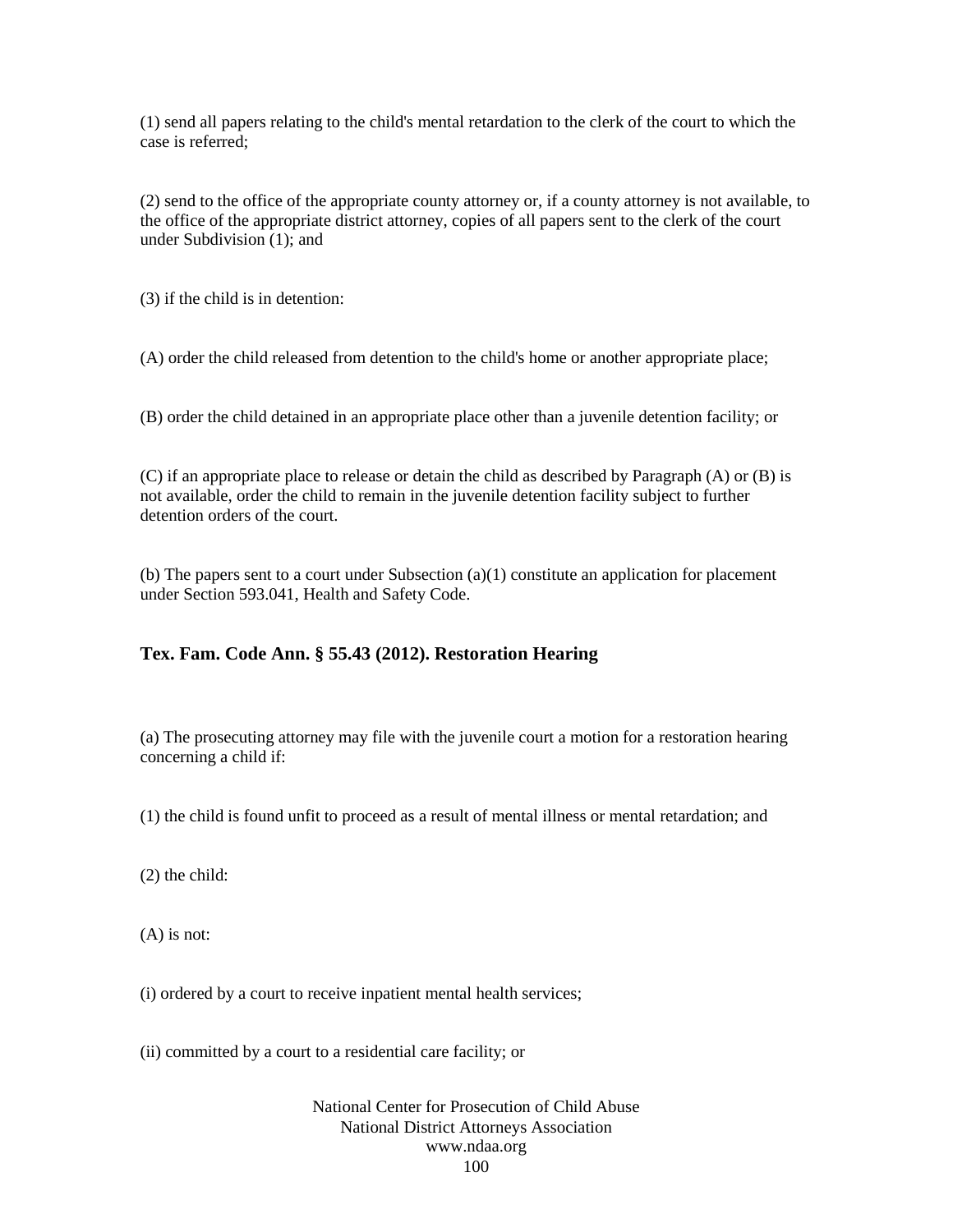(1) send all papers relating to the child's mental retardation to the clerk of the court to which the case is referred;

(2) send to the office of the appropriate county attorney or, if a county attorney is not available, to the office of the appropriate district attorney, copies of all papers sent to the clerk of the court under Subdivision (1); and

(3) if the child is in detention:

(A) order the child released from detention to the child's home or another appropriate place;

(B) order the child detained in an appropriate place other than a juvenile detention facility; or

(C) if an appropriate place to release or detain the child as described by Paragraph (A) or (B) is not available, order the child to remain in the juvenile detention facility subject to further detention orders of the court.

(b) The papers sent to a court under Subsection (a)(1) constitute an application for placement under Section 593.041, Health and Safety Code.

### Tex. Fam. Code Ann. § 55.43 (2012). Restoration Hearing

(a) The prosecuting attorney may file with the juvenile court a motion for a restoration hearing concerning a child if:

(1) the child is found unfit to proceed as a result of mental illness or mental retardation; and

(2) the child:

(A) is not:

(i) ordered by a court to receive inpatient mental health services;

(ii) committed by a court to a residential care facility; or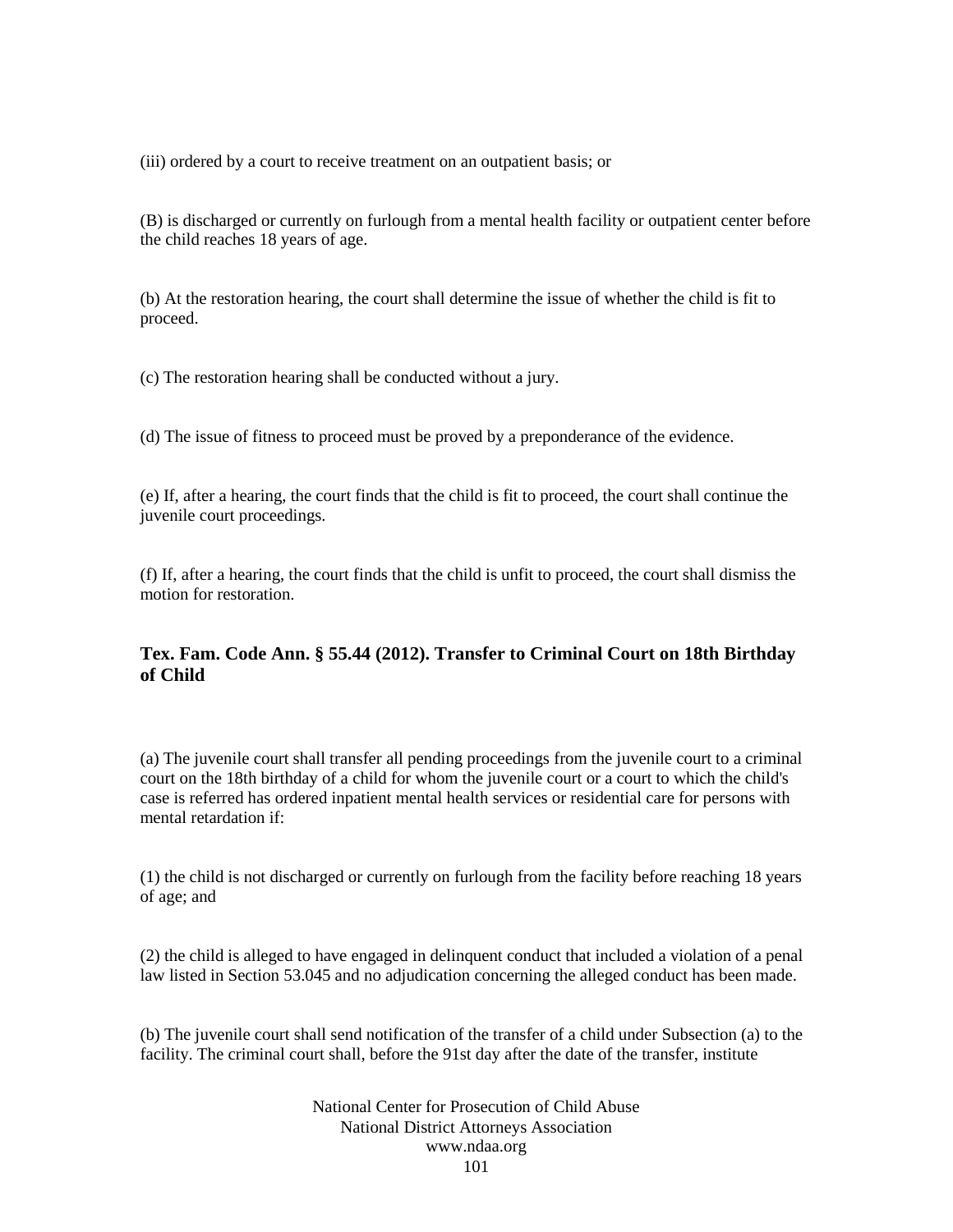(iii) ordered by a court to receive treatment on an outpatient basis; or

(B) is discharged or currently on furlough from a mental health facility or outpatient center before the child reaches 18 years of age.

(b) At the restoration hearing, the court shall determine the issue of whether the child is fit to proceed.

(c) The restoration hearing shall be conducted without a jury.

(d) The issue of fitness to proceed must be proved by a preponderance of the evidence.

(e) If, after a hearing, the court finds that the child is fit to proceed, the court shall continue the juvenile court proceedings.

(f) If, after a hearing, the court finds that the child is unfit to proceed, the court shall dismiss the motion for restoration.

### Tex. Fam. Code Ann. § 55.44 (2012). Transfer to Criminal Court on 18th Birthday of Child

(a) The juvenile court shall transfer all pending proceedings from the juvenile court to a criminal court on the 18th birthday of a child for whom the juvenile court or a court to which the child's case is referred has ordered inpatient mental health services or residential care for persons with mental retardation if:

(1) the child is not discharged or currently on furlough from the facility before reaching 18 years of age; and

(2) the child is alleged to have engaged in delinquent conduct that included a violation of a penal law listed in Section 53.045 and no adjudication concerning the alleged conduct has been made.

(b) The juvenile court shall send notification of the transfer of a child under Subsection (a) to the facility. The criminal court shall, before the 91st day after the date of the transfer, institute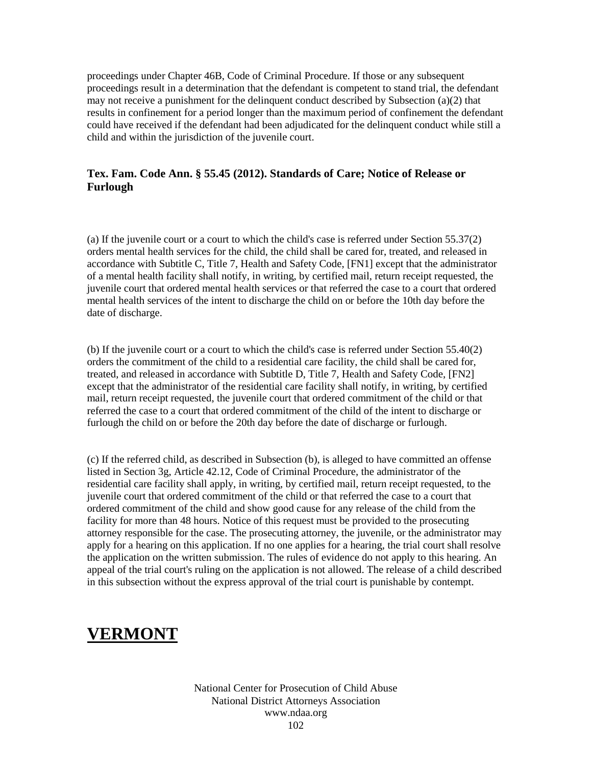proceedings under Chapter 46B, Code of Criminal Procedure. If those or any subsequent proceedings result in a determination that the defendant is competent to stand trial, the defendant may not receive a punishment for the delinquent conduct described by Subsection (a)(2) that results in confinement for a period longer than the maximum period of confinement the defendant could have received if the defendant had been adjudicated for the delinquent conduct while still a child and within the jurisdiction of the juvenile court.

### Tex. Fam. Code Ann. § 55.45 (2012). Standards of Care; Notice of Release or Furlough

(a) If the juvenile court or a court to which the child's case is referred under Section 55.37(2) orders mental health services for the child, the child shall be cared for, treated, and released in accordance with Subtitle C, Title 7, Health and Safety Code, [FN1] except that the administrator of a mental health facility shall notify, in writing, by certified mail, return receipt requested, the juvenile court that ordered mental health services or that referred the case to a court that ordered mental health services of the intent to discharge the child on or before the 10th day before the date of discharge.

(b) If the juvenile court or a court to which the child's case is referred under Section 55.40(2) orders the commitment of the child to a residential care facility, the child shall be cared for, treated, and released in accordance with Subtitle D, Title 7, Health and Safety Code, [FN2] except that the administrator of the residential care facility shall notify, in writing, by certified mail, return receipt requested, the juvenile court that ordered commitment of the child or that referred the case to a court that ordered commitment of the child of the intent to discharge or furlough the child on or before the 20th day before the date of discharge or furlough.

(c) If the referred child, as described in Subsection (b), is alleged to have committed an offense listed in Section 3g, Article 42.12, Code of Criminal Procedure, the administrator of the residential care facility shall apply, in writing, by certified mail, return receipt requested, to the juvenile court that ordered commitment of the child or that referred the case to a court that ordered commitment of the child and show good cause for any release of the child from the facility for more than 48 hours. Notice of this request must be provided to the prosecuting attorney responsible for the case. The prosecuting attorney, the juvenile, or the administrator may apply for a hearing on this application. If no one applies for a hearing, the trial court shall resolve the application on the written submission. The rules of evidence do not apply to this hearing. An appeal of the trial court's ruling on the application is not allowed. The release of a child described in this subsection without the express approval of the trial court is punishable by contempt.

# VERMONT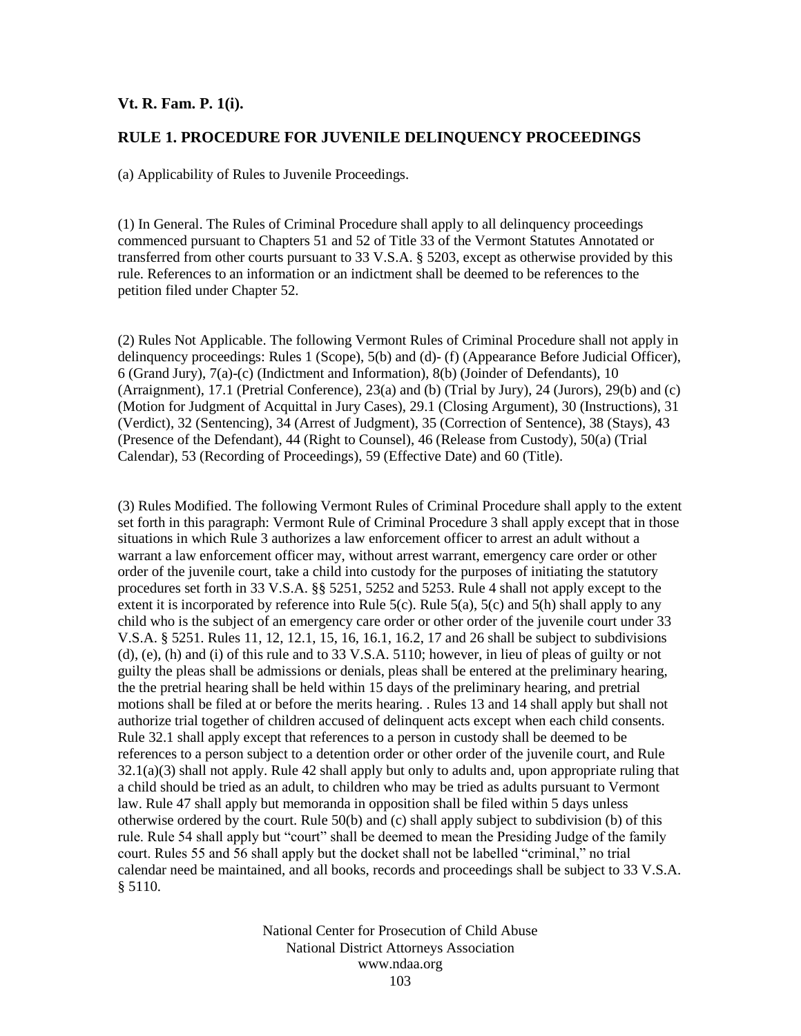**Vt. R. Fam. P. 1(i).**

**RULE 1. PROCEDURE FOR JUVENILE DELINQUENCY PROCEEDINGS**

(a) Applicability of Rules to Juvenile Proceedings.

(1) In General. The Rules of Criminal Procedure shall apply to all delinquency proceedings commenced pursuant to Chapters 51 and 52 of Title 33 of the Vermont Statutes Annotated or transferred from other courts pursuant to 33 V.S.A. § 5203, except as otherwise provided by this rule. References to an information or an indictment shall be deemed to be references to the petition filed under Chapter 52.

(2) Rules Not Applicable. The following Vermont Rules of Criminal Procedure shall not apply in delinquency proceedings: Rules 1 (Scope), 5(b) and (d)- (f) (Appearance Before Judicial Officer), 6 (Grand Jury), 7(a)-(c) (Indictment and Information), 8(b) (Joinder of Defendants), 10 (Arraignment), 17.1 (Pretrial Conference), 23(a) and (b) (Trial by Jury), 24 (Jurors), 29(b) and (c) (Motion for Judgment of Acquittal in Jury Cases), 29.1 (Closing Argument), 30 (Instructions), 31 (Verdict), 32 (Sentencing), 34 (Arrest of Judgment), 35 (Correction of Sentence), 38 (Stays), 43 (Presence of the Defendant), 44 (Right to Counsel), 46 (Release from Custody), 50(a) (Trial Calendar), 53 (Recording of Proceedings), 59 (Effective Date) and 60 (Title).

(3) Rules Modified. The following Vermont Rules of Criminal Procedure shall apply to the extent set forth in this paragraph: Vermont Rule of Criminal Procedure 3 shall apply except that in those situations in which Rule 3 authorizes a law enforcement officer to arrest an adult without a warrant a law enforcement officer may, without arrest warrant, emergency care order or other order of the juvenile court, take a child into custody for the purposes of initiating the statutory procedures set forth in 33 V.S.A. §§ 5251, 5252 and 5253. Rule 4 shall not apply except to the extent it is incorporated by reference into Rule 5(c). Rule 5(a), 5(c) and 5(h) shall apply to any child who is the subject of an emergency care order or other order of the juvenile court under 33 V.S.A. § 5251. Rules 11, 12, 12.1, 15, 16, 16.1, 16.2, 17 and 26 shall be subject to subdivisions (d), (e), (h) and (i) of this rule and to 33 V.S.A. 5110; however, in lieu of pleas of guilty or not guilty the pleas shall be admissions or denials, pleas shall be entered at the preliminary hearing, the the pretrial hearing shall be held within 15 days of the preliminary hearing, and pretrial motions shall be filed at or before the merits hearing. . Rules 13 and 14 shall apply but shall not authorize trial together of children accused of delinquent acts except when each child consents. Rule 32.1 shall apply except that references to a person in custody shall be deemed to be references to a person subject to a detention order or other order of the juvenile court, and Rule 32.1(a)(3) shall not apply. Rule 42 shall apply but only to adults and, upon appropriate ruling that a child should be tried as an adult, to children who may be tried as adults pursuant to Vermont law. Rule 47 shall apply but memoranda in opposition shall be filed within 5 days unless otherwise ordered by the court. Rule 50(b) and (c) shall apply subject to subdivision (b) of this rule. Rule 54 shall apply but "court" shall be deemed to mean the Presiding Judge of the family court. Rules 55 and 56 shall apply but the docket shall not be labelled "criminal," no trial calendar need be maintained, and all books, records and proceedings shall be subject to 33 V.S.A. § 5110.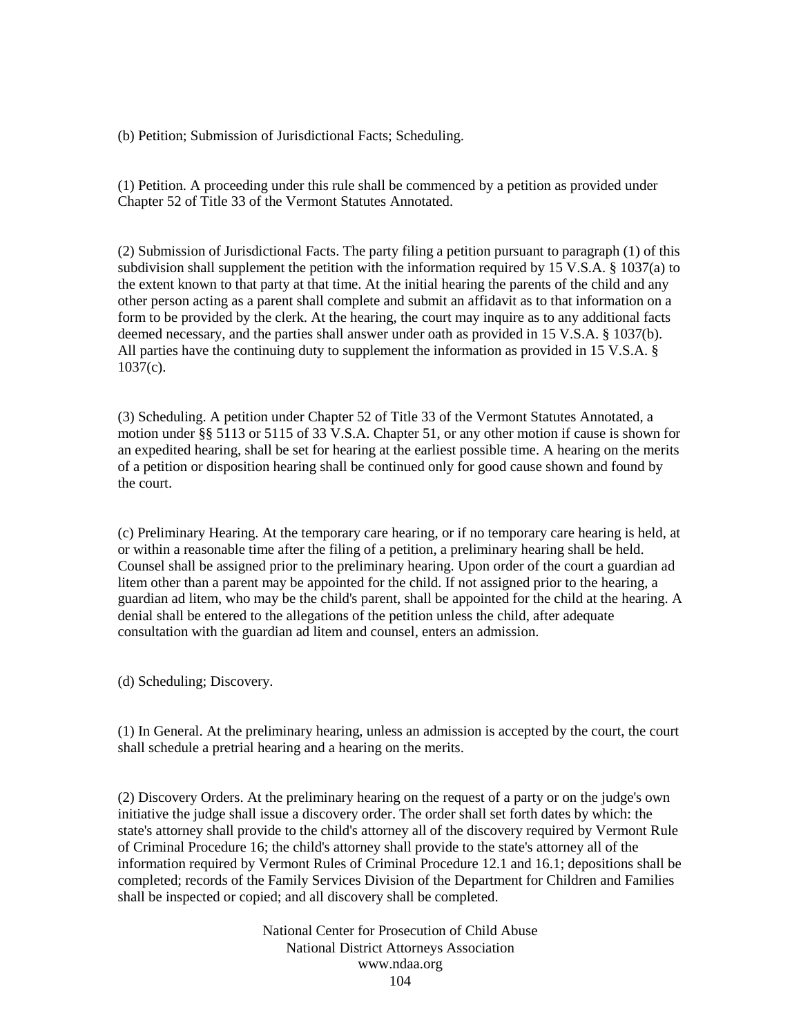(b) Petition; Submission of Jurisdictional Facts; Scheduling.

(1) Petition. A proceeding under this rule shall be commenced by a petition as provided under Chapter 52 of Title 33 of the Vermont Statutes Annotated.

(2) Submission of Jurisdictional Facts. The party filing a petition pursuant to paragraph (1) of this subdivision shall supplement the petition with the information required by 15 V.S.A. § 1037(a) to the extent known to that party at that time. At the initial hearing the parents of the child and any other person acting as a parent shall complete and submit an affidavit as to that information on a form to be provided by the clerk. At the hearing, the court may inquire as to any additional facts deemed necessary, and the parties shall answer under oath as provided in 15 V.S.A. § 1037(b). All parties have the continuing duty to supplement the information as provided in 15 V.S.A. § 1037(c).

(3) Scheduling. A petition under Chapter 52 of Title 33 of the Vermont Statutes Annotated, a motion under §§ 5113 or 5115 of 33 V.S.A. Chapter 51, or any other motion if cause is shown for an expedited hearing, shall be set for hearing at the earliest possible time. A hearing on the merits of a petition or disposition hearing shall be continued only for good cause shown and found by the court.

(c) Preliminary Hearing. At the temporary care hearing, or if no temporary care hearing is held, at or within a reasonable time after the filing of a petition, a preliminary hearing shall be held. Counsel shall be assigned prior to the preliminary hearing. Upon order of the court a guardian ad litem other than a parent may be appointed for the child. If not assigned prior to the hearing, a guardian ad litem, who may be the child's parent, shall be appointed for the child at the hearing. A denial shall be entered to the allegations of the petition unless the child, after adequate consultation with the guardian ad litem and counsel, enters an admission.

(d) Scheduling; Discovery.

(1) In General. At the preliminary hearing, unless an admission is accepted by the court, the court shall schedule a pretrial hearing and a hearing on the merits.

(2) Discovery Orders. At the preliminary hearing on the request of a party or on the judge's own initiative the judge shall issue a discovery order. The order shall set forth dates by which: the state's attorney shall provide to the child's attorney all of the discovery required by Vermont Rule of Criminal Procedure 16; the child's attorney shall provide to the state's attorney all of the information required by Vermont Rules of Criminal Procedure 12.1 and 16.1; depositions shall be completed; records of the Family Services Division of the Department for Children and Families shall be inspected or copied; and all discovery shall be completed.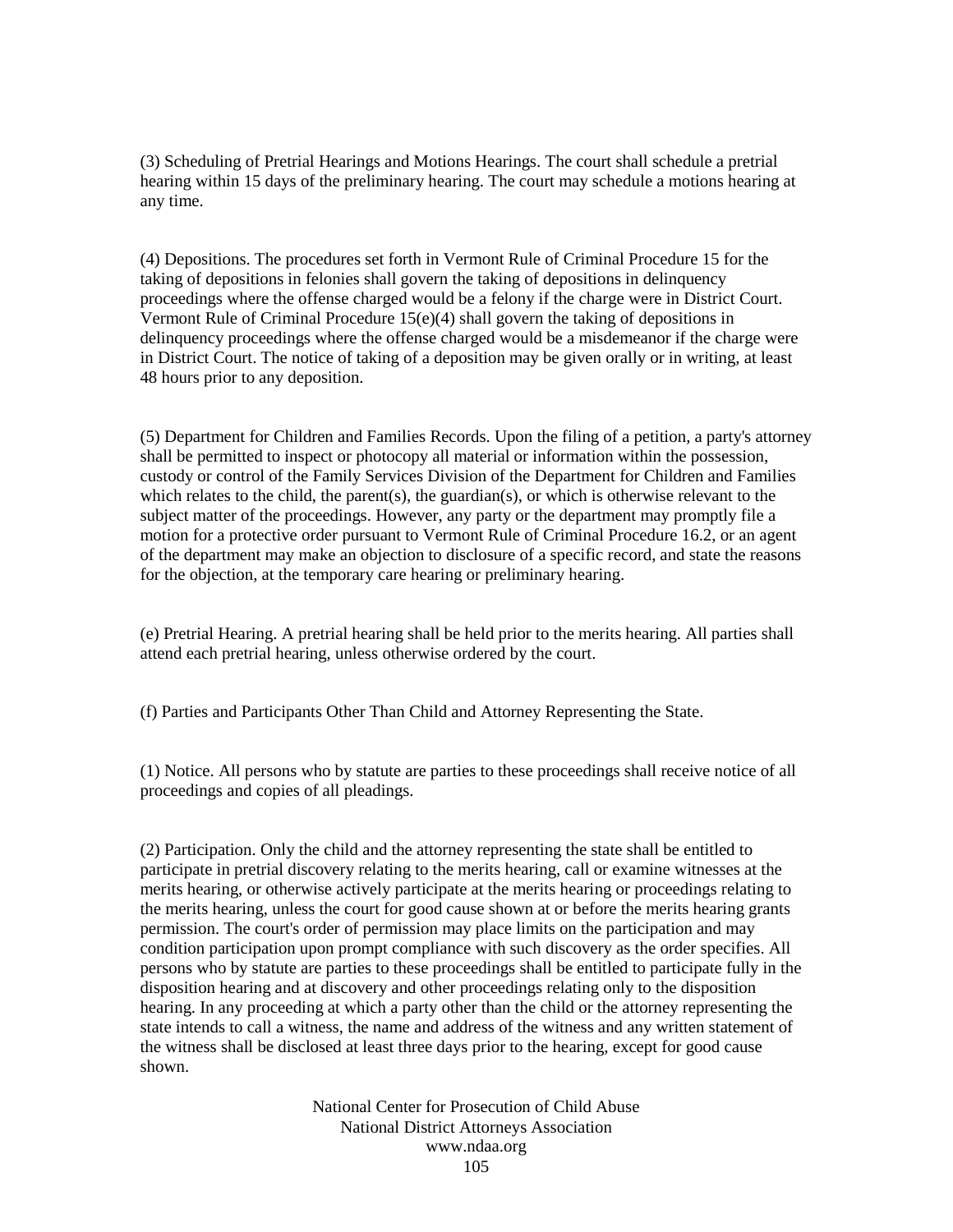(3) Scheduling of Pretrial Hearings and Motions Hearings. The court shall schedule a pretrial hearing within 15 days of the preliminary hearing. The court may schedule a motions hearing at any time.

(4) Depositions. The procedures set forth in Vermont Rule of Criminal Procedure 15 for the taking of depositions in felonies shall govern the taking of depositions in delinquency proceedings where the offense charged would be a felony if the charge were in District Court. Vermont Rule of Criminal Procedure 15(e)(4) shall govern the taking of depositions in delinquency proceedings where the offense charged would be a misdemeanor if the charge were in District Court. The notice of taking of a deposition may be given orally or in writing, at least 48 hours prior to any deposition.

(5) Department for Children and Families Records. Upon the filing of a petition, a party's attorney shall be permitted to inspect or photocopy all material or information within the possession, custody or control of the Family Services Division of the Department for Children and Families which relates to the child, the parent(s), the guardian(s), or which is otherwise relevant to the subject matter of the proceedings. However, any party or the department may promptly file a motion for a protective order pursuant to Vermont Rule of Criminal Procedure 16.2, or an agent of the department may make an objection to disclosure of a specific record, and state the reasons for the objection, at the temporary care hearing or preliminary hearing.

(e) Pretrial Hearing. A pretrial hearing shall be held prior to the merits hearing. All parties shall attend each pretrial hearing, unless otherwise ordered by the court.

(f) Parties and Participants Other Than Child and Attorney Representing the State.

(1) Notice. All persons who by statute are parties to these proceedings shall receive notice of all proceedings and copies of all pleadings.

(2) Participation. Only the child and the attorney representing the state shall be entitled to participate in pretrial discovery relating to the merits hearing, call or examine witnesses at the merits hearing, or otherwise actively participate at the merits hearing or proceedings relating to the merits hearing, unless the court for good cause shown at or before the merits hearing grants permission. The court's order of permission may place limits on the participation and may condition participation upon prompt compliance with such discovery as the order specifies. All persons who by statute are parties to these proceedings shall be entitled to participate fully in the disposition hearing and at discovery and other proceedings relating only to the disposition hearing. In any proceeding at which a party other than the child or the attorney representing the state intends to call a witness, the name and address of the witness and any written statement of the witness shall be disclosed at least three days prior to the hearing, except for good cause shown.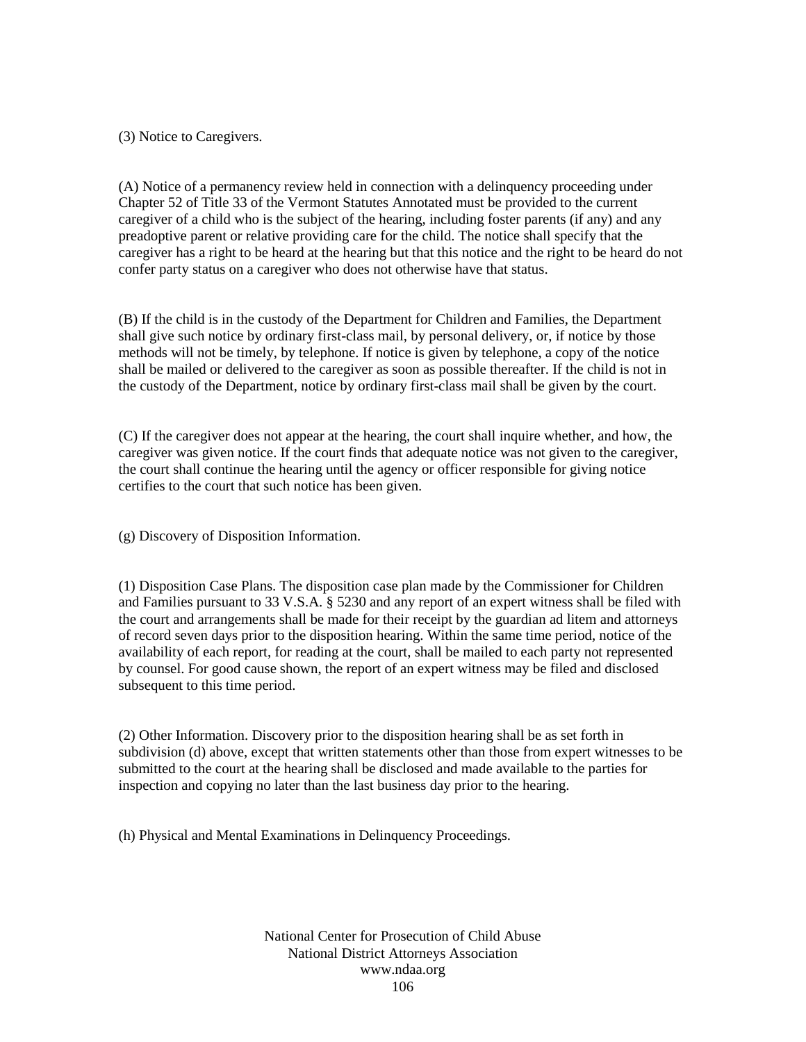(3) Notice to Caregivers.

(A) Notice of a permanency review held in connection with a delinquency proceeding under Chapter 52 of Title 33 of the Vermont Statutes Annotated must be provided to the current caregiver of a child who is the subject of the hearing, including foster parents (if any) and any preadoptive parent or relative providing care for the child. The notice shall specify that the caregiver has a right to be heard at the hearing but that this notice and the right to be heard do not confer party status on a caregiver who does not otherwise have that status.

(B) If the child is in the custody of the Department for Children and Families, the Department shall give such notice by ordinary first-class mail, by personal delivery, or, if notice by those methods will not be timely, by telephone. If notice is given by telephone, a copy of the notice shall be mailed or delivered to the caregiver as soon as possible thereafter. If the child is not in the custody of the Department, notice by ordinary first-class mail shall be given by the court.

(C) If the caregiver does not appear at the hearing, the court shall inquire whether, and how, the caregiver was given notice. If the court finds that adequate notice was not given to the caregiver, the court shall continue the hearing until the agency or officer responsible for giving notice certifies to the court that such notice has been given.

(g) Discovery of Disposition Information.

(1) Disposition Case Plans. The disposition case plan made by the Commissioner for Children and Families pursuant to 33 V.S.A. § 5230 and any report of an expert witness shall be filed with the court and arrangements shall be made for their receipt by the guardian ad litem and attorneys of record seven days prior to the disposition hearing. Within the same time period, notice of the availability of each report, for reading at the court, shall be mailed to each party not represented by counsel. For good cause shown, the report of an expert witness may be filed and disclosed subsequent to this time period.

(2) Other Information. Discovery prior to the disposition hearing shall be as set forth in subdivision (d) above, except that written statements other than those from expert witnesses to be submitted to the court at the hearing shall be disclosed and made available to the parties for inspection and copying no later than the last business day prior to the hearing.

(h) Physical and Mental Examinations in Delinquency Proceedings.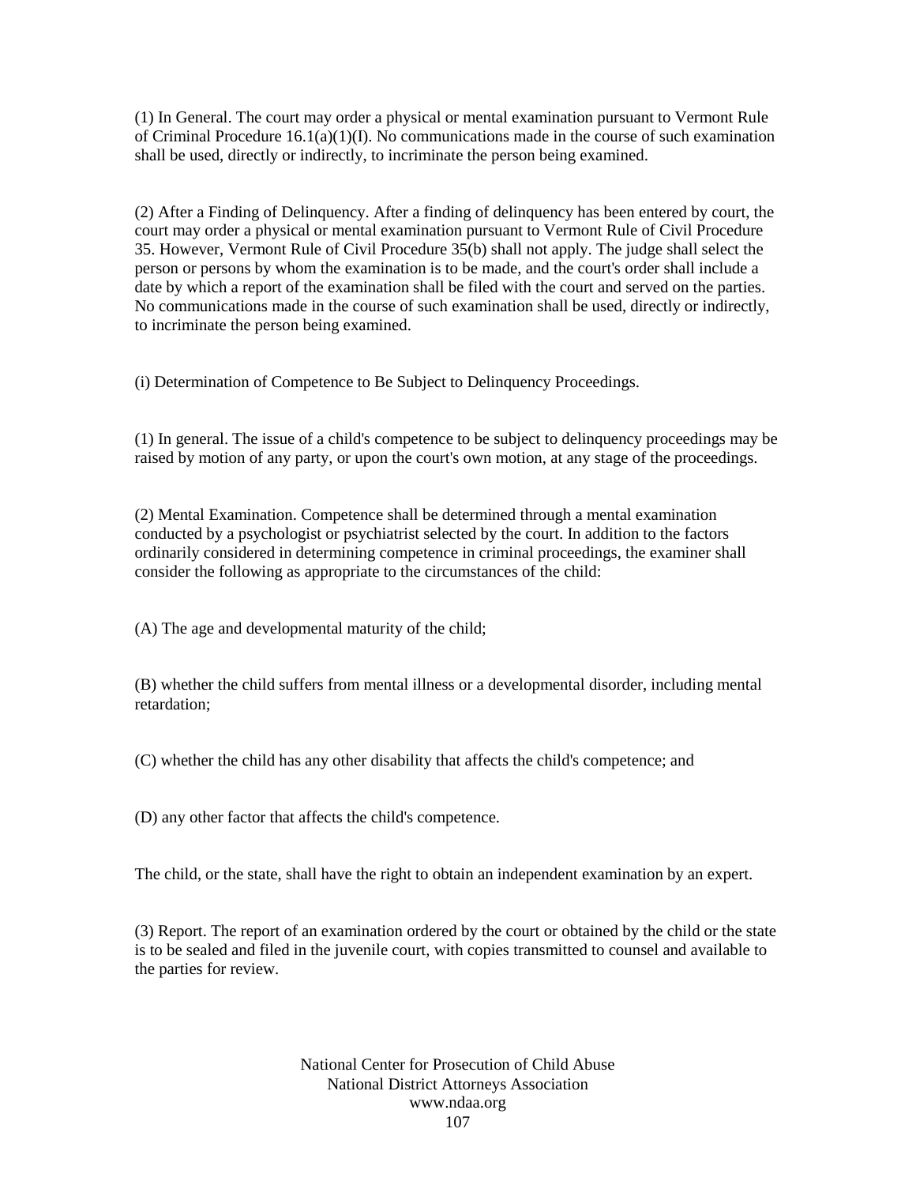(1) In General. The court may order a physical or mental examination pursuant to Vermont Rule of Criminal Procedure 16.1(a)(1)(I). No communications made in the course of such examination shall be used, directly or indirectly, to incriminate the person being examined.

(2) After a Finding of Delinquency. After a finding of delinquency has been entered by court, the court may order a physical or mental examination pursuant to Vermont Rule of Civil Procedure 35. However, Vermont Rule of Civil Procedure 35(b) shall not apply. The judge shall select the person or persons by whom the examination is to be made, and the court's order shall include a date by which a report of the examination shall be filed with the court and served on the parties. No communications made in the course of such examination shall be used, directly or indirectly, to incriminate the person being examined.

(i) Determination of Competence to Be Subject to Delinquency Proceedings.

(1) In general. The issue of a child's competence to be subject to delinquency proceedings may be raised by motion of any party, or upon the court's own motion, at any stage of the proceedings.

(2) Mental Examination. Competence shall be determined through a mental examination conducted by a psychologist or psychiatrist selected by the court. In addition to the factors ordinarily considered in determining competence in criminal proceedings, the examiner shall consider the following as appropriate to the circumstances of the child:

(A) The age and developmental maturity of the child;

(B) whether the child suffers from mental illness or a developmental disorder, including mental retardation;

(C) whether the child has any other disability that affects the child's competence; and

(D) any other factor that affects the child's competence.

The child, or the state, shall have the right to obtain an independent examination by an expert.

(3) Report. The report of an examination ordered by the court or obtained by the child or the state is to be sealed and filed in the juvenile court, with copies transmitted to counsel and available to the parties for review.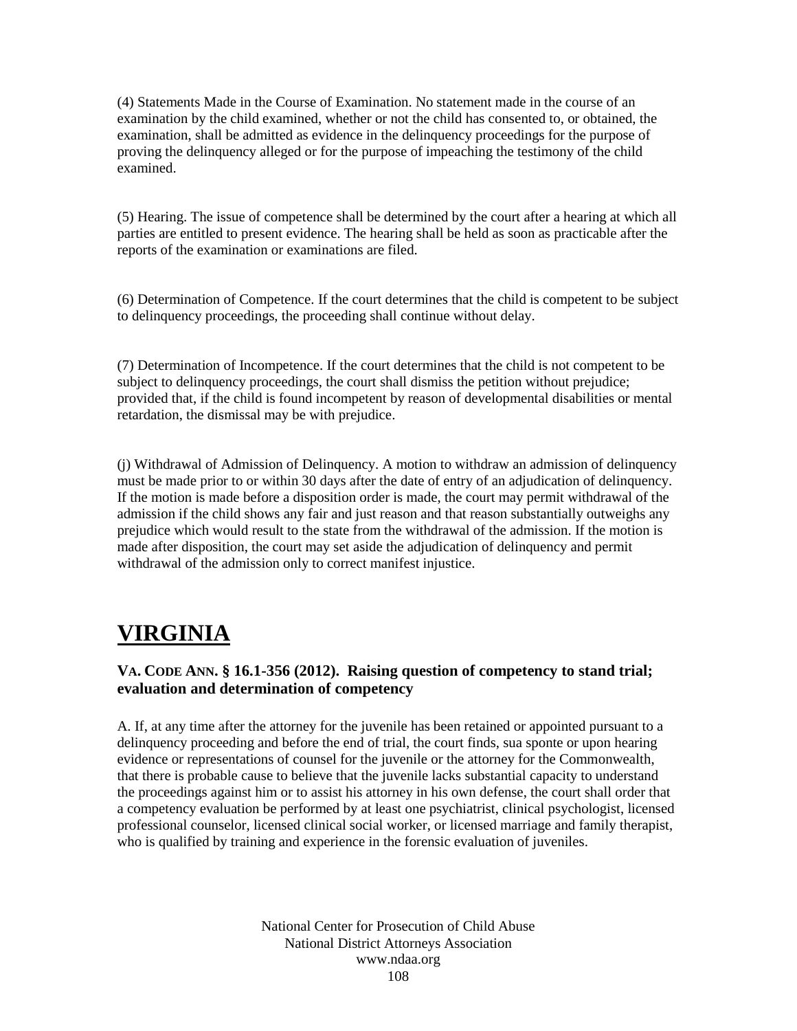(4) Statements Made in the Course of Examination. No statement made in the course of an examination by the child examined, whether or not the child has consented to, or obtained, the examination, shall be admitted as evidence in the delinquency proceedings for the purpose of proving the delinquency alleged or for the purpose of impeaching the testimony of the child examined.

(5) Hearing. The issue of competence shall be determined by the court after a hearing at which all parties are entitled to present evidence. The hearing shall be held as soon as practicable after the reports of the examination or examinations are filed.

(6) Determination of Competence. If the court determines that the child is competent to be subject to delinquency proceedings, the proceeding shall continue without delay.

(7) Determination of Incompetence. If the court determines that the child is not competent to be subject to delinquency proceedings, the court shall dismiss the petition without prejudice; provided that, if the child is found incompetent by reason of developmental disabilities or mental retardation, the dismissal may be with prejudice.

(j) Withdrawal of Admission of Delinquency. A motion to withdraw an admission of delinquency must be made prior to or within 30 days after the date of entry of an adjudication of delinquency. If the motion is made before a disposition order is made, the court may permit withdrawal of the admission if the child shows any fair and just reason and that reason substantially outweighs any prejudice which would result to the state from the withdrawal of the admission. If the motion is made after disposition, the court may set aside the adjudication of delinquency and permit withdrawal of the admission only to correct manifest injustice.

# VIRGINIA

### VA. CODE ANN. § 16.1-356 (2012). Raising question of competency to stand trial; evaluation and determination of competency

A. If, at any time after the attorney for the juvenile has been retained or appointed pursuant to a delinquency proceeding and before the end of trial, the court finds, sua sponte or upon hearing evidence or representations of counsel for the juvenile or the attorney for the Commonwealth, that there is probable cause to believe that the juvenile lacks substantial capacity to understand the proceedings against him or to assist his attorney in his own defense, the court shall order that a competency evaluation be performed by at least one psychiatrist, clinical psychologist, licensed professional counselor, licensed clinical social worker, or licensed marriage and family therapist, who is qualified by training and experience in the forensic evaluation of juveniles.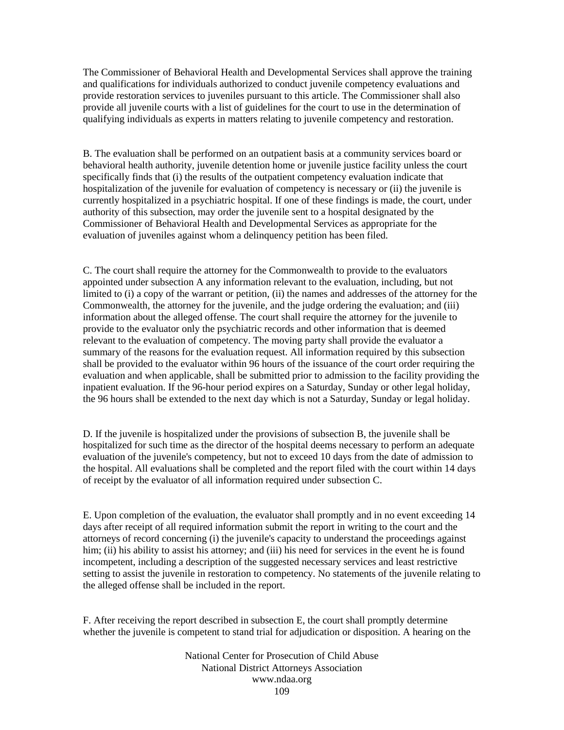The Commissioner of Behavioral Health and Developmental Services shall approve the training and qualifications for individuals authorized to conduct juvenile competency evaluations and provide restoration services to juveniles pursuant to this article. The Commissioner shall also provide all juvenile courts with a list of guidelines for the court to use in the determination of qualifying individuals as experts in matters relating to juvenile competency and restoration.

B. The evaluation shall be performed on an outpatient basis at a community services board or behavioral health authority, juvenile detention home or juvenile justice facility unless the court specifically finds that (i) the results of the outpatient competency evaluation indicate that hospitalization of the juvenile for evaluation of competency is necessary or (ii) the juvenile is currently hospitalized in a psychiatric hospital. If one of these findings is made, the court, under authority of this subsection, may order the juvenile sent to a hospital designated by the Commissioner of Behavioral Health and Developmental Services as appropriate for the evaluation of juveniles against whom a delinquency petition has been filed.

C. The court shall require the attorney for the Commonwealth to provide to the evaluators appointed under subsection A any information relevant to the evaluation, including, but not limited to (i) a copy of the warrant or petition, (ii) the names and addresses of the attorney for the Commonwealth, the attorney for the juvenile, and the judge ordering the evaluation; and (iii) information about the alleged offense. The court shall require the attorney for the juvenile to provide to the evaluator only the psychiatric records and other information that is deemed relevant to the evaluation of competency. The moving party shall provide the evaluator a summary of the reasons for the evaluation request. All information required by this subsection shall be provided to the evaluator within 96 hours of the issuance of the court order requiring the evaluation and when applicable, shall be submitted prior to admission to the facility providing the inpatient evaluation. If the 96-hour period expires on a Saturday, Sunday or other legal holiday, the 96 hours shall be extended to the next day which is not a Saturday, Sunday or legal holiday.

D. If the juvenile is hospitalized under the provisions of subsection B, the juvenile shall be hospitalized for such time as the director of the hospital deems necessary to perform an adequate evaluation of the juvenile's competency, but not to exceed 10 days from the date of admission to the hospital. All evaluations shall be completed and the report filed with the court within 14 days of receipt by the evaluator of all information required under subsection C.

E. Upon completion of the evaluation, the evaluator shall promptly and in no event exceeding 14 days after receipt of all required information submit the report in writing to the court and the attorneys of record concerning (i) the juvenile's capacity to understand the proceedings against him; (ii) his ability to assist his attorney; and (iii) his need for services in the event he is found incompetent, including a description of the suggested necessary services and least restrictive setting to assist the juvenile in restoration to competency. No statements of the juvenile relating to the alleged offense shall be included in the report.

F. After receiving the report described in subsection E, the court shall promptly determine whether the juvenile is competent to stand trial for adjudication or disposition. A hearing on the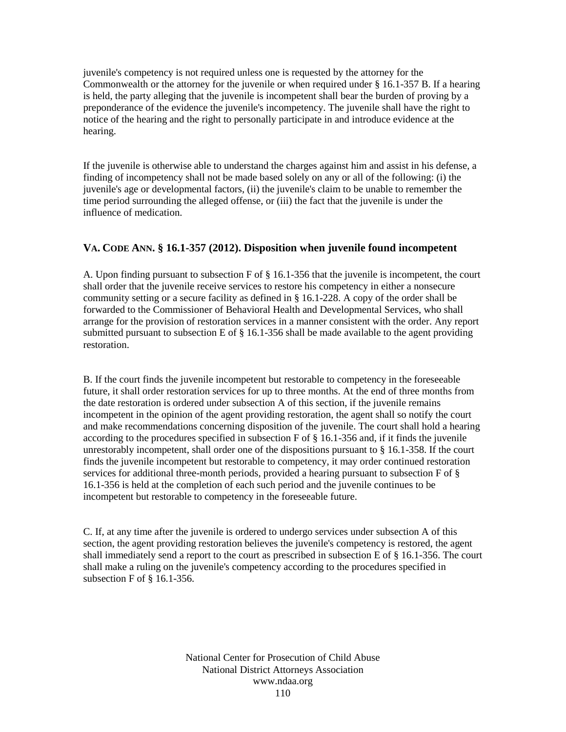juvenile's competency is not required unless one is requested by the attorney for the Commonwealth or the attorney for the juvenile or when required under § 16.1-357 B. If a hearing is held, the party alleging that the juvenile is incompetent shall bear the burden of proving by a preponderance of the evidence the juvenile's incompetency. The juvenile shall have the right to notice of the hearing and the right to personally participate in and introduce evidence at the hearing.

If the juvenile is otherwise able to understand the charges against him and assist in his defense, a finding of incompetency shall not be made based solely on any or all of the following: (i) the juvenile's age or developmental factors, (ii) the juvenile's claim to be unable to remember the time period surrounding the alleged offense, or (iii) the fact that the juvenile is under the influence of medication.

### VA. CODE ANN. § 16.1-357 (2012). Disposition when juvenile found incompetent

A. Upon finding pursuant to subsection F of § 16.1-356 that the juvenile is incompetent, the court shall order that the juvenile receive services to restore his competency in either a nonsecure community setting or a secure facility as defined in § 16.1-228. A copy of the order shall be forwarded to the Commissioner of Behavioral Health and Developmental Services, who shall arrange for the provision of restoration services in a manner consistent with the order. Any report submitted pursuant to subsection E of § 16.1-356 shall be made available to the agent providing restoration.

B. If the court finds the juvenile incompetent but restorable to competency in the foreseeable future, it shall order restoration services for up to three months. At the end of three months from the date restoration is ordered under subsection A of this section, if the juvenile remains incompetent in the opinion of the agent providing restoration, the agent shall so notify the court and make recommendations concerning disposition of the juvenile. The court shall hold a hearing according to the procedures specified in subsection F of § 16.1-356 and, if it finds the juvenile unrestorably incompetent, shall order one of the dispositions pursuant to § 16.1-358. If the court finds the juvenile incompetent but restorable to competency, it may order continued restoration services for additional three-month periods, provided a hearing pursuant to subsection F of § 16.1-356 is held at the completion of each such period and the juvenile continues to be incompetent but restorable to competency in the foreseeable future.

C. If, at any time after the juvenile is ordered to undergo services under subsection A of this section, the agent providing restoration believes the juvenile's competency is restored, the agent shall immediately send a report to the court as prescribed in subsection E of § 16.1-356. The court shall make a ruling on the juvenile's competency according to the procedures specified in subsection F of § 16.1-356.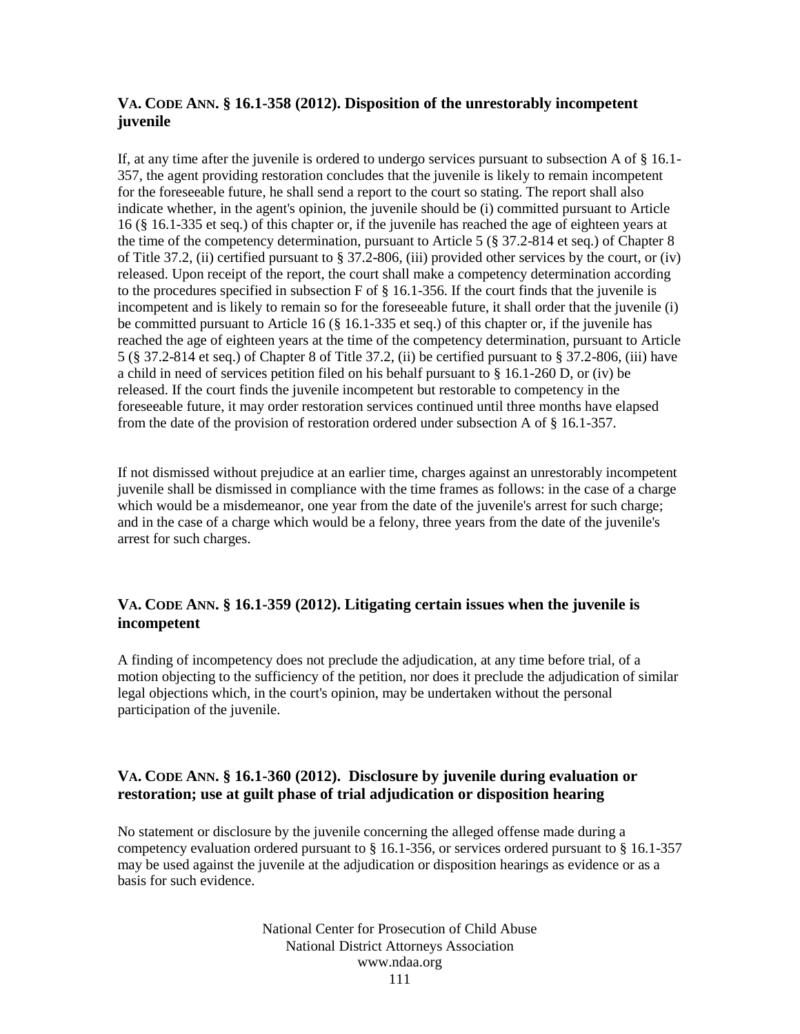### VA. CODE ANN. § 16.1-358 (2012). Disposition of the unrestorably incompetent juvenile

If, at any time after the juvenile is ordered to undergo services pursuant to subsection A of § 16.1-357, the agent providing restoration concludes that the juvenile is likely to remain incompetent for the foreseeable future, he shall send a report to the court so stating. The report shall also indicate whether, in the agent's opinion, the juvenile should be (i) committed pursuant to Article 16 (§ 16.1-335 et seq.) of this chapter or, if the juvenile has reached the age of eighteen years at the time of the competency determination, pursuant to Article 5 (§ 37.2-814 et seq.) of Chapter 8 of Title 37.2, (ii) certified pursuant to § 37.2-806, (iii) provided other services by the court, or (iv) released. Upon receipt of the report, the court shall make a competency determination according to the procedures specified in subsection F of § 16.1-356. If the court finds that the juvenile is incompetent and is likely to remain so for the foreseeable future, it shall order that the juvenile (i) be committed pursuant to Article 16 (§ 16.1-335 et seq.) of this chapter or, if the juvenile has reached the age of eighteen years at the time of the competency determination, pursuant to Article 5 (§ 37.2-814 et seq.) of Chapter 8 of Title 37.2, (ii) be certified pursuant to § 37.2-806, (iii) have a child in need of services petition filed on his behalf pursuant to § 16.1-260 D, or (iv) be released. If the court finds the juvenile incompetent but restorable to competency in the foreseeable future, it may order restoration services continued until three months have elapsed from the date of the provision of restoration ordered under subsection A of § 16.1-357.

If not dismissed without prejudice at an earlier time, charges against an unrestorably incompetent juvenile shall be dismissed in compliance with the time frames as follows: in the case of a charge which would be a misdemeanor, one year from the date of the juvenile's arrest for such charge; and in the case of a charge which would be a felony, three years from the date of the juvenile's arrest for such charges.

### VA. CODE ANN. § 16.1-359 (2012). Litigating certain issues when the juvenile is incompetent

A finding of incompetency does not preclude the adjudication, at any time before trial, of a motion objecting to the sufficiency of the petition, nor does it preclude the adjudication of similar legal objections which, in the court's opinion, may be undertaken without the personal participation of the juvenile.

### VA. CODE ANN. § 16.1-360 (2012). Disclosure by juvenile during evaluation or restoration; use at guilt phase of trial adjudication or disposition hearing

No statement or disclosure by the juvenile concerning the alleged offense made during a competency evaluation ordered pursuant to § 16.1-356, or services ordered pursuant to § 16.1-357 may be used against the juvenile at the adjudication or disposition hearings as evidence or as a basis for such evidence.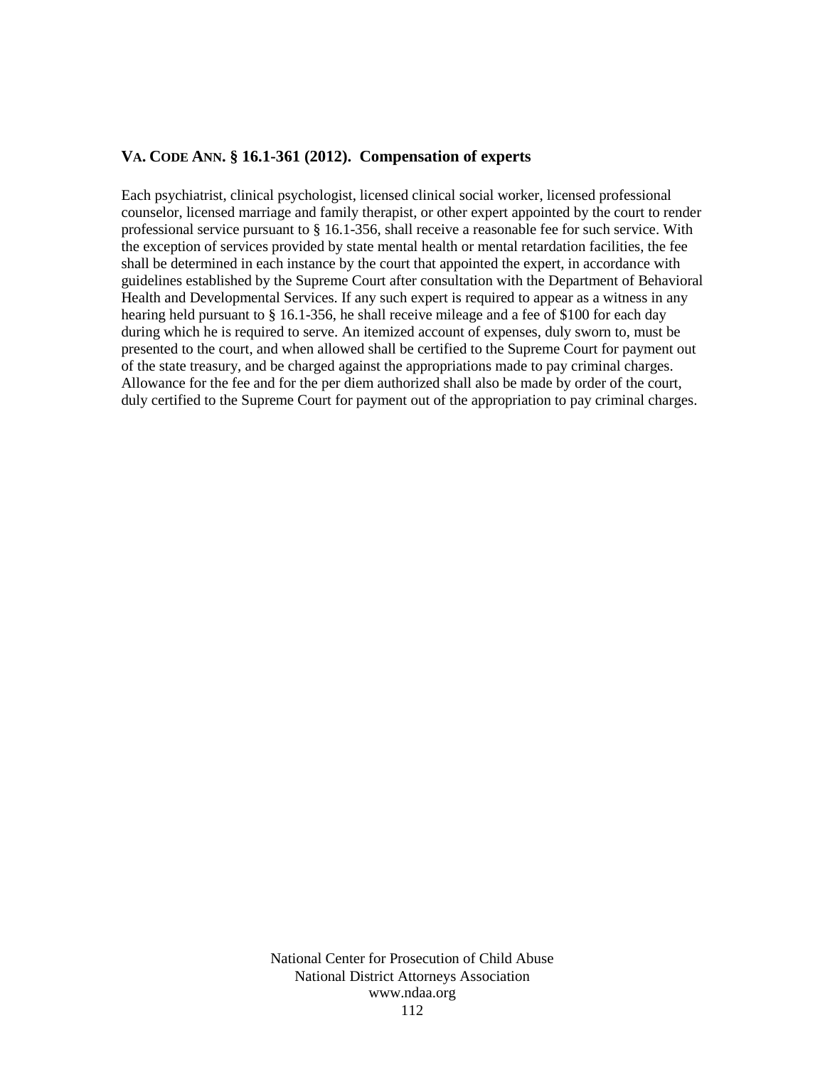### VA. CODE ANN. § 16.1-361 (2012). Compensation of experts

Each psychiatrist, clinical psychologist, licensed clinical social worker, licensed professional counselor, licensed marriage and family therapist, or other expert appointed by the court to render professional service pursuant to § 16.1-356, shall receive a reasonable fee for such service. With the exception of services provided by state mental health or mental retardation facilities, the fee shall be determined in each instance by the court that appointed the expert, in accordance with guidelines established by the Supreme Court after consultation with the Department of Behavioral Health and Developmental Services. If any such expert is required to appear as a witness in any hearing held pursuant to § 16.1-356, he shall receive mileage and a fee of $100 for each day during which he is required to serve. An itemized account of expenses, duly sworn to, must be presented to the court, and when allowed shall be certified to the Supreme Court for payment out of the state treasury, and be charged against the appropriations made to pay criminal charges. Allowance for the fee and for the per diem authorized shall also be made by order of the court, duly certified to the Supreme Court for payment out of the appropriation to pay criminal charges.